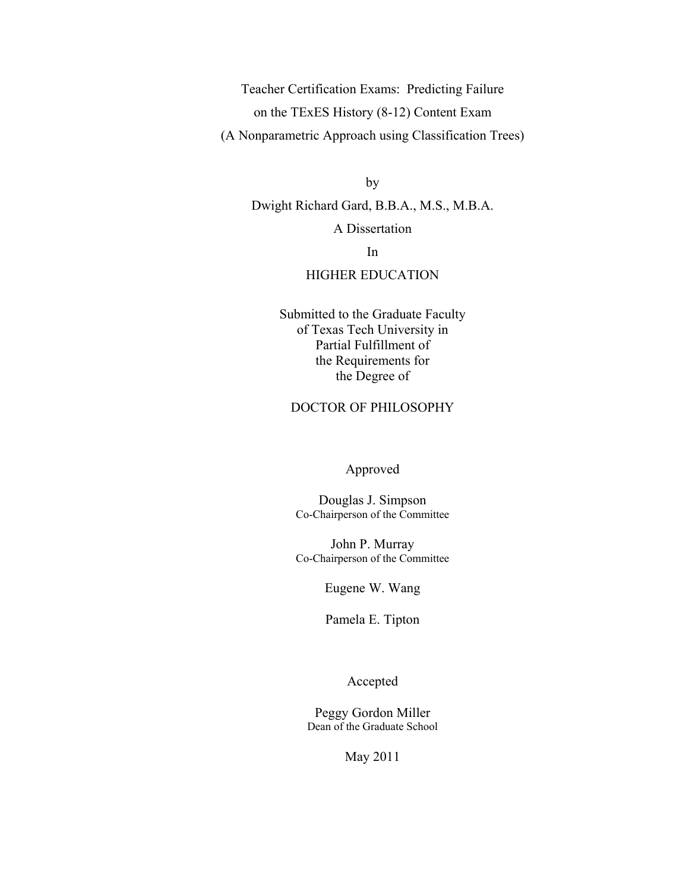# Teacher Certification Exams: Predicting Failure on the TExES History (8-12) Content Exam (A Nonparametric Approach using Classification Trees)

by

Dwight Richard Gard, B.B.A., M.S., M.B.A.

A Dissertation

In

HIGHER EDUCATION

Submitted to the Graduate Faculty
of Texas Tech University in
Partial Fulfillment of
the Requirements for
the Degree of

DOCTOR OF PHILOSOPHY

Approved

Douglas J. Simpson
Co-Chairperson of the Committee

John P. Murray
Co-Chairperson of the Committee

Eugene W. Wang

Pamela E. Tipton

Accepted

Peggy Gordon Miller
Dean of the Graduate School

May 2011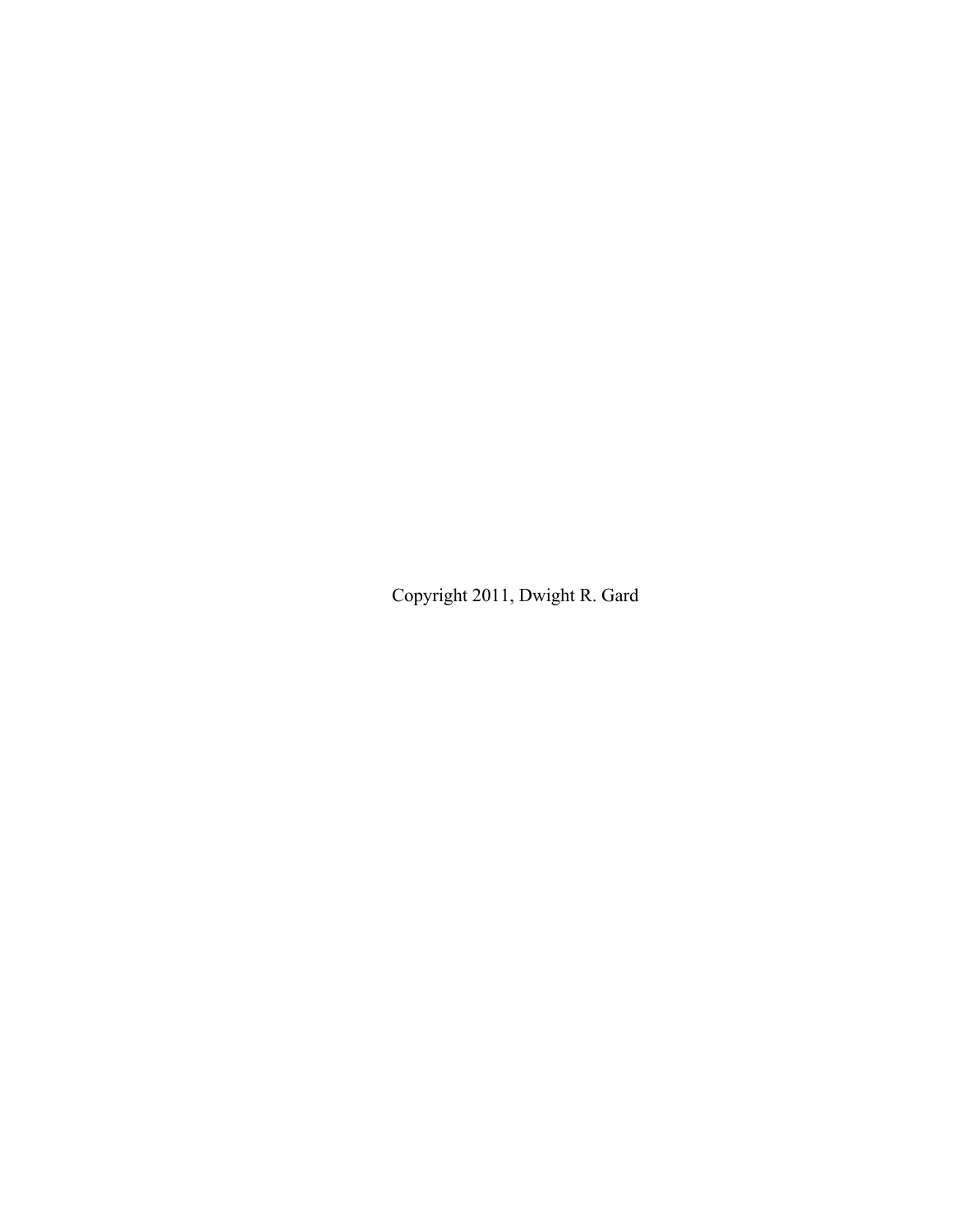Copyright 2011, Dwight R. Gard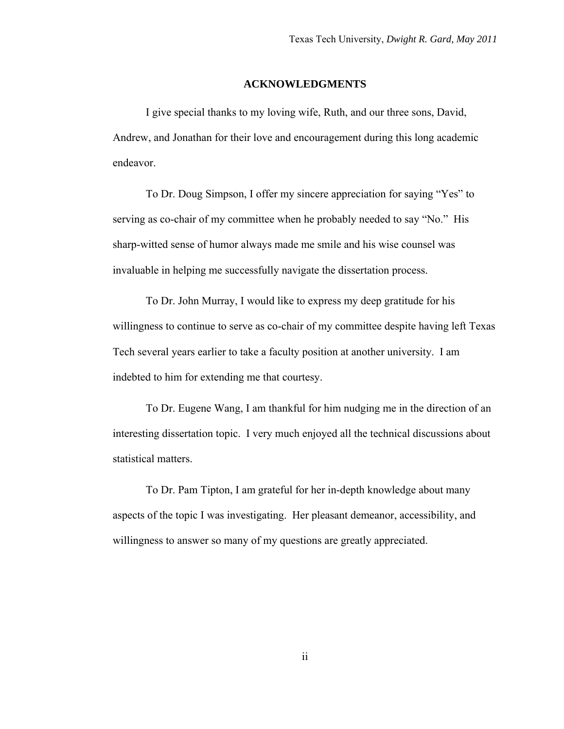## ACKNOWLEDGMENTS

I give special thanks to my loving wife, Ruth, and our three sons, David, Andrew, and Jonathan for their love and encouragement during this long academic endeavor.

To Dr. Doug Simpson, I offer my sincere appreciation for saying "Yes" to serving as co-chair of my committee when he probably needed to say "No." His sharp-witted sense of humor always made me smile and his wise counsel was invaluable in helping me successfully navigate the dissertation process.

To Dr. John Murray, I would like to express my deep gratitude for his willingness to continue to serve as co-chair of my committee despite having left Texas Tech several years earlier to take a faculty position at another university. I am indebted to him for extending me that courtesy.

To Dr. Eugene Wang, I am thankful for him nudging me in the direction of an interesting dissertation topic. I very much enjoyed all the technical discussions about statistical matters.

To Dr. Pam Tipton, I am grateful for her in-depth knowledge about many aspects of the topic I was investigating. Her pleasant demeanor, accessibility, and willingness to answer so many of my questions are greatly appreciated.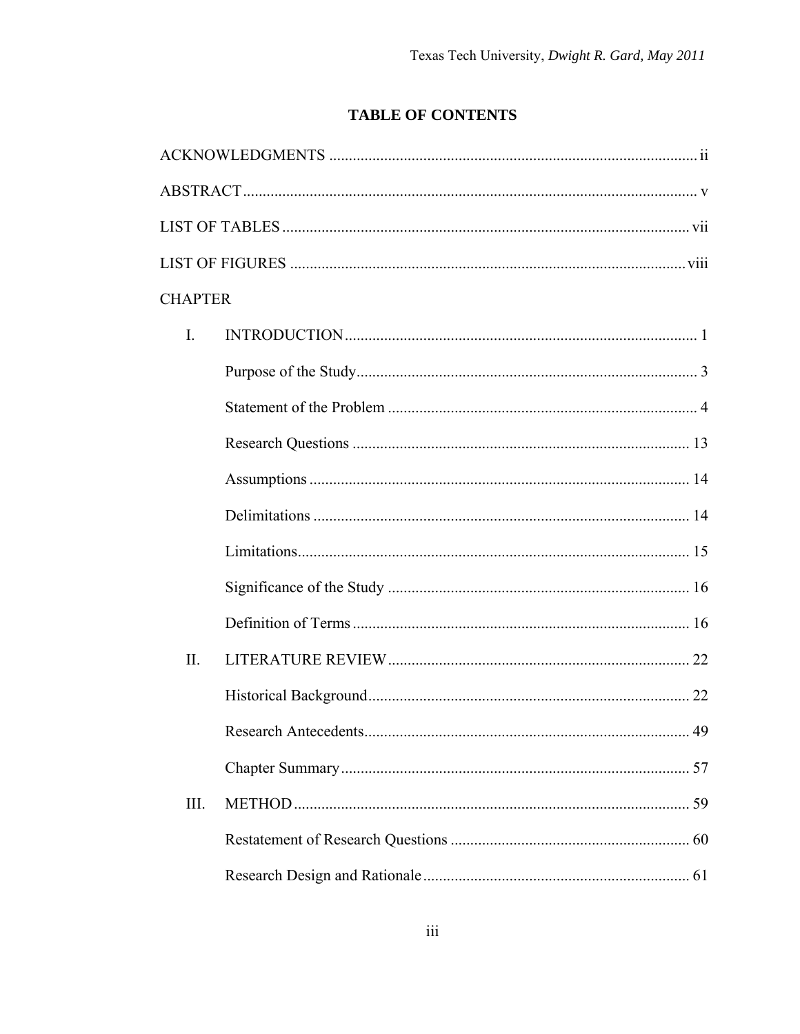## TABLE OF CONTENTS

ACKNOWLEDGMENTS ..... ii

ABSTRACT ..... v

LIST OF TABLES ..... vii

LIST OF FIGURES ..... viii

CHAPTER

I. INTRODUCTION ..... 1

- Purpose of the Study ..... 3
- Statement of the Problem ..... 4
- Research Questions ..... 13
- Assumptions ..... 14
- Delimitations ..... 14
- Limitations ..... 15
- Significance of the Study ..... 16
- Definition of Terms ..... 16

II. LITERATURE REVIEW ..... 22

- Historical Background ..... 22
- Research Antecedents ..... 49
- Chapter Summary ..... 57

III. METHOD ..... 59

- Restatement of Research Questions ..... 60
- Research Design and Rationale ..... 61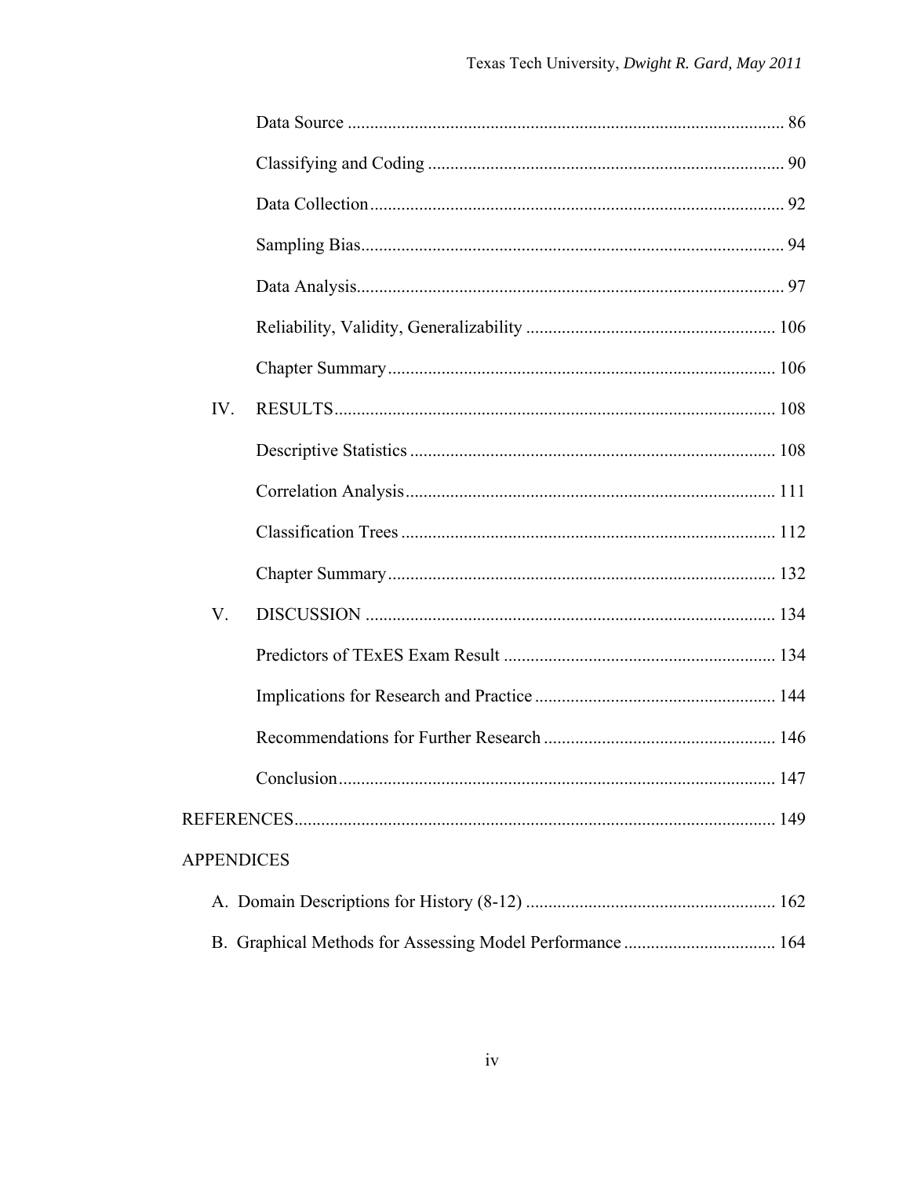Data Source ... 86

Classifying and Coding ... 90

Data Collection ... 92

Sampling Bias ... 94

Data Analysis ... 97

Reliability, Validity, Generalizability ... 106

Chapter Summary ... 106

IV. RESULTS ... 108

Descriptive Statistics ... 108

Correlation Analysis ... 111

Classification Trees ... 112

Chapter Summary ... 132

V. DISCUSSION ... 134

Predictors of TExES Exam Result ... 134

Implications for Research and Practice ... 144

Recommendations for Further Research ... 146

Conclusion ... 147

REFERENCES ... 149

APPENDICES

A. Domain Descriptions for History (8-12) ... 162

B. Graphical Methods for Assessing Model Performance ... 164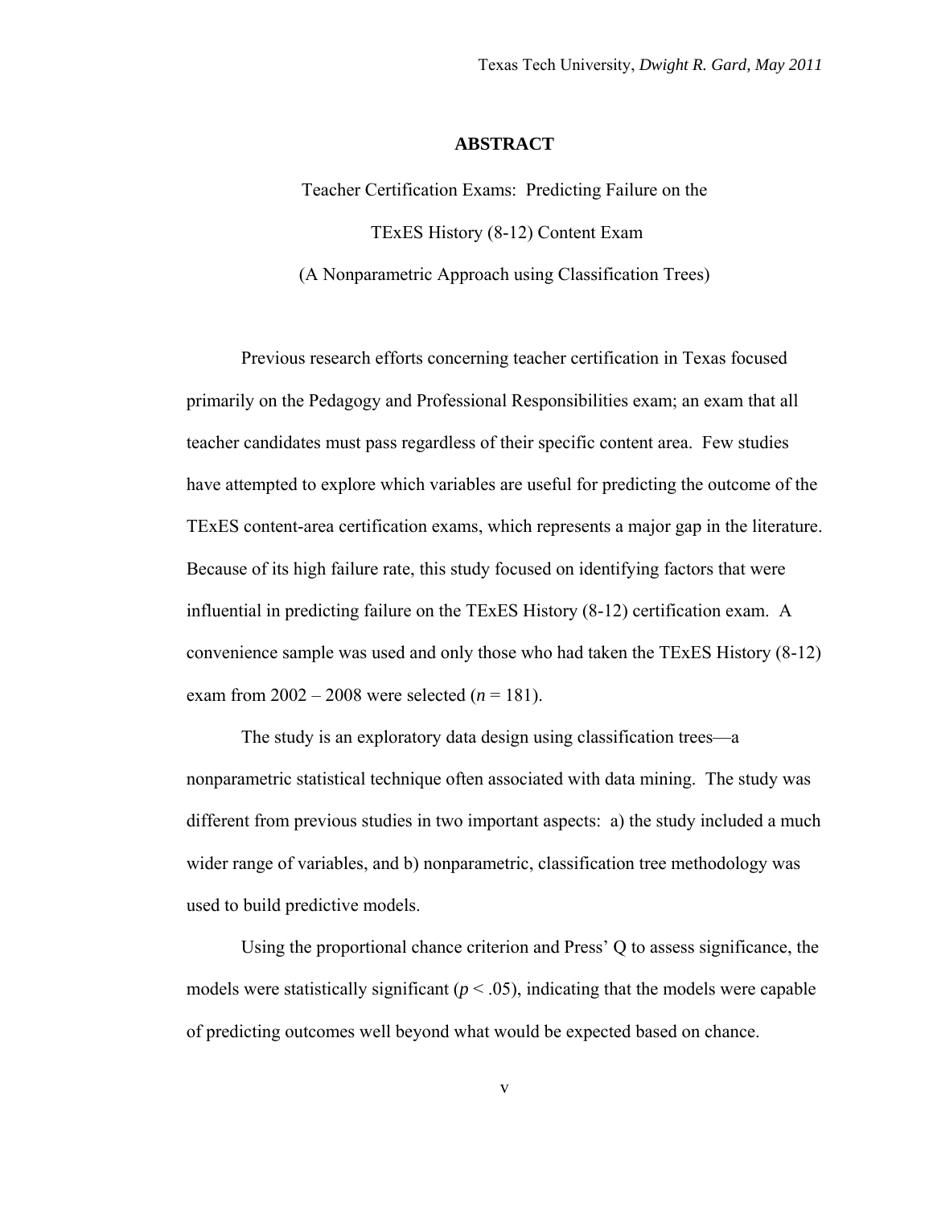## ABSTRACT

Teacher Certification Exams: Predicting Failure on the

TExES History (8-12) Content Exam

(A Nonparametric Approach using Classification Trees)

Previous research efforts concerning teacher certification in Texas focused primarily on the Pedagogy and Professional Responsibilities exam; an exam that all teacher candidates must pass regardless of their specific content area. Few studies have attempted to explore which variables are useful for predicting the outcome of the TExES content-area certification exams, which represents a major gap in the literature. Because of its high failure rate, this study focused on identifying factors that were influential in predicting failure on the TExES History (8-12) certification exam. A convenience sample was used and only those who had taken the TExES History (8-12) exam from 2002 – 2008 were selected ($n = 181$).

The study is an exploratory data design using classification trees—a nonparametric statistical technique often associated with data mining. The study was different from previous studies in two important aspects: a) the study included a much wider range of variables, and b) nonparametric, classification tree methodology was used to build predictive models.

Using the proportional chance criterion and Press' Q to assess significance, the models were statistically significant ($p < .05$), indicating that the models were capable of predicting outcomes well beyond what would be expected based on chance.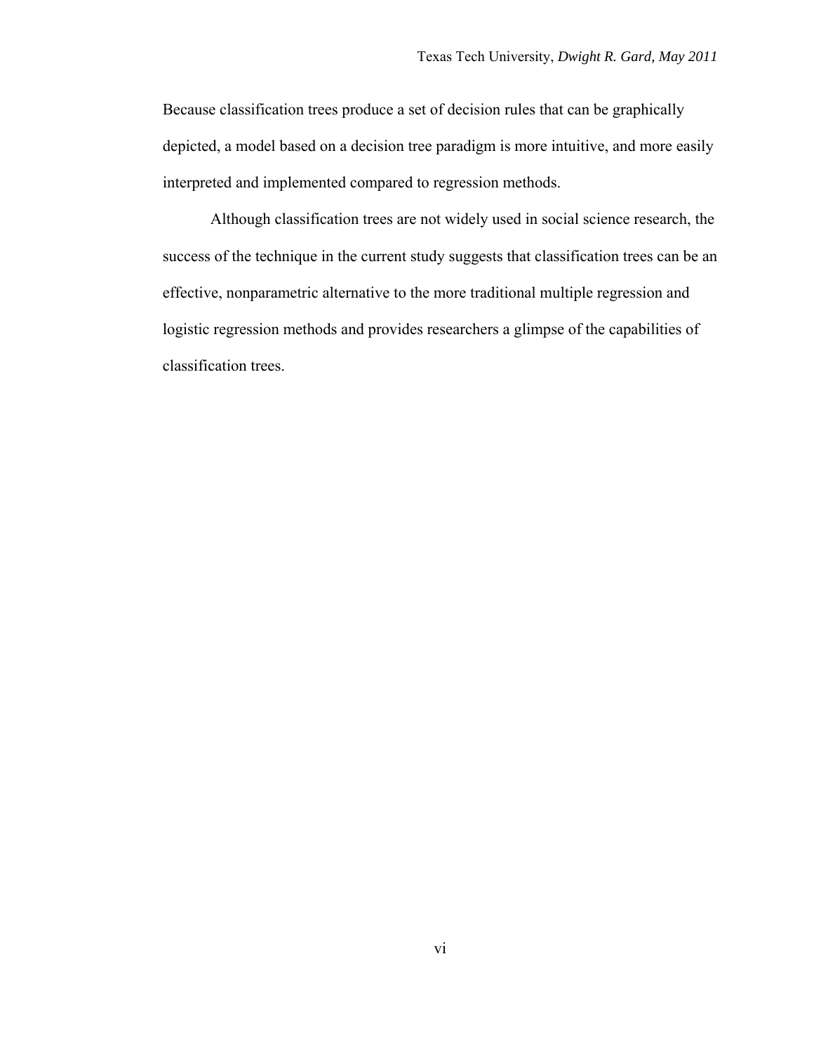Because classification trees produce a set of decision rules that can be graphically depicted, a model based on a decision tree paradigm is more intuitive, and more easily interpreted and implemented compared to regression methods.

Although classification trees are not widely used in social science research, the success of the technique in the current study suggests that classification trees can be an effective, nonparametric alternative to the more traditional multiple regression and logistic regression methods and provides researchers a glimpse of the capabilities of classification trees.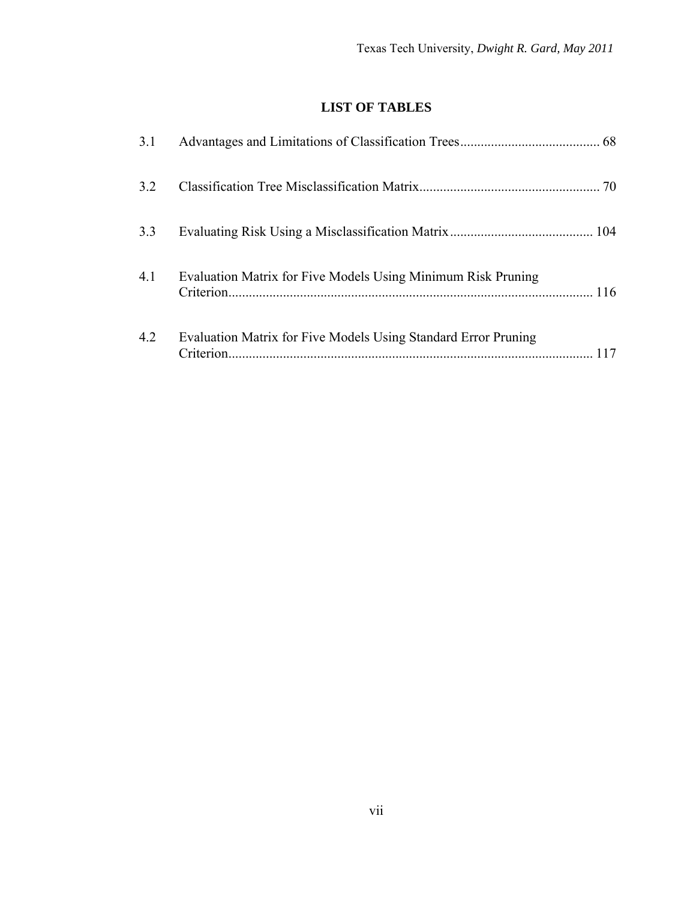# LIST OF TABLES

3.1 Advantages and Limitations of Classification Trees ........................................ 68

3.2 Classification Tree Misclassification Matrix ..................................................... 70

3.3 Evaluating Risk Using a Misclassification Matrix .......................................... 104

4.1 Evaluation Matrix for Five Models Using Minimum Risk Pruning Criterion .......................................................................................................... 116

4.2 Evaluation Matrix for Five Models Using Standard Error Pruning Criterion .......................................................................................................... 117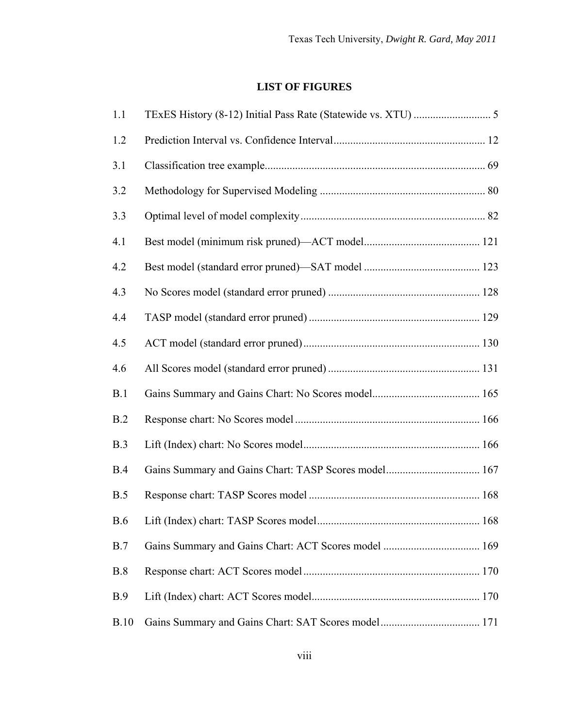## LIST OF FIGURES

| | | |
|---|---|---|
| 1.1 | TExES History (8-12) Initial Pass Rate (Statewide vs. XTU) | 5 |
| 1.2 | Prediction Interval vs. Confidence Interval | 12 |
| 3.1 | Classification tree example | 69 |
| 3.2 | Methodology for Supervised Modeling | 80 |
| 3.3 | Optimal level of model complexity | 82 |
| 4.1 | Best model (minimum risk pruned)—ACT model | 121 |
| 4.2 | Best model (standard error pruned)—SAT model | 123 |
| 4.3 | No Scores model (standard error pruned) | 128 |
| 4.4 | TASP model (standard error pruned) | 129 |
| 4.5 | ACT model (standard error pruned) | 130 |
| 4.6 | All Scores model (standard error pruned) | 131 |
| B.1 | Gains Summary and Gains Chart: No Scores model | 165 |
| B.2 | Response chart: No Scores model | 166 |
| B.3 | Lift (Index) chart: No Scores model | 166 |
| B.4 | Gains Summary and Gains Chart: TASP Scores model | 167 |
| B.5 | Response chart: TASP Scores model | 168 |
| B.6 | Lift (Index) chart: TASP Scores model | 168 |
| B.7 | Gains Summary and Gains Chart: ACT Scores model | 169 |
| B.8 | Response chart: ACT Scores model | 170 |
| B.9 | Lift (Index) chart: ACT Scores model | 170 |
| B.10 | Gains Summary and Gains Chart: SAT Scores model | 171 |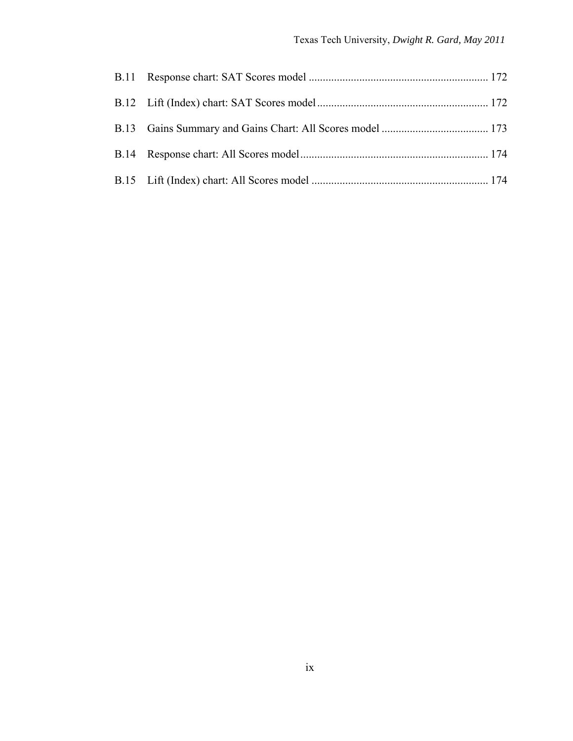B.11 Response chart: SAT Scores model ............................................................... 172

B.12 Lift (Index) chart: SAT Scores model ............................................................ 172

B.13 Gains Summary and Gains Chart: All Scores model ...................................... 173

B.14 Response chart: All Scores model .................................................................. 174

B.15 Lift (Index) chart: All Scores model .............................................................. 174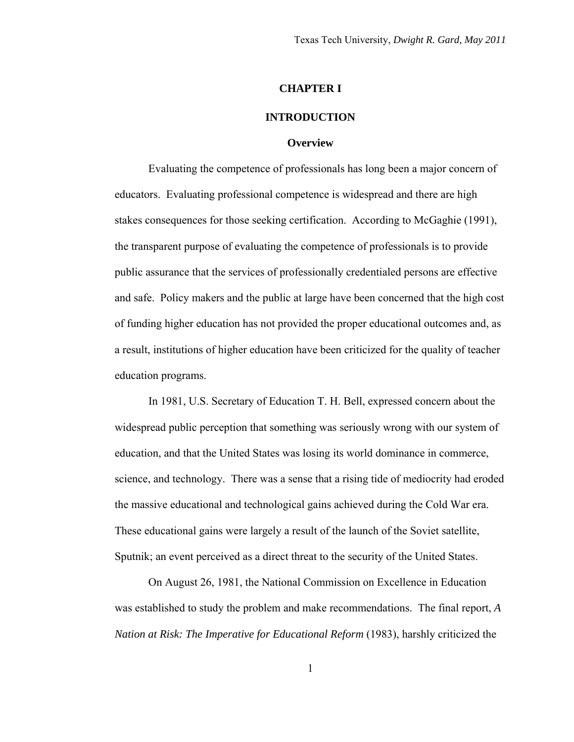# CHAPTER I

# INTRODUCTION

## Overview

Evaluating the competence of professionals has long been a major concern of educators. Evaluating professional competence is widespread and there are high stakes consequences for those seeking certification. According to McGaghie (1991), the transparent purpose of evaluating the competence of professionals is to provide public assurance that the services of professionally credentialed persons are effective and safe. Policy makers and the public at large have been concerned that the high cost of funding higher education has not provided the proper educational outcomes and, as a result, institutions of higher education have been criticized for the quality of teacher education programs.

In 1981, U.S. Secretary of Education T. H. Bell, expressed concern about the widespread public perception that something was seriously wrong with our system of education, and that the United States was losing its world dominance in commerce, science, and technology. There was a sense that a rising tide of mediocrity had eroded the massive educational and technological gains achieved during the Cold War era. These educational gains were largely a result of the launch of the Soviet satellite, Sputnik; an event perceived as a direct threat to the security of the United States.

On August 26, 1981, the National Commission on Excellence in Education was established to study the problem and make recommendations. The final report, *A Nation at Risk: The Imperative for Educational Reform* (1983), harshly criticized the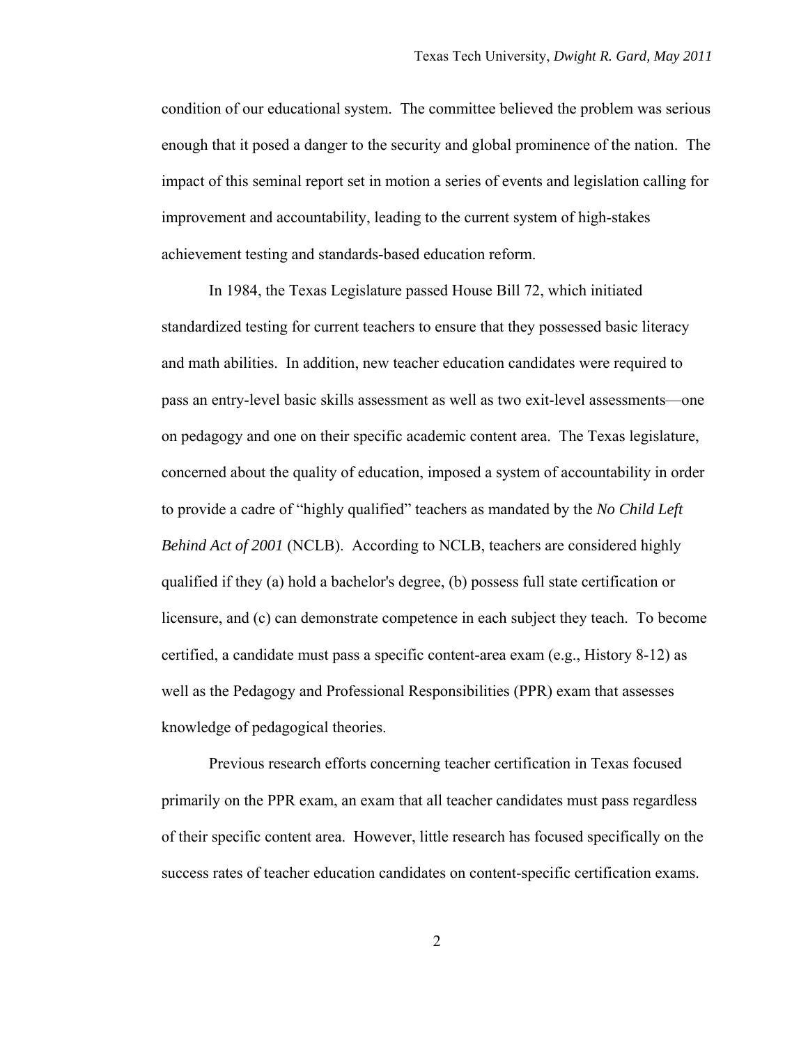condition of our educational system. The committee believed the problem was serious enough that it posed a danger to the security and global prominence of the nation. The impact of this seminal report set in motion a series of events and legislation calling for improvement and accountability, leading to the current system of high-stakes achievement testing and standards-based education reform.

In 1984, the Texas Legislature passed House Bill 72, which initiated standardized testing for current teachers to ensure that they possessed basic literacy and math abilities. In addition, new teacher education candidates were required to pass an entry-level basic skills assessment as well as two exit-level assessments—one on pedagogy and one on their specific academic content area. The Texas legislature, concerned about the quality of education, imposed a system of accountability in order to provide a cadre of "highly qualified" teachers as mandated by the *No Child Left Behind Act of 2001* (NCLB). According to NCLB, teachers are considered highly qualified if they (a) hold a bachelor's degree, (b) possess full state certification or licensure, and (c) can demonstrate competence in each subject they teach. To become certified, a candidate must pass a specific content-area exam (e.g., History 8-12) as well as the Pedagogy and Professional Responsibilities (PPR) exam that assesses knowledge of pedagogical theories.

Previous research efforts concerning teacher certification in Texas focused primarily on the PPR exam, an exam that all teacher candidates must pass regardless of their specific content area. However, little research has focused specifically on the success rates of teacher education candidates on content-specific certification exams.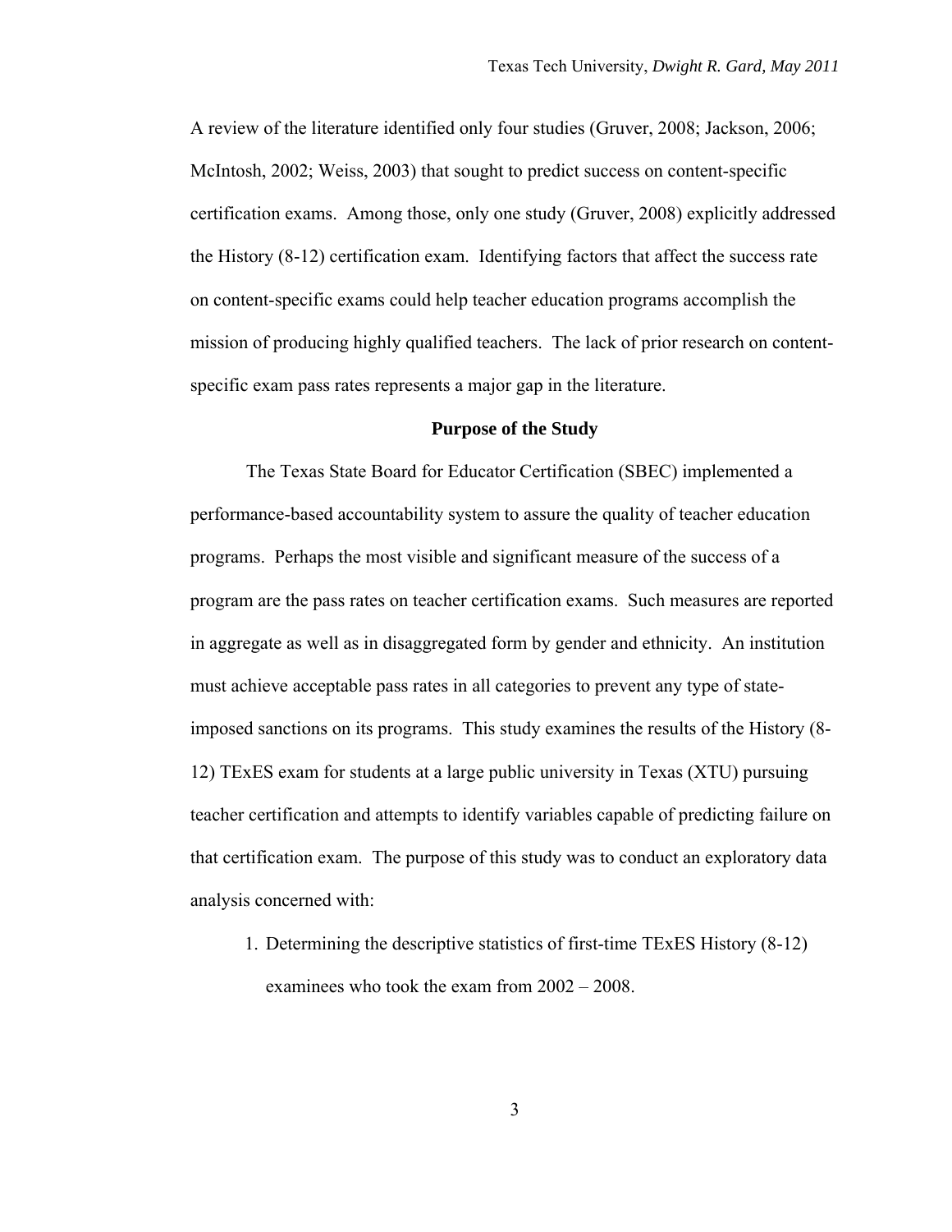A review of the literature identified only four studies (Gruver, 2008; Jackson, 2006; McIntosh, 2002; Weiss, 2003) that sought to predict success on content-specific certification exams. Among those, only one study (Gruver, 2008) explicitly addressed the History (8-12) certification exam. Identifying factors that affect the success rate on content-specific exams could help teacher education programs accomplish the mission of producing highly qualified teachers. The lack of prior research on content-specific exam pass rates represents a major gap in the literature.

## Purpose of the Study

The Texas State Board for Educator Certification (SBEC) implemented a performance-based accountability system to assure the quality of teacher education programs. Perhaps the most visible and significant measure of the success of a program are the pass rates on teacher certification exams. Such measures are reported in aggregate as well as in disaggregated form by gender and ethnicity. An institution must achieve acceptable pass rates in all categories to prevent any type of state-imposed sanctions on its programs. This study examines the results of the History (8-12) TExES exam for students at a large public university in Texas (XTU) pursuing teacher certification and attempts to identify variables capable of predicting failure on that certification exam. The purpose of this study was to conduct an exploratory data analysis concerned with:

1. Determining the descriptive statistics of first-time TExES History (8-12) examinees who took the exam from 2002 – 2008.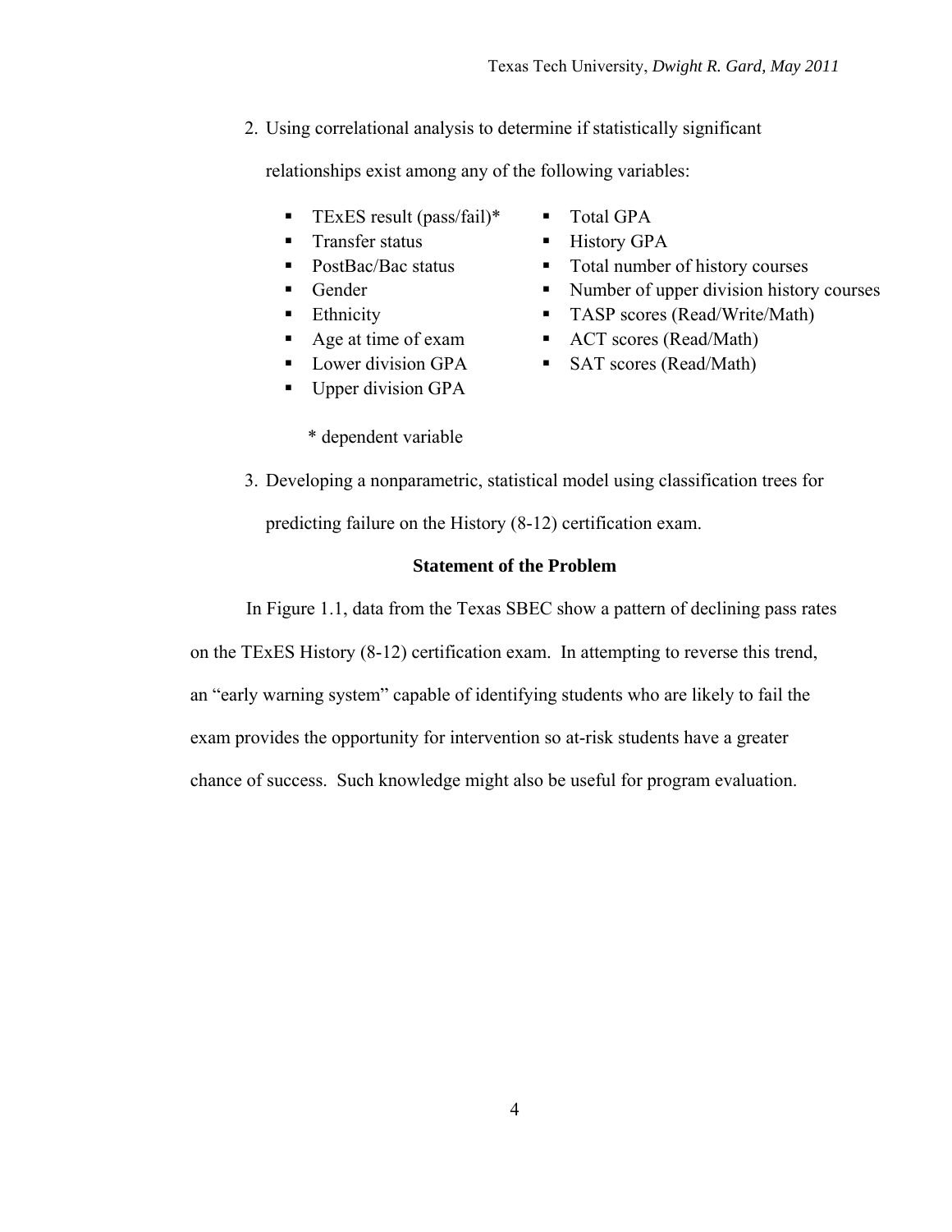2. Using correlational analysis to determine if statistically significant relationships exist among any of the following variables:

   - TExES result (pass/fail)*
   - Transfer status
   - PostBac/Bac status
   - Gender
   - Ethnicity
   - Age at time of exam
   - Lower division GPA
   - Upper division GPA
   - Total GPA
   - History GPA
   - Total number of history courses
   - Number of upper division history courses
   - TASP scores (Read/Write/Math)
   - ACT scores (Read/Math)
   - SAT scores (Read/Math)

   \* dependent variable

3. Developing a nonparametric, statistical model using classification trees for predicting failure on the History (8-12) certification exam.

### Statement of the Problem

In Figure 1.1, data from the Texas SBEC show a pattern of declining pass rates on the TExES History (8-12) certification exam. In attempting to reverse this trend, an "early warning system" capable of identifying students who are likely to fail the exam provides the opportunity for intervention so at-risk students have a greater chance of success. Such knowledge might also be useful for program evaluation.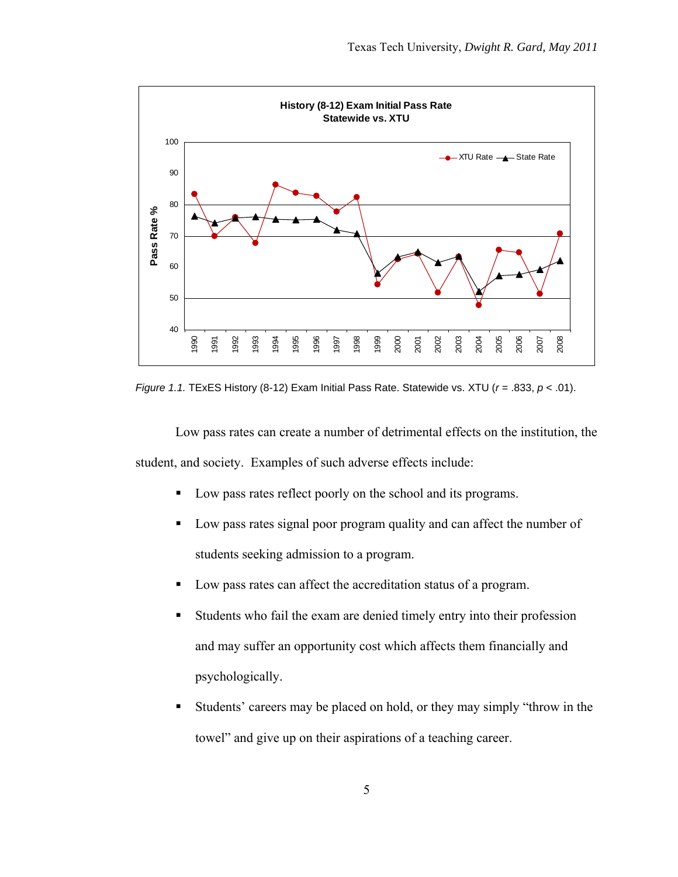*Figure 1.1.* TExES History (8-12) Exam Initial Pass Rate. Statewide vs. XTU ($r$ = .833, $p$ < .01).

Low pass rates can create a number of detrimental effects on the institution, the student, and society. Examples of such adverse effects include:

- Low pass rates reflect poorly on the school and its programs.
- Low pass rates signal poor program quality and can affect the number of students seeking admission to a program.
- Low pass rates can affect the accreditation status of a program.
- Students who fail the exam are denied timely entry into their profession and may suffer an opportunity cost which affects them financially and psychologically.
- Students' careers may be placed on hold, or they may simply "throw in the towel" and give up on their aspirations of a teaching career.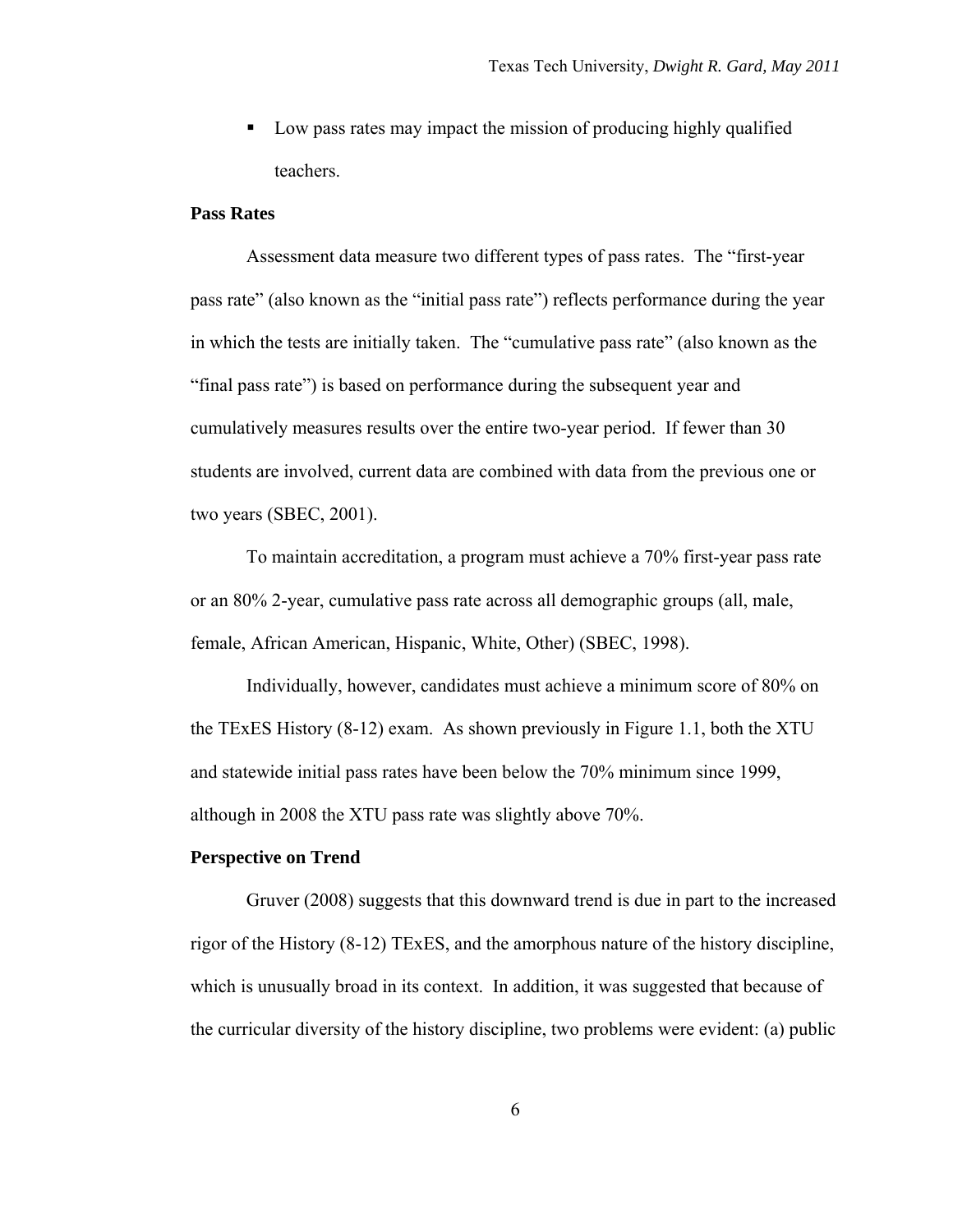- Low pass rates may impact the mission of producing highly qualified teachers.

**Pass Rates**

Assessment data measure two different types of pass rates. The "first-year pass rate" (also known as the "initial pass rate") reflects performance during the year in which the tests are initially taken. The "cumulative pass rate" (also known as the "final pass rate") is based on performance during the subsequent year and cumulatively measures results over the entire two-year period. If fewer than 30 students are involved, current data are combined with data from the previous one or two years (SBEC, 2001).

To maintain accreditation, a program must achieve a 70% first-year pass rate or an 80% 2-year, cumulative pass rate across all demographic groups (all, male, female, African American, Hispanic, White, Other) (SBEC, 1998).

Individually, however, candidates must achieve a minimum score of 80% on the TExES History (8-12) exam. As shown previously in Figure 1.1, both the XTU and statewide initial pass rates have been below the 70% minimum since 1999, although in 2008 the XTU pass rate was slightly above 70%.

**Perspective on Trend**

Gruver (2008) suggests that this downward trend is due in part to the increased rigor of the History (8-12) TExES, and the amorphous nature of the history discipline, which is unusually broad in its context. In addition, it was suggested that because of the curricular diversity of the history discipline, two problems were evident: (a) public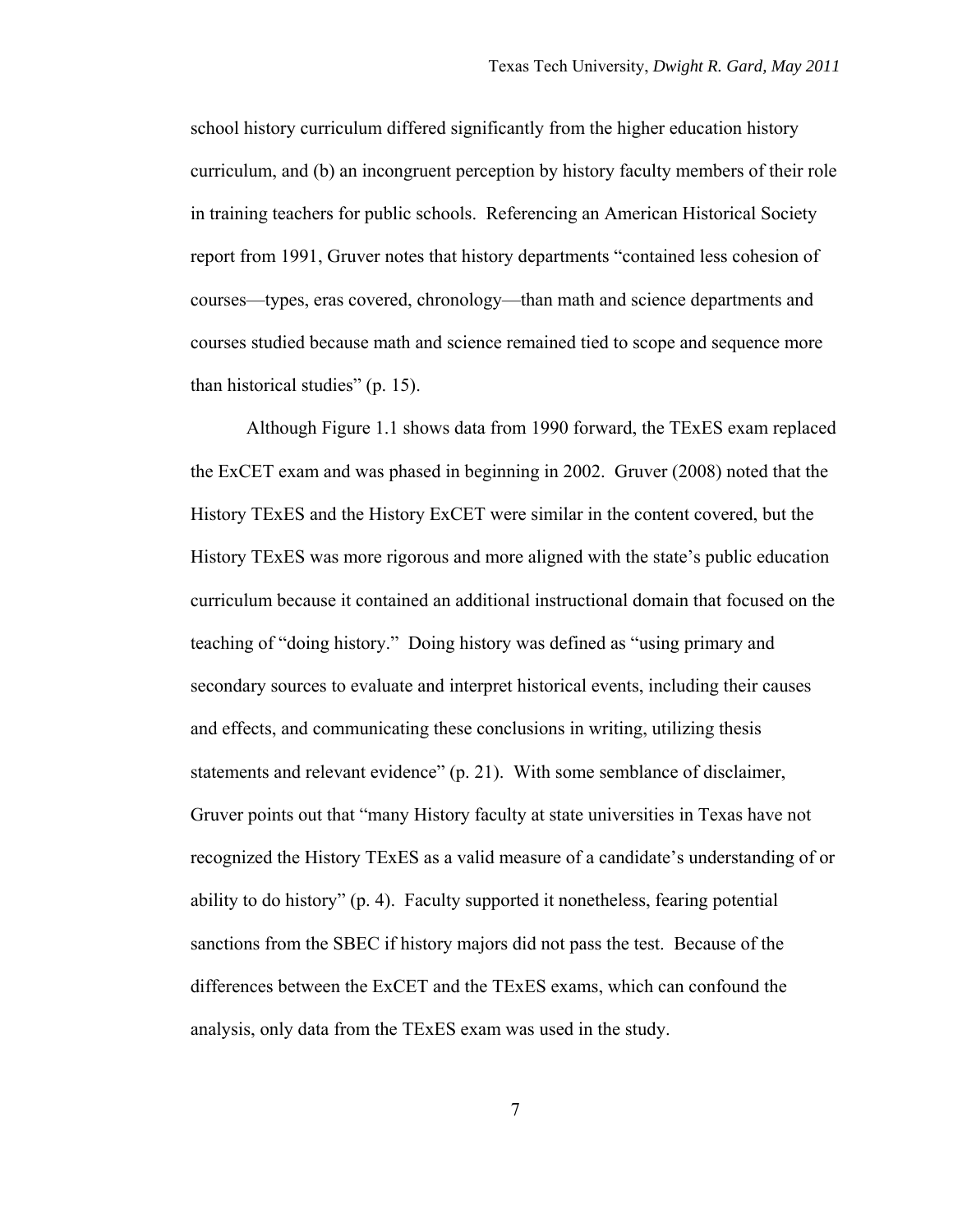school history curriculum differed significantly from the higher education history curriculum, and (b) an incongruent perception by history faculty members of their role in training teachers for public schools. Referencing an American Historical Society report from 1991, Gruver notes that history departments "contained less cohesion of courses—types, eras covered, chronology—than math and science departments and courses studied because math and science remained tied to scope and sequence more than historical studies" (p. 15).

Although Figure 1.1 shows data from 1990 forward, the TExES exam replaced the ExCET exam and was phased in beginning in 2002. Gruver (2008) noted that the History TExES and the History ExCET were similar in the content covered, but the History TExES was more rigorous and more aligned with the state's public education curriculum because it contained an additional instructional domain that focused on the teaching of "doing history." Doing history was defined as "using primary and secondary sources to evaluate and interpret historical events, including their causes and effects, and communicating these conclusions in writing, utilizing thesis statements and relevant evidence" (p. 21). With some semblance of disclaimer, Gruver points out that "many History faculty at state universities in Texas have not recognized the History TExES as a valid measure of a candidate's understanding of or ability to do history" (p. 4). Faculty supported it nonetheless, fearing potential sanctions from the SBEC if history majors did not pass the test. Because of the differences between the ExCET and the TExES exams, which can confound the analysis, only data from the TExES exam was used in the study.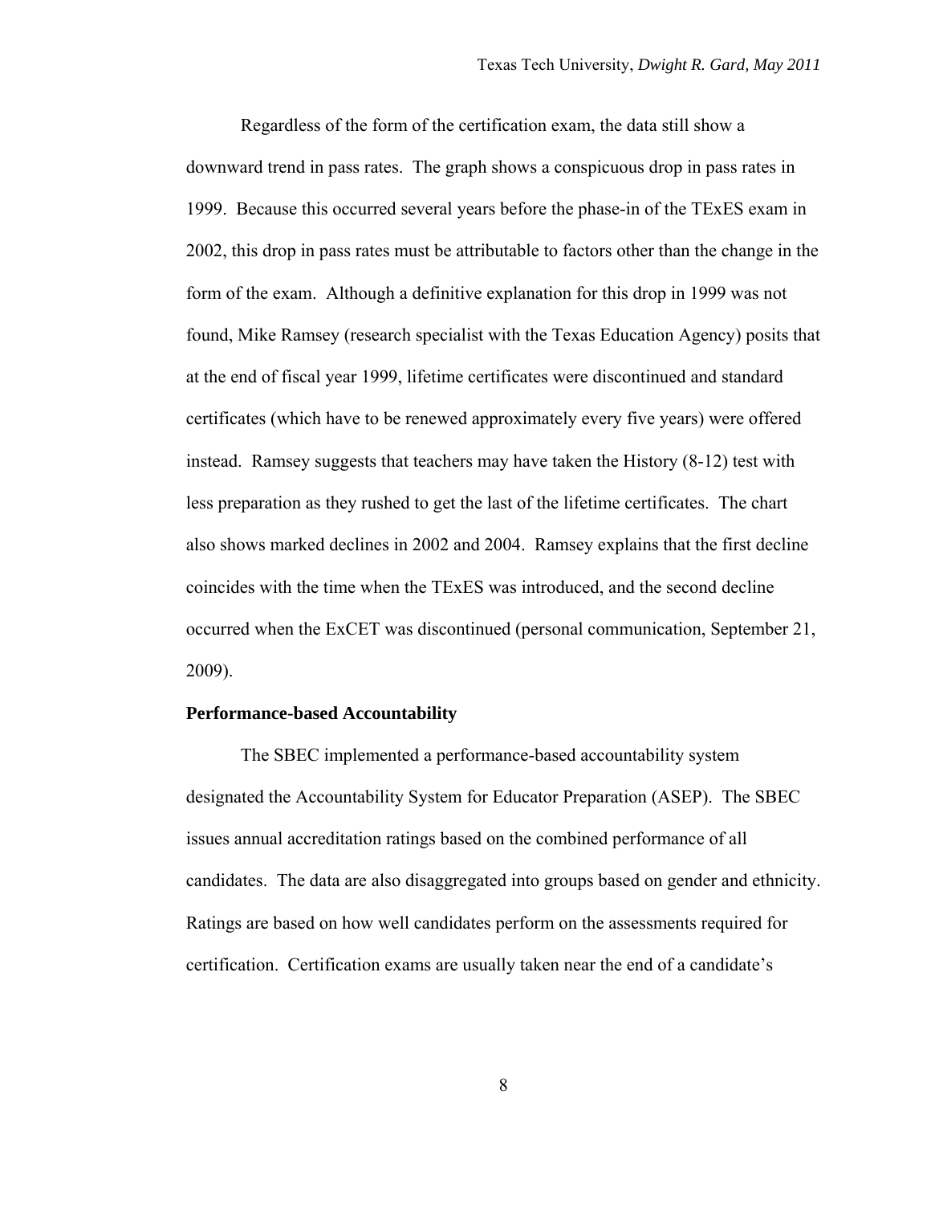Regardless of the form of the certification exam, the data still show a downward trend in pass rates. The graph shows a conspicuous drop in pass rates in 1999. Because this occurred several years before the phase-in of the TExES exam in 2002, this drop in pass rates must be attributable to factors other than the change in the form of the exam. Although a definitive explanation for this drop in 1999 was not found, Mike Ramsey (research specialist with the Texas Education Agency) posits that at the end of fiscal year 1999, lifetime certificates were discontinued and standard certificates (which have to be renewed approximately every five years) were offered instead. Ramsey suggests that teachers may have taken the History (8-12) test with less preparation as they rushed to get the last of the lifetime certificates. The chart also shows marked declines in 2002 and 2004. Ramsey explains that the first decline coincides with the time when the TExES was introduced, and the second decline occurred when the ExCET was discontinued (personal communication, September 21, 2009).

**Performance-based Accountability**

The SBEC implemented a performance-based accountability system designated the Accountability System for Educator Preparation (ASEP). The SBEC issues annual accreditation ratings based on the combined performance of all candidates. The data are also disaggregated into groups based on gender and ethnicity. Ratings are based on how well candidates perform on the assessments required for certification. Certification exams are usually taken near the end of a candidate's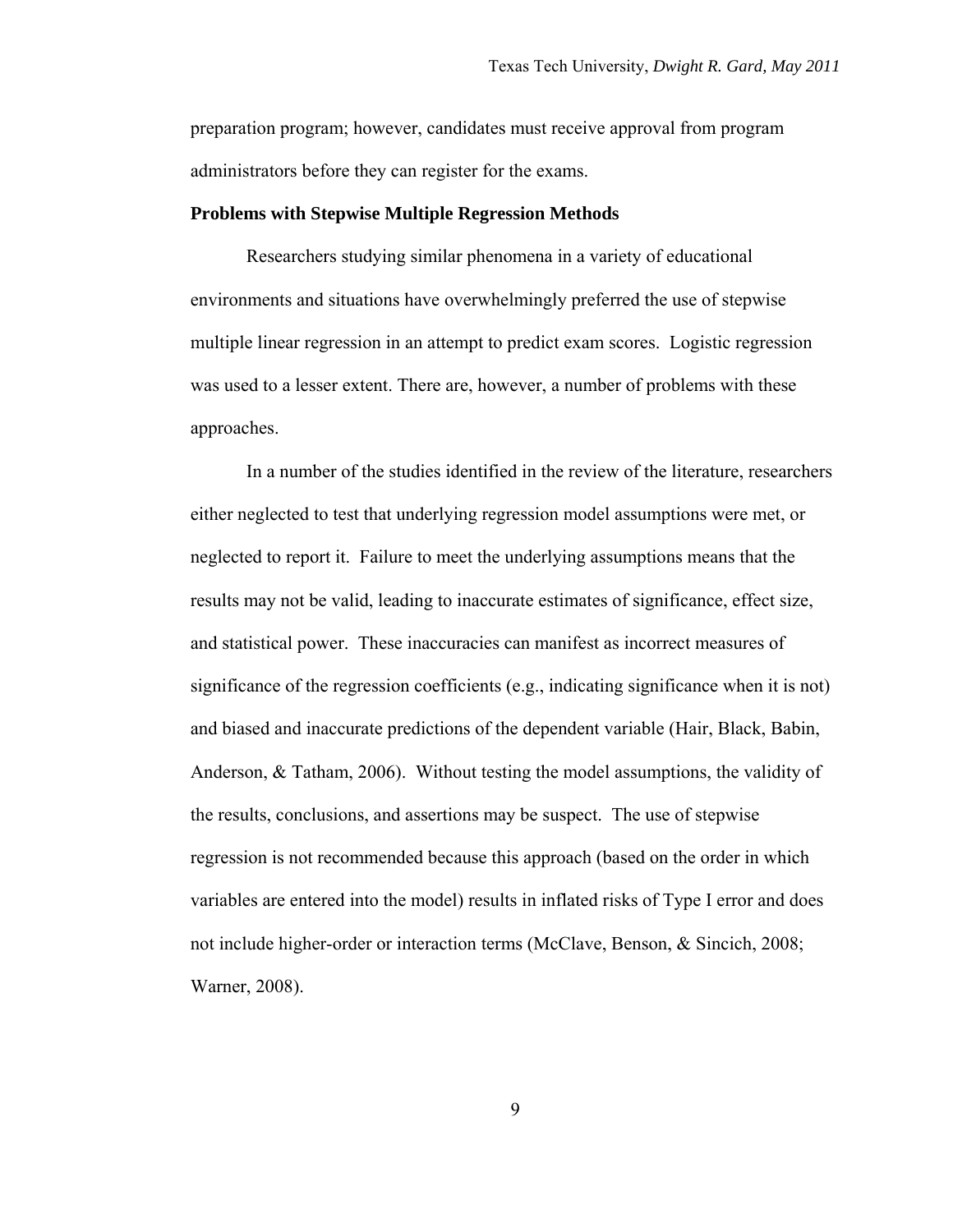preparation program; however, candidates must receive approval from program administrators before they can register for the exams.

**Problems with Stepwise Multiple Regression Methods**

Researchers studying similar phenomena in a variety of educational environments and situations have overwhelmingly preferred the use of stepwise multiple linear regression in an attempt to predict exam scores. Logistic regression was used to a lesser extent. There are, however, a number of problems with these approaches.

In a number of the studies identified in the review of the literature, researchers either neglected to test that underlying regression model assumptions were met, or neglected to report it. Failure to meet the underlying assumptions means that the results may not be valid, leading to inaccurate estimates of significance, effect size, and statistical power. These inaccuracies can manifest as incorrect measures of significance of the regression coefficients (e.g., indicating significance when it is not) and biased and inaccurate predictions of the dependent variable (Hair, Black, Babin, Anderson, & Tatham, 2006). Without testing the model assumptions, the validity of the results, conclusions, and assertions may be suspect. The use of stepwise regression is not recommended because this approach (based on the order in which variables are entered into the model) results in inflated risks of Type I error and does not include higher-order or interaction terms (McClave, Benson, & Sincich, 2008; Warner, 2008).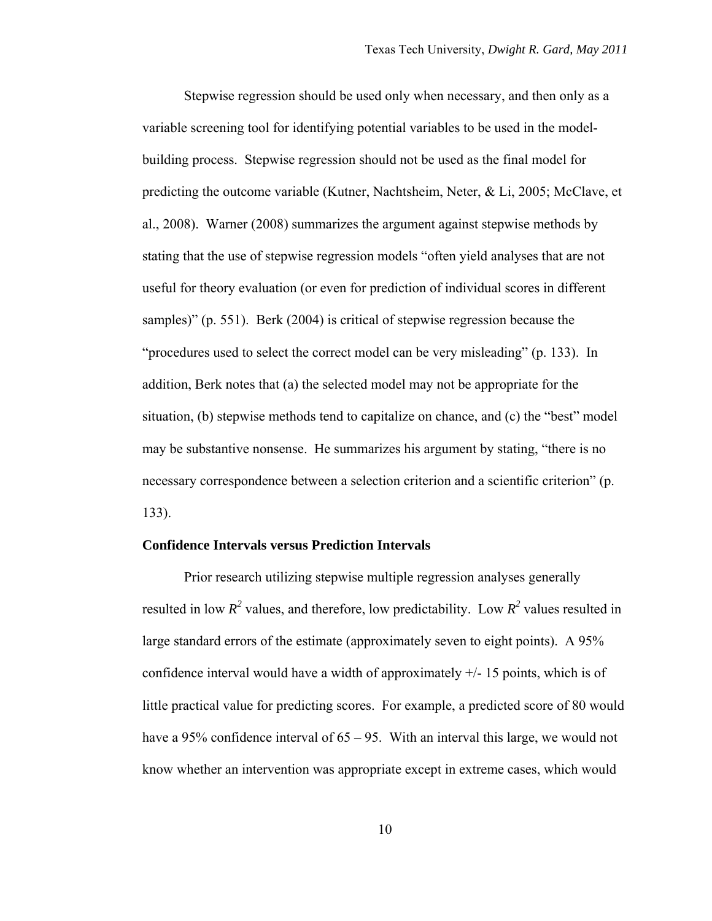Stepwise regression should be used only when necessary, and then only as a variable screening tool for identifying potential variables to be used in the model-building process. Stepwise regression should not be used as the final model for predicting the outcome variable (Kutner, Nachtsheim, Neter, & Li, 2005; McClave, et al., 2008). Warner (2008) summarizes the argument against stepwise methods by stating that the use of stepwise regression models "often yield analyses that are not useful for theory evaluation (or even for prediction of individual scores in different samples)" (p. 551). Berk (2004) is critical of stepwise regression because the "procedures used to select the correct model can be very misleading" (p. 133). In addition, Berk notes that (a) the selected model may not be appropriate for the situation, (b) stepwise methods tend to capitalize on chance, and (c) the "best" model may be substantive nonsense. He summarizes his argument by stating, "there is no necessary correspondence between a selection criterion and a scientific criterion" (p. 133).

**Confidence Intervals versus Prediction Intervals**

Prior research utilizing stepwise multiple regression analyses generally resulted in low $R^2$ values, and therefore, low predictability. Low $R^2$ values resulted in large standard errors of the estimate (approximately seven to eight points). A 95% confidence interval would have a width of approximately +/- 15 points, which is of little practical value for predicting scores. For example, a predicted score of 80 would have a 95% confidence interval of 65 – 95. With an interval this large, we would not know whether an intervention was appropriate except in extreme cases, which would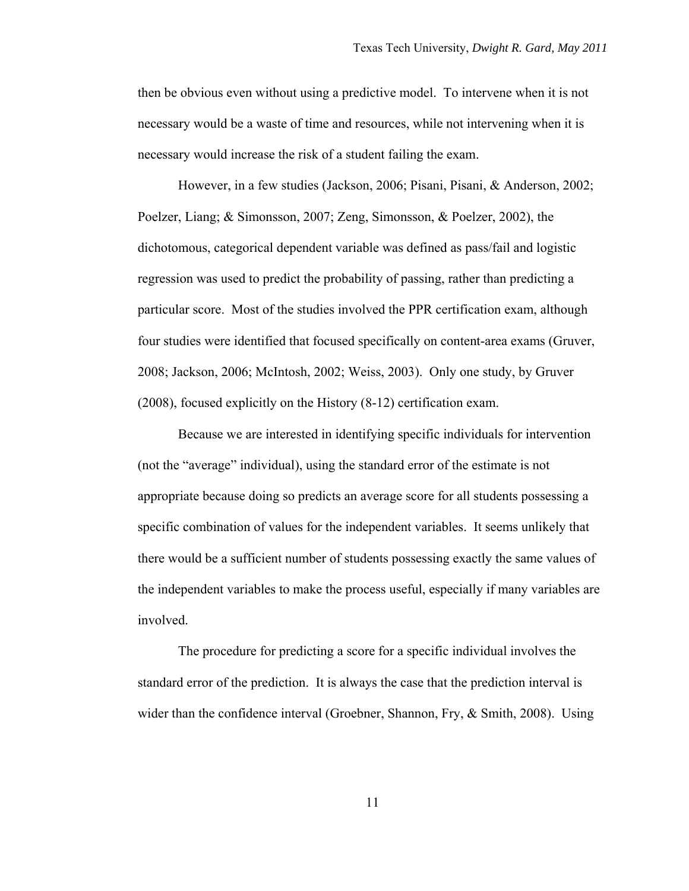then be obvious even without using a predictive model. To intervene when it is not necessary would be a waste of time and resources, while not intervening when it is necessary would increase the risk of a student failing the exam.

However, in a few studies (Jackson, 2006; Pisani, Pisani, & Anderson, 2002; Poelzer, Liang; & Simonsson, 2007; Zeng, Simonsson, & Poelzer, 2002), the dichotomous, categorical dependent variable was defined as pass/fail and logistic regression was used to predict the probability of passing, rather than predicting a particular score. Most of the studies involved the PPR certification exam, although four studies were identified that focused specifically on content-area exams (Gruver, 2008; Jackson, 2006; McIntosh, 2002; Weiss, 2003). Only one study, by Gruver (2008), focused explicitly on the History (8-12) certification exam.

Because we are interested in identifying specific individuals for intervention (not the "average" individual), using the standard error of the estimate is not appropriate because doing so predicts an average score for all students possessing a specific combination of values for the independent variables. It seems unlikely that there would be a sufficient number of students possessing exactly the same values of the independent variables to make the process useful, especially if many variables are involved.

The procedure for predicting a score for a specific individual involves the standard error of the prediction. It is always the case that the prediction interval is wider than the confidence interval (Groebner, Shannon, Fry, & Smith, 2008). Using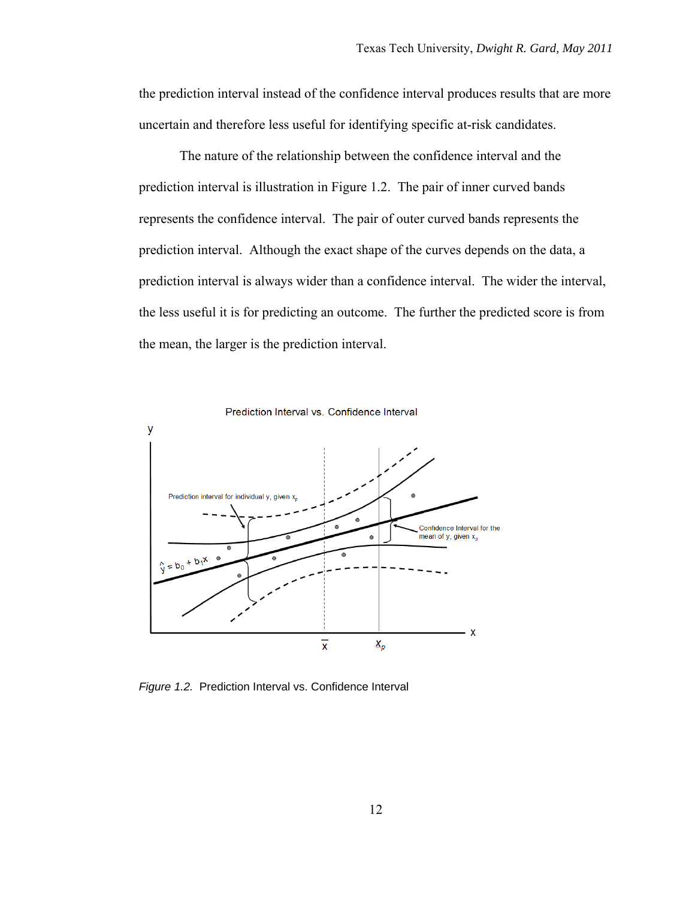the prediction interval instead of the confidence interval produces results that are more uncertain and therefore less useful for identifying specific at-risk candidates.

The nature of the relationship between the confidence interval and the prediction interval is illustration in Figure 1.2. The pair of inner curved bands represents the confidence interval. The pair of outer curved bands represents the prediction interval. Although the exact shape of the curves depends on the data, a prediction interval is always wider than a confidence interval. The wider the interval, the less useful it is for predicting an outcome. The further the predicted score is from the mean, the larger is the prediction interval.

*Figure 1.2.* Prediction Interval vs. Confidence Interval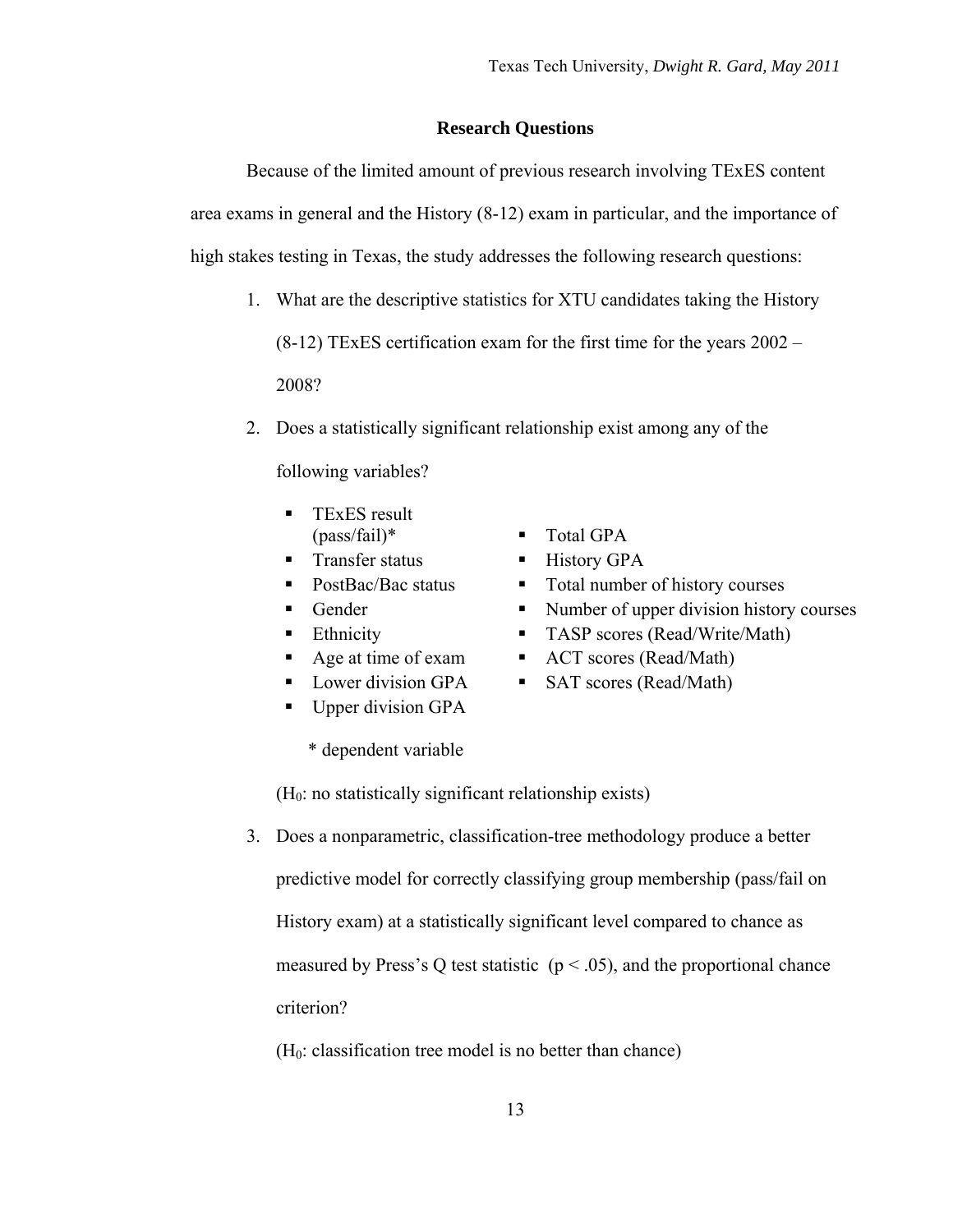## Research Questions

Because of the limited amount of previous research involving TExES content area exams in general and the History (8-12) exam in particular, and the importance of high stakes testing in Texas, the study addresses the following research questions:

1. What are the descriptive statistics for XTU candidates taking the History (8-12) TExES certification exam for the first time for the years 2002 – 2008?
2. Does a statistically significant relationship exist among any of the following variables?
   - TExES result (pass/fail)*
   - Transfer status
   - PostBac/Bac status
   - Gender
   - Ethnicity
   - Age at time of exam
   - Lower division GPA
   - Upper division GPA
   - Total GPA
   - History GPA
   - Total number of history courses
   - Number of upper division history courses
   - TASP scores (Read/Write/Math)
   - ACT scores (Read/Math)
   - SAT scores (Read/Math)

   \* dependent variable

   ($H_0$: no statistically significant relationship exists)
3. Does a nonparametric, classification-tree methodology produce a better predictive model for correctly classifying group membership (pass/fail on History exam) at a statistically significant level compared to chance as measured by Press's Q test statistic ($p < .05$), and the proportional chance criterion?

   ($H_0$: classification tree model is no better than chance)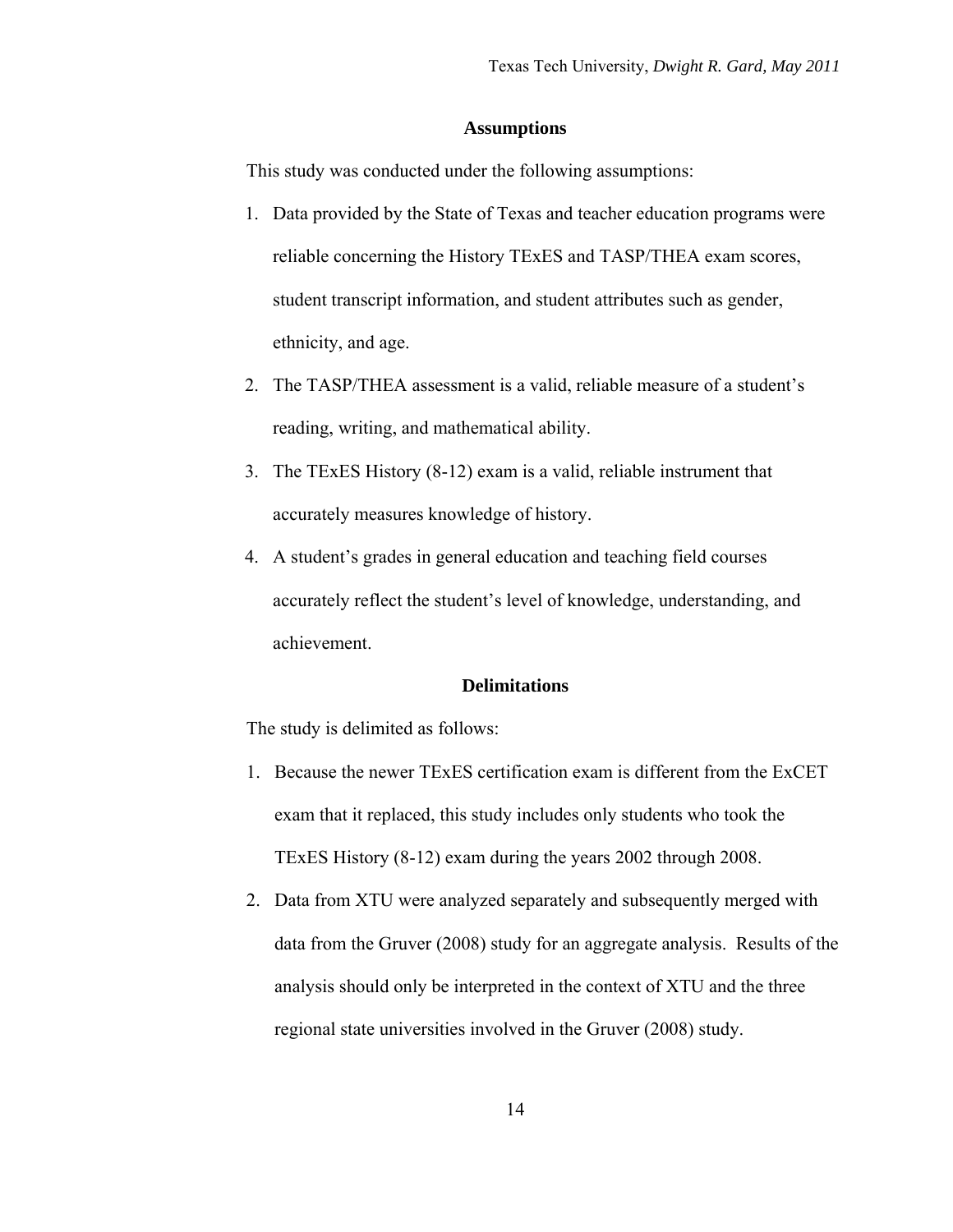## Assumptions

This study was conducted under the following assumptions:

1. Data provided by the State of Texas and teacher education programs were reliable concerning the History TExES and TASP/THEA exam scores, student transcript information, and student attributes such as gender, ethnicity, and age.
2. The TASP/THEA assessment is a valid, reliable measure of a student's reading, writing, and mathematical ability.
3. The TExES History (8-12) exam is a valid, reliable instrument that accurately measures knowledge of history.
4. A student's grades in general education and teaching field courses accurately reflect the student's level of knowledge, understanding, and achievement.

## Delimitations

The study is delimited as follows:

1. Because the newer TExES certification exam is different from the ExCET exam that it replaced, this study includes only students who took the TExES History (8-12) exam during the years 2002 through 2008.
2. Data from XTU were analyzed separately and subsequently merged with data from the Gruver (2008) study for an aggregate analysis. Results of the analysis should only be interpreted in the context of XTU and the three regional state universities involved in the Gruver (2008) study.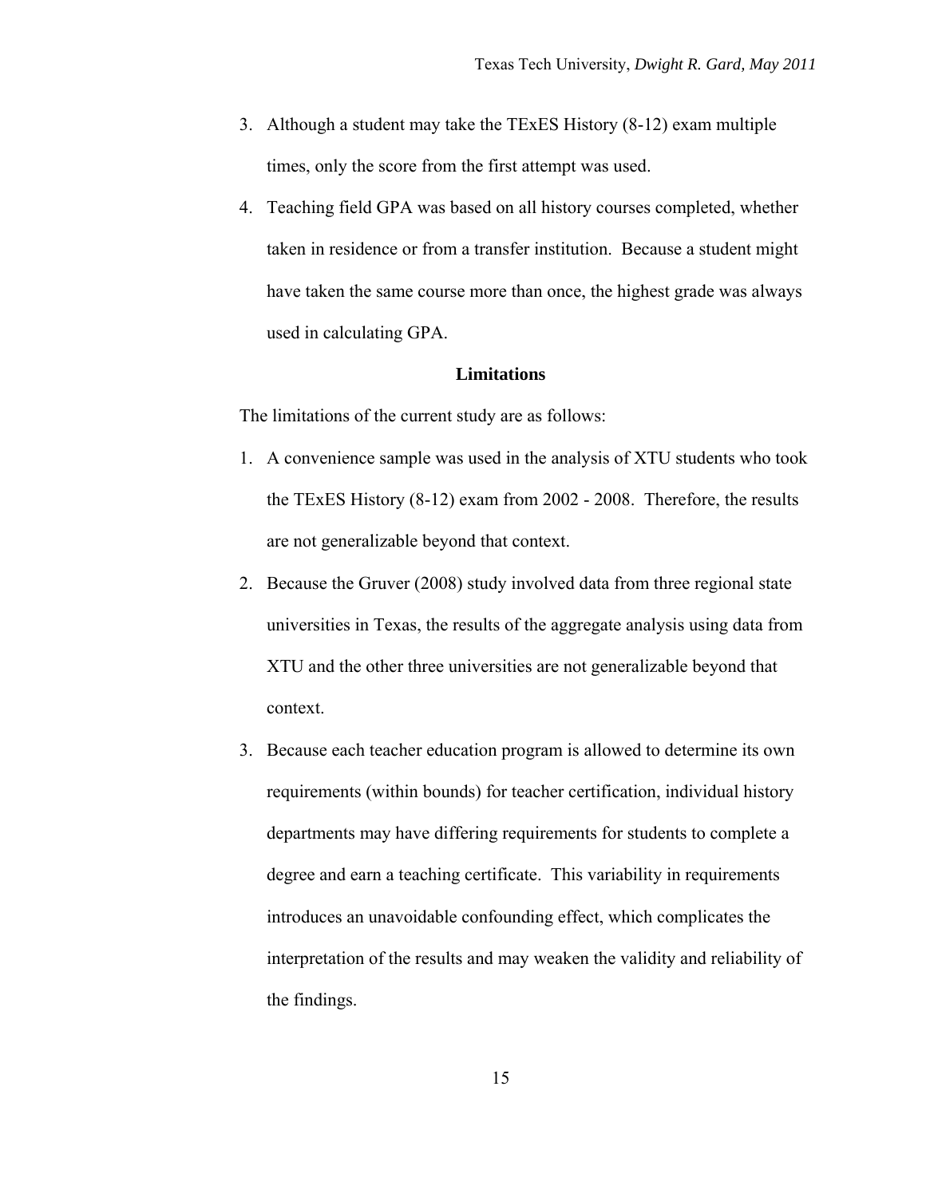3. Although a student may take the TExES History (8-12) exam multiple times, only the score from the first attempt was used.
4. Teaching field GPA was based on all history courses completed, whether taken in residence or from a transfer institution. Because a student might have taken the same course more than once, the highest grade was always used in calculating GPA.

## Limitations

The limitations of the current study are as follows:

1. A convenience sample was used in the analysis of XTU students who took the TExES History (8-12) exam from 2002 - 2008. Therefore, the results are not generalizable beyond that context.
2. Because the Gruver (2008) study involved data from three regional state universities in Texas, the results of the aggregate analysis using data from XTU and the other three universities are not generalizable beyond that context.
3. Because each teacher education program is allowed to determine its own requirements (within bounds) for teacher certification, individual history departments may have differing requirements for students to complete a degree and earn a teaching certificate. This variability in requirements introduces an unavoidable confounding effect, which complicates the interpretation of the results and may weaken the validity and reliability of the findings.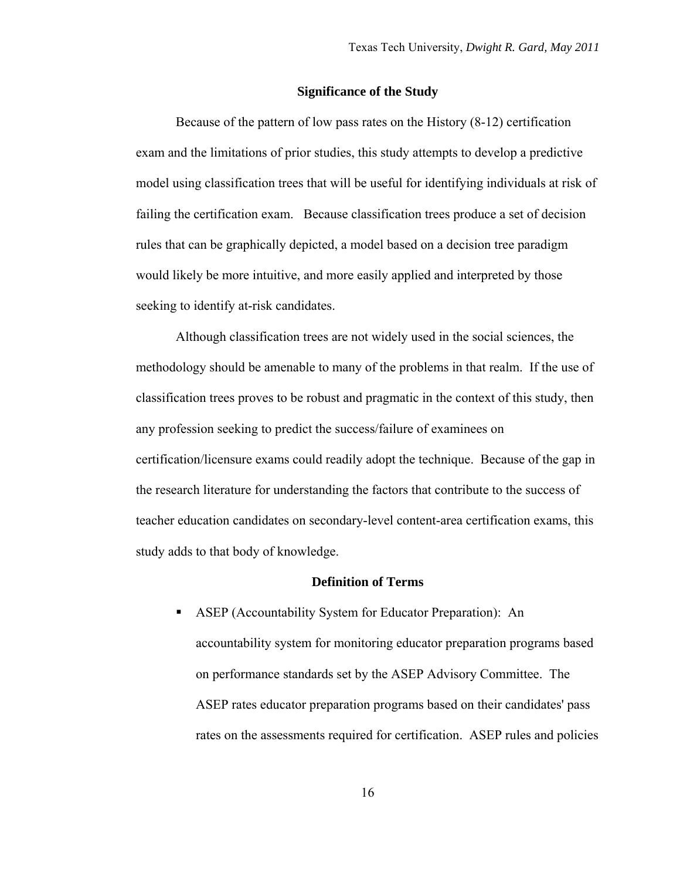## Significance of the Study

Because of the pattern of low pass rates on the History (8-12) certification exam and the limitations of prior studies, this study attempts to develop a predictive model using classification trees that will be useful for identifying individuals at risk of failing the certification exam. Because classification trees produce a set of decision rules that can be graphically depicted, a model based on a decision tree paradigm would likely be more intuitive, and more easily applied and interpreted by those seeking to identify at-risk candidates.

Although classification trees are not widely used in the social sciences, the methodology should be amenable to many of the problems in that realm. If the use of classification trees proves to be robust and pragmatic in the context of this study, then any profession seeking to predict the success/failure of examinees on certification/licensure exams could readily adopt the technique. Because of the gap in the research literature for understanding the factors that contribute to the success of teacher education candidates on secondary-level content-area certification exams, this study adds to that body of knowledge.

## Definition of Terms

- ASEP (Accountability System for Educator Preparation): An accountability system for monitoring educator preparation programs based on performance standards set by the ASEP Advisory Committee. The ASEP rates educator preparation programs based on their candidates' pass rates on the assessments required for certification. ASEP rules and policies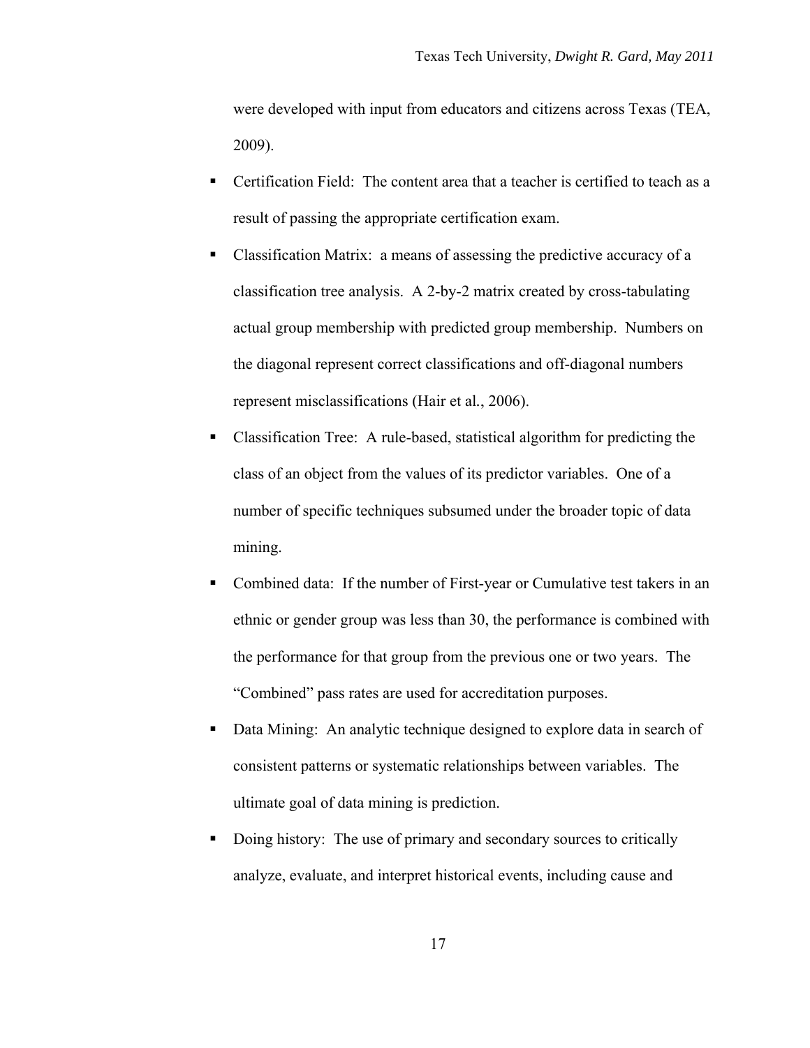were developed with input from educators and citizens across Texas (TEA, 2009).

- Certification Field: The content area that a teacher is certified to teach as a result of passing the appropriate certification exam.
- Classification Matrix: a means of assessing the predictive accuracy of a classification tree analysis. A 2-by-2 matrix created by cross-tabulating actual group membership with predicted group membership. Numbers on the diagonal represent correct classifications and off-diagonal numbers represent misclassifications (Hair et al., 2006).
- Classification Tree: A rule-based, statistical algorithm for predicting the class of an object from the values of its predictor variables. One of a number of specific techniques subsumed under the broader topic of data mining.
- Combined data: If the number of First-year or Cumulative test takers in an ethnic or gender group was less than 30, the performance is combined with the performance for that group from the previous one or two years. The "Combined" pass rates are used for accreditation purposes.
- Data Mining: An analytic technique designed to explore data in search of consistent patterns or systematic relationships between variables. The ultimate goal of data mining is prediction.
- Doing history: The use of primary and secondary sources to critically analyze, evaluate, and interpret historical events, including cause and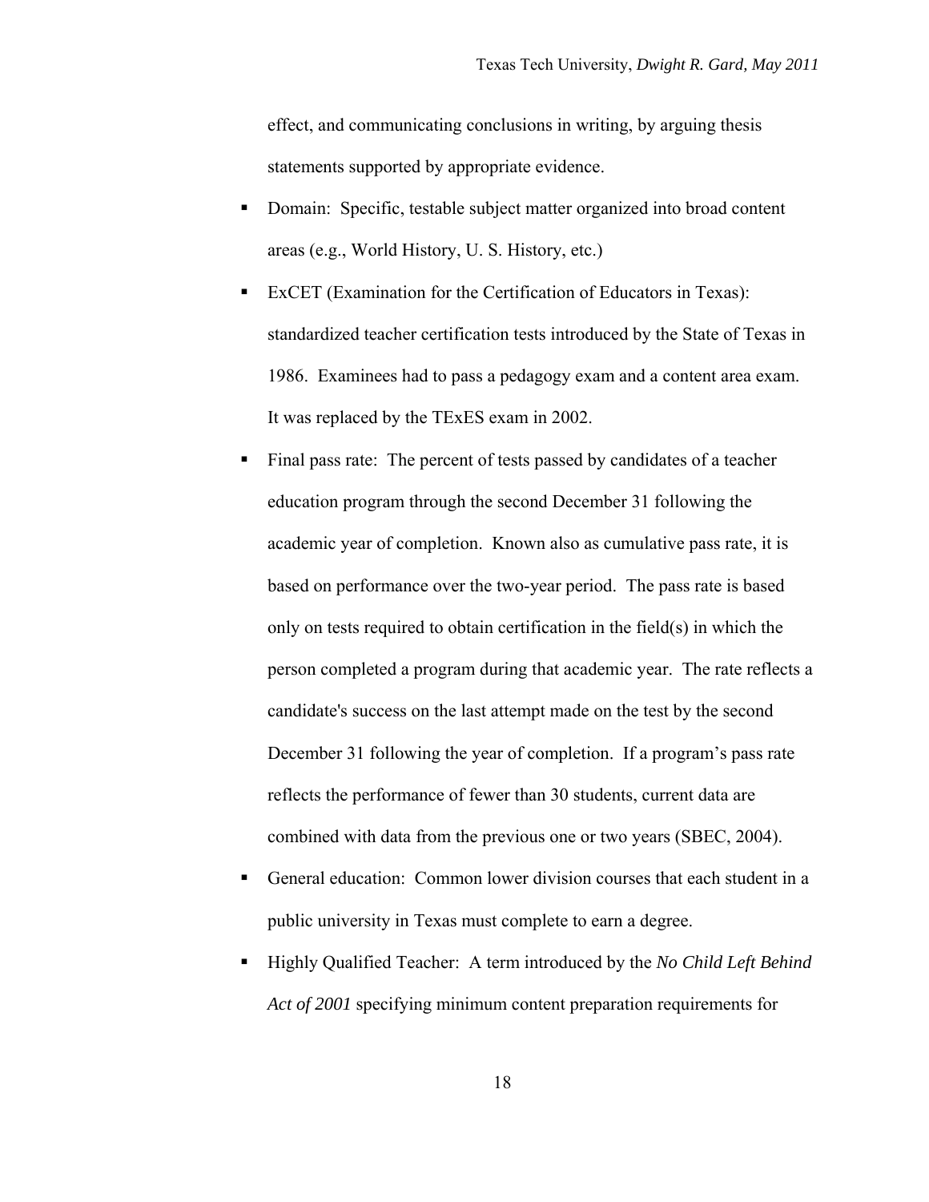effect, and communicating conclusions in writing, by arguing thesis statements supported by appropriate evidence.

- Domain: Specific, testable subject matter organized into broad content areas (e.g., World History, U. S. History, etc.)
- ExCET (Examination for the Certification of Educators in Texas): standardized teacher certification tests introduced by the State of Texas in 1986. Examinees had to pass a pedagogy exam and a content area exam. It was replaced by the TExES exam in 2002.
- Final pass rate: The percent of tests passed by candidates of a teacher education program through the second December 31 following the academic year of completion. Known also as cumulative pass rate, it is based on performance over the two-year period. The pass rate is based only on tests required to obtain certification in the field(s) in which the person completed a program during that academic year. The rate reflects a candidate's success on the last attempt made on the test by the second December 31 following the year of completion. If a program's pass rate reflects the performance of fewer than 30 students, current data are combined with data from the previous one or two years (SBEC, 2004).
- General education: Common lower division courses that each student in a public university in Texas must complete to earn a degree.
- Highly Qualified Teacher: A term introduced by the *No Child Left Behind Act of 2001* specifying minimum content preparation requirements for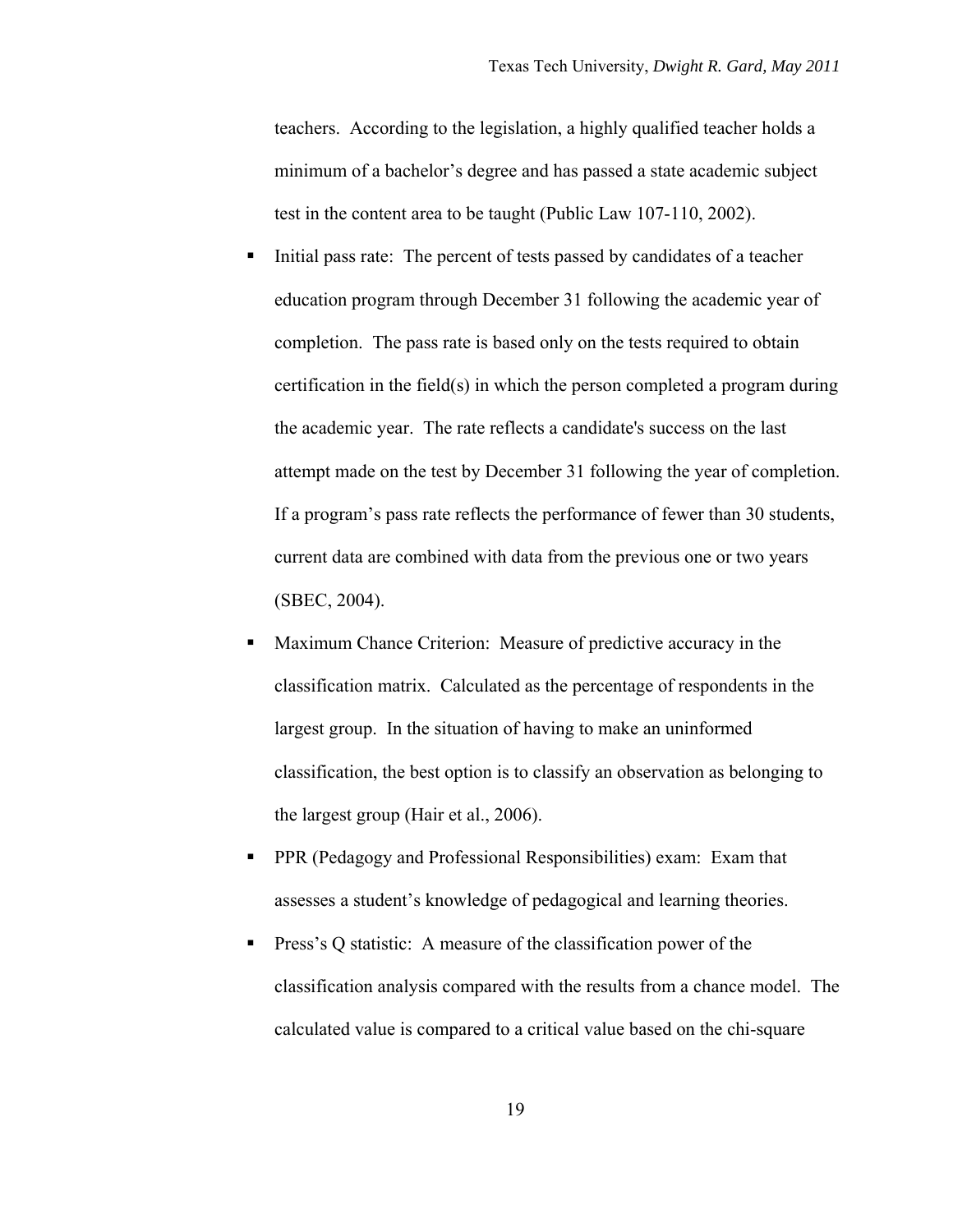teachers. According to the legislation, a highly qualified teacher holds a minimum of a bachelor's degree and has passed a state academic subject test in the content area to be taught (Public Law 107-110, 2002).

- Initial pass rate: The percent of tests passed by candidates of a teacher education program through December 31 following the academic year of completion. The pass rate is based only on the tests required to obtain certification in the field(s) in which the person completed a program during the academic year. The rate reflects a candidate's success on the last attempt made on the test by December 31 following the year of completion. If a program's pass rate reflects the performance of fewer than 30 students, current data are combined with data from the previous one or two years (SBEC, 2004).
- Maximum Chance Criterion: Measure of predictive accuracy in the classification matrix. Calculated as the percentage of respondents in the largest group. In the situation of having to make an uninformed classification, the best option is to classify an observation as belonging to the largest group (Hair et al., 2006).
- PPR (Pedagogy and Professional Responsibilities) exam: Exam that assesses a student's knowledge of pedagogical and learning theories.
- Press's Q statistic: A measure of the classification power of the classification analysis compared with the results from a chance model. The calculated value is compared to a critical value based on the chi-square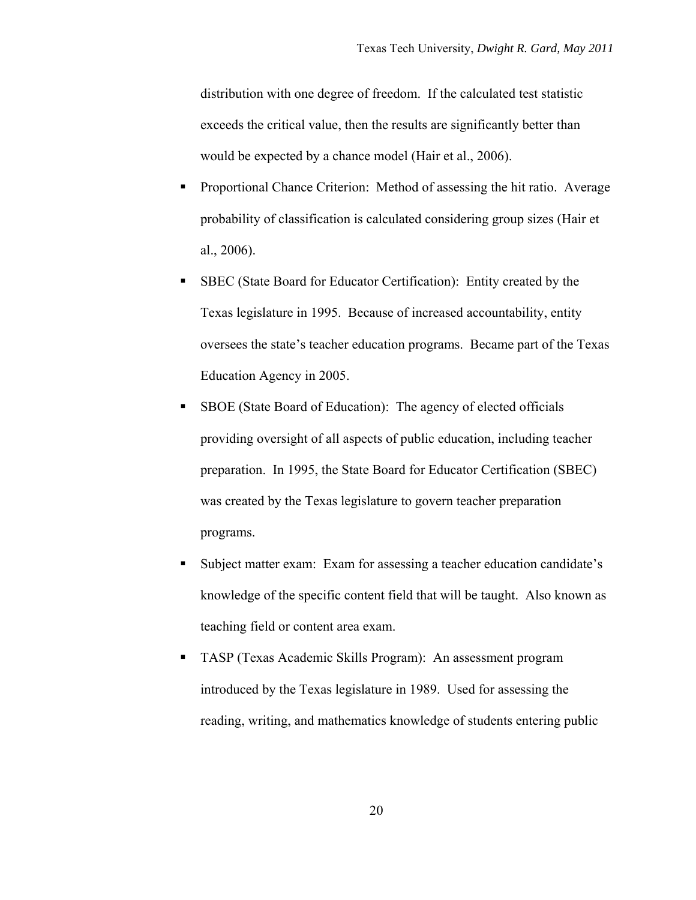distribution with one degree of freedom. If the calculated test statistic exceeds the critical value, then the results are significantly better than would be expected by a chance model (Hair et al., 2006).

- Proportional Chance Criterion: Method of assessing the hit ratio. Average probability of classification is calculated considering group sizes (Hair et al., 2006).
- SBEC (State Board for Educator Certification): Entity created by the Texas legislature in 1995. Because of increased accountability, entity oversees the state's teacher education programs. Became part of the Texas Education Agency in 2005.
- SBOE (State Board of Education): The agency of elected officials providing oversight of all aspects of public education, including teacher preparation. In 1995, the State Board for Educator Certification (SBEC) was created by the Texas legislature to govern teacher preparation programs.
- Subject matter exam: Exam for assessing a teacher education candidate's knowledge of the specific content field that will be taught. Also known as teaching field or content area exam.
- TASP (Texas Academic Skills Program): An assessment program introduced by the Texas legislature in 1989. Used for assessing the reading, writing, and mathematics knowledge of students entering public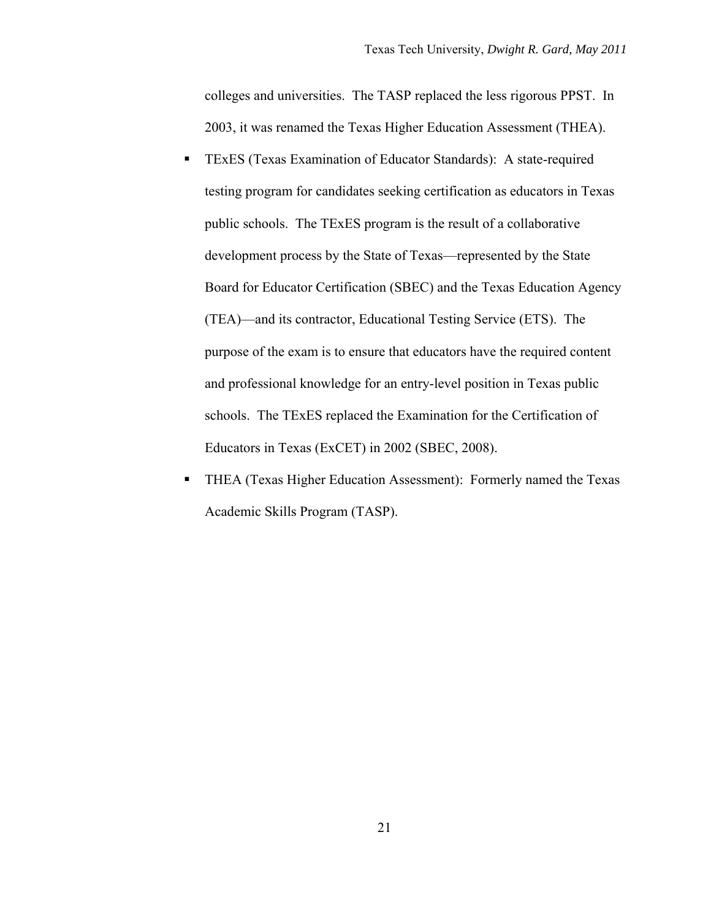colleges and universities. The TASP replaced the less rigorous PPST. In 2003, it was renamed the Texas Higher Education Assessment (THEA).

- TExES (Texas Examination of Educator Standards): A state-required testing program for candidates seeking certification as educators in Texas public schools. The TExES program is the result of a collaborative development process by the State of Texas—represented by the State Board for Educator Certification (SBEC) and the Texas Education Agency (TEA)—and its contractor, Educational Testing Service (ETS). The purpose of the exam is to ensure that educators have the required content and professional knowledge for an entry-level position in Texas public schools. The TExES replaced the Examination for the Certification of Educators in Texas (ExCET) in 2002 (SBEC, 2008).
- THEA (Texas Higher Education Assessment): Formerly named the Texas Academic Skills Program (TASP).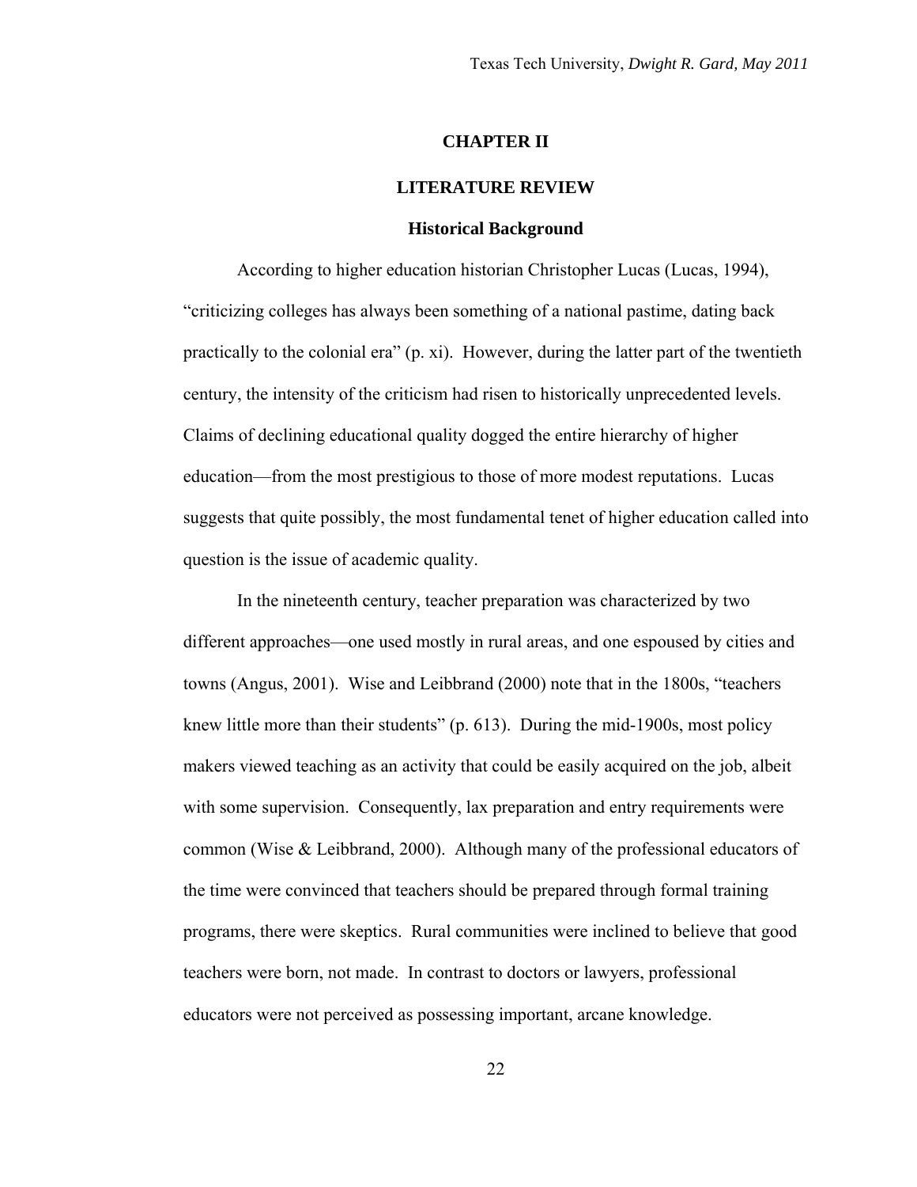# CHAPTER II

# LITERATURE REVIEW

## Historical Background

According to higher education historian Christopher Lucas (Lucas, 1994), "criticizing colleges has always been something of a national pastime, dating back practically to the colonial era" (p. xi). However, during the latter part of the twentieth century, the intensity of the criticism had risen to historically unprecedented levels. Claims of declining educational quality dogged the entire hierarchy of higher education—from the most prestigious to those of more modest reputations. Lucas suggests that quite possibly, the most fundamental tenet of higher education called into question is the issue of academic quality.

In the nineteenth century, teacher preparation was characterized by two different approaches—one used mostly in rural areas, and one espoused by cities and towns (Angus, 2001). Wise and Leibbrand (2000) note that in the 1800s, "teachers knew little more than their students" (p. 613). During the mid-1900s, most policy makers viewed teaching as an activity that could be easily acquired on the job, albeit with some supervision. Consequently, lax preparation and entry requirements were common (Wise & Leibbrand, 2000). Although many of the professional educators of the time were convinced that teachers should be prepared through formal training programs, there were skeptics. Rural communities were inclined to believe that good teachers were born, not made. In contrast to doctors or lawyers, professional educators were not perceived as possessing important, arcane knowledge.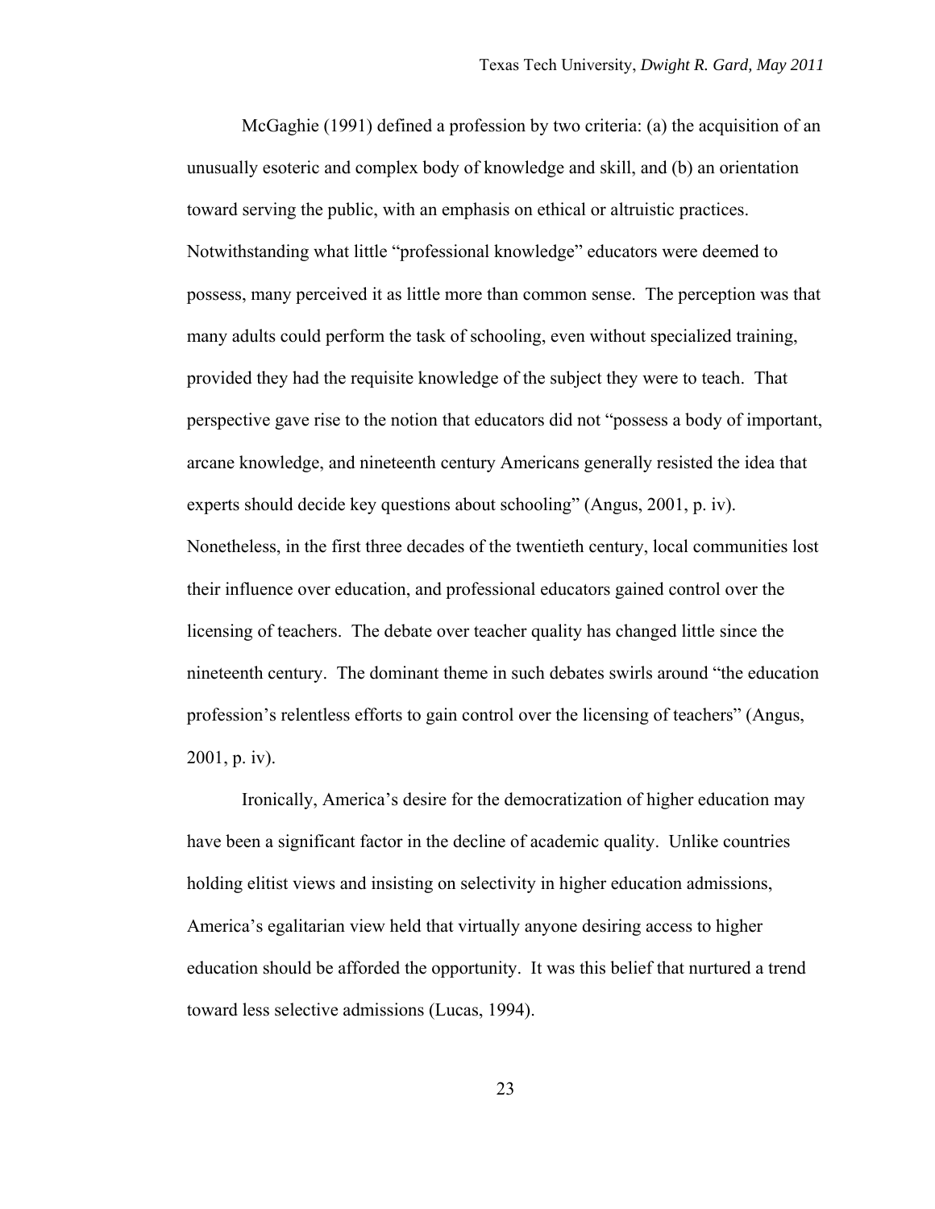McGaghie (1991) defined a profession by two criteria: (a) the acquisition of an unusually esoteric and complex body of knowledge and skill, and (b) an orientation toward serving the public, with an emphasis on ethical or altruistic practices. Notwithstanding what little "professional knowledge" educators were deemed to possess, many perceived it as little more than common sense. The perception was that many adults could perform the task of schooling, even without specialized training, provided they had the requisite knowledge of the subject they were to teach. That perspective gave rise to the notion that educators did not "possess a body of important, arcane knowledge, and nineteenth century Americans generally resisted the idea that experts should decide key questions about schooling" (Angus, 2001, p. iv). Nonetheless, in the first three decades of the twentieth century, local communities lost their influence over education, and professional educators gained control over the licensing of teachers. The debate over teacher quality has changed little since the nineteenth century. The dominant theme in such debates swirls around "the education profession's relentless efforts to gain control over the licensing of teachers" (Angus, 2001, p. iv).

Ironically, America's desire for the democratization of higher education may have been a significant factor in the decline of academic quality. Unlike countries holding elitist views and insisting on selectivity in higher education admissions, America's egalitarian view held that virtually anyone desiring access to higher education should be afforded the opportunity. It was this belief that nurtured a trend toward less selective admissions (Lucas, 1994).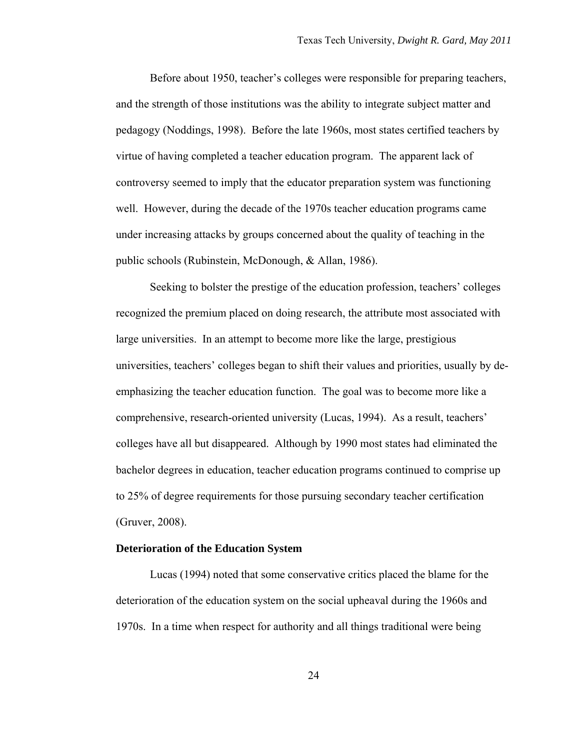Before about 1950, teacher's colleges were responsible for preparing teachers, and the strength of those institutions was the ability to integrate subject matter and pedagogy (Noddings, 1998). Before the late 1960s, most states certified teachers by virtue of having completed a teacher education program. The apparent lack of controversy seemed to imply that the educator preparation system was functioning well. However, during the decade of the 1970s teacher education programs came under increasing attacks by groups concerned about the quality of teaching in the public schools (Rubinstein, McDonough, & Allan, 1986).

Seeking to bolster the prestige of the education profession, teachers' colleges recognized the premium placed on doing research, the attribute most associated with large universities. In an attempt to become more like the large, prestigious universities, teachers' colleges began to shift their values and priorities, usually by de-emphasizing the teacher education function. The goal was to become more like a comprehensive, research-oriented university (Lucas, 1994). As a result, teachers' colleges have all but disappeared. Although by 1990 most states had eliminated the bachelor degrees in education, teacher education programs continued to comprise up to 25% of degree requirements for those pursuing secondary teacher certification (Gruver, 2008).

**Deterioration of the Education System**

Lucas (1994) noted that some conservative critics placed the blame for the deterioration of the education system on the social upheaval during the 1960s and 1970s. In a time when respect for authority and all things traditional were being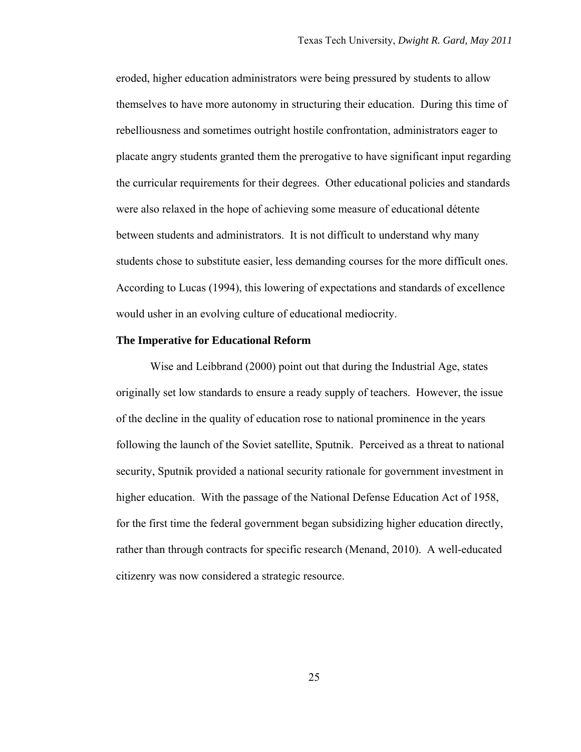eroded, higher education administrators were being pressured by students to allow themselves to have more autonomy in structuring their education. During this time of rebelliousness and sometimes outright hostile confrontation, administrators eager to placate angry students granted them the prerogative to have significant input regarding the curricular requirements for their degrees. Other educational policies and standards were also relaxed in the hope of achieving some measure of educational détente between students and administrators. It is not difficult to understand why many students chose to substitute easier, less demanding courses for the more difficult ones. According to Lucas (1994), this lowering of expectations and standards of excellence would usher in an evolving culture of educational mediocrity.

**The Imperative for Educational Reform**

Wise and Leibbrand (2000) point out that during the Industrial Age, states originally set low standards to ensure a ready supply of teachers. However, the issue of the decline in the quality of education rose to national prominence in the years following the launch of the Soviet satellite, Sputnik. Perceived as a threat to national security, Sputnik provided a national security rationale for government investment in higher education. With the passage of the National Defense Education Act of 1958, for the first time the federal government began subsidizing higher education directly, rather than through contracts for specific research (Menand, 2010). A well-educated citizenry was now considered a strategic resource.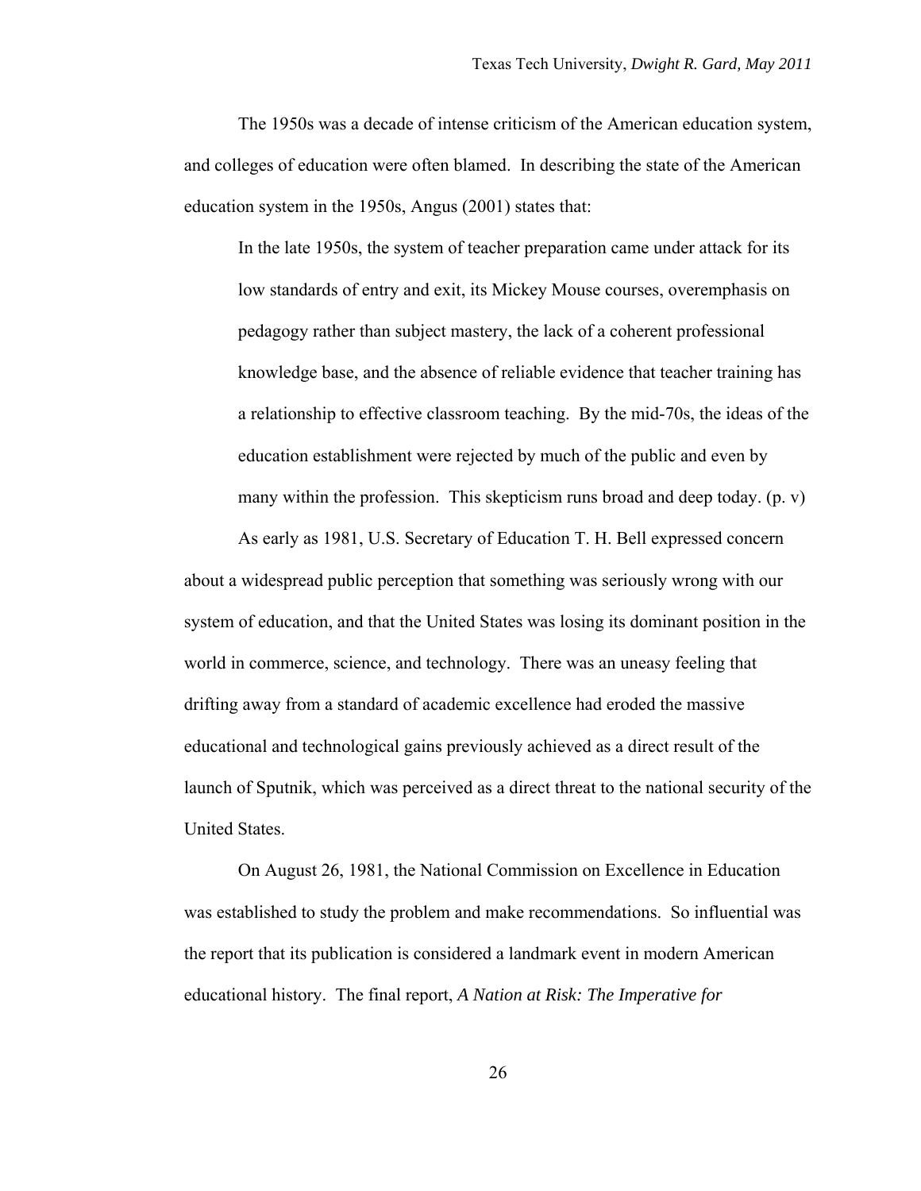The 1950s was a decade of intense criticism of the American education system, and colleges of education were often blamed. In describing the state of the American education system in the 1950s, Angus (2001) states that:

> In the late 1950s, the system of teacher preparation came under attack for its low standards of entry and exit, its Mickey Mouse courses, overemphasis on pedagogy rather than subject mastery, the lack of a coherent professional knowledge base, and the absence of reliable evidence that teacher training has a relationship to effective classroom teaching. By the mid-70s, the ideas of the education establishment were rejected by much of the public and even by many within the profession. This skepticism runs broad and deep today. (p. v)

As early as 1981, U.S. Secretary of Education T. H. Bell expressed concern about a widespread public perception that something was seriously wrong with our system of education, and that the United States was losing its dominant position in the world in commerce, science, and technology. There was an uneasy feeling that drifting away from a standard of academic excellence had eroded the massive educational and technological gains previously achieved as a direct result of the launch of Sputnik, which was perceived as a direct threat to the national security of the United States.

On August 26, 1981, the National Commission on Excellence in Education was established to study the problem and make recommendations. So influential was the report that its publication is considered a landmark event in modern American educational history. The final report, *A Nation at Risk: The Imperative for*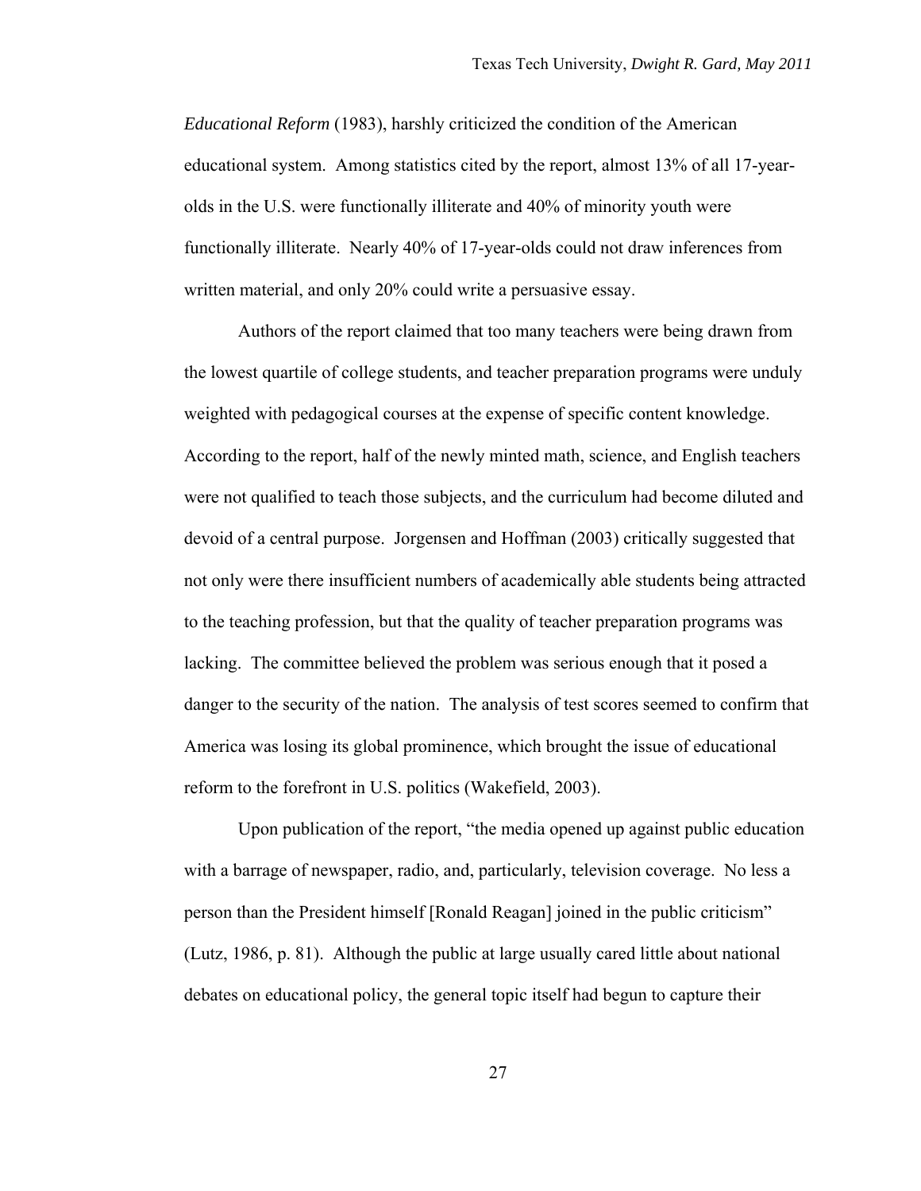*Educational Reform* (1983), harshly criticized the condition of the American educational system. Among statistics cited by the report, almost 13% of all 17-year-olds in the U.S. were functionally illiterate and 40% of minority youth were functionally illiterate. Nearly 40% of 17-year-olds could not draw inferences from written material, and only 20% could write a persuasive essay.

Authors of the report claimed that too many teachers were being drawn from the lowest quartile of college students, and teacher preparation programs were unduly weighted with pedagogical courses at the expense of specific content knowledge. According to the report, half of the newly minted math, science, and English teachers were not qualified to teach those subjects, and the curriculum had become diluted and devoid of a central purpose. Jorgensen and Hoffman (2003) critically suggested that not only were there insufficient numbers of academically able students being attracted to the teaching profession, but that the quality of teacher preparation programs was lacking. The committee believed the problem was serious enough that it posed a danger to the security of the nation. The analysis of test scores seemed to confirm that America was losing its global prominence, which brought the issue of educational reform to the forefront in U.S. politics (Wakefield, 2003).

Upon publication of the report, "the media opened up against public education with a barrage of newspaper, radio, and, particularly, television coverage. No less a person than the President himself [Ronald Reagan] joined in the public criticism" (Lutz, 1986, p. 81). Although the public at large usually cared little about national debates on educational policy, the general topic itself had begun to capture their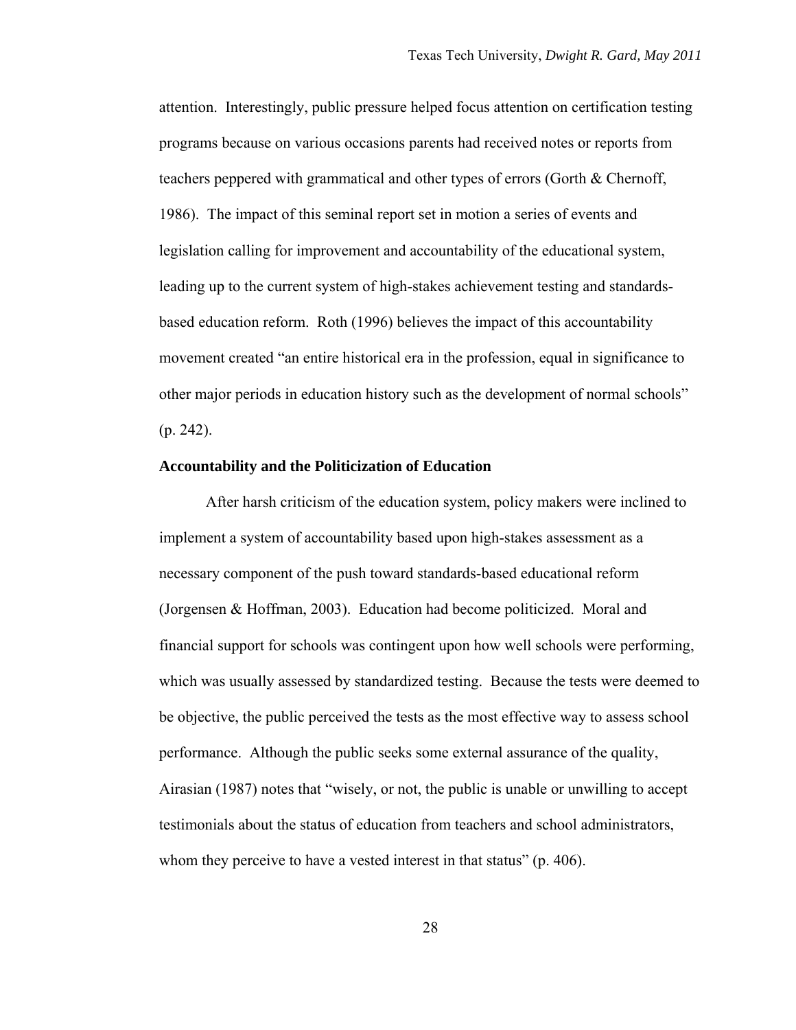attention. Interestingly, public pressure helped focus attention on certification testing programs because on various occasions parents had received notes or reports from teachers peppered with grammatical and other types of errors (Gorth & Chernoff, 1986). The impact of this seminal report set in motion a series of events and legislation calling for improvement and accountability of the educational system, leading up to the current system of high-stakes achievement testing and standards-based education reform. Roth (1996) believes the impact of this accountability movement created "an entire historical era in the profession, equal in significance to other major periods in education history such as the development of normal schools" (p. 242).

## Accountability and the Politicization of Education

After harsh criticism of the education system, policy makers were inclined to implement a system of accountability based upon high-stakes assessment as a necessary component of the push toward standards-based educational reform (Jorgensen & Hoffman, 2003). Education had become politicized. Moral and financial support for schools was contingent upon how well schools were performing, which was usually assessed by standardized testing. Because the tests were deemed to be objective, the public perceived the tests as the most effective way to assess school performance. Although the public seeks some external assurance of the quality, Airasian (1987) notes that "wisely, or not, the public is unable or unwilling to accept testimonials about the status of education from teachers and school administrators, whom they perceive to have a vested interest in that status" (p. 406).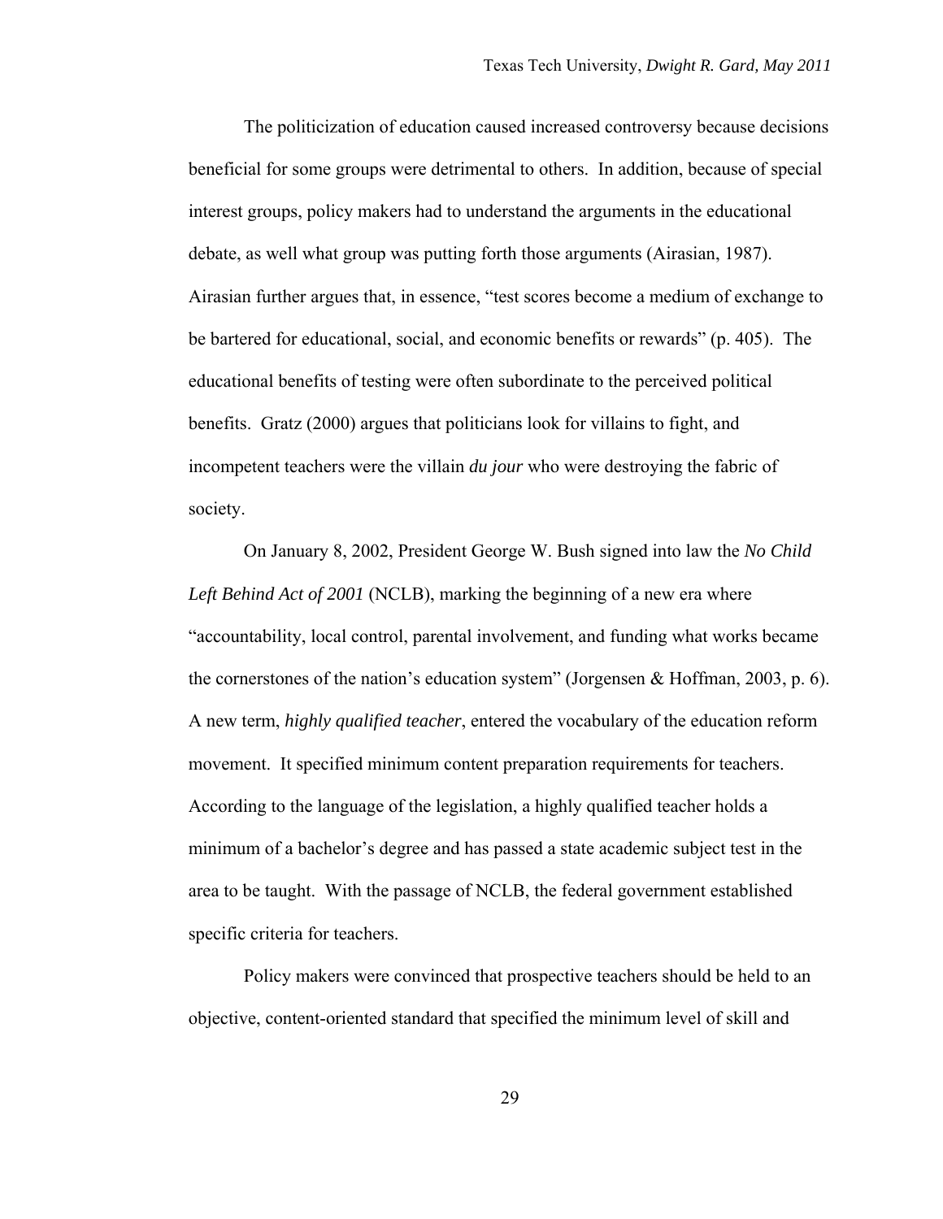The politicization of education caused increased controversy because decisions beneficial for some groups were detrimental to others. In addition, because of special interest groups, policy makers had to understand the arguments in the educational debate, as well what group was putting forth those arguments (Airasian, 1987). Airasian further argues that, in essence, "test scores become a medium of exchange to be bartered for educational, social, and economic benefits or rewards" (p. 405). The educational benefits of testing were often subordinate to the perceived political benefits. Gratz (2000) argues that politicians look for villains to fight, and incompetent teachers were the villain *du jour* who were destroying the fabric of society.

On January 8, 2002, President George W. Bush signed into law the *No Child Left Behind Act of 2001* (NCLB), marking the beginning of a new era where "accountability, local control, parental involvement, and funding what works became the cornerstones of the nation's education system" (Jorgensen & Hoffman, 2003, p. 6). A new term, *highly qualified teacher*, entered the vocabulary of the education reform movement. It specified minimum content preparation requirements for teachers. According to the language of the legislation, a highly qualified teacher holds a minimum of a bachelor's degree and has passed a state academic subject test in the area to be taught. With the passage of NCLB, the federal government established specific criteria for teachers.

Policy makers were convinced that prospective teachers should be held to an objective, content-oriented standard that specified the minimum level of skill and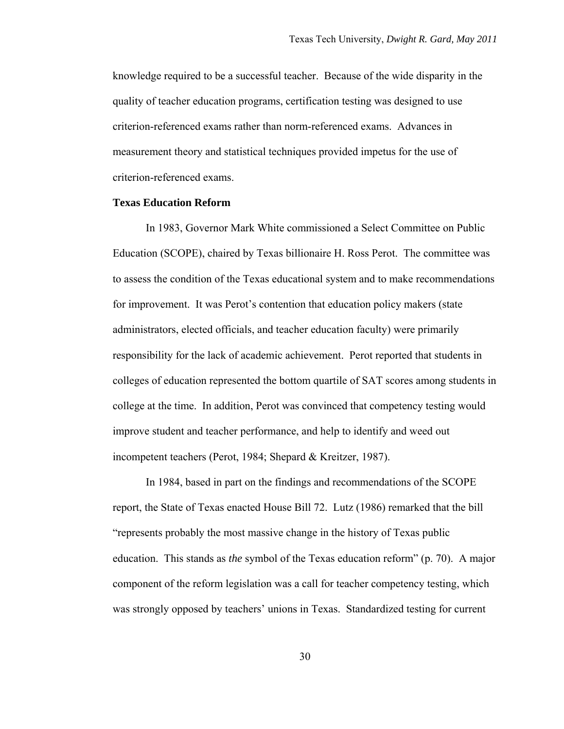knowledge required to be a successful teacher. Because of the wide disparity in the quality of teacher education programs, certification testing was designed to use criterion-referenced exams rather than norm-referenced exams. Advances in measurement theory and statistical techniques provided impetus for the use of criterion-referenced exams.

### Texas Education Reform

In 1983, Governor Mark White commissioned a Select Committee on Public Education (SCOPE), chaired by Texas billionaire H. Ross Perot. The committee was to assess the condition of the Texas educational system and to make recommendations for improvement. It was Perot's contention that education policy makers (state administrators, elected officials, and teacher education faculty) were primarily responsibility for the lack of academic achievement. Perot reported that students in colleges of education represented the bottom quartile of SAT scores among students in college at the time. In addition, Perot was convinced that competency testing would improve student and teacher performance, and help to identify and weed out incompetent teachers (Perot, 1984; Shepard & Kreitzer, 1987).

In 1984, based in part on the findings and recommendations of the SCOPE report, the State of Texas enacted House Bill 72. Lutz (1986) remarked that the bill "represents probably the most massive change in the history of Texas public education. This stands as *the* symbol of the Texas education reform" (p. 70). A major component of the reform legislation was a call for teacher competency testing, which was strongly opposed by teachers' unions in Texas. Standardized testing for current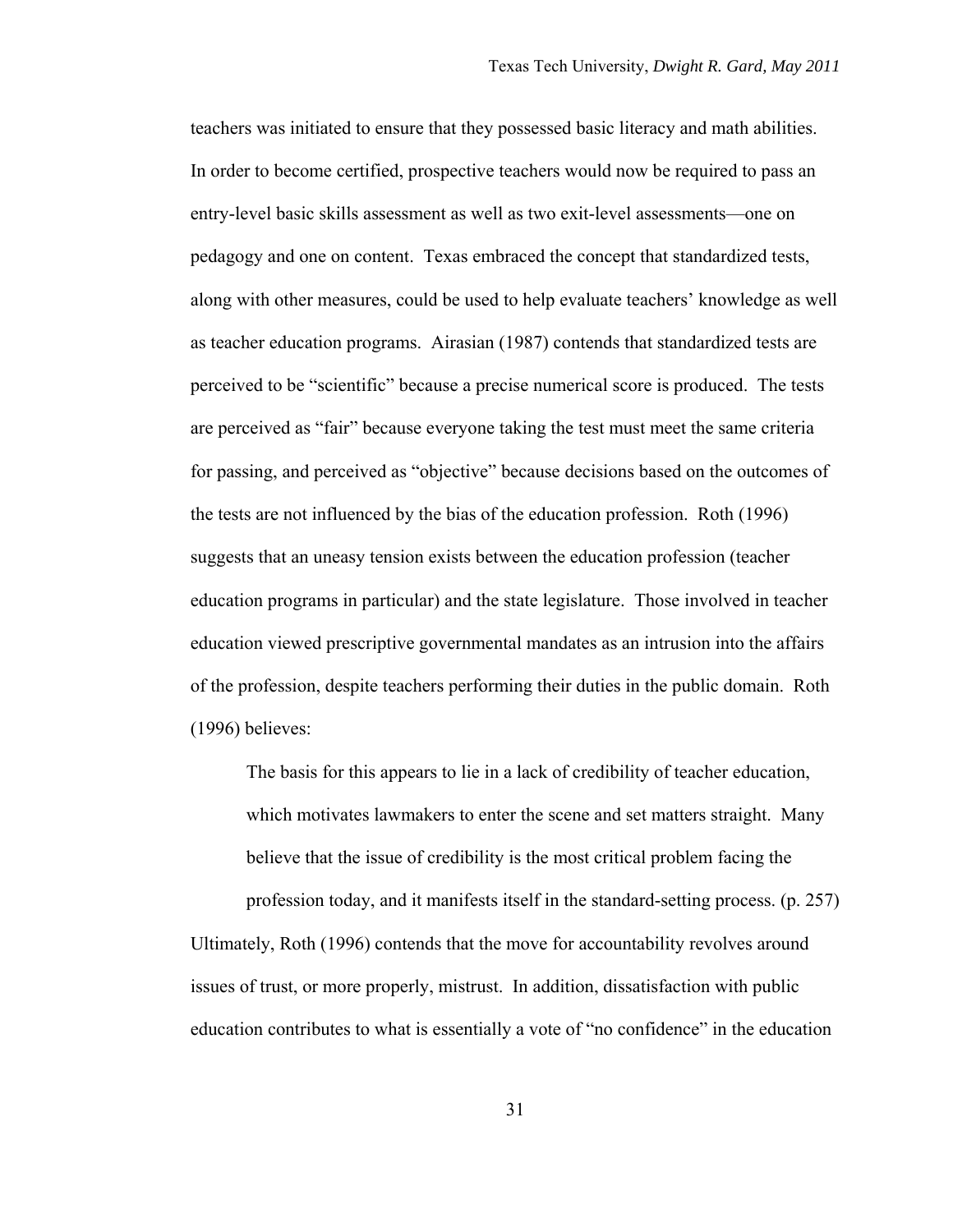teachers was initiated to ensure that they possessed basic literacy and math abilities. In order to become certified, prospective teachers would now be required to pass an entry-level basic skills assessment as well as two exit-level assessments—one on pedagogy and one on content. Texas embraced the concept that standardized tests, along with other measures, could be used to help evaluate teachers' knowledge as well as teacher education programs. Airasian (1987) contends that standardized tests are perceived to be "scientific" because a precise numerical score is produced. The tests are perceived as "fair" because everyone taking the test must meet the same criteria for passing, and perceived as "objective" because decisions based on the outcomes of the tests are not influenced by the bias of the education profession. Roth (1996) suggests that an uneasy tension exists between the education profession (teacher education programs in particular) and the state legislature. Those involved in teacher education viewed prescriptive governmental mandates as an intrusion into the affairs of the profession, despite teachers performing their duties in the public domain. Roth (1996) believes:

> The basis for this appears to lie in a lack of credibility of teacher education, which motivates lawmakers to enter the scene and set matters straight. Many believe that the issue of credibility is the most critical problem facing the profession today, and it manifests itself in the standard-setting process. (p. 257)

Ultimately, Roth (1996) contends that the move for accountability revolves around issues of trust, or more properly, mistrust. In addition, dissatisfaction with public education contributes to what is essentially a vote of "no confidence" in the education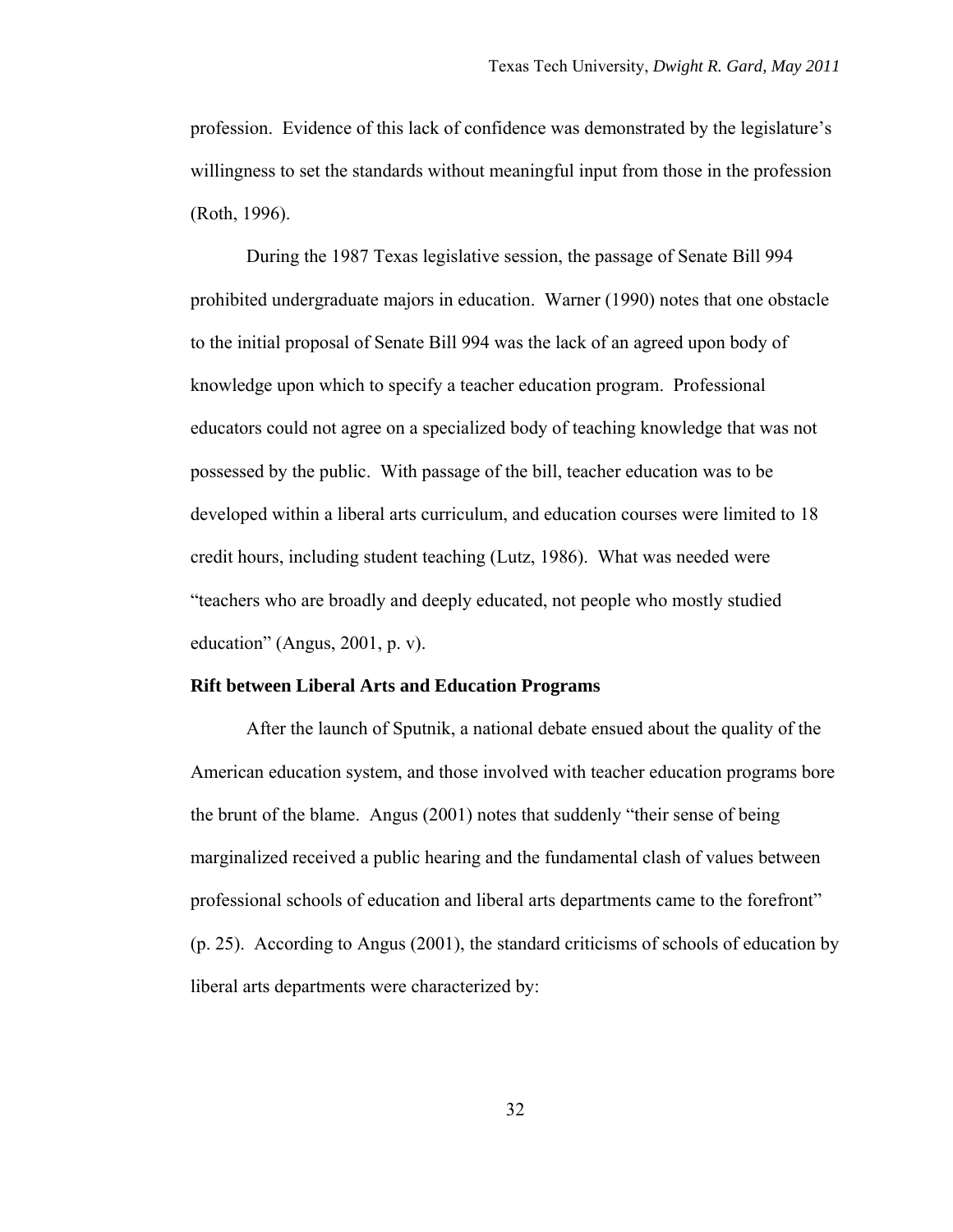profession. Evidence of this lack of confidence was demonstrated by the legislature's willingness to set the standards without meaningful input from those in the profession (Roth, 1996).

During the 1987 Texas legislative session, the passage of Senate Bill 994 prohibited undergraduate majors in education. Warner (1990) notes that one obstacle to the initial proposal of Senate Bill 994 was the lack of an agreed upon body of knowledge upon which to specify a teacher education program. Professional educators could not agree on a specialized body of teaching knowledge that was not possessed by the public. With passage of the bill, teacher education was to be developed within a liberal arts curriculum, and education courses were limited to 18 credit hours, including student teaching (Lutz, 1986). What was needed were "teachers who are broadly and deeply educated, not people who mostly studied education" (Angus, 2001, p. v).

**Rift between Liberal Arts and Education Programs**

After the launch of Sputnik, a national debate ensued about the quality of the American education system, and those involved with teacher education programs bore the brunt of the blame. Angus (2001) notes that suddenly "their sense of being marginalized received a public hearing and the fundamental clash of values between professional schools of education and liberal arts departments came to the forefront" (p. 25). According to Angus (2001), the standard criticisms of schools of education by liberal arts departments were characterized by: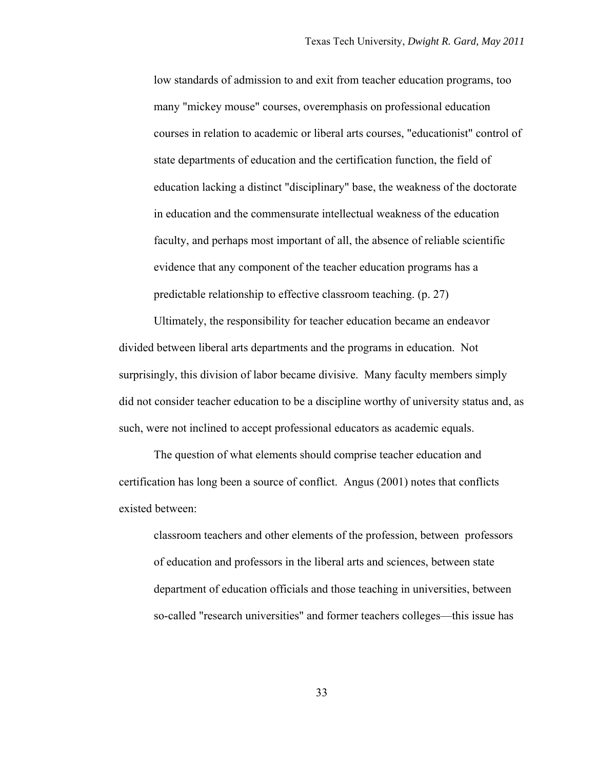> low standards of admission to and exit from teacher education programs, too many "mickey mouse" courses, overemphasis on professional education courses in relation to academic or liberal arts courses, "educationist" control of state departments of education and the certification function, the field of education lacking a distinct "disciplinary" base, the weakness of the doctorate in education and the commensurate intellectual weakness of the education faculty, and perhaps most important of all, the absence of reliable scientific evidence that any component of the teacher education programs has a predictable relationship to effective classroom teaching. (p. 27)

Ultimately, the responsibility for teacher education became an endeavor divided between liberal arts departments and the programs in education. Not surprisingly, this division of labor became divisive. Many faculty members simply did not consider teacher education to be a discipline worthy of university status and, as such, were not inclined to accept professional educators as academic equals.

The question of what elements should comprise teacher education and certification has long been a source of conflict. Angus (2001) notes that conflicts existed between:

> classroom teachers and other elements of the profession, between professors of education and professors in the liberal arts and sciences, between state department of education officials and those teaching in universities, between so-called "research universities" and former teachers colleges—this issue has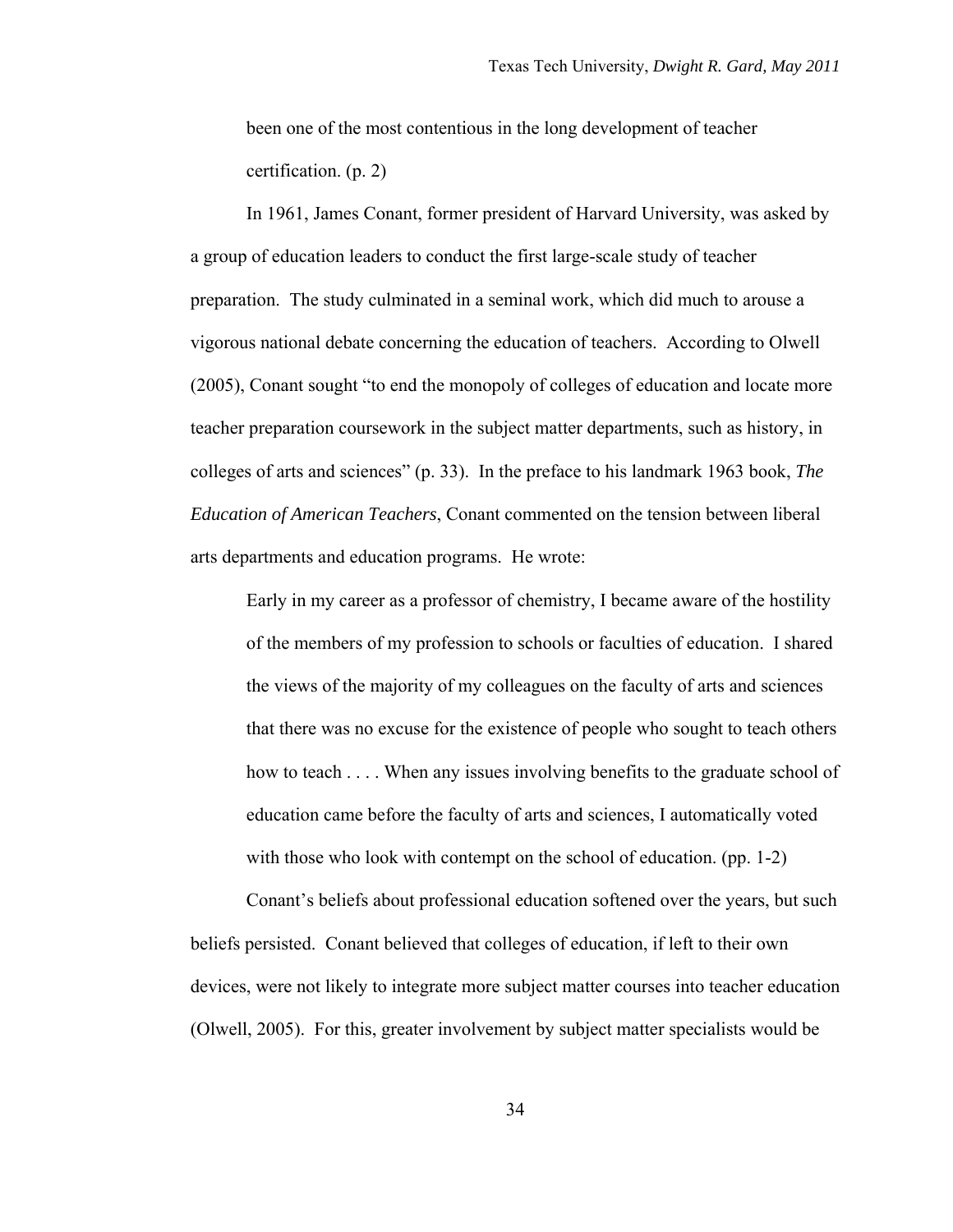> been one of the most contentious in the long development of teacher certification. (p. 2)

In 1961, James Conant, former president of Harvard University, was asked by a group of education leaders to conduct the first large-scale study of teacher preparation. The study culminated in a seminal work, which did much to arouse a vigorous national debate concerning the education of teachers. According to Olwell (2005), Conant sought "to end the monopoly of colleges of education and locate more teacher preparation coursework in the subject matter departments, such as history, in colleges of arts and sciences" (p. 33). In the preface to his landmark 1963 book, *The Education of American Teachers*, Conant commented on the tension between liberal arts departments and education programs. He wrote:

> Early in my career as a professor of chemistry, I became aware of the hostility of the members of my profession to schools or faculties of education. I shared the views of the majority of my colleagues on the faculty of arts and sciences that there was no excuse for the existence of people who sought to teach others how to teach . . . . When any issues involving benefits to the graduate school of education came before the faculty of arts and sciences, I automatically voted with those who look with contempt on the school of education. (pp. 1-2)

Conant's beliefs about professional education softened over the years, but such beliefs persisted. Conant believed that colleges of education, if left to their own devices, were not likely to integrate more subject matter courses into teacher education (Olwell, 2005). For this, greater involvement by subject matter specialists would be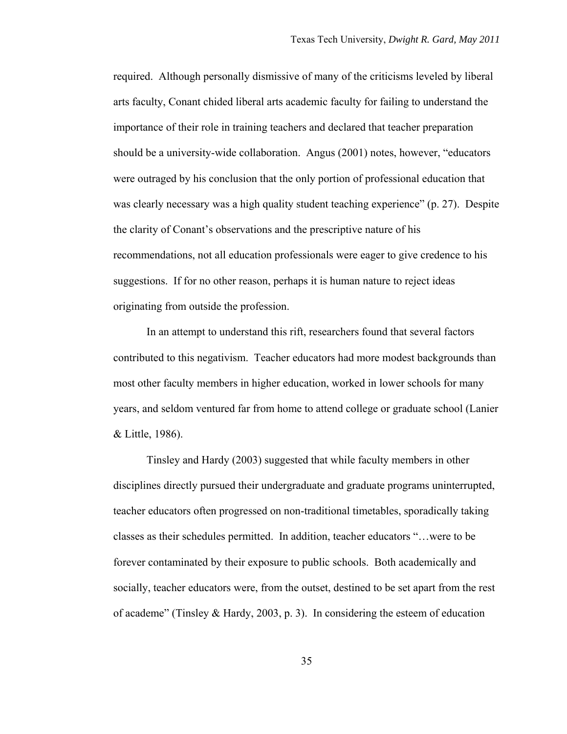required. Although personally dismissive of many of the criticisms leveled by liberal arts faculty, Conant chided liberal arts academic faculty for failing to understand the importance of their role in training teachers and declared that teacher preparation should be a university-wide collaboration. Angus (2001) notes, however, "educators were outraged by his conclusion that the only portion of professional education that was clearly necessary was a high quality student teaching experience" (p. 27). Despite the clarity of Conant's observations and the prescriptive nature of his recommendations, not all education professionals were eager to give credence to his suggestions. If for no other reason, perhaps it is human nature to reject ideas originating from outside the profession.

In an attempt to understand this rift, researchers found that several factors contributed to this negativism. Teacher educators had more modest backgrounds than most other faculty members in higher education, worked in lower schools for many years, and seldom ventured far from home to attend college or graduate school (Lanier & Little, 1986).

Tinsley and Hardy (2003) suggested that while faculty members in other disciplines directly pursued their undergraduate and graduate programs uninterrupted, teacher educators often progressed on non-traditional timetables, sporadically taking classes as their schedules permitted. In addition, teacher educators "…were to be forever contaminated by their exposure to public schools. Both academically and socially, teacher educators were, from the outset, destined to be set apart from the rest of academe" (Tinsley & Hardy, 2003, p. 3). In considering the esteem of education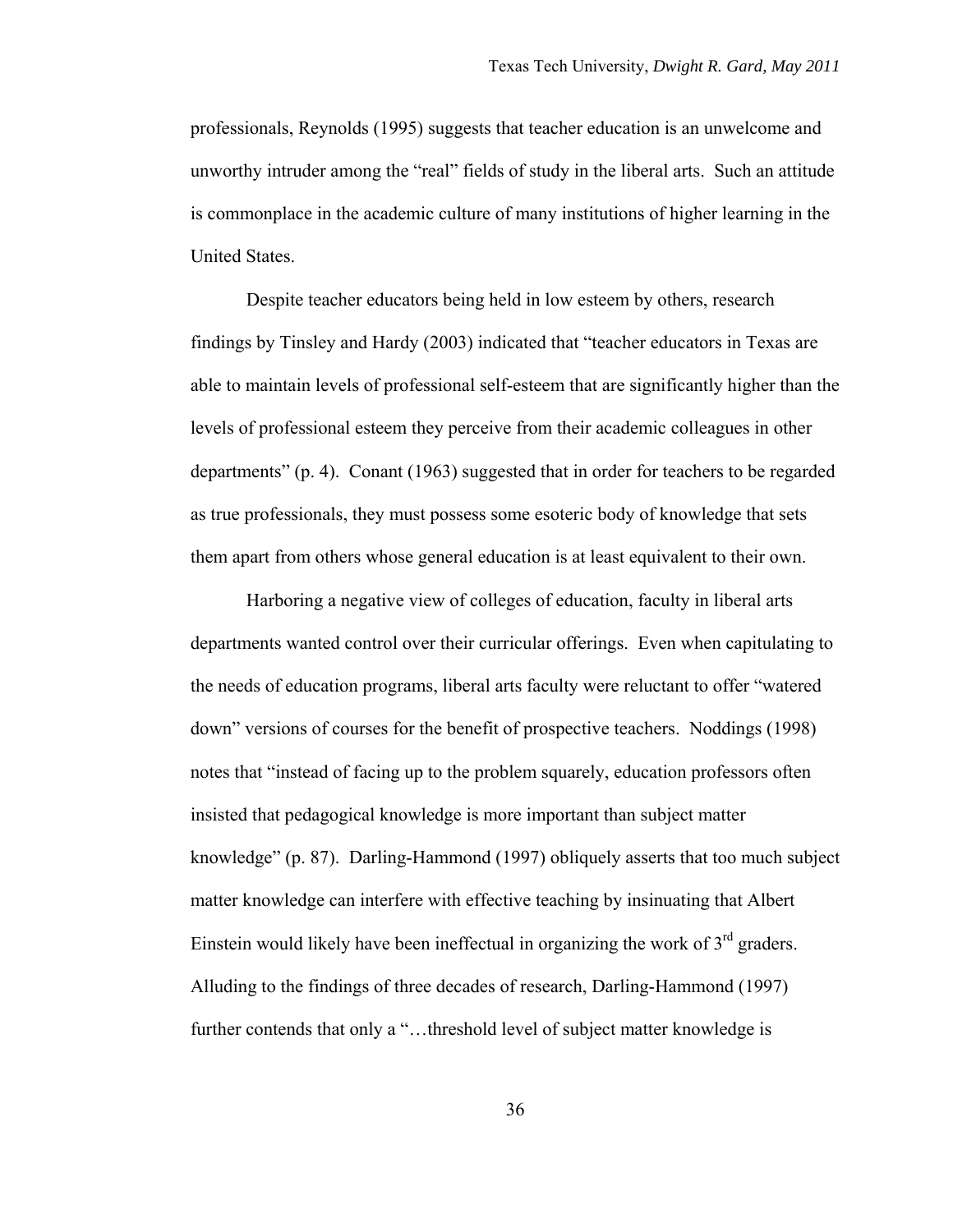professionals, Reynolds (1995) suggests that teacher education is an unwelcome and unworthy intruder among the "real" fields of study in the liberal arts. Such an attitude is commonplace in the academic culture of many institutions of higher learning in the United States.

Despite teacher educators being held in low esteem by others, research findings by Tinsley and Hardy (2003) indicated that "teacher educators in Texas are able to maintain levels of professional self-esteem that are significantly higher than the levels of professional esteem they perceive from their academic colleagues in other departments" (p. 4). Conant (1963) suggested that in order for teachers to be regarded as true professionals, they must possess some esoteric body of knowledge that sets them apart from others whose general education is at least equivalent to their own.

Harboring a negative view of colleges of education, faculty in liberal arts departments wanted control over their curricular offerings. Even when capitulating to the needs of education programs, liberal arts faculty were reluctant to offer "watered down" versions of courses for the benefit of prospective teachers. Noddings (1998) notes that "instead of facing up to the problem squarely, education professors often insisted that pedagogical knowledge is more important than subject matter knowledge" (p. 87). Darling-Hammond (1997) obliquely asserts that too much subject matter knowledge can interfere with effective teaching by insinuating that Albert Einstein would likely have been ineffectual in organizing the work of 3rd graders. Alluding to the findings of three decades of research, Darling-Hammond (1997) further contends that only a "…threshold level of subject matter knowledge is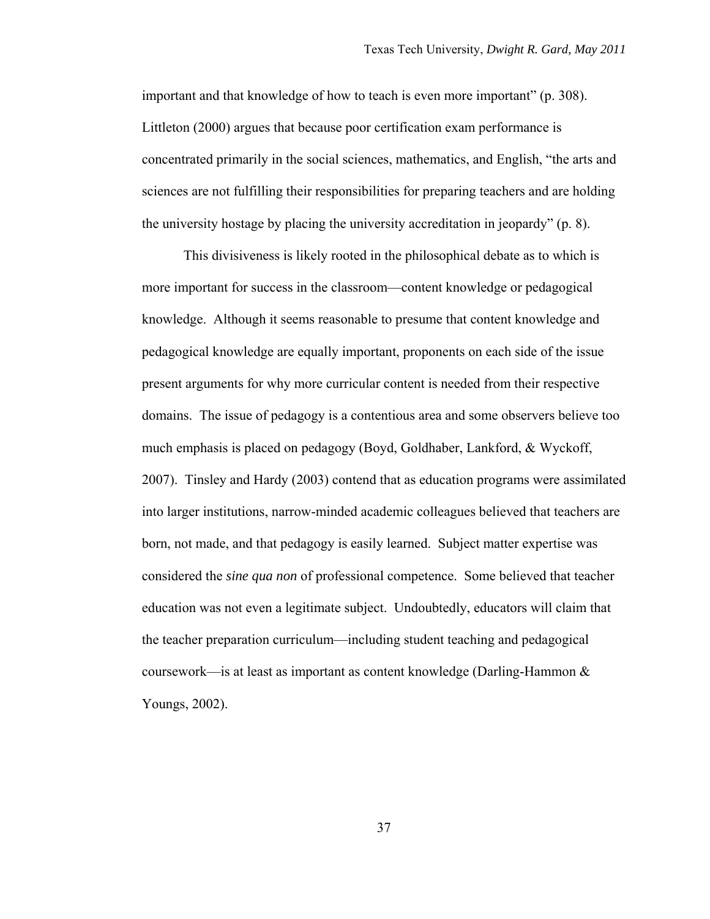important and that knowledge of how to teach is even more important" (p. 308). Littleton (2000) argues that because poor certification exam performance is concentrated primarily in the social sciences, mathematics, and English, "the arts and sciences are not fulfilling their responsibilities for preparing teachers and are holding the university hostage by placing the university accreditation in jeopardy" (p. 8).

This divisiveness is likely rooted in the philosophical debate as to which is more important for success in the classroom—content knowledge or pedagogical knowledge. Although it seems reasonable to presume that content knowledge and pedagogical knowledge are equally important, proponents on each side of the issue present arguments for why more curricular content is needed from their respective domains. The issue of pedagogy is a contentious area and some observers believe too much emphasis is placed on pedagogy (Boyd, Goldhaber, Lankford, & Wyckoff, 2007). Tinsley and Hardy (2003) contend that as education programs were assimilated into larger institutions, narrow-minded academic colleagues believed that teachers are born, not made, and that pedagogy is easily learned. Subject matter expertise was considered the *sine qua non* of professional competence. Some believed that teacher education was not even a legitimate subject. Undoubtedly, educators will claim that the teacher preparation curriculum—including student teaching and pedagogical coursework—is at least as important as content knowledge (Darling-Hammon & Youngs, 2002).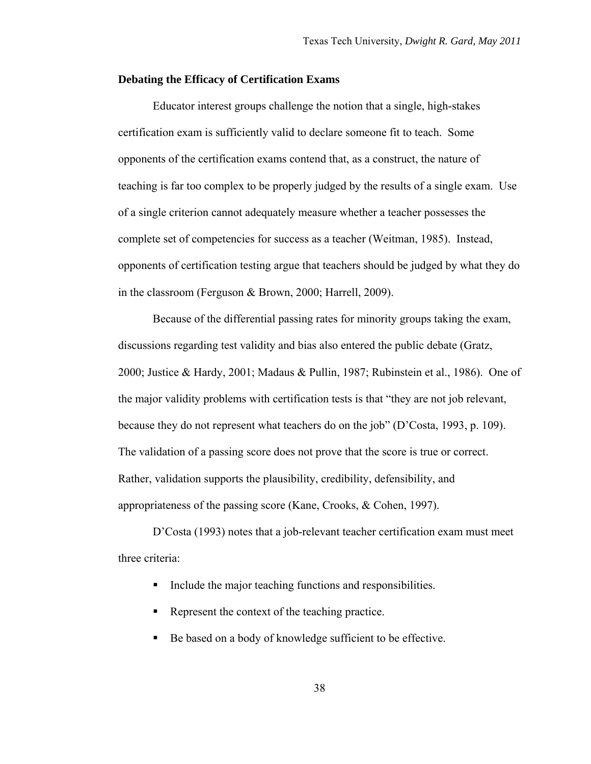### Debating the Efficacy of Certification Exams

Educator interest groups challenge the notion that a single, high-stakes certification exam is sufficiently valid to declare someone fit to teach. Some opponents of the certification exams contend that, as a construct, the nature of teaching is far too complex to be properly judged by the results of a single exam. Use of a single criterion cannot adequately measure whether a teacher possesses the complete set of competencies for success as a teacher (Weitman, 1985). Instead, opponents of certification testing argue that teachers should be judged by what they do in the classroom (Ferguson & Brown, 2000; Harrell, 2009).

Because of the differential passing rates for minority groups taking the exam, discussions regarding test validity and bias also entered the public debate (Gratz, 2000; Justice & Hardy, 2001; Madaus & Pullin, 1987; Rubinstein et al., 1986). One of the major validity problems with certification tests is that "they are not job relevant, because they do not represent what teachers do on the job" (D'Costa, 1993, p. 109). The validation of a passing score does not prove that the score is true or correct. Rather, validation supports the plausibility, credibility, defensibility, and appropriateness of the passing score (Kane, Crooks, & Cohen, 1997).

D'Costa (1993) notes that a job-relevant teacher certification exam must meet three criteria:

- Include the major teaching functions and responsibilities.
- Represent the context of the teaching practice.
- Be based on a body of knowledge sufficient to be effective.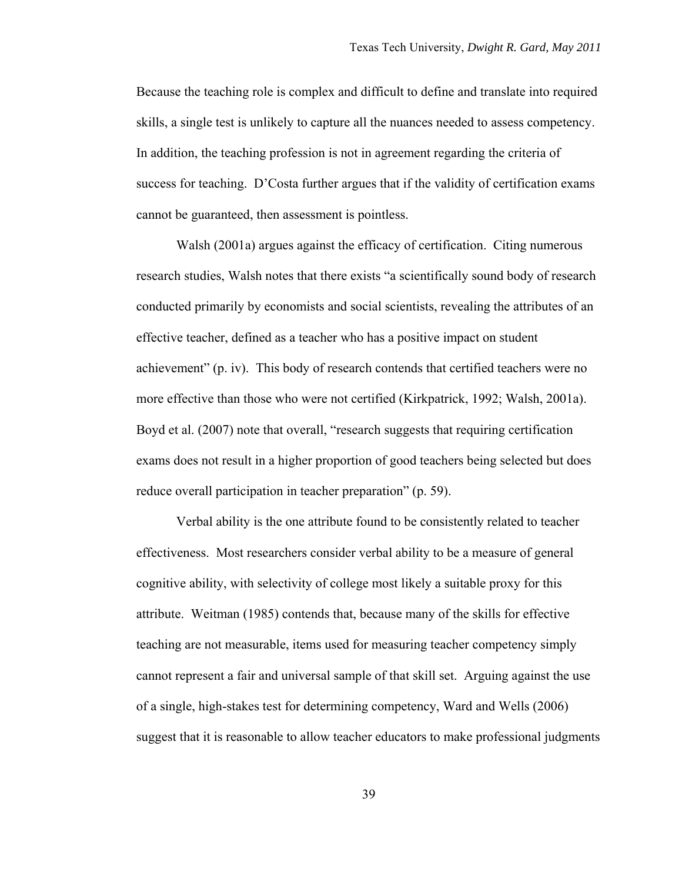Because the teaching role is complex and difficult to define and translate into required skills, a single test is unlikely to capture all the nuances needed to assess competency. In addition, the teaching profession is not in agreement regarding the criteria of success for teaching. D'Costa further argues that if the validity of certification exams cannot be guaranteed, then assessment is pointless.

Walsh (2001a) argues against the efficacy of certification. Citing numerous research studies, Walsh notes that there exists "a scientifically sound body of research conducted primarily by economists and social scientists, revealing the attributes of an effective teacher, defined as a teacher who has a positive impact on student achievement" (p. iv). This body of research contends that certified teachers were no more effective than those who were not certified (Kirkpatrick, 1992; Walsh, 2001a). Boyd et al. (2007) note that overall, "research suggests that requiring certification exams does not result in a higher proportion of good teachers being selected but does reduce overall participation in teacher preparation" (p. 59).

Verbal ability is the one attribute found to be consistently related to teacher effectiveness. Most researchers consider verbal ability to be a measure of general cognitive ability, with selectivity of college most likely a suitable proxy for this attribute. Weitman (1985) contends that, because many of the skills for effective teaching are not measurable, items used for measuring teacher competency simply cannot represent a fair and universal sample of that skill set. Arguing against the use of a single, high-stakes test for determining competency, Ward and Wells (2006) suggest that it is reasonable to allow teacher educators to make professional judgments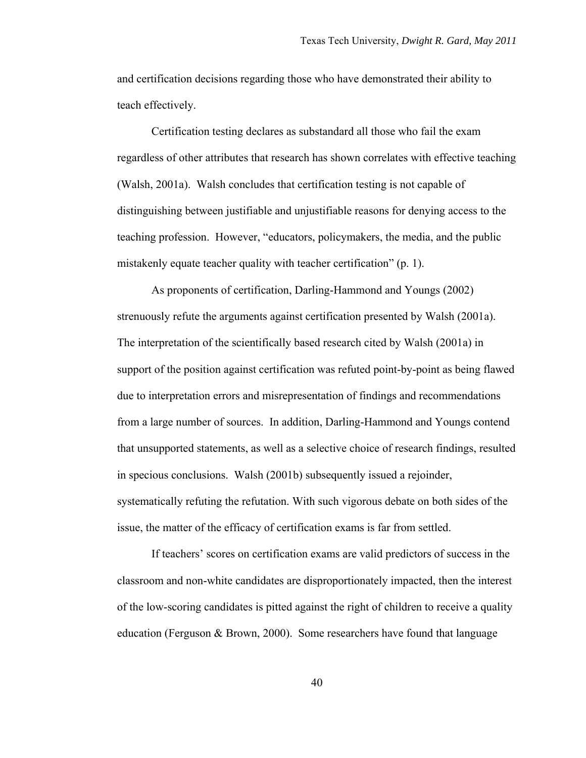and certification decisions regarding those who have demonstrated their ability to teach effectively.

Certification testing declares as substandard all those who fail the exam regardless of other attributes that research has shown correlates with effective teaching (Walsh, 2001a). Walsh concludes that certification testing is not capable of distinguishing between justifiable and unjustifiable reasons for denying access to the teaching profession. However, "educators, policymakers, the media, and the public mistakenly equate teacher quality with teacher certification" (p. 1).

As proponents of certification, Darling-Hammond and Youngs (2002) strenuously refute the arguments against certification presented by Walsh (2001a). The interpretation of the scientifically based research cited by Walsh (2001a) in support of the position against certification was refuted point-by-point as being flawed due to interpretation errors and misrepresentation of findings and recommendations from a large number of sources. In addition, Darling-Hammond and Youngs contend that unsupported statements, as well as a selective choice of research findings, resulted in specious conclusions. Walsh (2001b) subsequently issued a rejoinder, systematically refuting the refutation. With such vigorous debate on both sides of the issue, the matter of the efficacy of certification exams is far from settled.

If teachers' scores on certification exams are valid predictors of success in the classroom and non-white candidates are disproportionately impacted, then the interest of the low-scoring candidates is pitted against the right of children to receive a quality education (Ferguson & Brown, 2000). Some researchers have found that language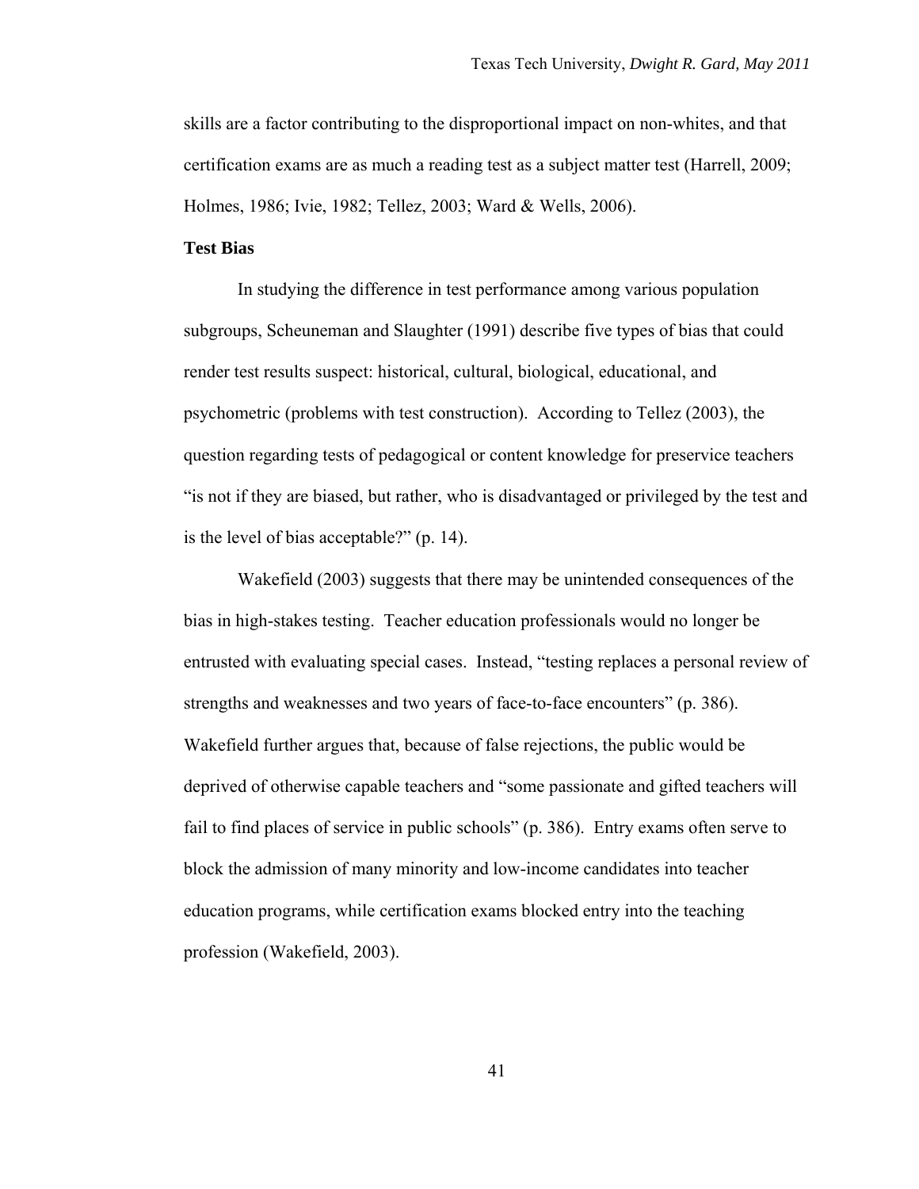skills are a factor contributing to the disproportional impact on non-whites, and that certification exams are as much a reading test as a subject matter test (Harrell, 2009; Holmes, 1986; Ivie, 1982; Tellez, 2003; Ward & Wells, 2006).

**Test Bias**

In studying the difference in test performance among various population subgroups, Scheuneman and Slaughter (1991) describe five types of bias that could render test results suspect: historical, cultural, biological, educational, and psychometric (problems with test construction). According to Tellez (2003), the question regarding tests of pedagogical or content knowledge for preservice teachers "is not if they are biased, but rather, who is disadvantaged or privileged by the test and is the level of bias acceptable?" (p. 14).

Wakefield (2003) suggests that there may be unintended consequences of the bias in high-stakes testing. Teacher education professionals would no longer be entrusted with evaluating special cases. Instead, "testing replaces a personal review of strengths and weaknesses and two years of face-to-face encounters" (p. 386). Wakefield further argues that, because of false rejections, the public would be deprived of otherwise capable teachers and "some passionate and gifted teachers will fail to find places of service in public schools" (p. 386). Entry exams often serve to block the admission of many minority and low-income candidates into teacher education programs, while certification exams blocked entry into the teaching profession (Wakefield, 2003).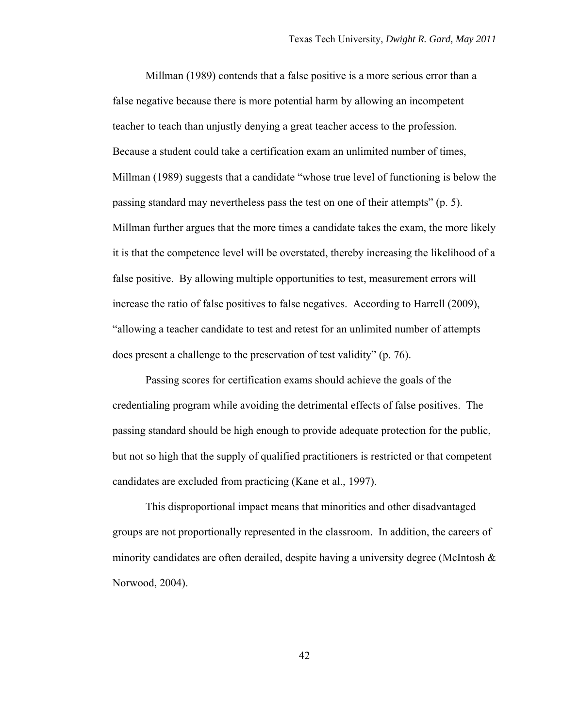Millman (1989) contends that a false positive is a more serious error than a false negative because there is more potential harm by allowing an incompetent teacher to teach than unjustly denying a great teacher access to the profession. Because a student could take a certification exam an unlimited number of times, Millman (1989) suggests that a candidate "whose true level of functioning is below the passing standard may nevertheless pass the test on one of their attempts" (p. 5). Millman further argues that the more times a candidate takes the exam, the more likely it is that the competence level will be overstated, thereby increasing the likelihood of a false positive. By allowing multiple opportunities to test, measurement errors will increase the ratio of false positives to false negatives. According to Harrell (2009), "allowing a teacher candidate to test and retest for an unlimited number of attempts does present a challenge to the preservation of test validity" (p. 76).

Passing scores for certification exams should achieve the goals of the credentialing program while avoiding the detrimental effects of false positives. The passing standard should be high enough to provide adequate protection for the public, but not so high that the supply of qualified practitioners is restricted or that competent candidates are excluded from practicing (Kane et al., 1997).

This disproportional impact means that minorities and other disadvantaged groups are not proportionally represented in the classroom. In addition, the careers of minority candidates are often derailed, despite having a university degree (McIntosh & Norwood, 2004).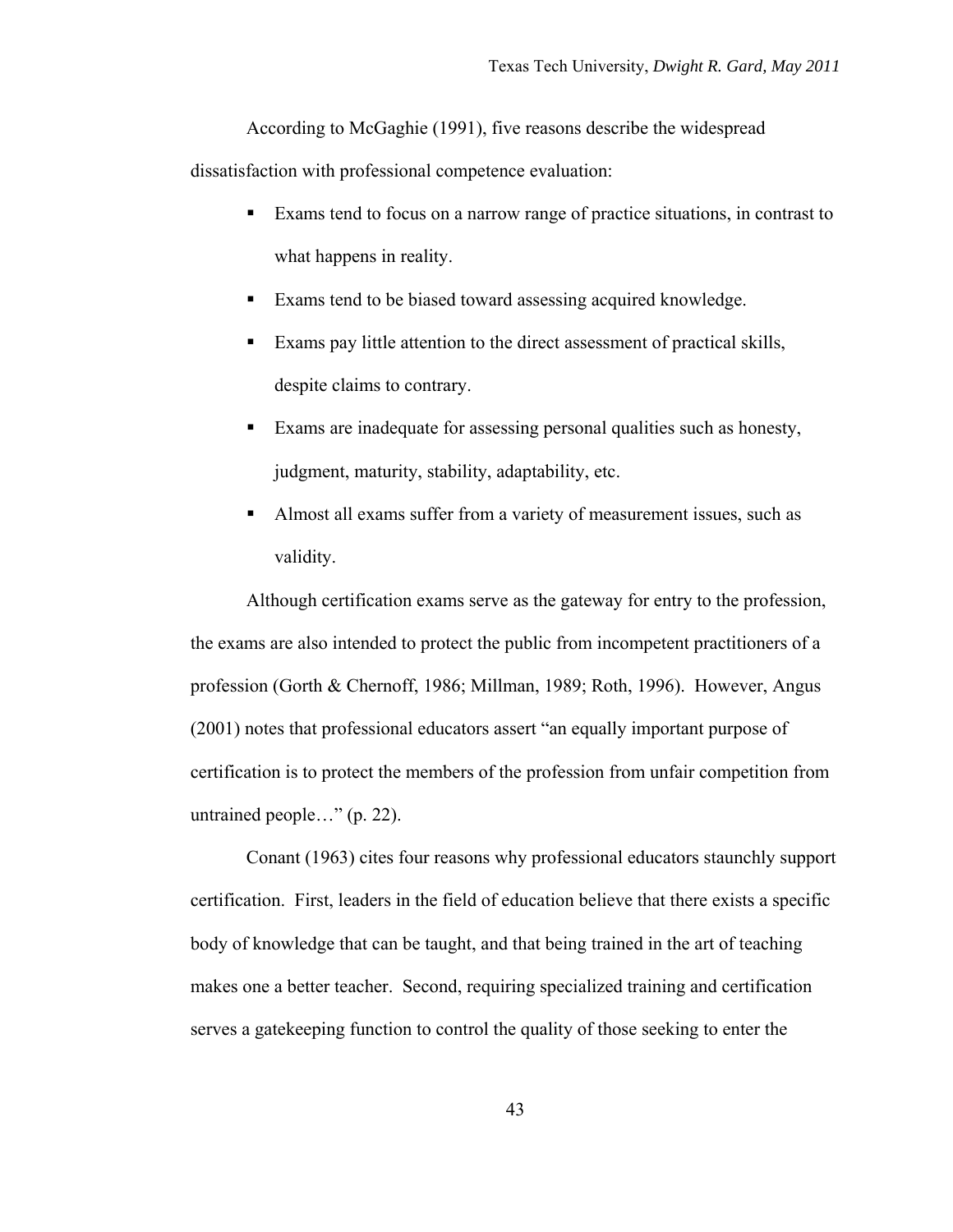According to McGaghie (1991), five reasons describe the widespread dissatisfaction with professional competence evaluation:

- Exams tend to focus on a narrow range of practice situations, in contrast to what happens in reality.
- Exams tend to be biased toward assessing acquired knowledge.
- Exams pay little attention to the direct assessment of practical skills, despite claims to contrary.
- Exams are inadequate for assessing personal qualities such as honesty, judgment, maturity, stability, adaptability, etc.
- Almost all exams suffer from a variety of measurement issues, such as validity.

Although certification exams serve as the gateway for entry to the profession, the exams are also intended to protect the public from incompetent practitioners of a profession (Gorth & Chernoff, 1986; Millman, 1989; Roth, 1996). However, Angus (2001) notes that professional educators assert "an equally important purpose of certification is to protect the members of the profession from unfair competition from untrained people…" (p. 22).

Conant (1963) cites four reasons why professional educators staunchly support certification. First, leaders in the field of education believe that there exists a specific body of knowledge that can be taught, and that being trained in the art of teaching makes one a better teacher. Second, requiring specialized training and certification serves a gatekeeping function to control the quality of those seeking to enter the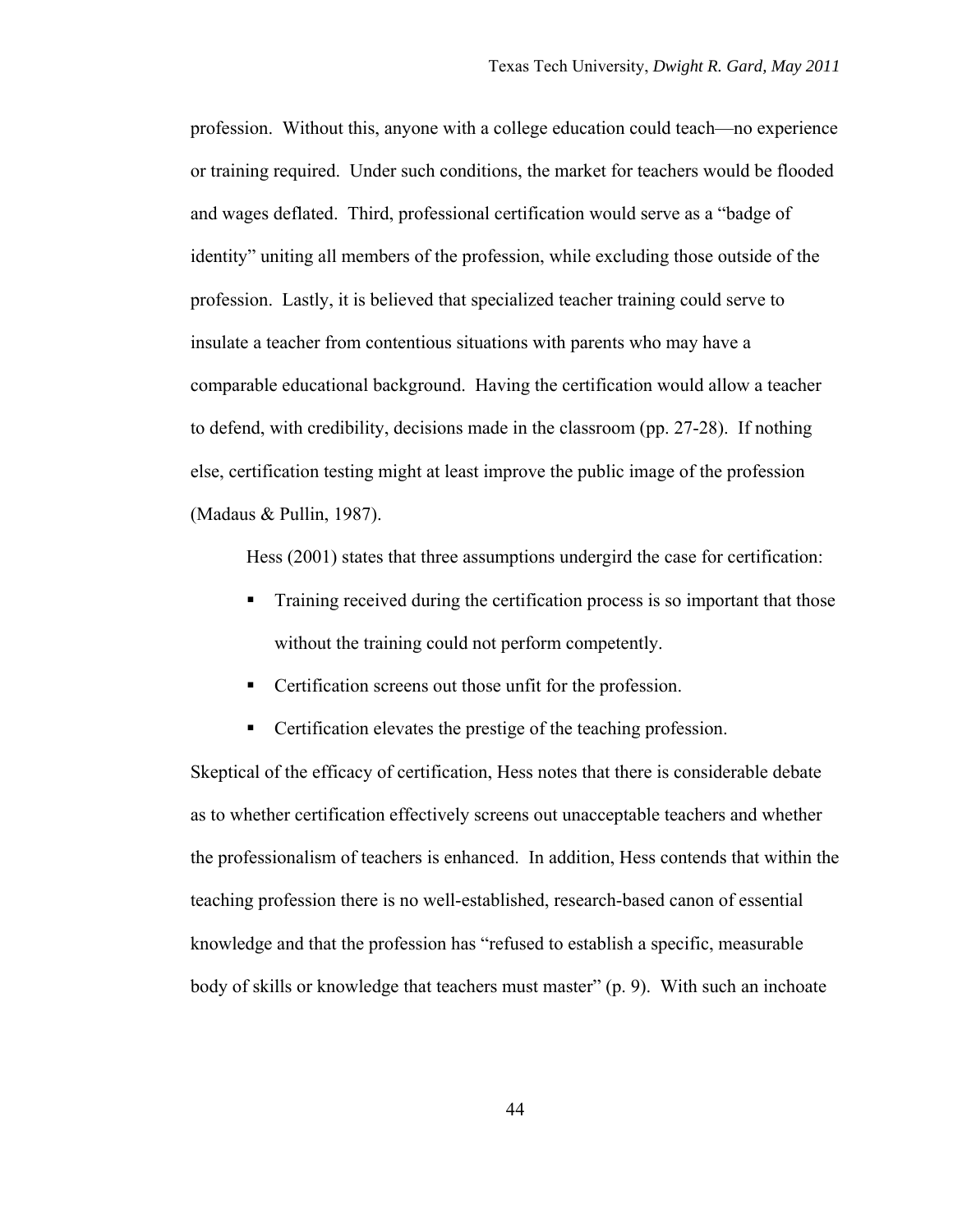profession. Without this, anyone with a college education could teach—no experience or training required. Under such conditions, the market for teachers would be flooded and wages deflated. Third, professional certification would serve as a "badge of identity" uniting all members of the profession, while excluding those outside of the profession. Lastly, it is believed that specialized teacher training could serve to insulate a teacher from contentious situations with parents who may have a comparable educational background. Having the certification would allow a teacher to defend, with credibility, decisions made in the classroom (pp. 27-28). If nothing else, certification testing might at least improve the public image of the profession (Madaus & Pullin, 1987).

Hess (2001) states that three assumptions undergird the case for certification:

- Training received during the certification process is so important that those without the training could not perform competently.
- Certification screens out those unfit for the profession.
- Certification elevates the prestige of the teaching profession.

Skeptical of the efficacy of certification, Hess notes that there is considerable debate as to whether certification effectively screens out unacceptable teachers and whether the professionalism of teachers is enhanced. In addition, Hess contends that within the teaching profession there is no well-established, research-based canon of essential knowledge and that the profession has "refused to establish a specific, measurable body of skills or knowledge that teachers must master" (p. 9). With such an inchoate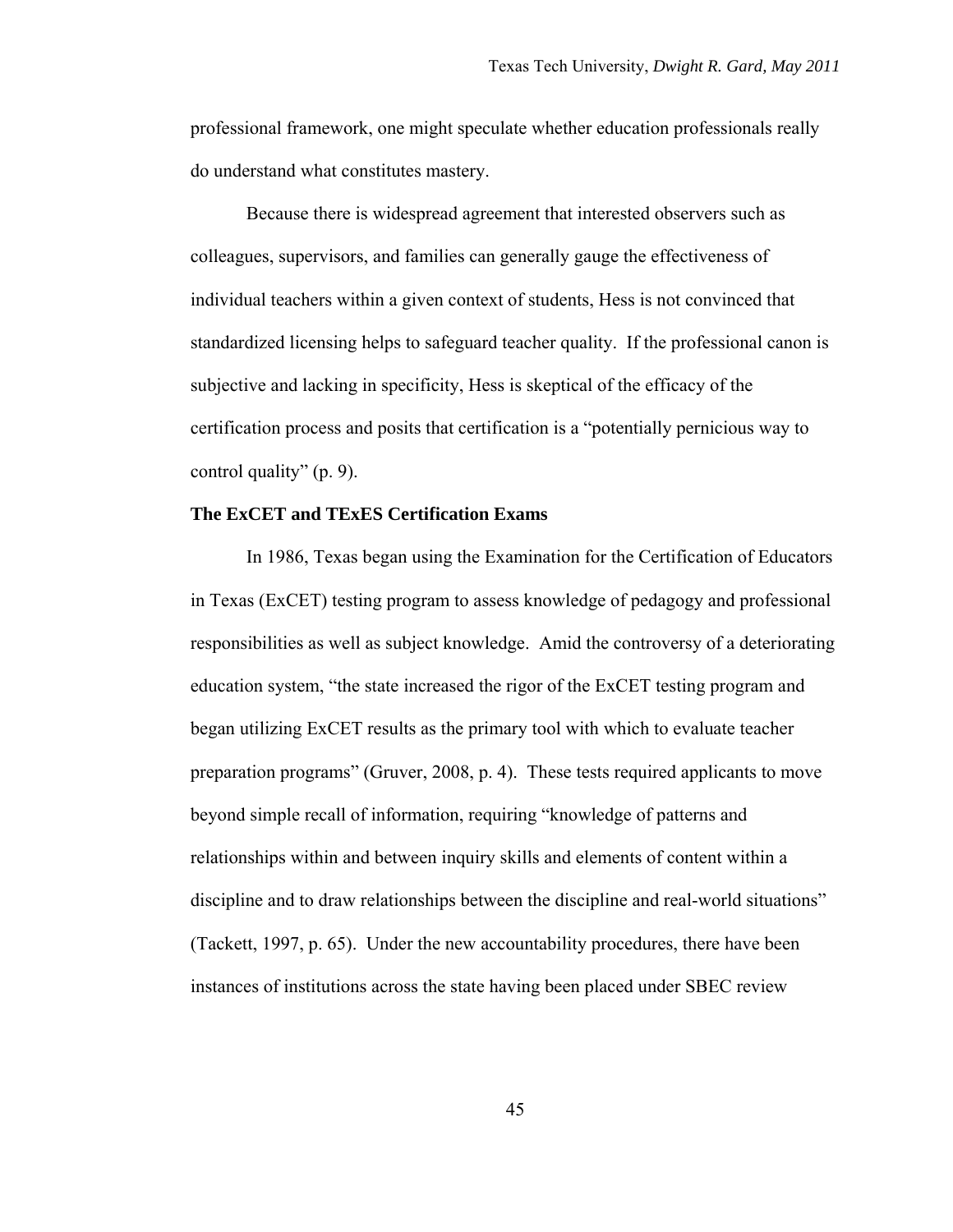professional framework, one might speculate whether education professionals really do understand what constitutes mastery.

Because there is widespread agreement that interested observers such as colleagues, supervisors, and families can generally gauge the effectiveness of individual teachers within a given context of students, Hess is not convinced that standardized licensing helps to safeguard teacher quality. If the professional canon is subjective and lacking in specificity, Hess is skeptical of the efficacy of the certification process and posits that certification is a "potentially pernicious way to control quality" (p. 9).

**The ExCET and TExES Certification Exams**

In 1986, Texas began using the Examination for the Certification of Educators in Texas (ExCET) testing program to assess knowledge of pedagogy and professional responsibilities as well as subject knowledge. Amid the controversy of a deteriorating education system, "the state increased the rigor of the ExCET testing program and began utilizing ExCET results as the primary tool with which to evaluate teacher preparation programs" (Gruver, 2008, p. 4). These tests required applicants to move beyond simple recall of information, requiring "knowledge of patterns and relationships within and between inquiry skills and elements of content within a discipline and to draw relationships between the discipline and real-world situations" (Tackett, 1997, p. 65). Under the new accountability procedures, there have been instances of institutions across the state having been placed under SBEC review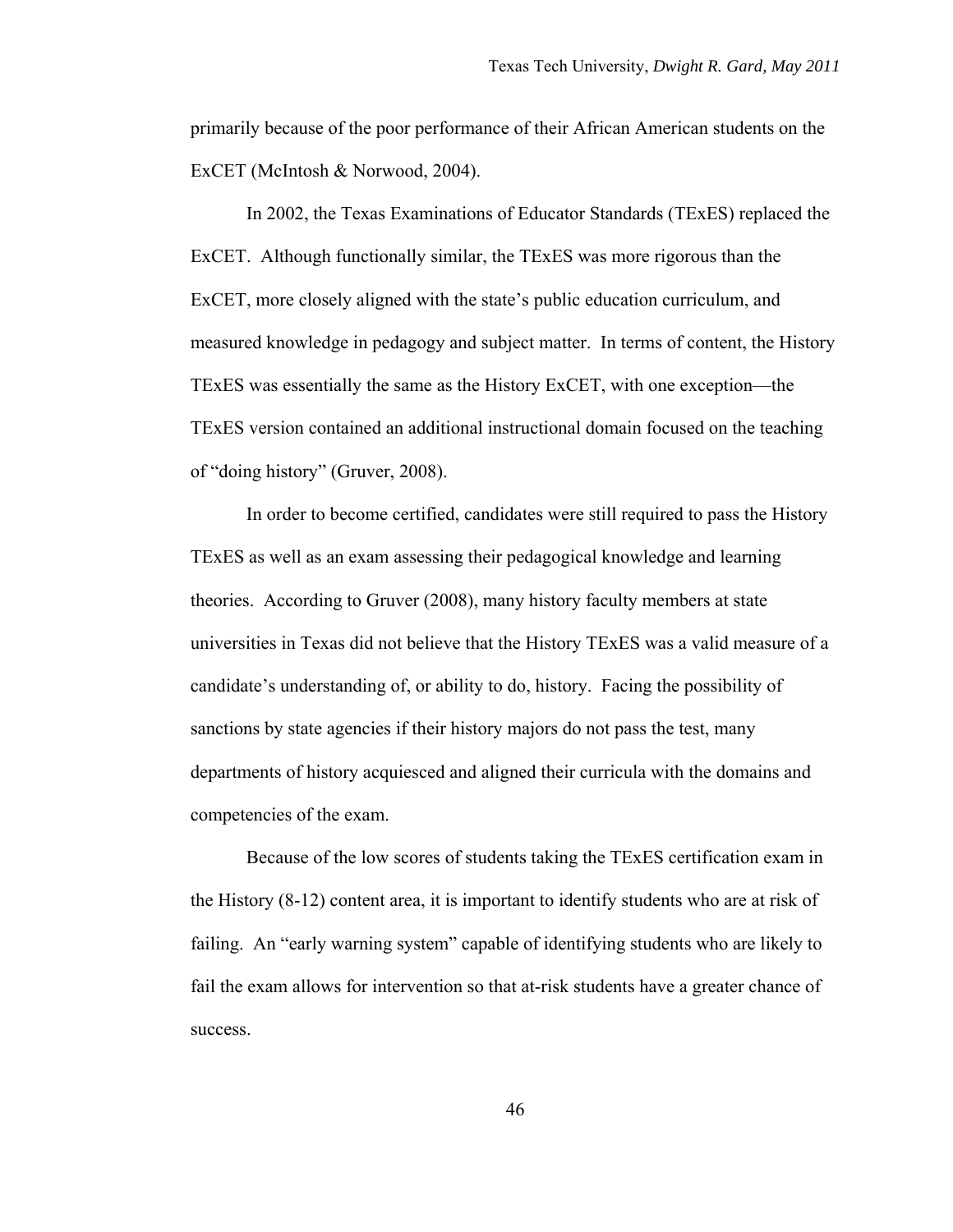primarily because of the poor performance of their African American students on the ExCET (McIntosh & Norwood, 2004).

In 2002, the Texas Examinations of Educator Standards (TExES) replaced the ExCET. Although functionally similar, the TExES was more rigorous than the ExCET, more closely aligned with the state's public education curriculum, and measured knowledge in pedagogy and subject matter. In terms of content, the History TExES was essentially the same as the History ExCET, with one exception—the TExES version contained an additional instructional domain focused on the teaching of "doing history" (Gruver, 2008).

In order to become certified, candidates were still required to pass the History TExES as well as an exam assessing their pedagogical knowledge and learning theories. According to Gruver (2008), many history faculty members at state universities in Texas did not believe that the History TExES was a valid measure of a candidate's understanding of, or ability to do, history. Facing the possibility of sanctions by state agencies if their history majors do not pass the test, many departments of history acquiesced and aligned their curricula with the domains and competencies of the exam.

Because of the low scores of students taking the TExES certification exam in the History (8-12) content area, it is important to identify students who are at risk of failing. An "early warning system" capable of identifying students who are likely to fail the exam allows for intervention so that at-risk students have a greater chance of success.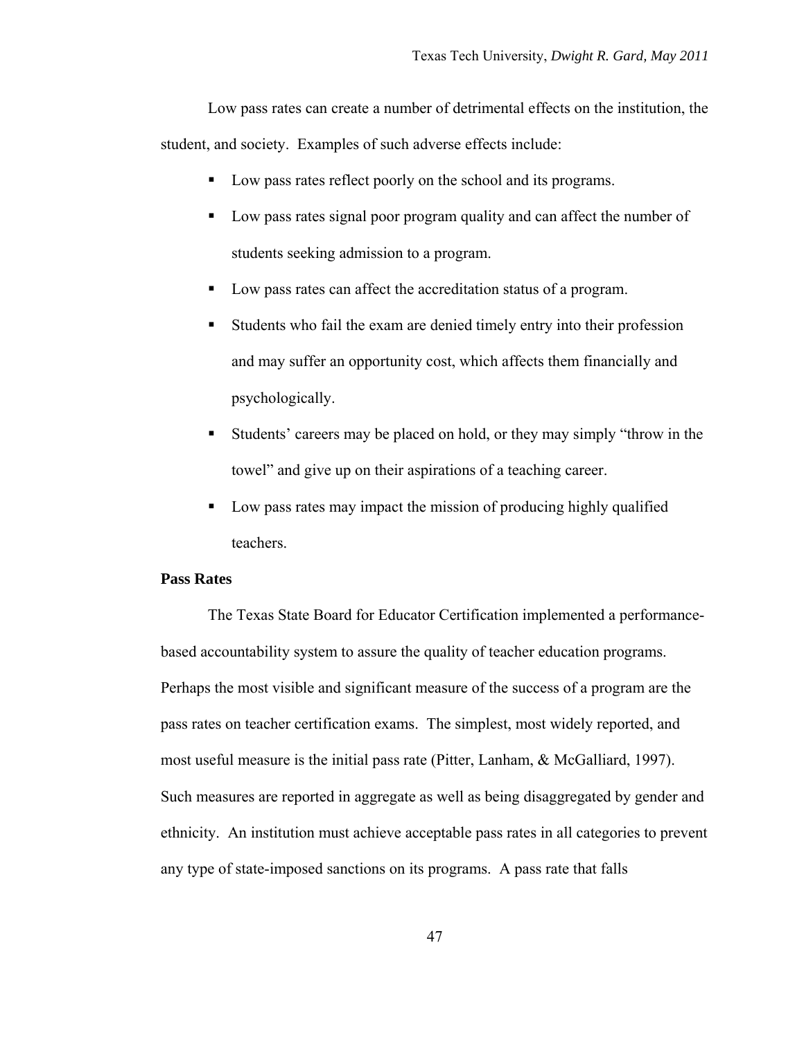Low pass rates can create a number of detrimental effects on the institution, the student, and society. Examples of such adverse effects include:

- Low pass rates reflect poorly on the school and its programs.
- Low pass rates signal poor program quality and can affect the number of students seeking admission to a program.
- Low pass rates can affect the accreditation status of a program.
- Students who fail the exam are denied timely entry into their profession and may suffer an opportunity cost, which affects them financially and psychologically.
- Students' careers may be placed on hold, or they may simply "throw in the towel" and give up on their aspirations of a teaching career.
- Low pass rates may impact the mission of producing highly qualified teachers.

**Pass Rates**

The Texas State Board for Educator Certification implemented a performance-based accountability system to assure the quality of teacher education programs. Perhaps the most visible and significant measure of the success of a program are the pass rates on teacher certification exams. The simplest, most widely reported, and most useful measure is the initial pass rate (Pitter, Lanham, & McGalliard, 1997). Such measures are reported in aggregate as well as being disaggregated by gender and ethnicity. An institution must achieve acceptable pass rates in all categories to prevent any type of state-imposed sanctions on its programs. A pass rate that falls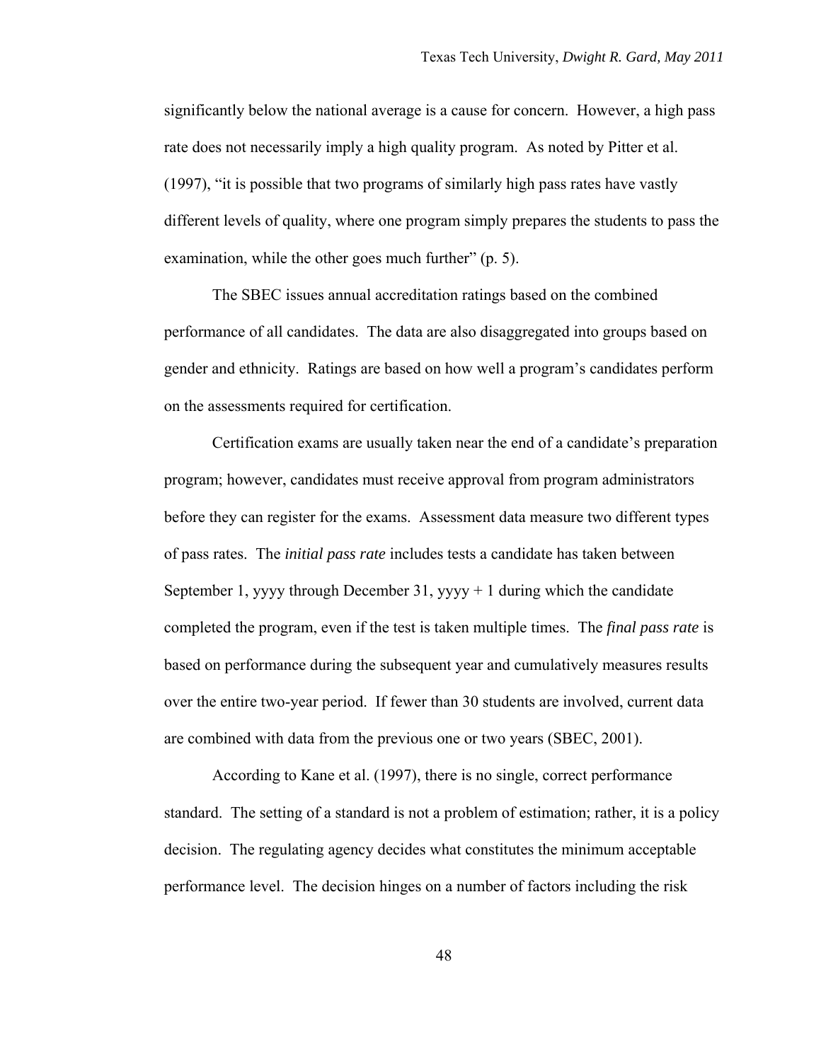significantly below the national average is a cause for concern. However, a high pass rate does not necessarily imply a high quality program. As noted by Pitter et al. (1997), "it is possible that two programs of similarly high pass rates have vastly different levels of quality, where one program simply prepares the students to pass the examination, while the other goes much further" (p. 5).

The SBEC issues annual accreditation ratings based on the combined performance of all candidates. The data are also disaggregated into groups based on gender and ethnicity. Ratings are based on how well a program's candidates perform on the assessments required for certification.

Certification exams are usually taken near the end of a candidate's preparation program; however, candidates must receive approval from program administrators before they can register for the exams. Assessment data measure two different types of pass rates. The *initial pass rate* includes tests a candidate has taken between September 1, yyyy through December 31, yyyy + 1 during which the candidate completed the program, even if the test is taken multiple times. The *final pass rate* is based on performance during the subsequent year and cumulatively measures results over the entire two-year period. If fewer than 30 students are involved, current data are combined with data from the previous one or two years (SBEC, 2001).

According to Kane et al. (1997), there is no single, correct performance standard. The setting of a standard is not a problem of estimation; rather, it is a policy decision. The regulating agency decides what constitutes the minimum acceptable performance level. The decision hinges on a number of factors including the risk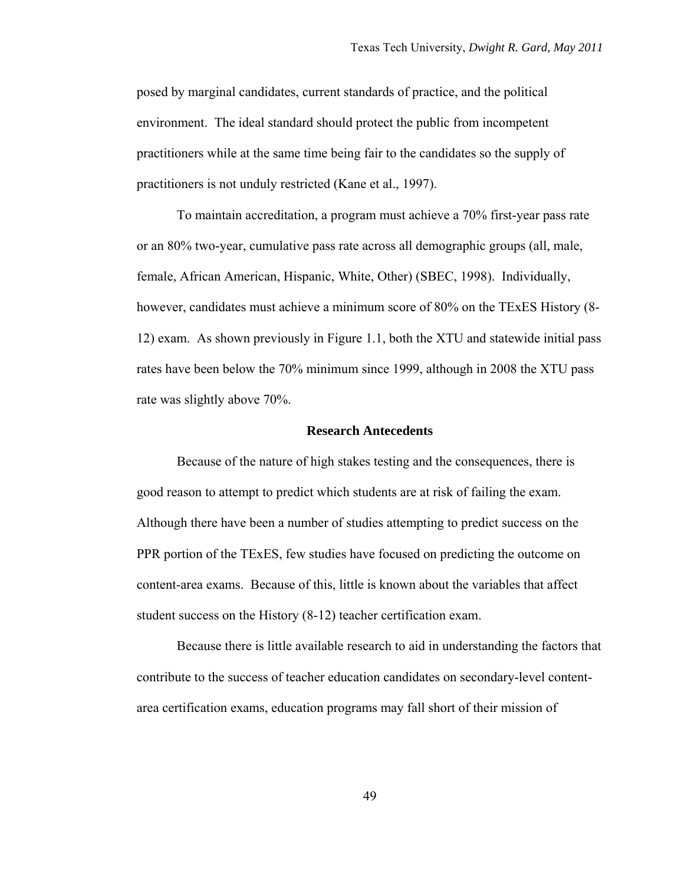posed by marginal candidates, current standards of practice, and the political environment. The ideal standard should protect the public from incompetent practitioners while at the same time being fair to the candidates so the supply of practitioners is not unduly restricted (Kane et al., 1997).

To maintain accreditation, a program must achieve a 70% first-year pass rate or an 80% two-year, cumulative pass rate across all demographic groups (all, male, female, African American, Hispanic, White, Other) (SBEC, 1998). Individually, however, candidates must achieve a minimum score of 80% on the TExES History (8-12) exam. As shown previously in Figure 1.1, both the XTU and statewide initial pass rates have been below the 70% minimum since 1999, although in 2008 the XTU pass rate was slightly above 70%.

## Research Antecedents

Because of the nature of high stakes testing and the consequences, there is good reason to attempt to predict which students are at risk of failing the exam. Although there have been a number of studies attempting to predict success on the PPR portion of the TExES, few studies have focused on predicting the outcome on content-area exams. Because of this, little is known about the variables that affect student success on the History (8-12) teacher certification exam.

Because there is little available research to aid in understanding the factors that contribute to the success of teacher education candidates on secondary-level content-area certification exams, education programs may fall short of their mission of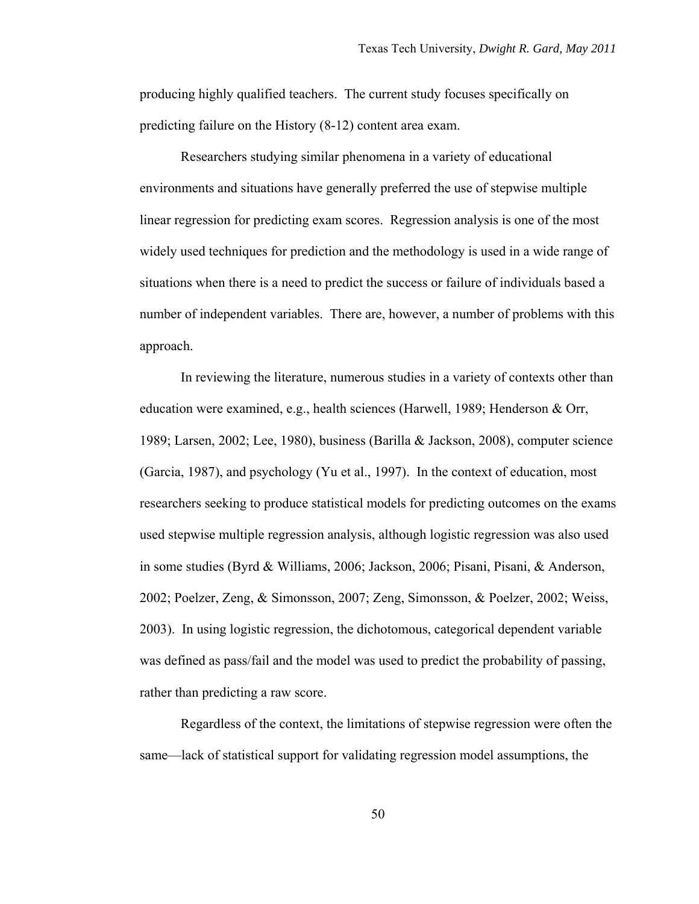producing highly qualified teachers. The current study focuses specifically on predicting failure on the History (8-12) content area exam.

Researchers studying similar phenomena in a variety of educational environments and situations have generally preferred the use of stepwise multiple linear regression for predicting exam scores. Regression analysis is one of the most widely used techniques for prediction and the methodology is used in a wide range of situations when there is a need to predict the success or failure of individuals based a number of independent variables. There are, however, a number of problems with this approach.

In reviewing the literature, numerous studies in a variety of contexts other than education were examined, e.g., health sciences (Harwell, 1989; Henderson & Orr, 1989; Larsen, 2002; Lee, 1980), business (Barilla & Jackson, 2008), computer science (Garcia, 1987), and psychology (Yu et al., 1997). In the context of education, most researchers seeking to produce statistical models for predicting outcomes on the exams used stepwise multiple regression analysis, although logistic regression was also used in some studies (Byrd & Williams, 2006; Jackson, 2006; Pisani, Pisani, & Anderson, 2002; Poelzer, Zeng, & Simonsson, 2007; Zeng, Simonsson, & Poelzer, 2002; Weiss, 2003). In using logistic regression, the dichotomous, categorical dependent variable was defined as pass/fail and the model was used to predict the probability of passing, rather than predicting a raw score.

Regardless of the context, the limitations of stepwise regression were often the same—lack of statistical support for validating regression model assumptions, the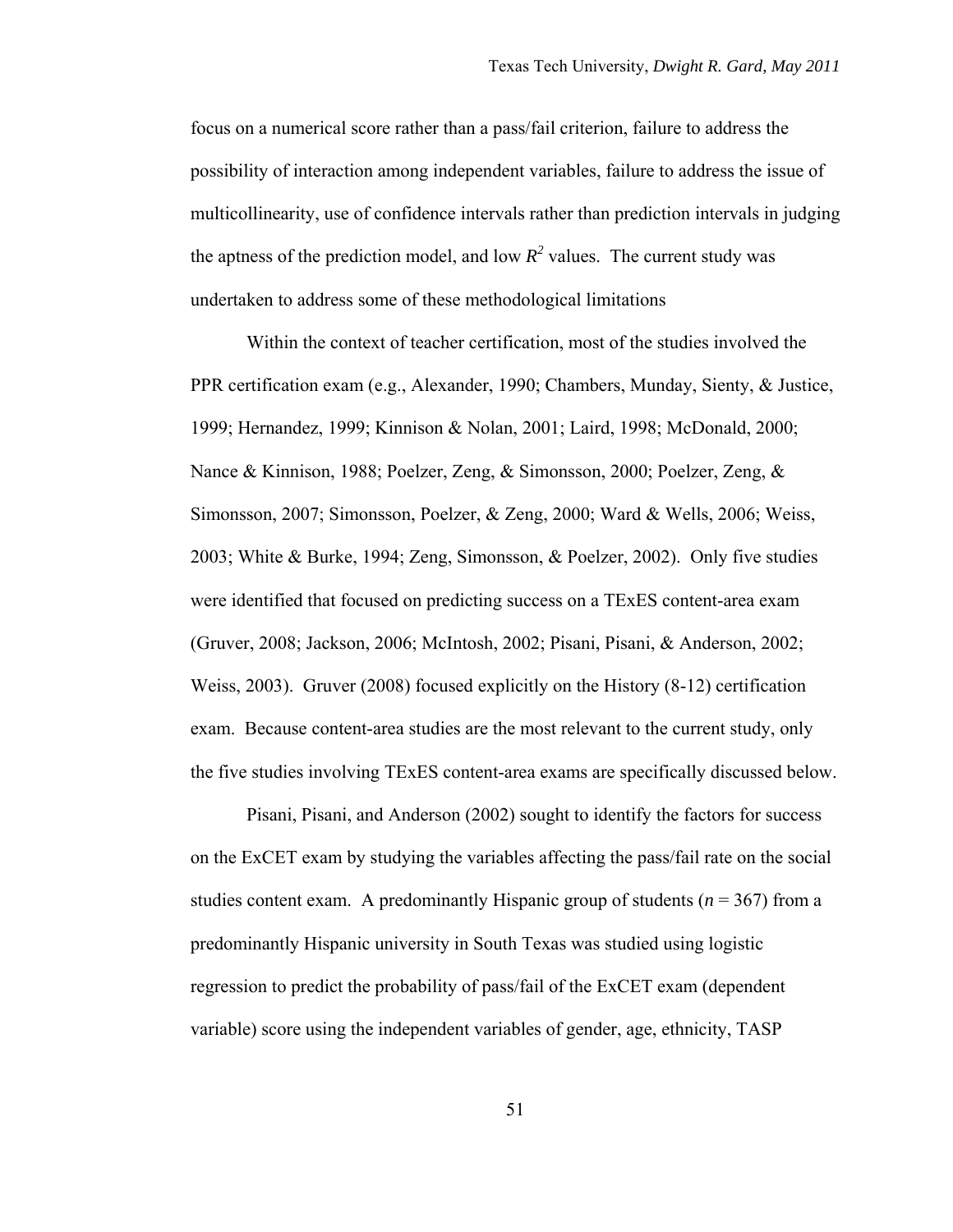focus on a numerical score rather than a pass/fail criterion, failure to address the possibility of interaction among independent variables, failure to address the issue of multicollinearity, use of confidence intervals rather than prediction intervals in judging the aptness of the prediction model, and low $R^2$ values. The current study was undertaken to address some of these methodological limitations

Within the context of teacher certification, most of the studies involved the PPR certification exam (e.g., Alexander, 1990; Chambers, Munday, Sienty, & Justice, 1999; Hernandez, 1999; Kinnison & Nolan, 2001; Laird, 1998; McDonald, 2000; Nance & Kinnison, 1988; Poelzer, Zeng, & Simonsson, 2000; Poelzer, Zeng, & Simonsson, 2007; Simonsson, Poelzer, & Zeng, 2000; Ward & Wells, 2006; Weiss, 2003; White & Burke, 1994; Zeng, Simonsson, & Poelzer, 2002). Only five studies were identified that focused on predicting success on a TExES content-area exam (Gruver, 2008; Jackson, 2006; McIntosh, 2002; Pisani, Pisani, & Anderson, 2002; Weiss, 2003). Gruver (2008) focused explicitly on the History (8-12) certification exam. Because content-area studies are the most relevant to the current study, only the five studies involving TExES content-area exams are specifically discussed below.

Pisani, Pisani, and Anderson (2002) sought to identify the factors for success on the ExCET exam by studying the variables affecting the pass/fail rate on the social studies content exam. A predominantly Hispanic group of students ($n$ = 367) from a predominantly Hispanic university in South Texas was studied using logistic regression to predict the probability of pass/fail of the ExCET exam (dependent variable) score using the independent variables of gender, age, ethnicity, TASP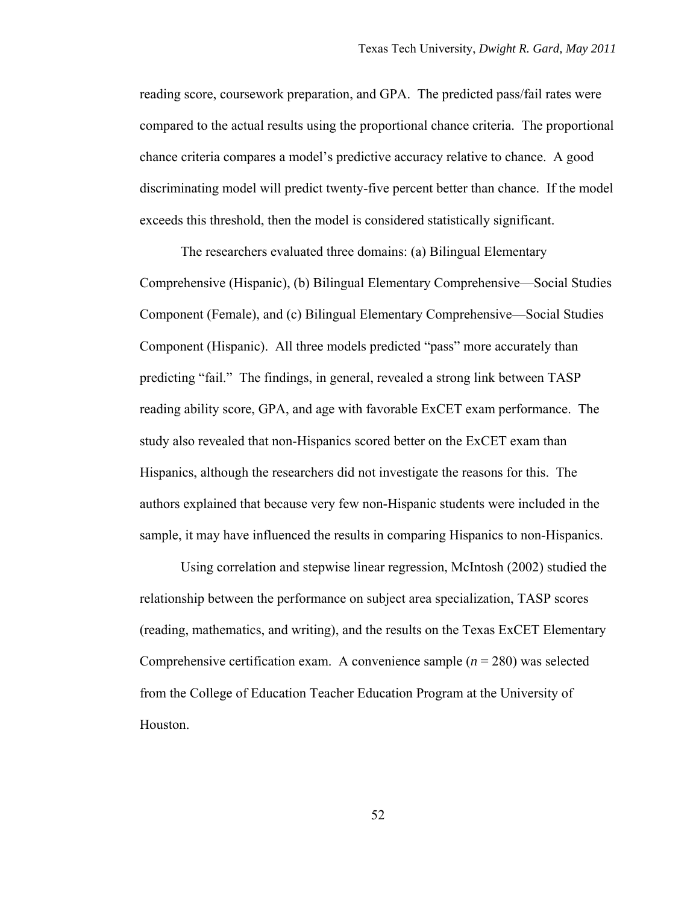reading score, coursework preparation, and GPA. The predicted pass/fail rates were compared to the actual results using the proportional chance criteria. The proportional chance criteria compares a model's predictive accuracy relative to chance. A good discriminating model will predict twenty-five percent better than chance. If the model exceeds this threshold, then the model is considered statistically significant.

The researchers evaluated three domains: (a) Bilingual Elementary Comprehensive (Hispanic), (b) Bilingual Elementary Comprehensive—Social Studies Component (Female), and (c) Bilingual Elementary Comprehensive—Social Studies Component (Hispanic). All three models predicted "pass" more accurately than predicting "fail." The findings, in general, revealed a strong link between TASP reading ability score, GPA, and age with favorable ExCET exam performance. The study also revealed that non-Hispanics scored better on the ExCET exam than Hispanics, although the researchers did not investigate the reasons for this. The authors explained that because very few non-Hispanic students were included in the sample, it may have influenced the results in comparing Hispanics to non-Hispanics.

Using correlation and stepwise linear regression, McIntosh (2002) studied the relationship between the performance on subject area specialization, TASP scores (reading, mathematics, and writing), and the results on the Texas ExCET Elementary Comprehensive certification exam. A convenience sample ($n = 280$) was selected from the College of Education Teacher Education Program at the University of Houston.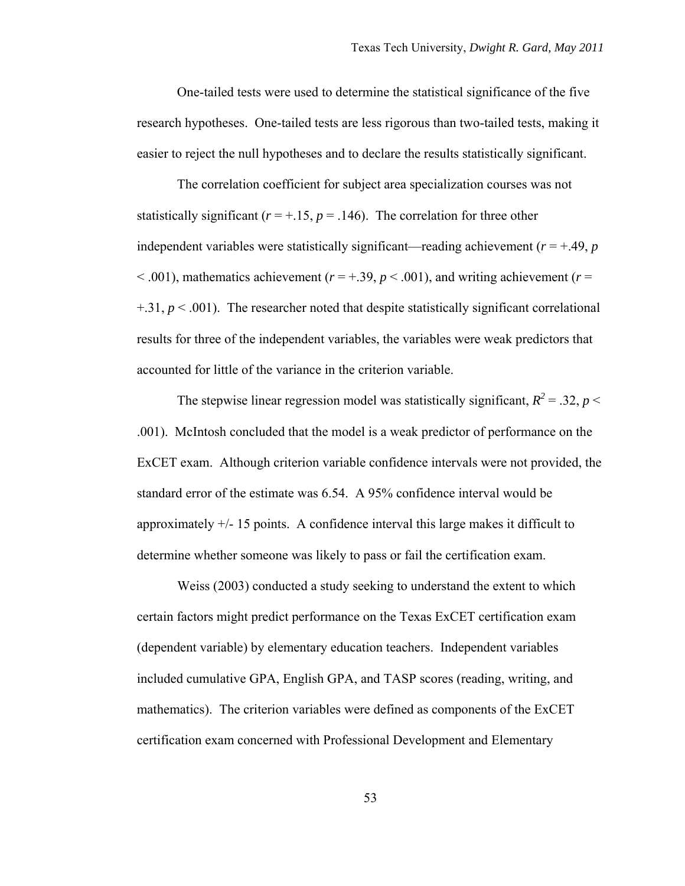One-tailed tests were used to determine the statistical significance of the five research hypotheses. One-tailed tests are less rigorous than two-tailed tests, making it easier to reject the null hypotheses and to declare the results statistically significant.

The correlation coefficient for subject area specialization courses was not statistically significant ($r = +.15$, $p = .146$). The correlation for three other independent variables were statistically significant—reading achievement ($r = +.49$, $p < .001$), mathematics achievement ($r = +.39$, $p < .001$), and writing achievement ($r = +.31$, $p < .001$). The researcher noted that despite statistically significant correlational results for three of the independent variables, the variables were weak predictors that accounted for little of the variance in the criterion variable.

The stepwise linear regression model was statistically significant, $R^2 = .32$, $p < .001$). McIntosh concluded that the model is a weak predictor of performance on the ExCET exam. Although criterion variable confidence intervals were not provided, the standard error of the estimate was 6.54. A 95% confidence interval would be approximately +/- 15 points. A confidence interval this large makes it difficult to determine whether someone was likely to pass or fail the certification exam.

Weiss (2003) conducted a study seeking to understand the extent to which certain factors might predict performance on the Texas ExCET certification exam (dependent variable) by elementary education teachers. Independent variables included cumulative GPA, English GPA, and TASP scores (reading, writing, and mathematics). The criterion variables were defined as components of the ExCET certification exam concerned with Professional Development and Elementary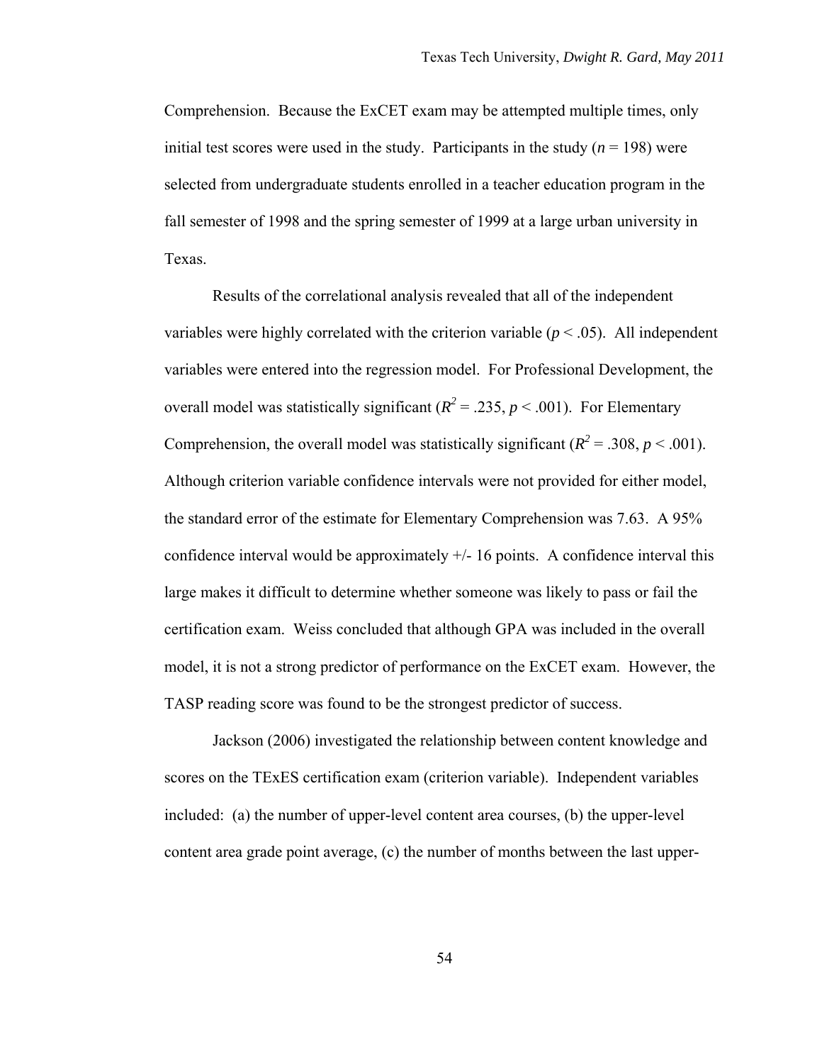Comprehension. Because the ExCET exam may be attempted multiple times, only initial test scores were used in the study. Participants in the study ($n$ = 198) were selected from undergraduate students enrolled in a teacher education program in the fall semester of 1998 and the spring semester of 1999 at a large urban university in Texas.

Results of the correlational analysis revealed that all of the independent variables were highly correlated with the criterion variable ($p < .05$). All independent variables were entered into the regression model. For Professional Development, the overall model was statistically significant ($R^2 = .235$, $p < .001$). For Elementary Comprehension, the overall model was statistically significant ($R^2 = .308$, $p < .001$). Although criterion variable confidence intervals were not provided for either model, the standard error of the estimate for Elementary Comprehension was 7.63. A 95% confidence interval would be approximately +/- 16 points. A confidence interval this large makes it difficult to determine whether someone was likely to pass or fail the certification exam. Weiss concluded that although GPA was included in the overall model, it is not a strong predictor of performance on the ExCET exam. However, the TASP reading score was found to be the strongest predictor of success.

Jackson (2006) investigated the relationship between content knowledge and scores on the TExES certification exam (criterion variable). Independent variables included: (a) the number of upper-level content area courses, (b) the upper-level content area grade point average, (c) the number of months between the last upper-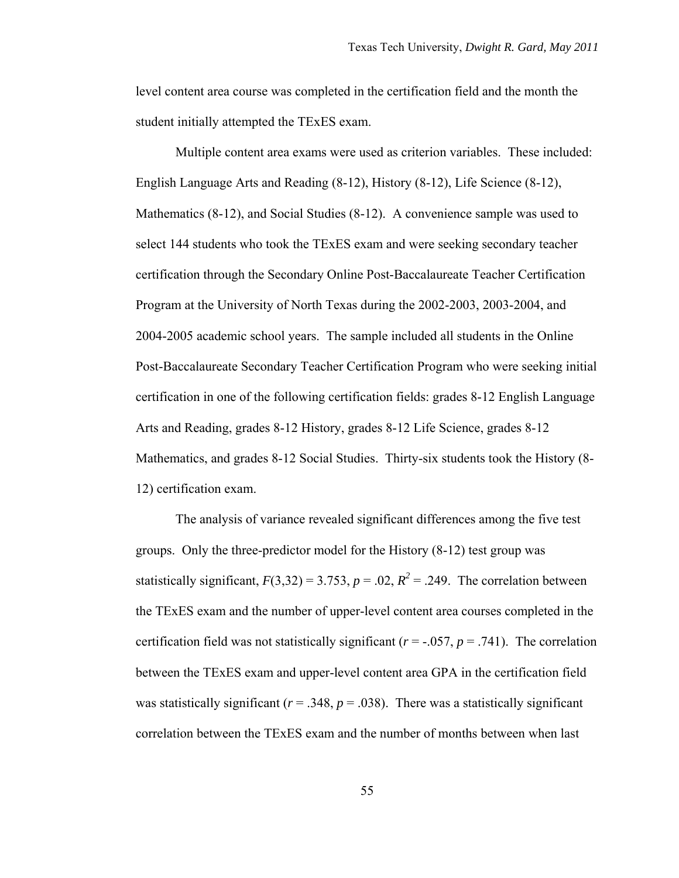level content area course was completed in the certification field and the month the student initially attempted the TExES exam.

Multiple content area exams were used as criterion variables. These included: English Language Arts and Reading (8-12), History (8-12), Life Science (8-12), Mathematics (8-12), and Social Studies (8-12). A convenience sample was used to select 144 students who took the TExES exam and were seeking secondary teacher certification through the Secondary Online Post-Baccalaureate Teacher Certification Program at the University of North Texas during the 2002-2003, 2003-2004, and 2004-2005 academic school years. The sample included all students in the Online Post-Baccalaureate Secondary Teacher Certification Program who were seeking initial certification in one of the following certification fields: grades 8-12 English Language Arts and Reading, grades 8-12 History, grades 8-12 Life Science, grades 8-12 Mathematics, and grades 8-12 Social Studies. Thirty-six students took the History (8-12) certification exam.

The analysis of variance revealed significant differences among the five test groups. Only the three-predictor model for the History (8-12) test group was statistically significant, $F(3,32) = 3.753$, $p = .02$, $R^2 = .249$. The correlation between the TExES exam and the number of upper-level content area courses completed in the certification field was not statistically significant ($r = -.057$, $p = .741$). The correlation between the TExES exam and upper-level content area GPA in the certification field was statistically significant ($r = .348$, $p = .038$). There was a statistically significant correlation between the TExES exam and the number of months between when last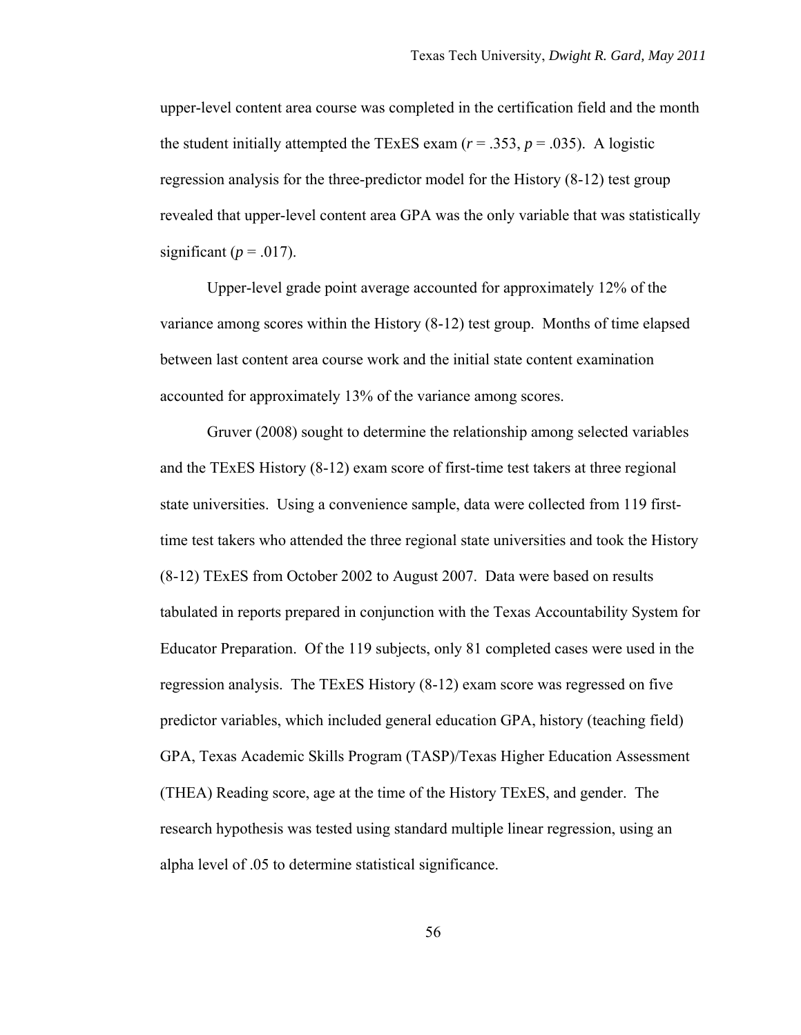upper-level content area course was completed in the certification field and the month the student initially attempted the TExES exam ($r = .353$, $p = .035$). A logistic regression analysis for the three-predictor model for the History (8-12) test group revealed that upper-level content area GPA was the only variable that was statistically significant ($p = .017$).

Upper-level grade point average accounted for approximately 12% of the variance among scores within the History (8-12) test group. Months of time elapsed between last content area course work and the initial state content examination accounted for approximately 13% of the variance among scores.

Gruver (2008) sought to determine the relationship among selected variables and the TExES History (8-12) exam score of first-time test takers at three regional state universities. Using a convenience sample, data were collected from 119 first-time test takers who attended the three regional state universities and took the History (8-12) TExES from October 2002 to August 2007. Data were based on results tabulated in reports prepared in conjunction with the Texas Accountability System for Educator Preparation. Of the 119 subjects, only 81 completed cases were used in the regression analysis. The TExES History (8-12) exam score was regressed on five predictor variables, which included general education GPA, history (teaching field) GPA, Texas Academic Skills Program (TASP)/Texas Higher Education Assessment (THEA) Reading score, age at the time of the History TExES, and gender. The research hypothesis was tested using standard multiple linear regression, using an alpha level of .05 to determine statistical significance.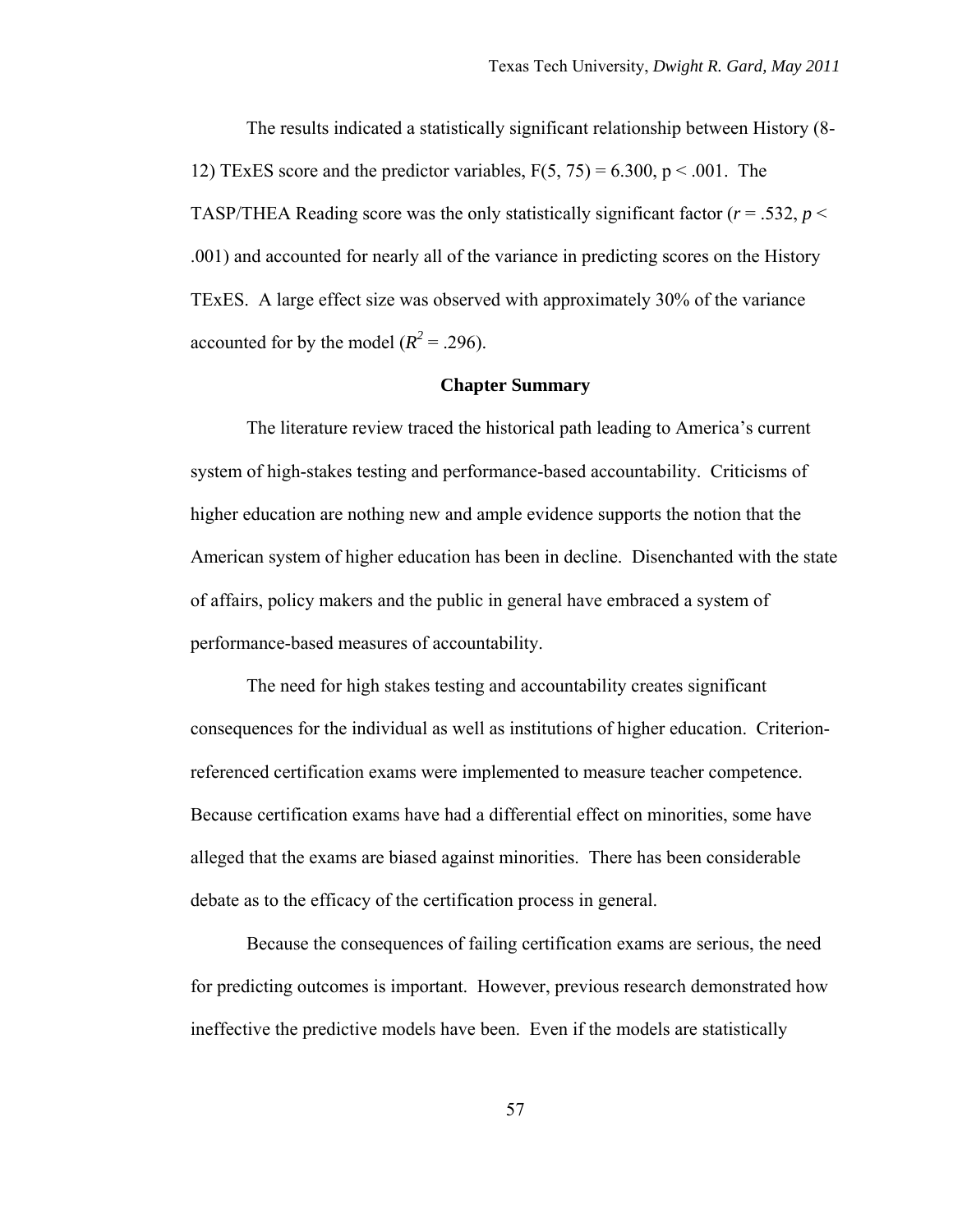The results indicated a statistically significant relationship between History (8-12) TExES score and the predictor variables, $F(5, 75) = 6.300$, $p < .001$. The TASP/THEA Reading score was the only statistically significant factor ($r = .532$, $p < .001$) and accounted for nearly all of the variance in predicting scores on the History TExES. A large effect size was observed with approximately 30% of the variance accounted for by the model ($R^2 = .296$).

## Chapter Summary

The literature review traced the historical path leading to America's current system of high-stakes testing and performance-based accountability. Criticisms of higher education are nothing new and ample evidence supports the notion that the American system of higher education has been in decline. Disenchanted with the state of affairs, policy makers and the public in general have embraced a system of performance-based measures of accountability.

The need for high stakes testing and accountability creates significant consequences for the individual as well as institutions of higher education. Criterion-referenced certification exams were implemented to measure teacher competence. Because certification exams have had a differential effect on minorities, some have alleged that the exams are biased against minorities. There has been considerable debate as to the efficacy of the certification process in general.

Because the consequences of failing certification exams are serious, the need for predicting outcomes is important. However, previous research demonstrated how ineffective the predictive models have been. Even if the models are statistically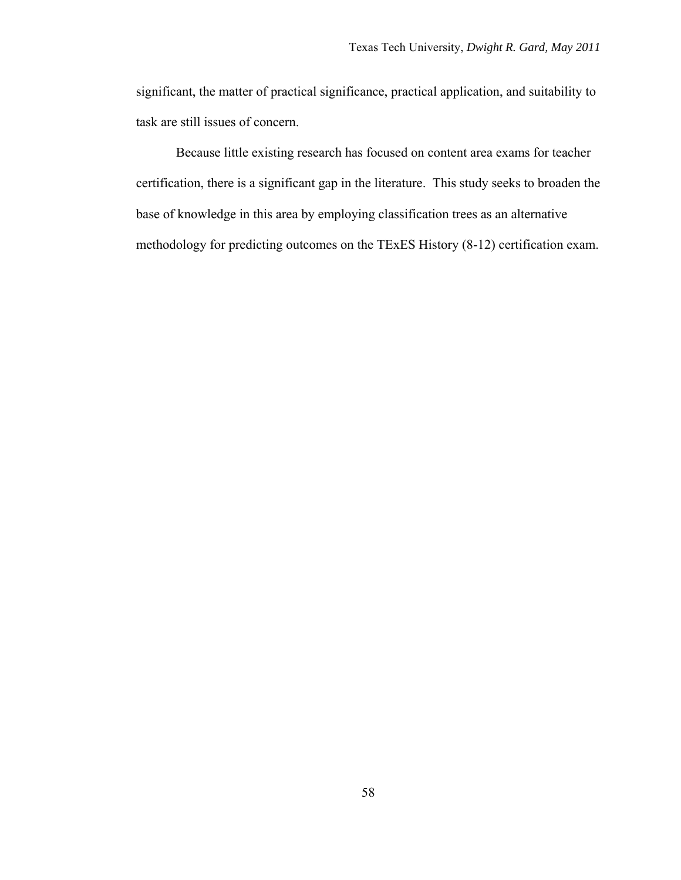significant, the matter of practical significance, practical application, and suitability to task are still issues of concern.

Because little existing research has focused on content area exams for teacher certification, there is a significant gap in the literature. This study seeks to broaden the base of knowledge in this area by employing classification trees as an alternative methodology for predicting outcomes on the TExES History (8-12) certification exam.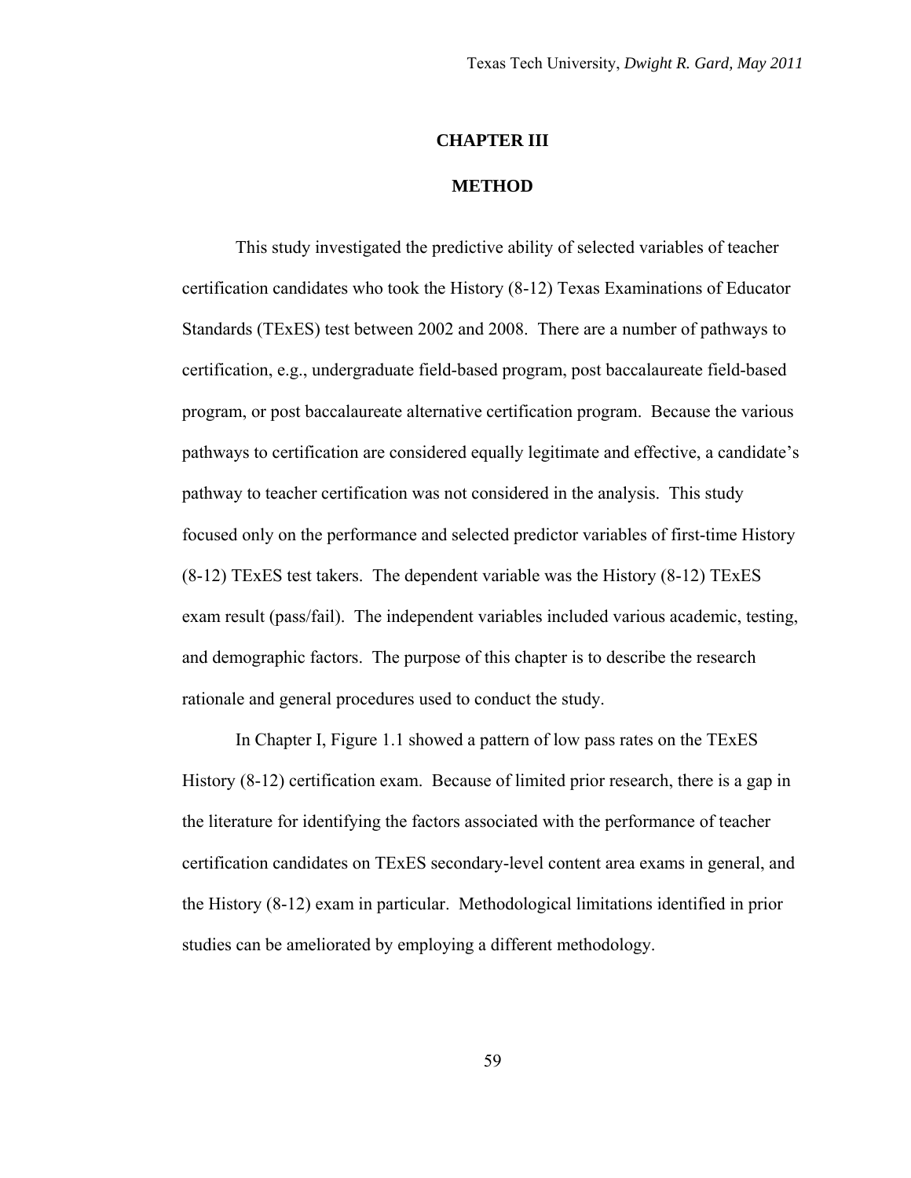# CHAPTER III

# METHOD

This study investigated the predictive ability of selected variables of teacher certification candidates who took the History (8-12) Texas Examinations of Educator Standards (TExES) test between 2002 and 2008. There are a number of pathways to certification, e.g., undergraduate field-based program, post baccalaureate field-based program, or post baccalaureate alternative certification program. Because the various pathways to certification are considered equally legitimate and effective, a candidate's pathway to teacher certification was not considered in the analysis. This study focused only on the performance and selected predictor variables of first-time History (8-12) TExES test takers. The dependent variable was the History (8-12) TExES exam result (pass/fail). The independent variables included various academic, testing, and demographic factors. The purpose of this chapter is to describe the research rationale and general procedures used to conduct the study.

In Chapter I, Figure 1.1 showed a pattern of low pass rates on the TExES History (8-12) certification exam. Because of limited prior research, there is a gap in the literature for identifying the factors associated with the performance of teacher certification candidates on TExES secondary-level content area exams in general, and the History (8-12) exam in particular. Methodological limitations identified in prior studies can be ameliorated by employing a different methodology.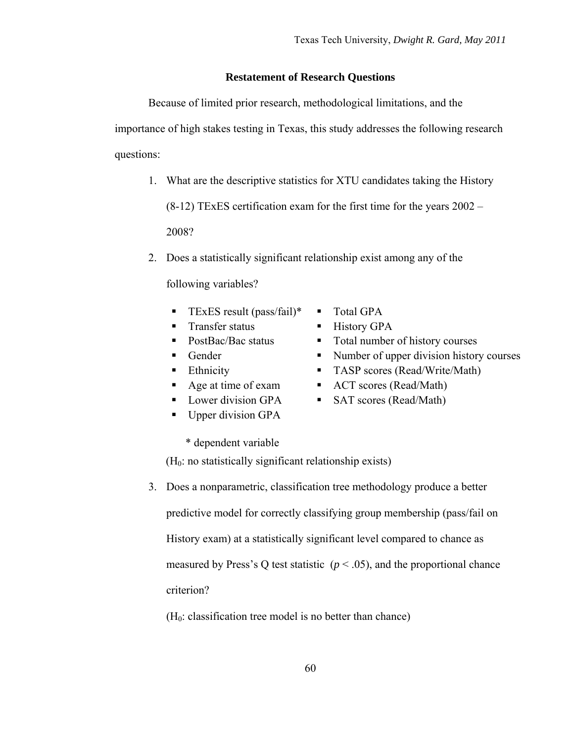**Restatement of Research Questions**

Because of limited prior research, methodological limitations, and the importance of high stakes testing in Texas, this study addresses the following research questions:

1. What are the descriptive statistics for XTU candidates taking the History (8-12) TExES certification exam for the first time for the years 2002 – 2008?
2. Does a statistically significant relationship exist among any of the following variables?
   - TExES result (pass/fail)*
   - Transfer status
   - PostBac/Bac status
   - Gender
   - Ethnicity
   - Age at time of exam
   - Lower division GPA
   - Upper division GPA
   - Total GPA
   - History GPA
   - Total number of history courses
   - Number of upper division history courses
   - TASP scores (Read/Write/Math)
   - ACT scores (Read/Math)
   - SAT scores (Read/Math)

   \* dependent variable

   ($H_0$: no statistically significant relationship exists)
3. Does a nonparametric, classification tree methodology produce a better predictive model for correctly classifying group membership (pass/fail on History exam) at a statistically significant level compared to chance as measured by Press's Q test statistic ($p < .05$), and the proportional chance criterion?

   ($H_0$: classification tree model is no better than chance)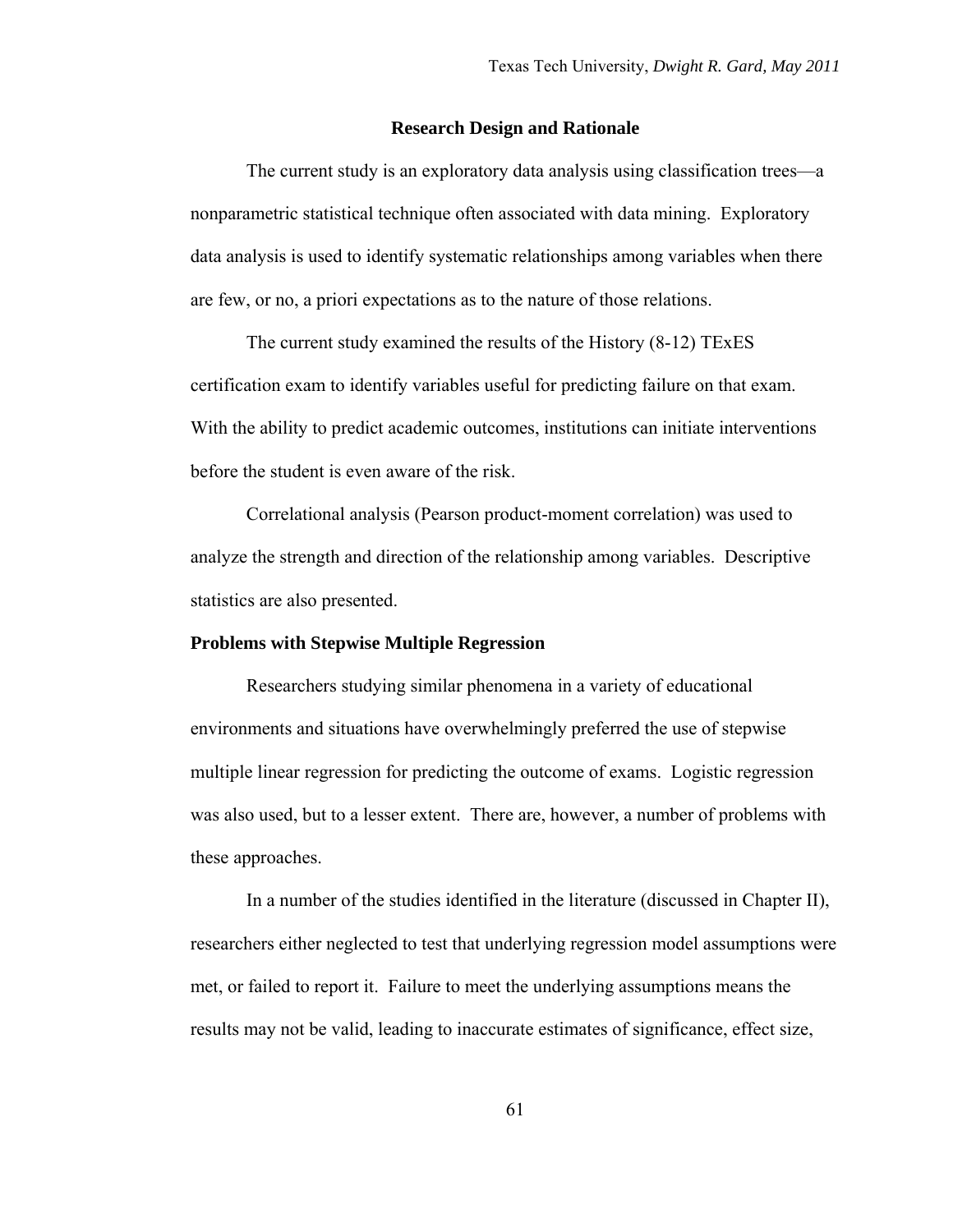## Research Design and Rationale

The current study is an exploratory data analysis using classification trees—a nonparametric statistical technique often associated with data mining. Exploratory data analysis is used to identify systematic relationships among variables when there are few, or no, a priori expectations as to the nature of those relations.

The current study examined the results of the History (8-12) TExES certification exam to identify variables useful for predicting failure on that exam. With the ability to predict academic outcomes, institutions can initiate interventions before the student is even aware of the risk.

Correlational analysis (Pearson product-moment correlation) was used to analyze the strength and direction of the relationship among variables. Descriptive statistics are also presented.

### Problems with Stepwise Multiple Regression

Researchers studying similar phenomena in a variety of educational environments and situations have overwhelmingly preferred the use of stepwise multiple linear regression for predicting the outcome of exams. Logistic regression was also used, but to a lesser extent. There are, however, a number of problems with these approaches.

In a number of the studies identified in the literature (discussed in Chapter II), researchers either neglected to test that underlying regression model assumptions were met, or failed to report it. Failure to meet the underlying assumptions means the results may not be valid, leading to inaccurate estimates of significance, effect size,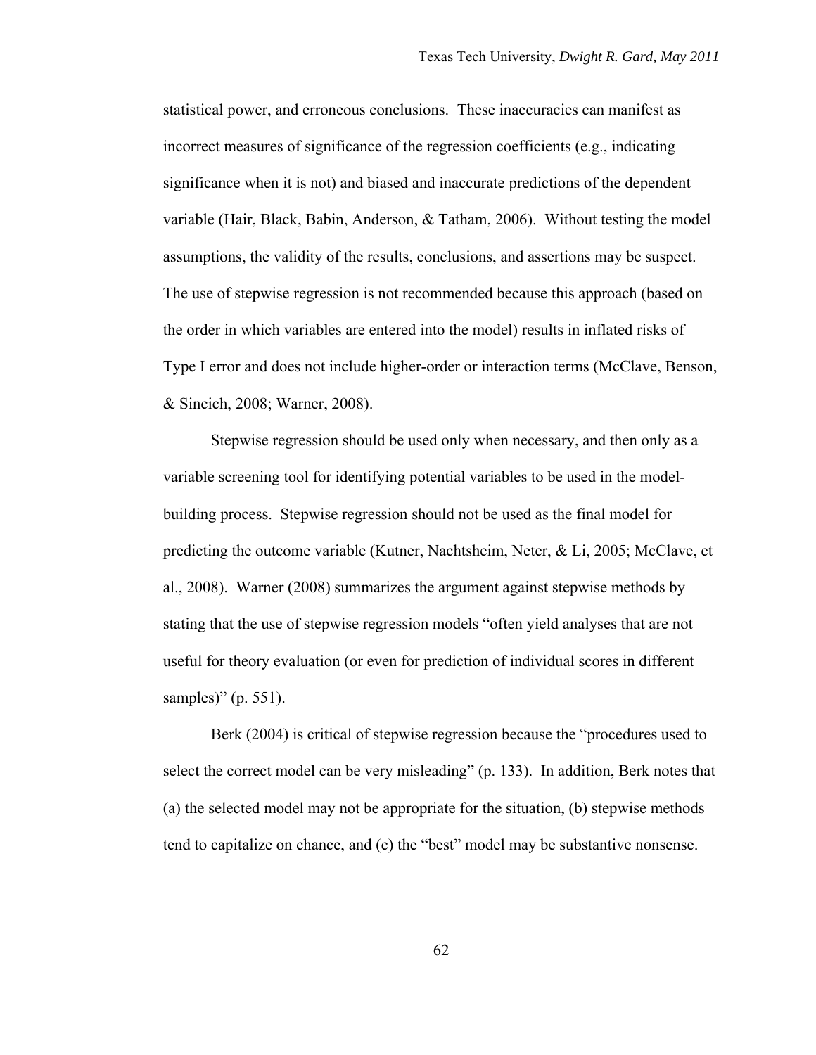statistical power, and erroneous conclusions. These inaccuracies can manifest as incorrect measures of significance of the regression coefficients (e.g., indicating significance when it is not) and biased and inaccurate predictions of the dependent variable (Hair, Black, Babin, Anderson, & Tatham, 2006). Without testing the model assumptions, the validity of the results, conclusions, and assertions may be suspect. The use of stepwise regression is not recommended because this approach (based on the order in which variables are entered into the model) results in inflated risks of Type I error and does not include higher-order or interaction terms (McClave, Benson, & Sincich, 2008; Warner, 2008).

Stepwise regression should be used only when necessary, and then only as a variable screening tool for identifying potential variables to be used in the model-building process. Stepwise regression should not be used as the final model for predicting the outcome variable (Kutner, Nachtsheim, Neter, & Li, 2005; McClave, et al., 2008). Warner (2008) summarizes the argument against stepwise methods by stating that the use of stepwise regression models "often yield analyses that are not useful for theory evaluation (or even for prediction of individual scores in different samples)" (p. 551).

Berk (2004) is critical of stepwise regression because the "procedures used to select the correct model can be very misleading" (p. 133). In addition, Berk notes that (a) the selected model may not be appropriate for the situation, (b) stepwise methods tend to capitalize on chance, and (c) the "best" model may be substantive nonsense.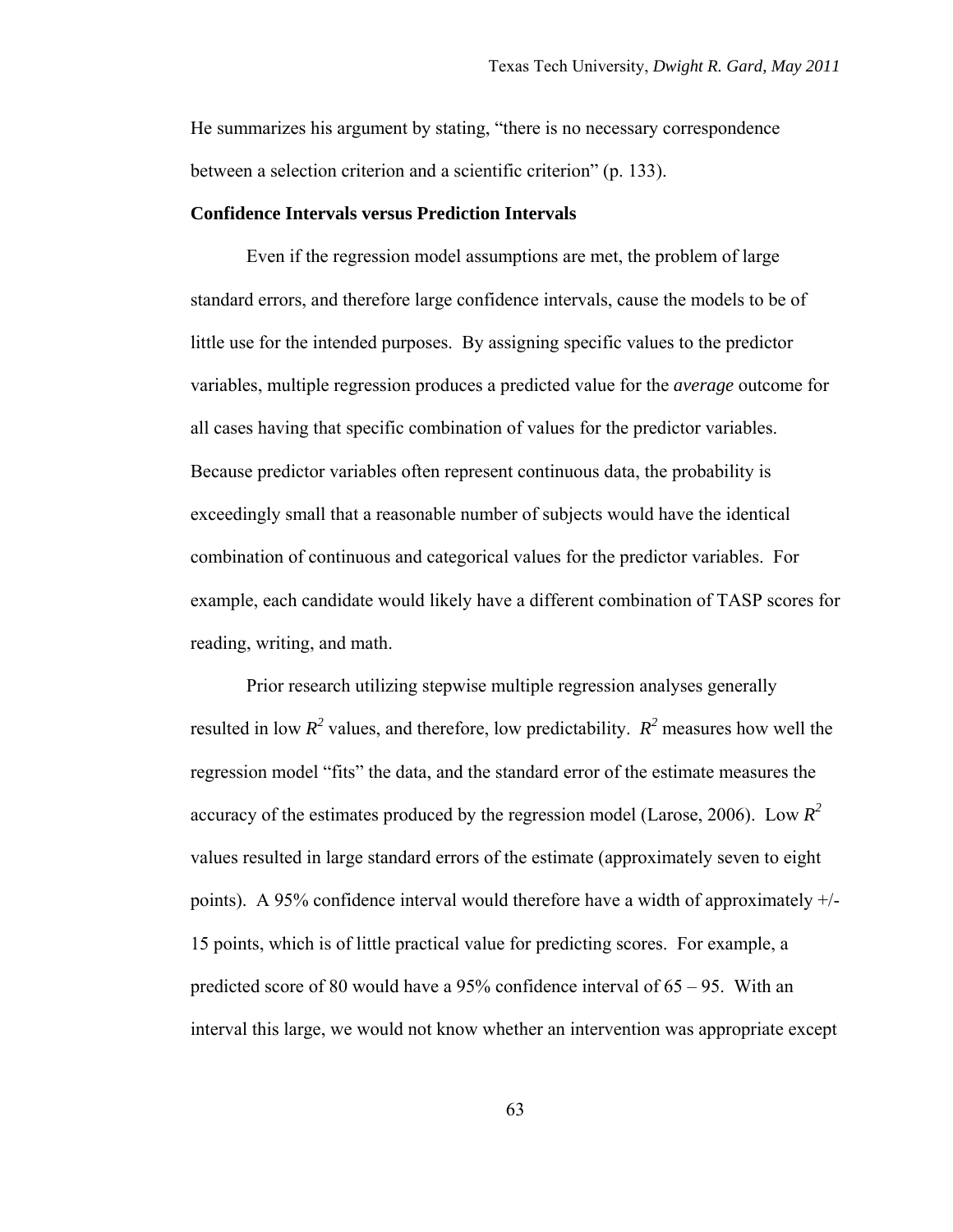He summarizes his argument by stating, "there is no necessary correspondence between a selection criterion and a scientific criterion" (p. 133).

**Confidence Intervals versus Prediction Intervals**

Even if the regression model assumptions are met, the problem of large standard errors, and therefore large confidence intervals, cause the models to be of little use for the intended purposes. By assigning specific values to the predictor variables, multiple regression produces a predicted value for the *average* outcome for all cases having that specific combination of values for the predictor variables. Because predictor variables often represent continuous data, the probability is exceedingly small that a reasonable number of subjects would have the identical combination of continuous and categorical values for the predictor variables. For example, each candidate would likely have a different combination of TASP scores for reading, writing, and math.

Prior research utilizing stepwise multiple regression analyses generally resulted in low $R^2$ values, and therefore, low predictability. $R^2$ measures how well the regression model "fits" the data, and the standard error of the estimate measures the accuracy of the estimates produced by the regression model (Larose, 2006). Low $R^2$ values resulted in large standard errors of the estimate (approximately seven to eight points). A 95% confidence interval would therefore have a width of approximately +/- 15 points, which is of little practical value for predicting scores. For example, a predicted score of 80 would have a 95% confidence interval of 65 – 95. With an interval this large, we would not know whether an intervention was appropriate except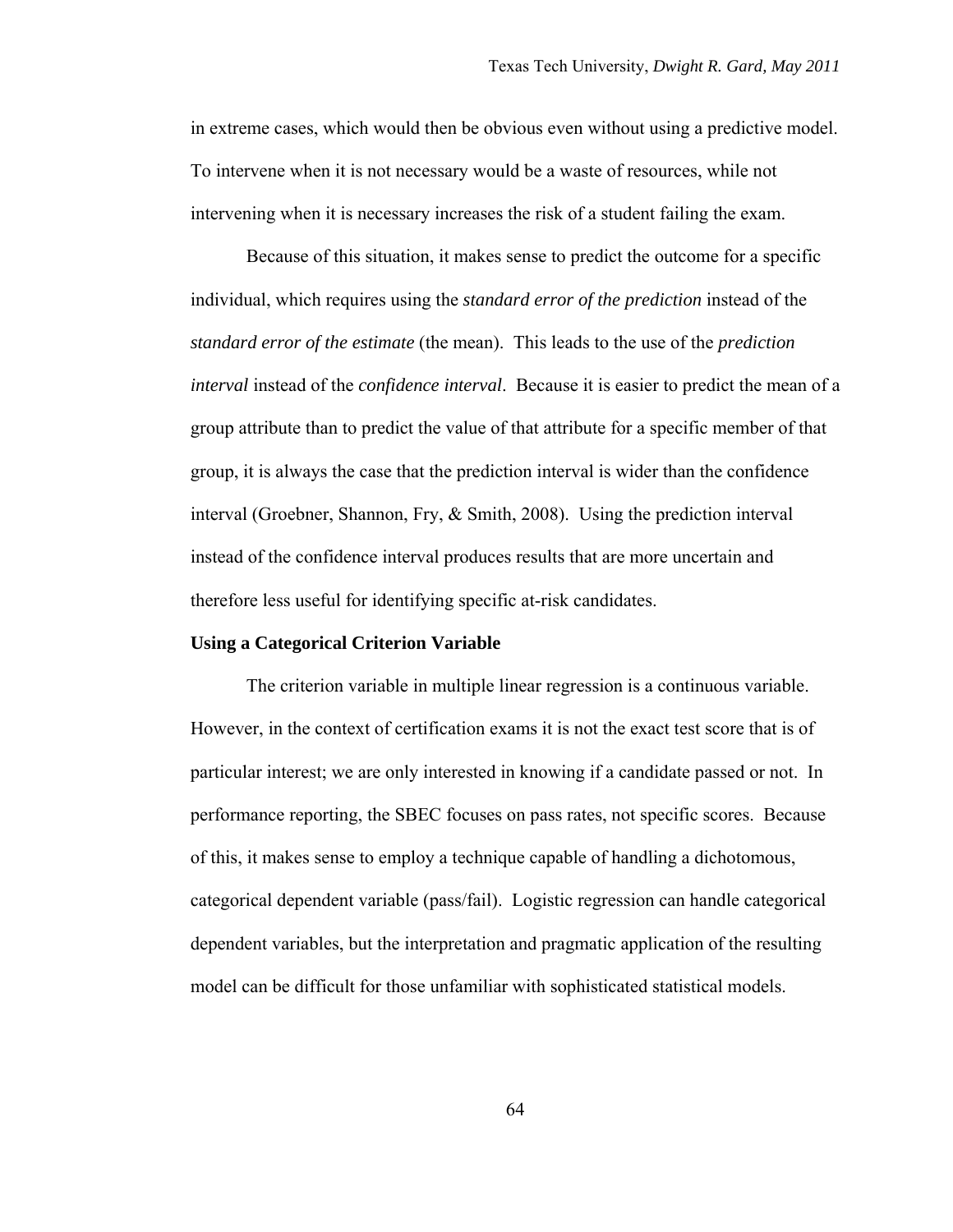in extreme cases, which would then be obvious even without using a predictive model. To intervene when it is not necessary would be a waste of resources, while not intervening when it is necessary increases the risk of a student failing the exam.

Because of this situation, it makes sense to predict the outcome for a specific individual, which requires using the *standard error of the prediction* instead of the *standard error of the estimate* (the mean). This leads to the use of the *prediction interval* instead of the *confidence interval*. Because it is easier to predict the mean of a group attribute than to predict the value of that attribute for a specific member of that group, it is always the case that the prediction interval is wider than the confidence interval (Groebner, Shannon, Fry, & Smith, 2008). Using the prediction interval instead of the confidence interval produces results that are more uncertain and therefore less useful for identifying specific at-risk candidates.

**Using a Categorical Criterion Variable**

The criterion variable in multiple linear regression is a continuous variable. However, in the context of certification exams it is not the exact test score that is of particular interest; we are only interested in knowing if a candidate passed or not. In performance reporting, the SBEC focuses on pass rates, not specific scores. Because of this, it makes sense to employ a technique capable of handling a dichotomous, categorical dependent variable (pass/fail). Logistic regression can handle categorical dependent variables, but the interpretation and pragmatic application of the resulting model can be difficult for those unfamiliar with sophisticated statistical models.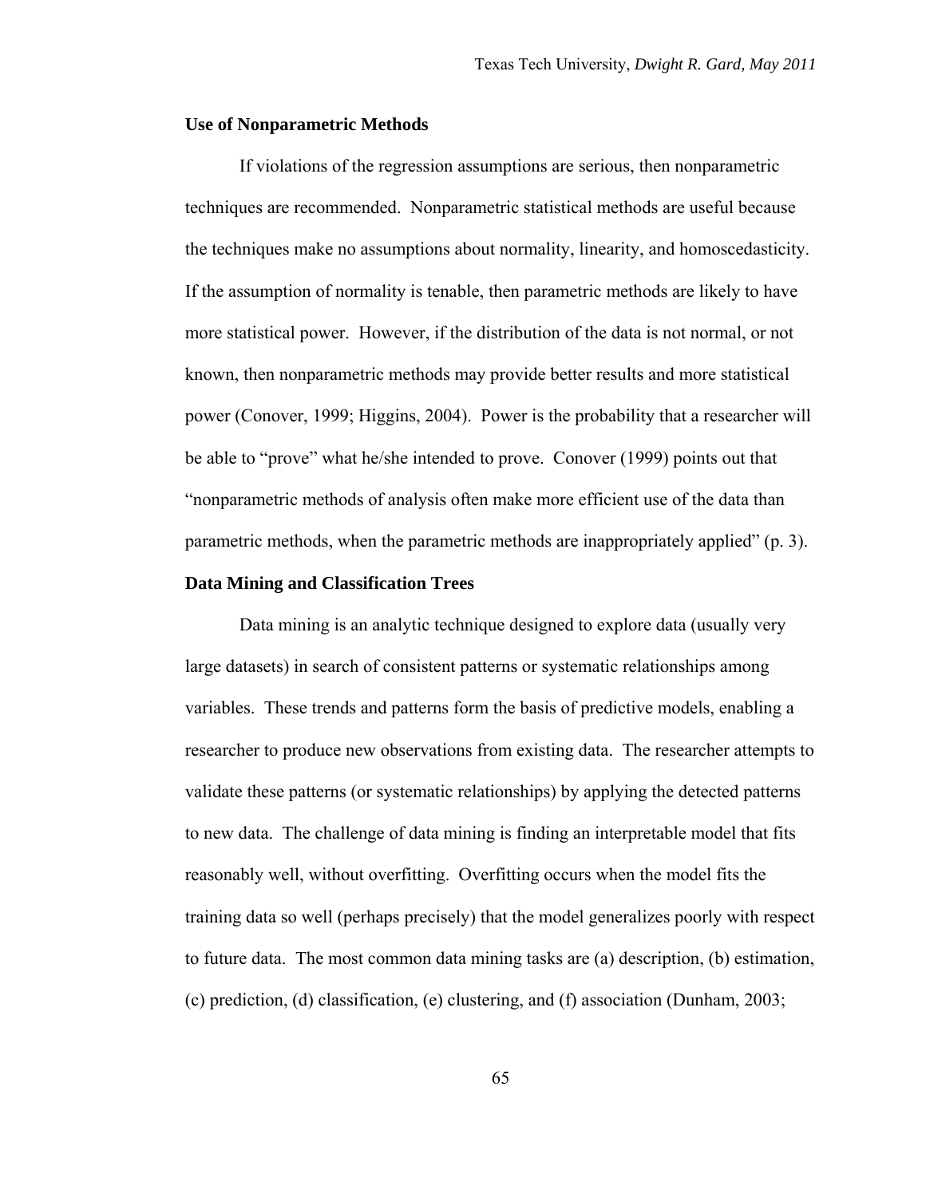### Use of Nonparametric Methods

If violations of the regression assumptions are serious, then nonparametric techniques are recommended. Nonparametric statistical methods are useful because the techniques make no assumptions about normality, linearity, and homoscedasticity. If the assumption of normality is tenable, then parametric methods are likely to have more statistical power. However, if the distribution of the data is not normal, or not known, then nonparametric methods may provide better results and more statistical power (Conover, 1999; Higgins, 2004). Power is the probability that a researcher will be able to "prove" what he/she intended to prove. Conover (1999) points out that "nonparametric methods of analysis often make more efficient use of the data than parametric methods, when the parametric methods are inappropriately applied" (p. 3).

### Data Mining and Classification Trees

Data mining is an analytic technique designed to explore data (usually very large datasets) in search of consistent patterns or systematic relationships among variables. These trends and patterns form the basis of predictive models, enabling a researcher to produce new observations from existing data. The researcher attempts to validate these patterns (or systematic relationships) by applying the detected patterns to new data. The challenge of data mining is finding an interpretable model that fits reasonably well, without overfitting. Overfitting occurs when the model fits the training data so well (perhaps precisely) that the model generalizes poorly with respect to future data. The most common data mining tasks are (a) description, (b) estimation, (c) prediction, (d) classification, (e) clustering, and (f) association (Dunham, 2003;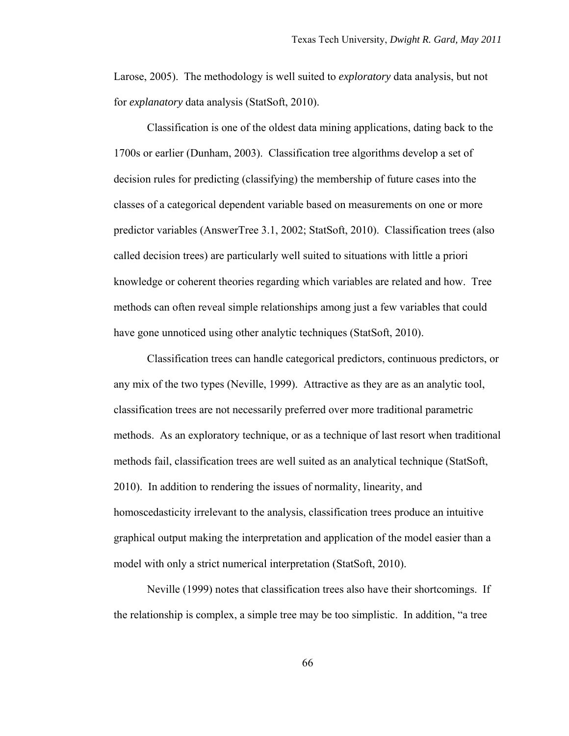Larose, 2005). The methodology is well suited to *exploratory* data analysis, but not for *explanatory* data analysis (StatSoft, 2010).

Classification is one of the oldest data mining applications, dating back to the 1700s or earlier (Dunham, 2003). Classification tree algorithms develop a set of decision rules for predicting (classifying) the membership of future cases into the classes of a categorical dependent variable based on measurements on one or more predictor variables (AnswerTree 3.1, 2002; StatSoft, 2010). Classification trees (also called decision trees) are particularly well suited to situations with little a priori knowledge or coherent theories regarding which variables are related and how. Tree methods can often reveal simple relationships among just a few variables that could have gone unnoticed using other analytic techniques (StatSoft, 2010).

Classification trees can handle categorical predictors, continuous predictors, or any mix of the two types (Neville, 1999). Attractive as they are as an analytic tool, classification trees are not necessarily preferred over more traditional parametric methods. As an exploratory technique, or as a technique of last resort when traditional methods fail, classification trees are well suited as an analytical technique (StatSoft, 2010). In addition to rendering the issues of normality, linearity, and homoscedasticity irrelevant to the analysis, classification trees produce an intuitive graphical output making the interpretation and application of the model easier than a model with only a strict numerical interpretation (StatSoft, 2010).

Neville (1999) notes that classification trees also have their shortcomings. If the relationship is complex, a simple tree may be too simplistic. In addition, "a tree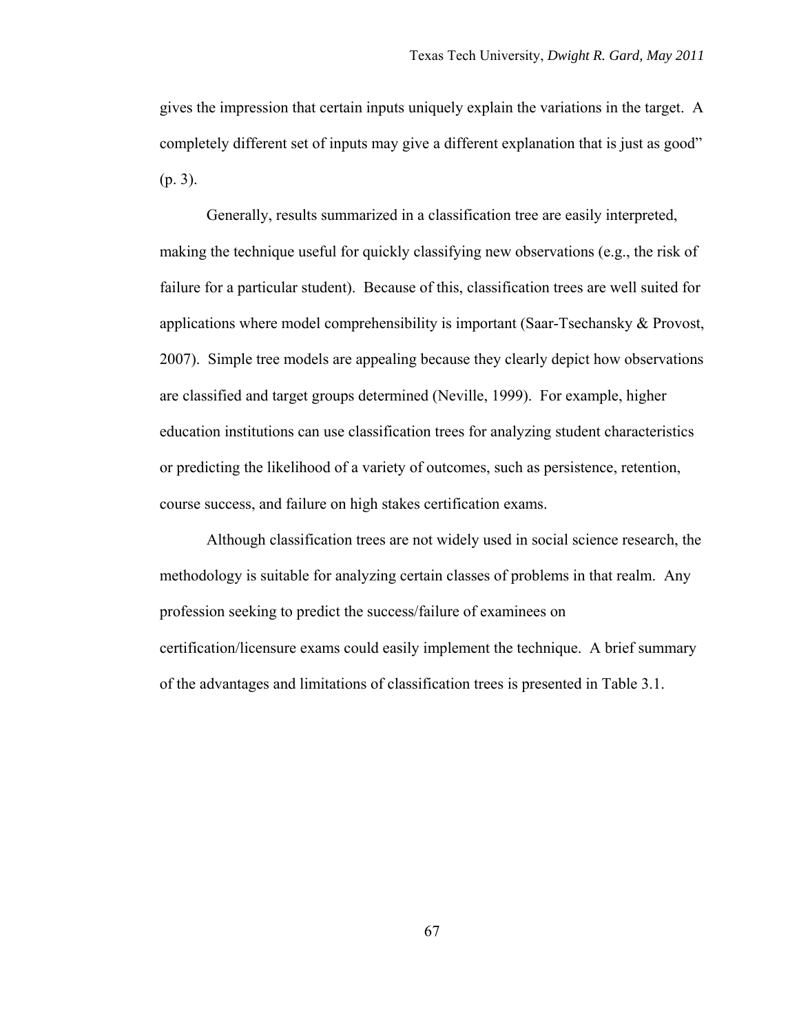gives the impression that certain inputs uniquely explain the variations in the target. A completely different set of inputs may give a different explanation that is just as good" (p. 3).

Generally, results summarized in a classification tree are easily interpreted, making the technique useful for quickly classifying new observations (e.g., the risk of failure for a particular student). Because of this, classification trees are well suited for applications where model comprehensibility is important (Saar-Tsechansky & Provost, 2007). Simple tree models are appealing because they clearly depict how observations are classified and target groups determined (Neville, 1999). For example, higher education institutions can use classification trees for analyzing student characteristics or predicting the likelihood of a variety of outcomes, such as persistence, retention, course success, and failure on high stakes certification exams.

Although classification trees are not widely used in social science research, the methodology is suitable for analyzing certain classes of problems in that realm. Any profession seeking to predict the success/failure of examinees on certification/licensure exams could easily implement the technique. A brief summary of the advantages and limitations of classification trees is presented in Table 3.1.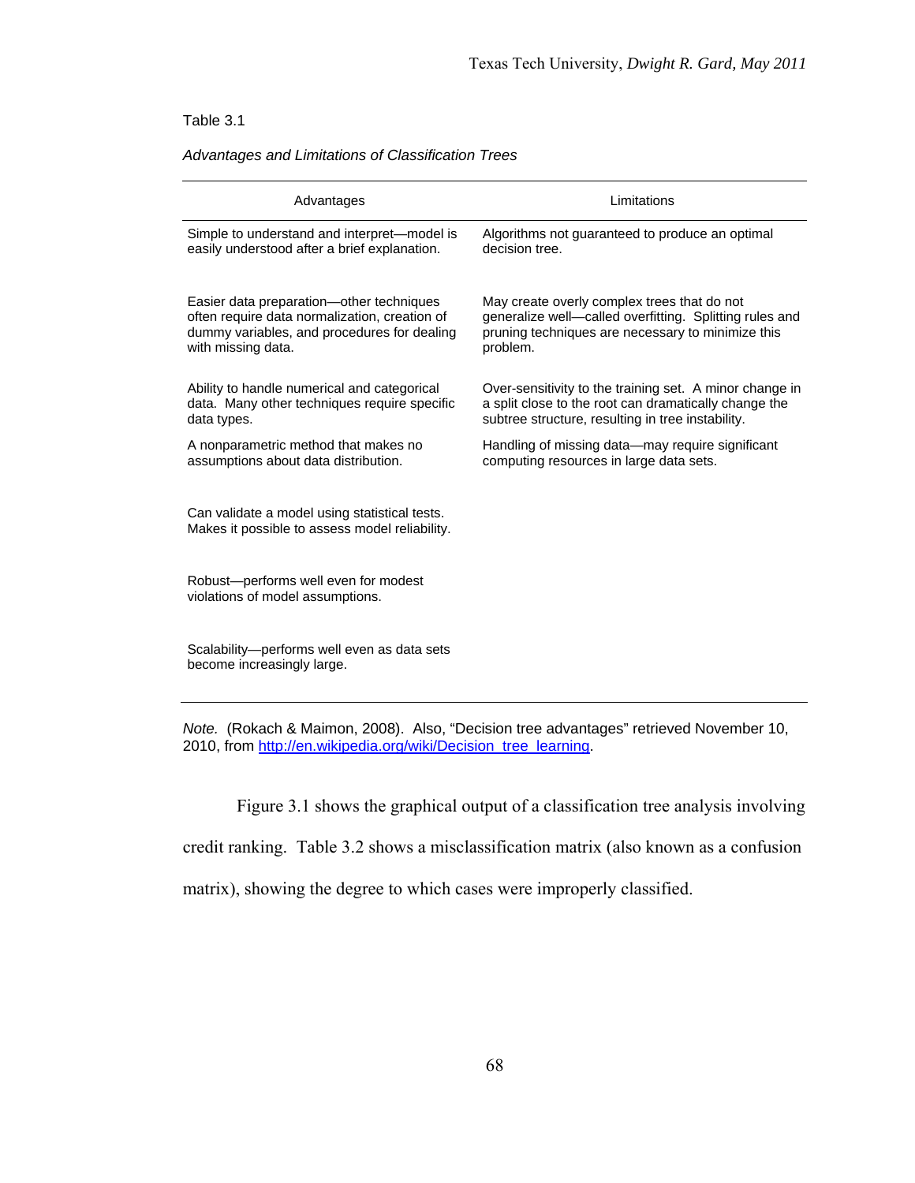Table 3.1

*Advantages and Limitations of Classification Trees*

| Advantages | Limitations |
|---|---|
| Simple to understand and interpret—model is easily understood after a brief explanation. | Algorithms not guaranteed to produce an optimal decision tree. |
| Easier data preparation—other techniques often require data normalization, creation of dummy variables, and procedures for dealing with missing data. | May create overly complex trees that do not generalize well—called overfitting. Splitting rules and pruning techniques are necessary to minimize this problem. |
| Ability to handle numerical and categorical data. Many other techniques require specific data types. | Over-sensitivity to the training set. A minor change in a split close to the root can dramatically change the subtree structure, resulting in tree instability. |
| A nonparametric method that makes no assumptions about data distribution. | Handling of missing data—may require significant computing resources in large data sets. |
| Can validate a model using statistical tests. Makes it possible to assess model reliability. | |
| Robust—performs well even for modest violations of model assumptions. | |
| Scalability—performs well even as data sets become increasingly large. | |

*Note.* (Rokach & Maimon, 2008). Also, "Decision tree advantages" retrieved November 10, 2010, from http://en.wikipedia.org/wiki/Decision_tree_learning.

Figure 3.1 shows the graphical output of a classification tree analysis involving credit ranking. Table 3.2 shows a misclassification matrix (also known as a confusion matrix), showing the degree to which cases were improperly classified.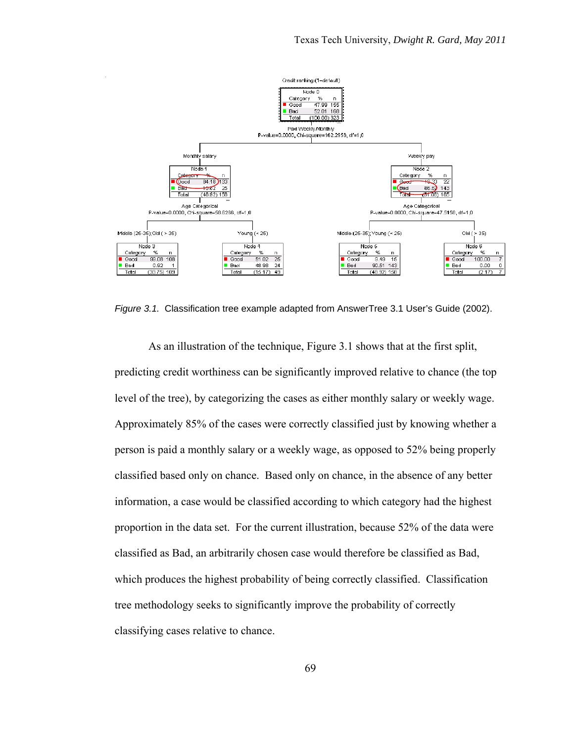Credit ranking (1=default)

| Node 0 | | |
|---|---|---|
| Category | % | n |
| Good | 47.99 | 155 |
| Bad | 52.01 | 168 |
| Total | (100.00) | 323 |

Paid Weekly/Monthly
P-value=0.0000, Chi-square=162.2956, df=1.0

Monthly salary

| Node 1 | | |
|---|---|---|
| Category | % | n |
| Good | 84.18 | 133 |
| Bad | 15.82 | 25 |
| Total | (48.92) | 158 |

Age Categorical
P-value=0.0000, Chi-square=58.6266, df=1.0

Middle (25-35); Old ( > 35)

| Node 3 | | |
|---|---|---|
| Category | % | n |
| Good | 99.08 | 108 |
| Bad | 0.92 | 1 |
| Total | (33.75) | 109 |

Young (< 25)

| Node 4 | | |
|---|---|---|
| Category | % | n |
| Good | 51.02 | 25 |
| Bad | 48.98 | 24 |
| Total | (15.17) | 49 |

Weekly pay

| Node 2 | | |
|---|---|---|
| Category | % | n |
| Good | 13.33 | 22 |
| Bad | 86.67 | 143 |
| Total | (51.08) | 165 |

Age Categorical
P-value=0.0000, Chi-square=47.5156, df=1.0

Middle (25-35); Young (< 25)

| Node 5 | | |
|---|---|---|
| Category | % | n |
| Good | 9.49 | 15 |
| Bad | 90.51 | 143 |
| Total | (48.92) | 158 |

Old ( > 35)

| Node 6 | | |
|---|---|---|
| Category | % | n |
| Good | 100.00 | 7 |
| Bad | 0.00 | 0 |
| Total | (2.17) | 7 |

*Figure 3.1.* Classification tree example adapted from AnswerTree 3.1 User's Guide (2002).

As an illustration of the technique, Figure 3.1 shows that at the first split, predicting credit worthiness can be significantly improved relative to chance (the top level of the tree), by categorizing the cases as either monthly salary or weekly wage. Approximately 85% of the cases were correctly classified just by knowing whether a person is paid a monthly salary or a weekly wage, as opposed to 52% being properly classified based only on chance. Based only on chance, in the absence of any better information, a case would be classified according to which category had the highest proportion in the data set. For the current illustration, because 52% of the data were classified as Bad, an arbitrarily chosen case would therefore be classified as Bad, which produces the highest probability of being correctly classified. Classification tree methodology seeks to significantly improve the probability of correctly classifying cases relative to chance.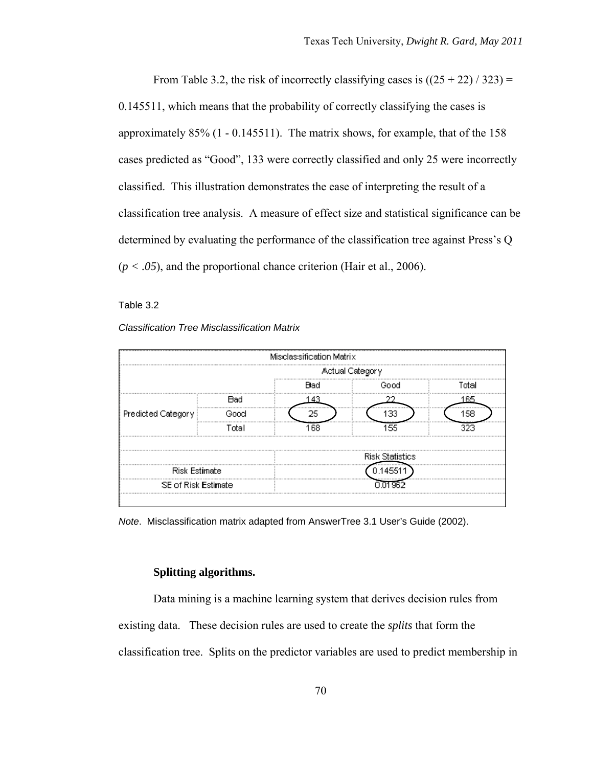From Table 3.2, the risk of incorrectly classifying cases is ((25 + 22) / 323) = 0.145511, which means that the probability of correctly classifying the cases is approximately 85% (1 - 0.145511). The matrix shows, for example, that of the 158 cases predicted as "Good", 133 were correctly classified and only 25 were incorrectly classified. This illustration demonstrates the ease of interpreting the result of a classification tree analysis. A measure of effect size and statistical significance can be determined by evaluating the performance of the classification tree against Press's Q ($p < .05$), and the proportional chance criterion (Hair et al., 2006).

Table 3.2

*Classification Tree Misclassification Matrix*

| Misclassification Matrix | | | | |
|---|---|---|---|---|
| | | Actual Category | | |
| | | Bad | Good | Total |
| Predicted Category | Bad | 143 | 22 | 165 |
| | Good | 25 | 133 | 158 |
| | Total | 168 | 155 | 323 |
| | | Risk Statistics | | |
| Risk Estimate | | 0.145511 | | |
| SE of Risk Estimate | | 0.01962 | | |

*Note*. Misclassification matrix adapted from AnswerTree 3.1 User's Guide (2002).

### Splitting algorithms.

Data mining is a machine learning system that derives decision rules from existing data. These decision rules are used to create the *splits* that form the classification tree. Splits on the predictor variables are used to predict membership in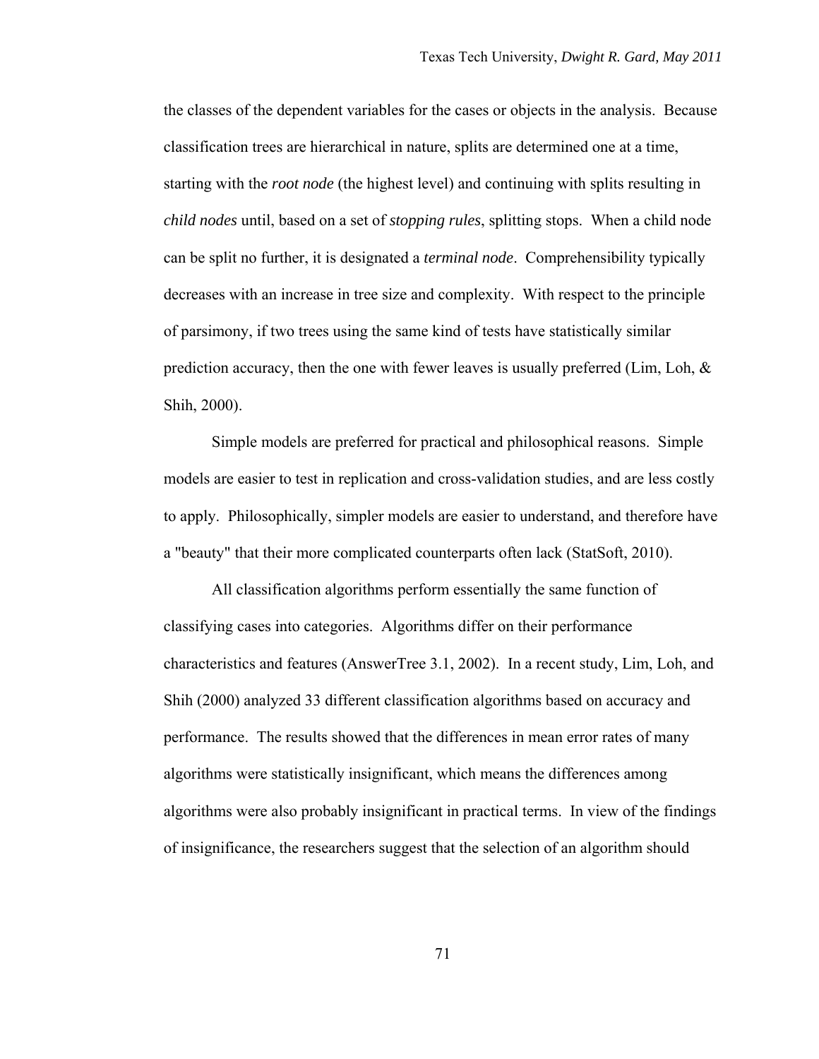the classes of the dependent variables for the cases or objects in the analysis. Because classification trees are hierarchical in nature, splits are determined one at a time, starting with the *root node* (the highest level) and continuing with splits resulting in *child nodes* until, based on a set of *stopping rules*, splitting stops. When a child node can be split no further, it is designated a *terminal node*. Comprehensibility typically decreases with an increase in tree size and complexity. With respect to the principle of parsimony, if two trees using the same kind of tests have statistically similar prediction accuracy, then the one with fewer leaves is usually preferred (Lim, Loh, & Shih, 2000).

Simple models are preferred for practical and philosophical reasons. Simple models are easier to test in replication and cross-validation studies, and are less costly to apply. Philosophically, simpler models are easier to understand, and therefore have a "beauty" that their more complicated counterparts often lack (StatSoft, 2010).

All classification algorithms perform essentially the same function of classifying cases into categories. Algorithms differ on their performance characteristics and features (AnswerTree 3.1, 2002). In a recent study, Lim, Loh, and Shih (2000) analyzed 33 different classification algorithms based on accuracy and performance. The results showed that the differences in mean error rates of many algorithms were statistically insignificant, which means the differences among algorithms were also probably insignificant in practical terms. In view of the findings of insignificance, the researchers suggest that the selection of an algorithm should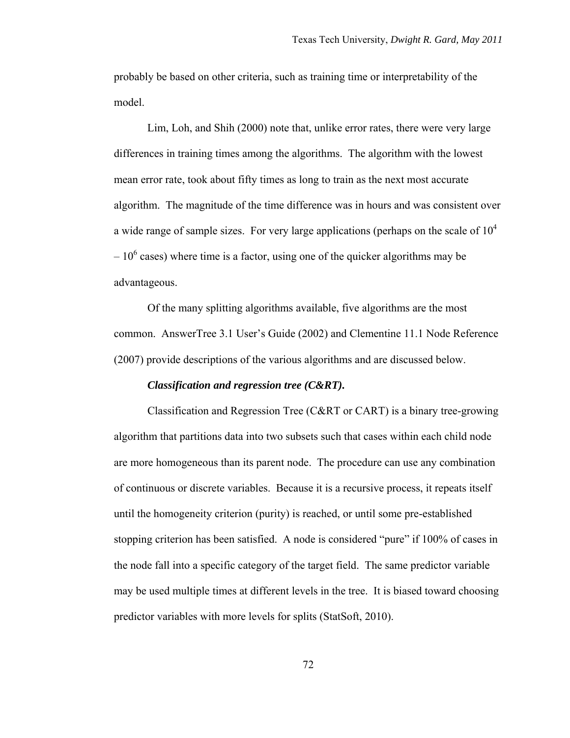probably be based on other criteria, such as training time or interpretability of the model.

Lim, Loh, and Shih (2000) note that, unlike error rates, there were very large differences in training times among the algorithms. The algorithm with the lowest mean error rate, took about fifty times as long to train as the next most accurate algorithm. The magnitude of the time difference was in hours and was consistent over a wide range of sample sizes. For very large applications (perhaps on the scale of $10^4$ – $10^6$ cases) where time is a factor, using one of the quicker algorithms may be advantageous.

Of the many splitting algorithms available, five algorithms are the most common. AnswerTree 3.1 User's Guide (2002) and Clementine 11.1 Node Reference (2007) provide descriptions of the various algorithms and are discussed below.

***Classification and regression tree (C&RT).***

Classification and Regression Tree (C&RT or CART) is a binary tree-growing algorithm that partitions data into two subsets such that cases within each child node are more homogeneous than its parent node. The procedure can use any combination of continuous or discrete variables. Because it is a recursive process, it repeats itself until the homogeneity criterion (purity) is reached, or until some pre-established stopping criterion has been satisfied. A node is considered "pure" if 100% of cases in the node fall into a specific category of the target field. The same predictor variable may be used multiple times at different levels in the tree. It is biased toward choosing predictor variables with more levels for splits (StatSoft, 2010).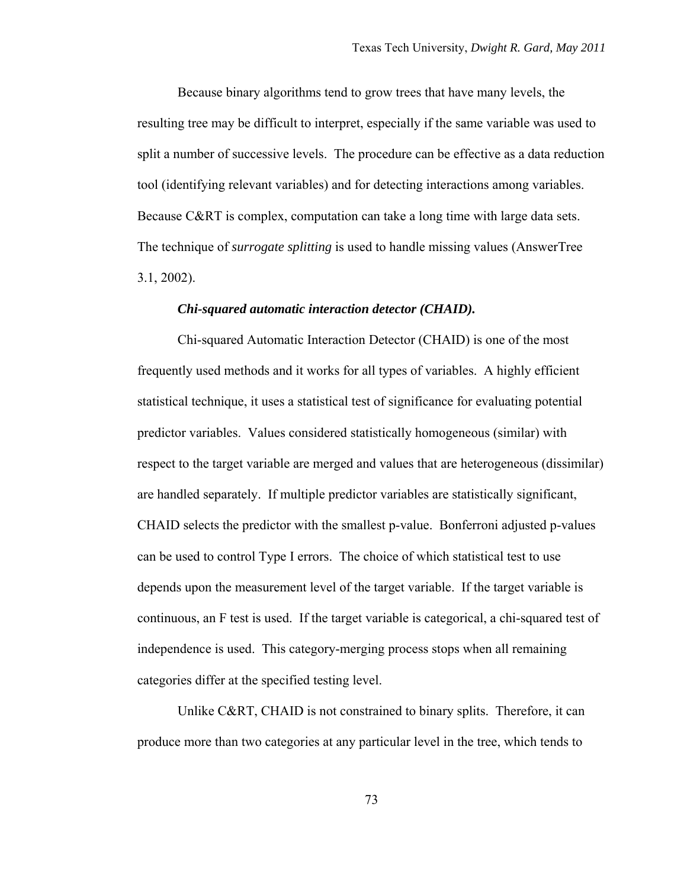Because binary algorithms tend to grow trees that have many levels, the resulting tree may be difficult to interpret, especially if the same variable was used to split a number of successive levels. The procedure can be effective as a data reduction tool (identifying relevant variables) and for detecting interactions among variables. Because C&RT is complex, computation can take a long time with large data sets. The technique of *surrogate splitting* is used to handle missing values (AnswerTree 3.1, 2002).

#### *Chi-squared automatic interaction detector (CHAID).*

Chi-squared Automatic Interaction Detector (CHAID) is one of the most frequently used methods and it works for all types of variables. A highly efficient statistical technique, it uses a statistical test of significance for evaluating potential predictor variables. Values considered statistically homogeneous (similar) with respect to the target variable are merged and values that are heterogeneous (dissimilar) are handled separately. If multiple predictor variables are statistically significant, CHAID selects the predictor with the smallest p-value. Bonferroni adjusted p-values can be used to control Type I errors. The choice of which statistical test to use depends upon the measurement level of the target variable. If the target variable is continuous, an F test is used. If the target variable is categorical, a chi-squared test of independence is used. This category-merging process stops when all remaining categories differ at the specified testing level.

Unlike C&RT, CHAID is not constrained to binary splits. Therefore, it can produce more than two categories at any particular level in the tree, which tends to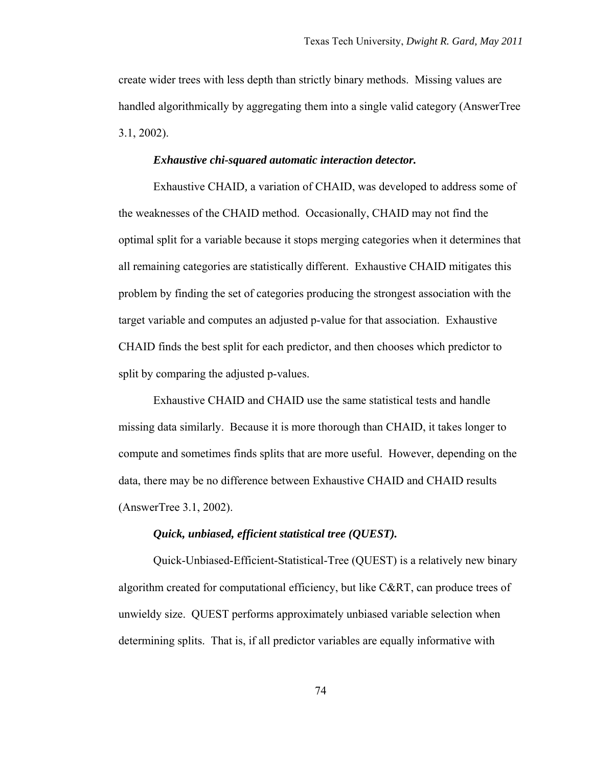create wider trees with less depth than strictly binary methods. Missing values are handled algorithmically by aggregating them into a single valid category (AnswerTree 3.1, 2002).

#### ***Exhaustive chi-squared automatic interaction detector.***

Exhaustive CHAID, a variation of CHAID, was developed to address some of the weaknesses of the CHAID method. Occasionally, CHAID may not find the optimal split for a variable because it stops merging categories when it determines that all remaining categories are statistically different. Exhaustive CHAID mitigates this problem by finding the set of categories producing the strongest association with the target variable and computes an adjusted p-value for that association. Exhaustive CHAID finds the best split for each predictor, and then chooses which predictor to split by comparing the adjusted p-values.

Exhaustive CHAID and CHAID use the same statistical tests and handle missing data similarly. Because it is more thorough than CHAID, it takes longer to compute and sometimes finds splits that are more useful. However, depending on the data, there may be no difference between Exhaustive CHAID and CHAID results (AnswerTree 3.1, 2002).

#### ***Quick, unbiased, efficient statistical tree (QUEST).***

Quick-Unbiased-Efficient-Statistical-Tree (QUEST) is a relatively new binary algorithm created for computational efficiency, but like C&RT, can produce trees of unwieldy size. QUEST performs approximately unbiased variable selection when determining splits. That is, if all predictor variables are equally informative with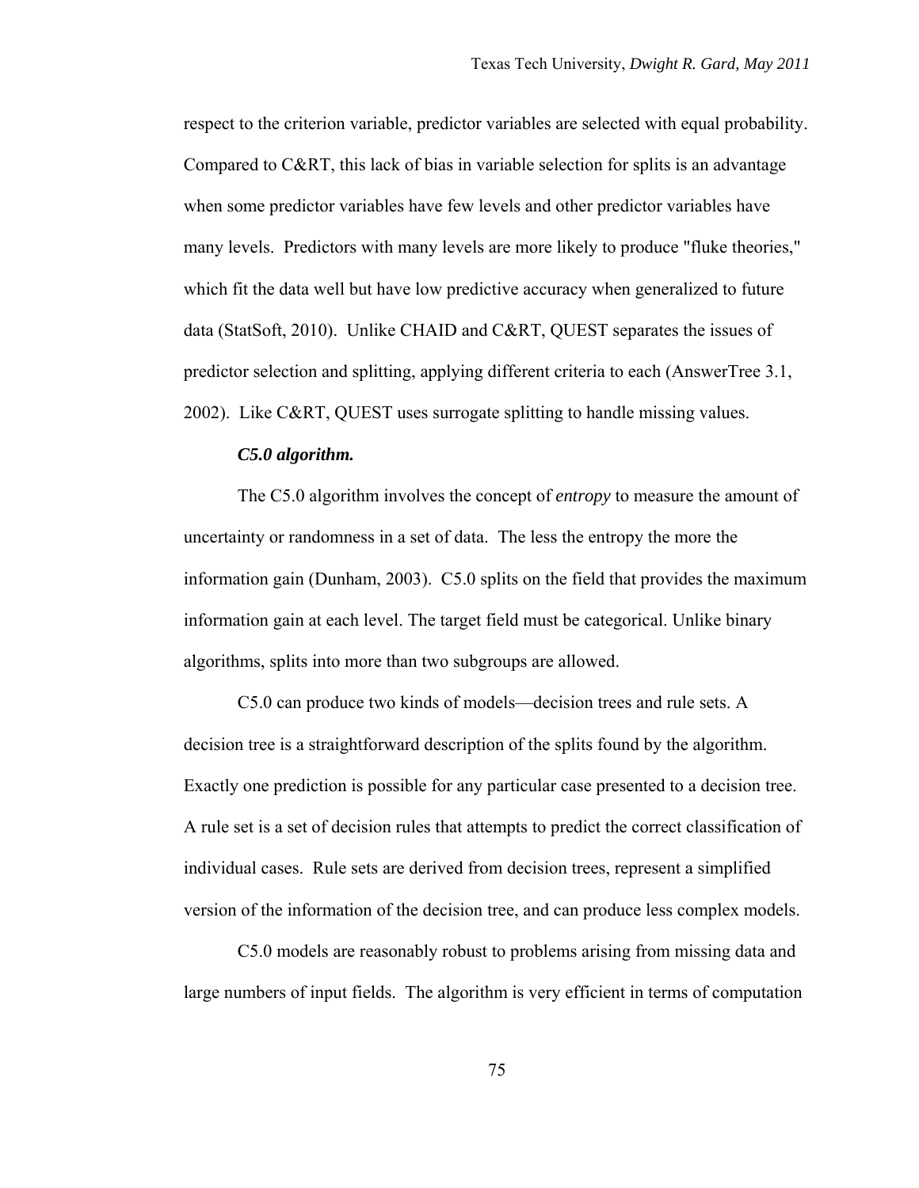respect to the criterion variable, predictor variables are selected with equal probability. Compared to C&RT, this lack of bias in variable selection for splits is an advantage when some predictor variables have few levels and other predictor variables have many levels. Predictors with many levels are more likely to produce "fluke theories," which fit the data well but have low predictive accuracy when generalized to future data (StatSoft, 2010). Unlike CHAID and C&RT, QUEST separates the issues of predictor selection and splitting, applying different criteria to each (AnswerTree 3.1, 2002). Like C&RT, QUEST uses surrogate splitting to handle missing values.

***C5.0 algorithm.***

The C5.0 algorithm involves the concept of *entropy* to measure the amount of uncertainty or randomness in a set of data. The less the entropy the more the information gain (Dunham, 2003). C5.0 splits on the field that provides the maximum information gain at each level. The target field must be categorical. Unlike binary algorithms, splits into more than two subgroups are allowed.

C5.0 can produce two kinds of models—decision trees and rule sets. A decision tree is a straightforward description of the splits found by the algorithm. Exactly one prediction is possible for any particular case presented to a decision tree. A rule set is a set of decision rules that attempts to predict the correct classification of individual cases. Rule sets are derived from decision trees, represent a simplified version of the information of the decision tree, and can produce less complex models.

C5.0 models are reasonably robust to problems arising from missing data and large numbers of input fields. The algorithm is very efficient in terms of computation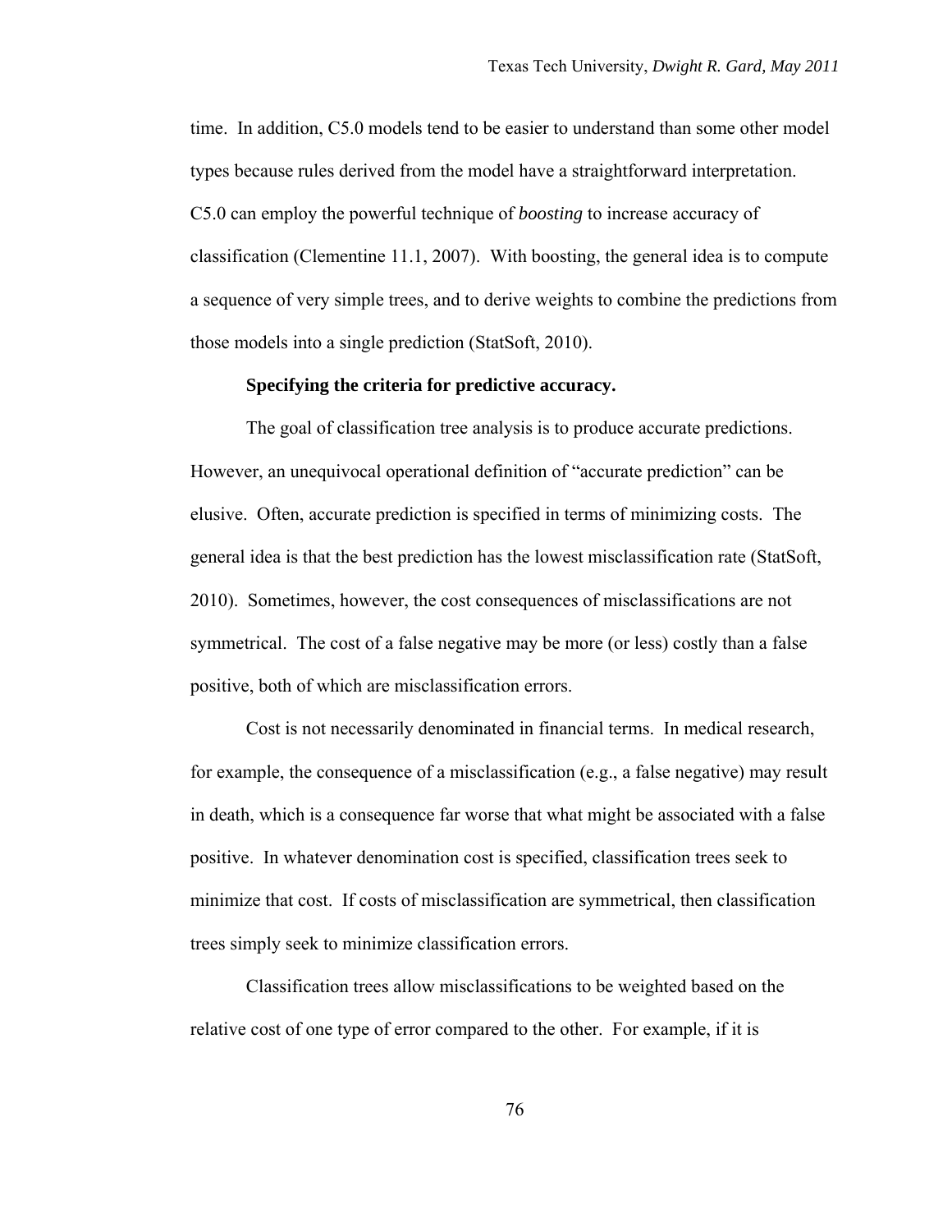time. In addition, C5.0 models tend to be easier to understand than some other model types because rules derived from the model have a straightforward interpretation. C5.0 can employ the powerful technique of *boosting* to increase accuracy of classification (Clementine 11.1, 2007). With boosting, the general idea is to compute a sequence of very simple trees, and to derive weights to combine the predictions from those models into a single prediction (StatSoft, 2010).

**Specifying the criteria for predictive accuracy.**

The goal of classification tree analysis is to produce accurate predictions. However, an unequivocal operational definition of "accurate prediction" can be elusive. Often, accurate prediction is specified in terms of minimizing costs. The general idea is that the best prediction has the lowest misclassification rate (StatSoft, 2010). Sometimes, however, the cost consequences of misclassifications are not symmetrical. The cost of a false negative may be more (or less) costly than a false positive, both of which are misclassification errors.

Cost is not necessarily denominated in financial terms. In medical research, for example, the consequence of a misclassification (e.g., a false negative) may result in death, which is a consequence far worse that what might be associated with a false positive. In whatever denomination cost is specified, classification trees seek to minimize that cost. If costs of misclassification are symmetrical, then classification trees simply seek to minimize classification errors.

Classification trees allow misclassifications to be weighted based on the relative cost of one type of error compared to the other. For example, if it is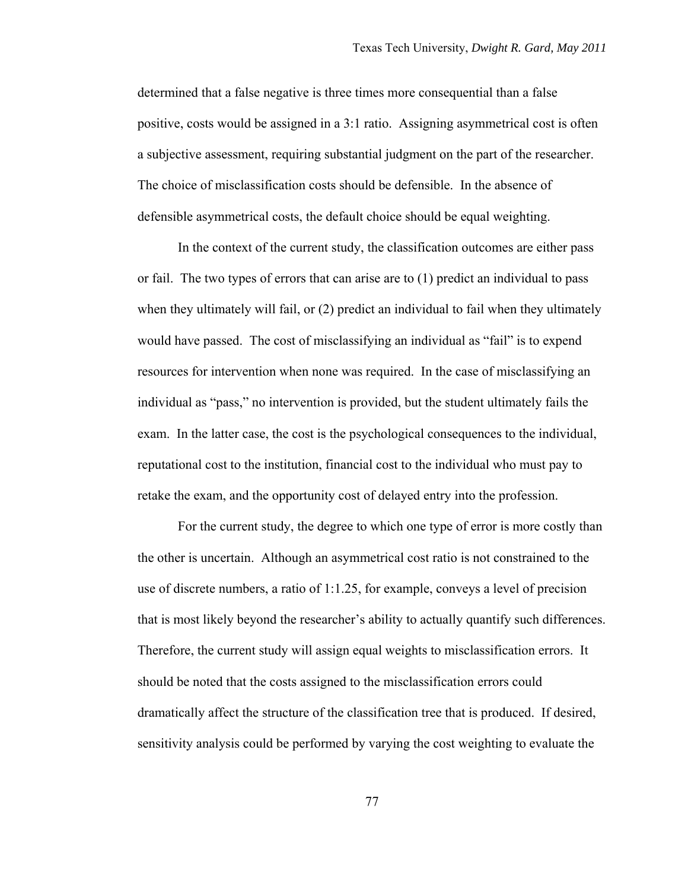determined that a false negative is three times more consequential than a false positive, costs would be assigned in a 3:1 ratio. Assigning asymmetrical cost is often a subjective assessment, requiring substantial judgment on the part of the researcher. The choice of misclassification costs should be defensible. In the absence of defensible asymmetrical costs, the default choice should be equal weighting.

In the context of the current study, the classification outcomes are either pass or fail. The two types of errors that can arise are to (1) predict an individual to pass when they ultimately will fail, or (2) predict an individual to fail when they ultimately would have passed. The cost of misclassifying an individual as "fail" is to expend resources for intervention when none was required. In the case of misclassifying an individual as "pass," no intervention is provided, but the student ultimately fails the exam. In the latter case, the cost is the psychological consequences to the individual, reputational cost to the institution, financial cost to the individual who must pay to retake the exam, and the opportunity cost of delayed entry into the profession.

For the current study, the degree to which one type of error is more costly than the other is uncertain. Although an asymmetrical cost ratio is not constrained to the use of discrete numbers, a ratio of 1:1.25, for example, conveys a level of precision that is most likely beyond the researcher's ability to actually quantify such differences. Therefore, the current study will assign equal weights to misclassification errors. It should be noted that the costs assigned to the misclassification errors could dramatically affect the structure of the classification tree that is produced. If desired, sensitivity analysis could be performed by varying the cost weighting to evaluate the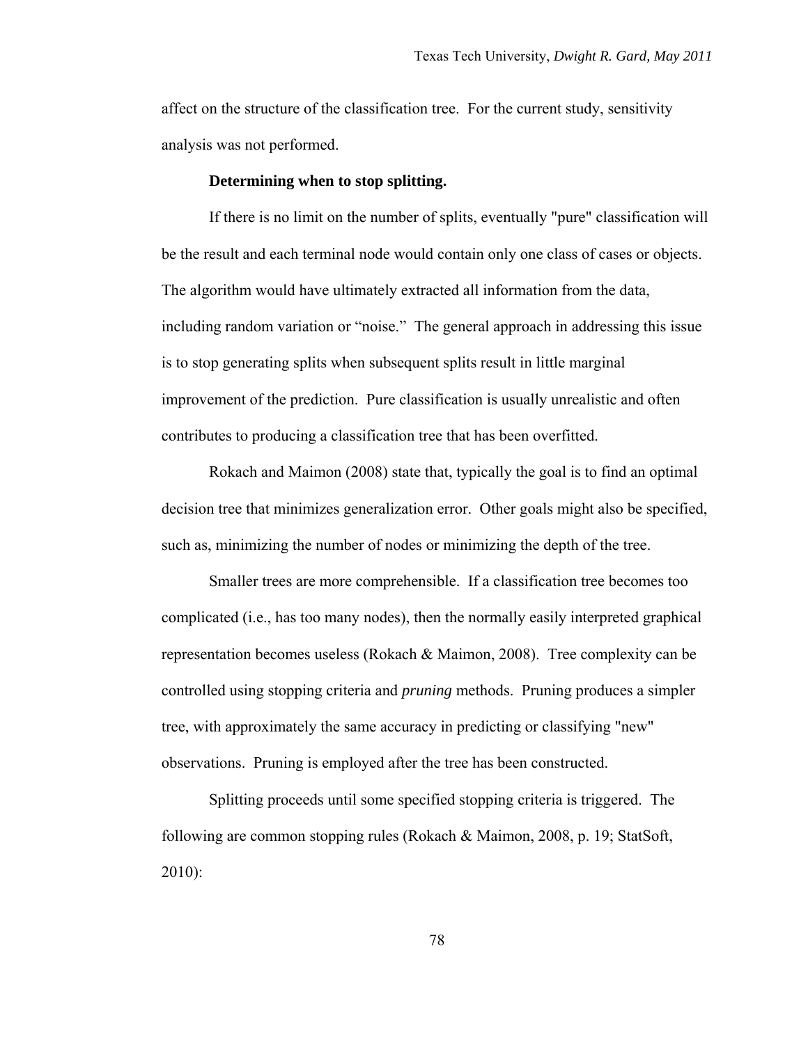affect on the structure of the classification tree. For the current study, sensitivity analysis was not performed.

**Determining when to stop splitting.**

If there is no limit on the number of splits, eventually "pure" classification will be the result and each terminal node would contain only one class of cases or objects. The algorithm would have ultimately extracted all information from the data, including random variation or "noise." The general approach in addressing this issue is to stop generating splits when subsequent splits result in little marginal improvement of the prediction. Pure classification is usually unrealistic and often contributes to producing a classification tree that has been overfitted.

Rokach and Maimon (2008) state that, typically the goal is to find an optimal decision tree that minimizes generalization error. Other goals might also be specified, such as, minimizing the number of nodes or minimizing the depth of the tree.

Smaller trees are more comprehensible. If a classification tree becomes too complicated (i.e., has too many nodes), then the normally easily interpreted graphical representation becomes useless (Rokach & Maimon, 2008). Tree complexity can be controlled using stopping criteria and *pruning* methods. Pruning produces a simpler tree, with approximately the same accuracy in predicting or classifying "new" observations. Pruning is employed after the tree has been constructed.

Splitting proceeds until some specified stopping criteria is triggered. The following are common stopping rules (Rokach & Maimon, 2008, p. 19; StatSoft, 2010):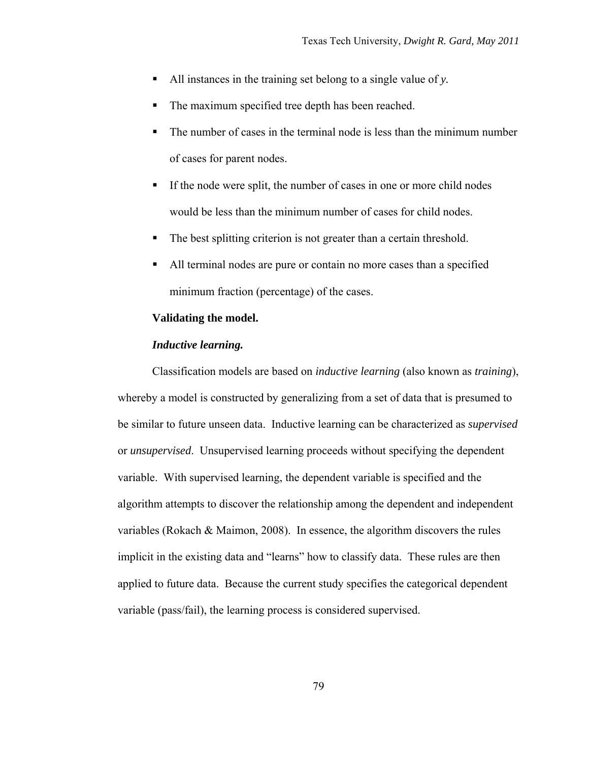- All instances in the training set belong to a single value of *y.*
- The maximum specified tree depth has been reached.
- The number of cases in the terminal node is less than the minimum number of cases for parent nodes.
- If the node were split, the number of cases in one or more child nodes would be less than the minimum number of cases for child nodes.
- The best splitting criterion is not greater than a certain threshold.
- All terminal nodes are pure or contain no more cases than a specified minimum fraction (percentage) of the cases.

**Validating the model.**

***Inductive learning.***

Classification models are based on *inductive learning* (also known as *training*), whereby a model is constructed by generalizing from a set of data that is presumed to be similar to future unseen data. Inductive learning can be characterized as *supervised* or *unsupervised*. Unsupervised learning proceeds without specifying the dependent variable. With supervised learning, the dependent variable is specified and the algorithm attempts to discover the relationship among the dependent and independent variables (Rokach & Maimon, 2008). In essence, the algorithm discovers the rules implicit in the existing data and "learns" how to classify data. These rules are then applied to future data. Because the current study specifies the categorical dependent variable (pass/fail), the learning process is considered supervised.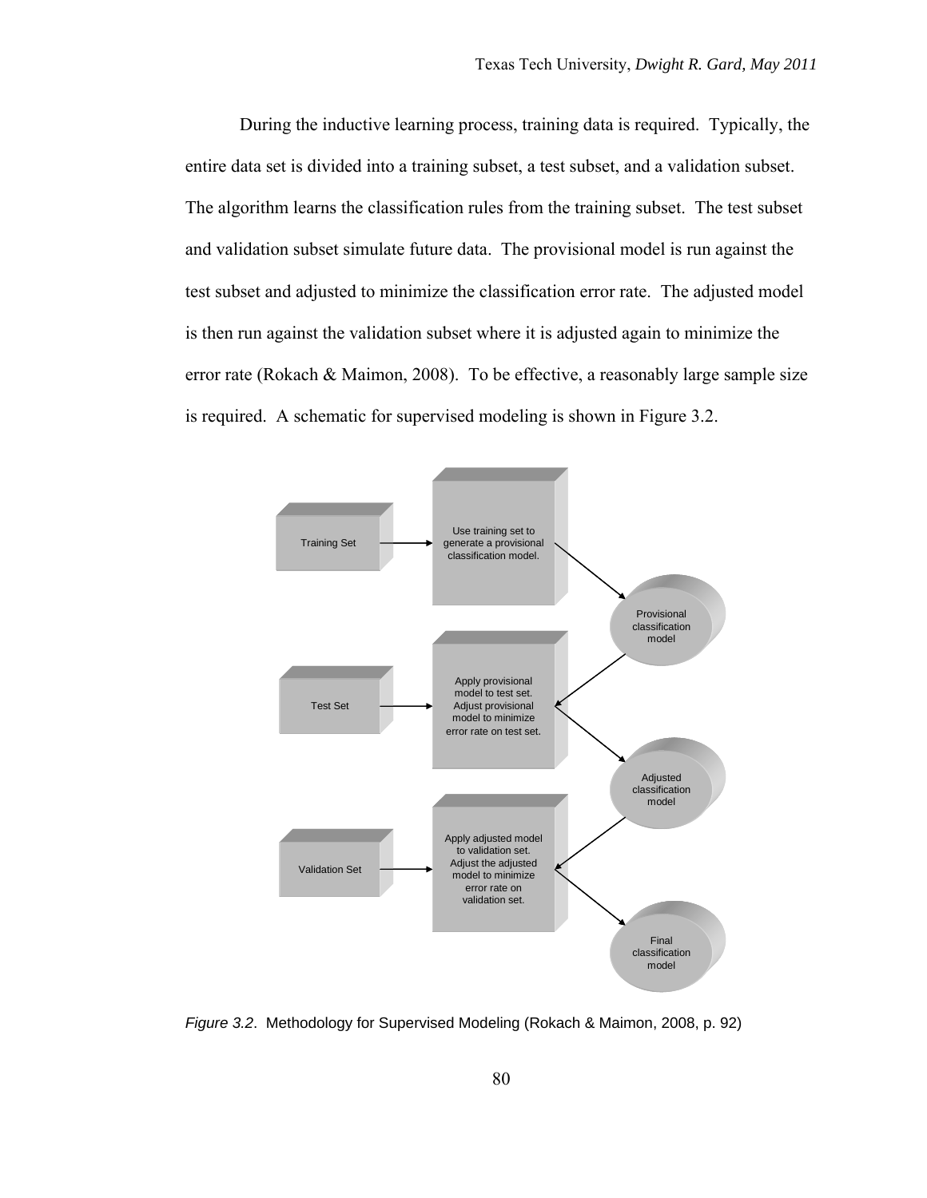During the inductive learning process, training data is required. Typically, the entire data set is divided into a training subset, a test subset, and a validation subset. The algorithm learns the classification rules from the training subset. The test subset and validation subset simulate future data. The provisional model is run against the test subset and adjusted to minimize the classification error rate. The adjusted model is then run against the validation subset where it is adjusted again to minimize the error rate (Rokach & Maimon, 2008). To be effective, a reasonably large sample size is required. A schematic for supervised modeling is shown in Figure 3.2.

*Figure 3.2*. Methodology for Supervised Modeling (Rokach & Maimon, 2008, p. 92)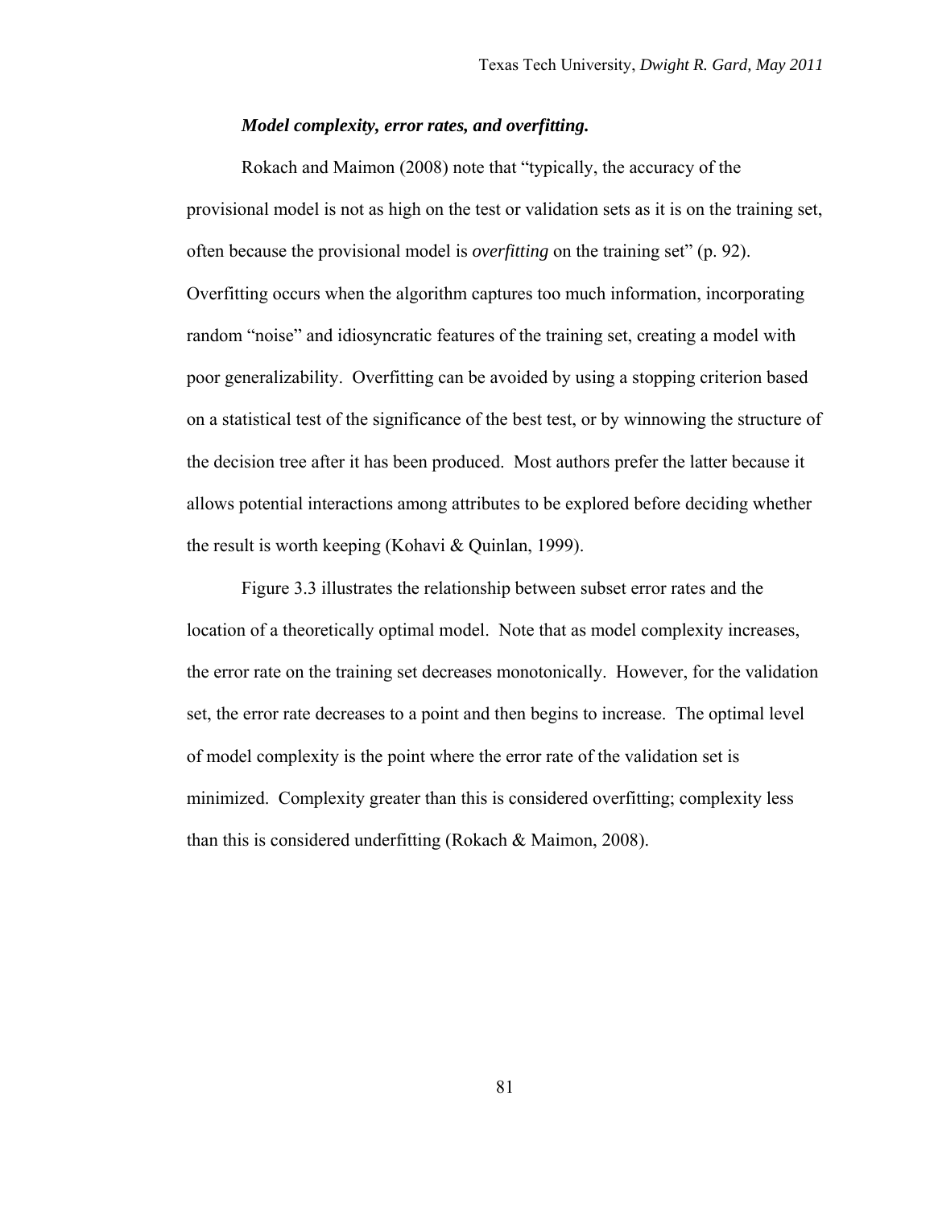#### *Model complexity, error rates, and overfitting.*

Rokach and Maimon (2008) note that "typically, the accuracy of the provisional model is not as high on the test or validation sets as it is on the training set, often because the provisional model is *overfitting* on the training set" (p. 92). Overfitting occurs when the algorithm captures too much information, incorporating random "noise" and idiosyncratic features of the training set, creating a model with poor generalizability. Overfitting can be avoided by using a stopping criterion based on a statistical test of the significance of the best test, or by winnowing the structure of the decision tree after it has been produced. Most authors prefer the latter because it allows potential interactions among attributes to be explored before deciding whether the result is worth keeping (Kohavi & Quinlan, 1999).

Figure 3.3 illustrates the relationship between subset error rates and the location of a theoretically optimal model. Note that as model complexity increases, the error rate on the training set decreases monotonically. However, for the validation set, the error rate decreases to a point and then begins to increase. The optimal level of model complexity is the point where the error rate of the validation set is minimized. Complexity greater than this is considered overfitting; complexity less than this is considered underfitting (Rokach & Maimon, 2008).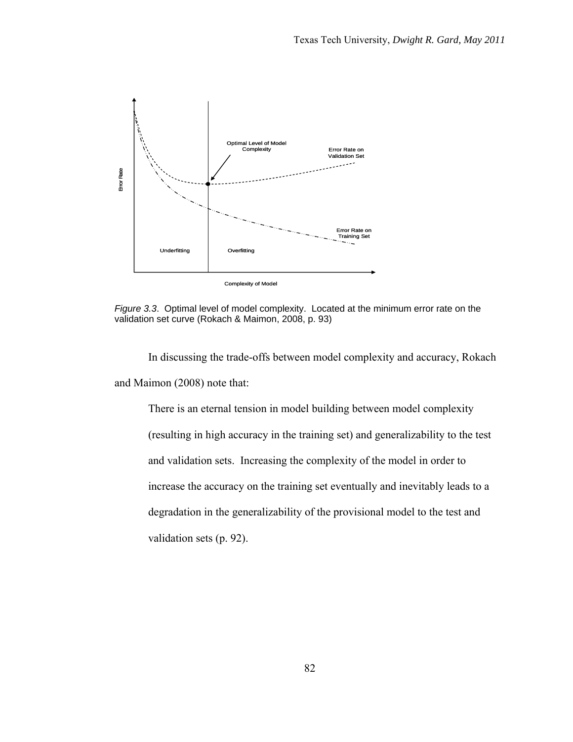*Figure 3.3*. Optimal level of model complexity. Located at the minimum error rate on the validation set curve (Rokach & Maimon, 2008, p. 93)

In discussing the trade-offs between model complexity and accuracy, Rokach and Maimon (2008) note that:

> There is an eternal tension in model building between model complexity (resulting in high accuracy in the training set) and generalizability to the test and validation sets. Increasing the complexity of the model in order to increase the accuracy on the training set eventually and inevitably leads to a degradation in the generalizability of the provisional model to the test and validation sets (p. 92).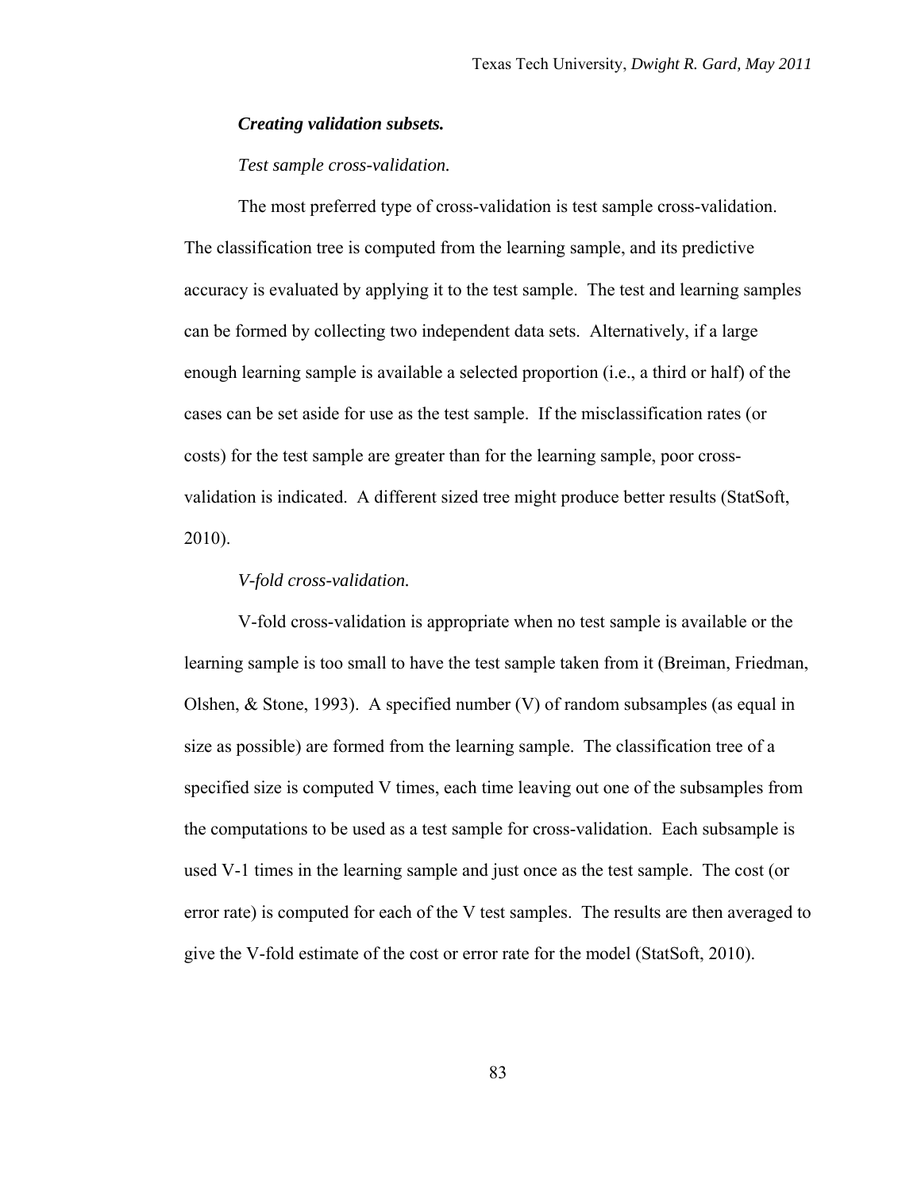***Creating validation subsets.***

*Test sample cross-validation.*

The most preferred type of cross-validation is test sample cross-validation. The classification tree is computed from the learning sample, and its predictive accuracy is evaluated by applying it to the test sample. The test and learning samples can be formed by collecting two independent data sets. Alternatively, if a large enough learning sample is available a selected proportion (i.e., a third or half) of the cases can be set aside for use as the test sample. If the misclassification rates (or costs) for the test sample are greater than for the learning sample, poor cross-validation is indicated. A different sized tree might produce better results (StatSoft, 2010).

*V-fold cross-validation.*

V-fold cross-validation is appropriate when no test sample is available or the learning sample is too small to have the test sample taken from it (Breiman, Friedman, Olshen, & Stone, 1993). A specified number (V) of random subsamples (as equal in size as possible) are formed from the learning sample. The classification tree of a specified size is computed V times, each time leaving out one of the subsamples from the computations to be used as a test sample for cross-validation. Each subsample is used V-1 times in the learning sample and just once as the test sample. The cost (or error rate) is computed for each of the V test samples. The results are then averaged to give the V-fold estimate of the cost or error rate for the model (StatSoft, 2010).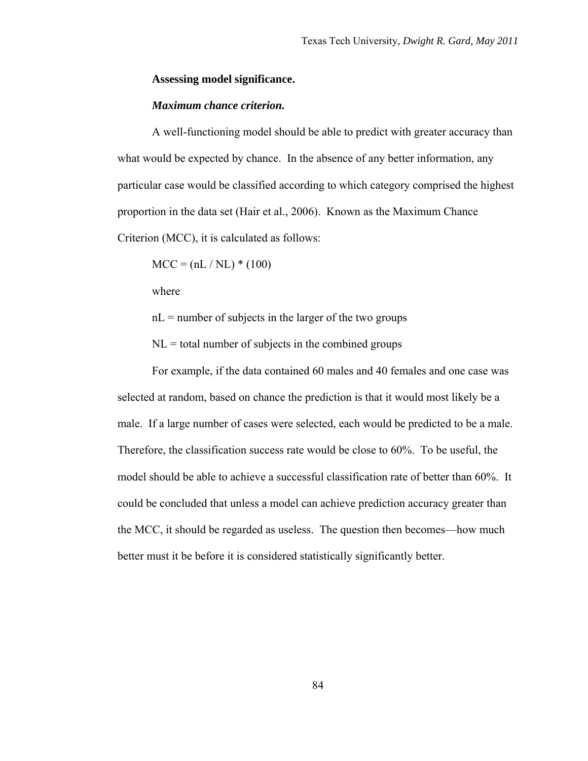### Assessing model significance.

#### *Maximum chance criterion.*

A well-functioning model should be able to predict with greater accuracy than what would be expected by chance. In the absence of any better information, any particular case would be classified according to which category comprised the highest proportion in the data set (Hair et al., 2006). Known as the Maximum Chance Criterion (MCC), it is calculated as follows:

$$MCC = (nL / NL) * (100)$$

where

$nL$ = number of subjects in the larger of the two groups

$NL$ = total number of subjects in the combined groups

For example, if the data contained 60 males and 40 females and one case was selected at random, based on chance the prediction is that it would most likely be a male. If a large number of cases were selected, each would be predicted to be a male. Therefore, the classification success rate would be close to 60%. To be useful, the model should be able to achieve a successful classification rate of better than 60%. It could be concluded that unless a model can achieve prediction accuracy greater than the MCC, it should be regarded as useless. The question then becomes—how much better must it be before it is considered statistically significantly better.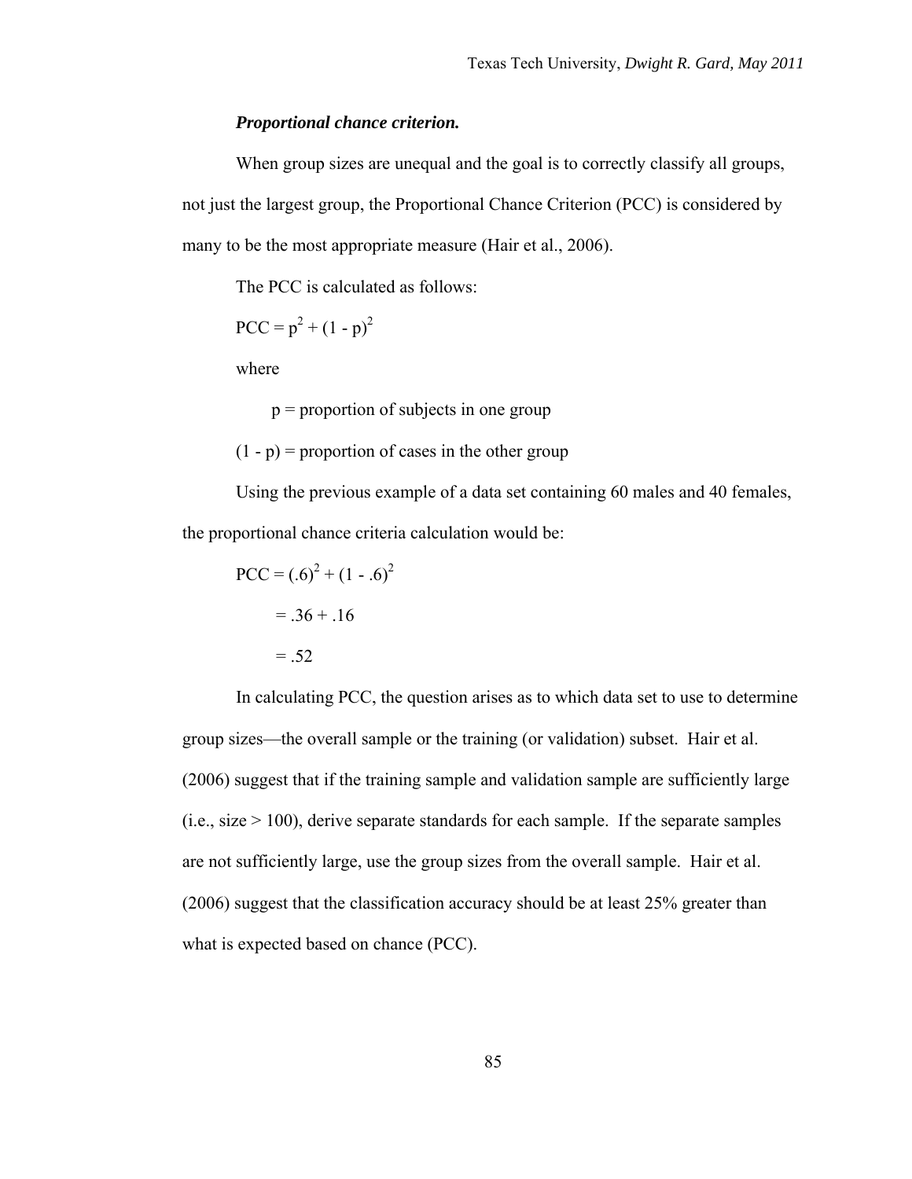*__Proportional chance criterion.__*

When group sizes are unequal and the goal is to correctly classify all groups, not just the largest group, the Proportional Chance Criterion (PCC) is considered by many to be the most appropriate measure (Hair et al., 2006).

The PCC is calculated as follows:

$$PCC = p^2 + (1 - p)^2$$

where

$p$ = proportion of subjects in one group

$(1 - p)$ = proportion of cases in the other group

Using the previous example of a data set containing 60 males and 40 females, the proportional chance criteria calculation would be:

$$\begin{aligned} PCC &= (.6)^2 + (1 - .6)^2 \\ &= .36 + .16 \\ &= .52 \end{aligned}$$

In calculating PCC, the question arises as to which data set to use to determine group sizes—the overall sample or the training (or validation) subset. Hair et al. (2006) suggest that if the training sample and validation sample are sufficiently large (i.e., size > 100), derive separate standards for each sample. If the separate samples are not sufficiently large, use the group sizes from the overall sample. Hair et al. (2006) suggest that the classification accuracy should be at least 25% greater than what is expected based on chance (PCC).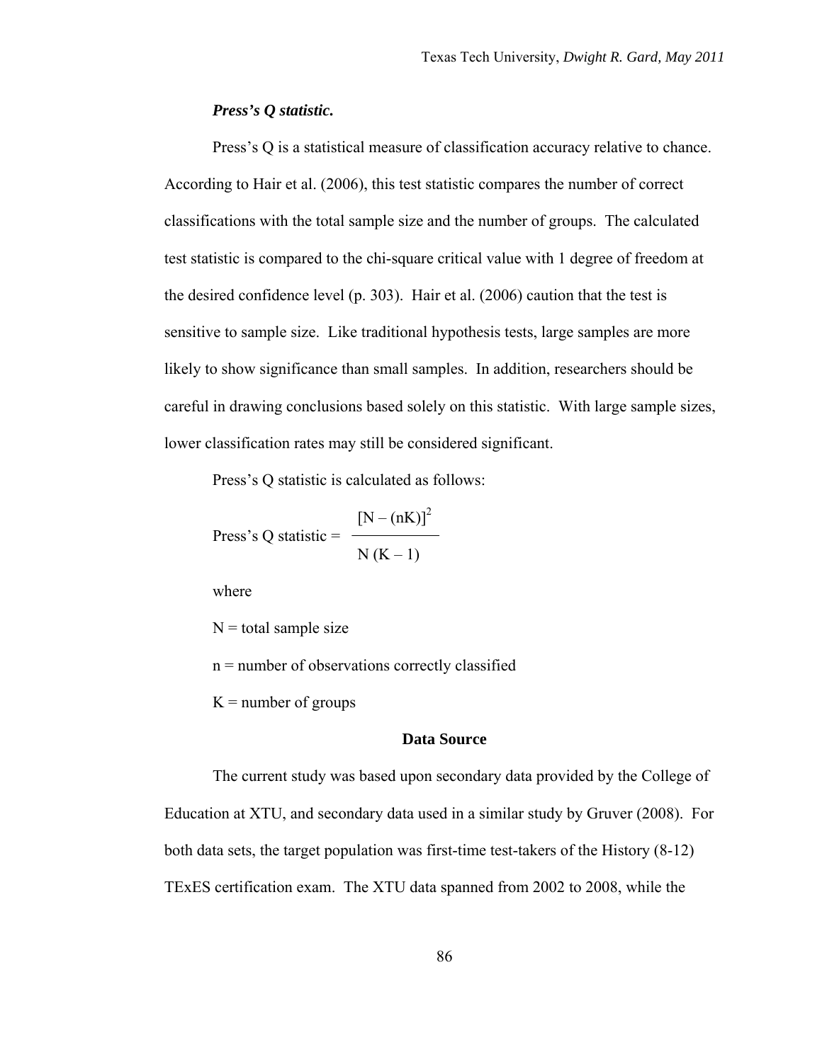### *Press's Q statistic.*

Press's Q is a statistical measure of classification accuracy relative to chance. According to Hair et al. (2006), this test statistic compares the number of correct classifications with the total sample size and the number of groups. The calculated test statistic is compared to the chi-square critical value with 1 degree of freedom at the desired confidence level (p. 303). Hair et al. (2006) caution that the test is sensitive to sample size. Like traditional hypothesis tests, large samples are more likely to show significance than small samples. In addition, researchers should be careful in drawing conclusions based solely on this statistic. With large sample sizes, lower classification rates may still be considered significant.

Press's Q statistic is calculated as follows:

$$\text{Press's Q statistic} = \frac{[N - (nK)]^2}{N(K - 1)}$$

where

$N$ = total sample size

$n$ = number of observations correctly classified

$K$ = number of groups

## Data Source

The current study was based upon secondary data provided by the College of Education at XTU, and secondary data used in a similar study by Gruver (2008). For both data sets, the target population was first-time test-takers of the History (8-12) TExES certification exam. The XTU data spanned from 2002 to 2008, while the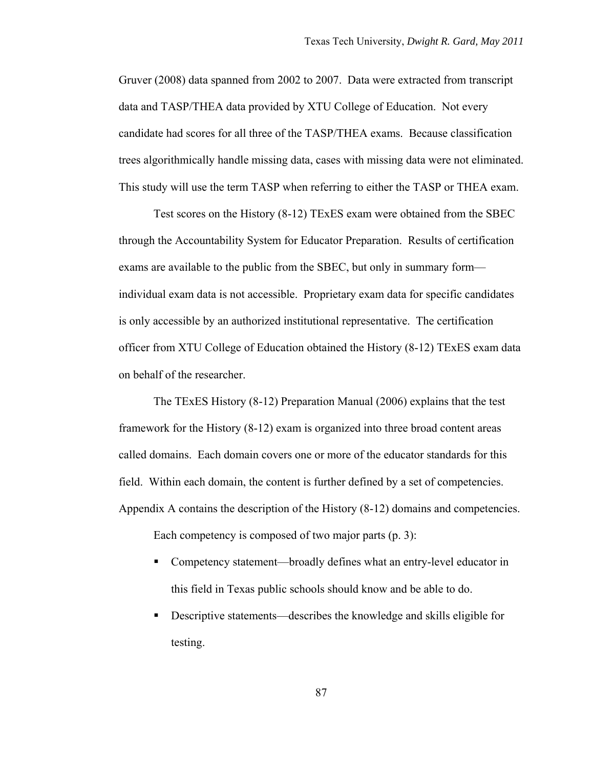Gruver (2008) data spanned from 2002 to 2007. Data were extracted from transcript data and TASP/THEA data provided by XTU College of Education. Not every candidate had scores for all three of the TASP/THEA exams. Because classification trees algorithmically handle missing data, cases with missing data were not eliminated. This study will use the term TASP when referring to either the TASP or THEA exam.

Test scores on the History (8-12) TExES exam were obtained from the SBEC through the Accountability System for Educator Preparation. Results of certification exams are available to the public from the SBEC, but only in summary form—individual exam data is not accessible. Proprietary exam data for specific candidates is only accessible by an authorized institutional representative. The certification officer from XTU College of Education obtained the History (8-12) TExES exam data on behalf of the researcher.

The TExES History (8-12) Preparation Manual (2006) explains that the test framework for the History (8-12) exam is organized into three broad content areas called domains. Each domain covers one or more of the educator standards for this field. Within each domain, the content is further defined by a set of competencies. Appendix A contains the description of the History (8-12) domains and competencies.

Each competency is composed of two major parts (p. 3):

- Competency statement—broadly defines what an entry-level educator in this field in Texas public schools should know and be able to do.
- Descriptive statements—describes the knowledge and skills eligible for testing.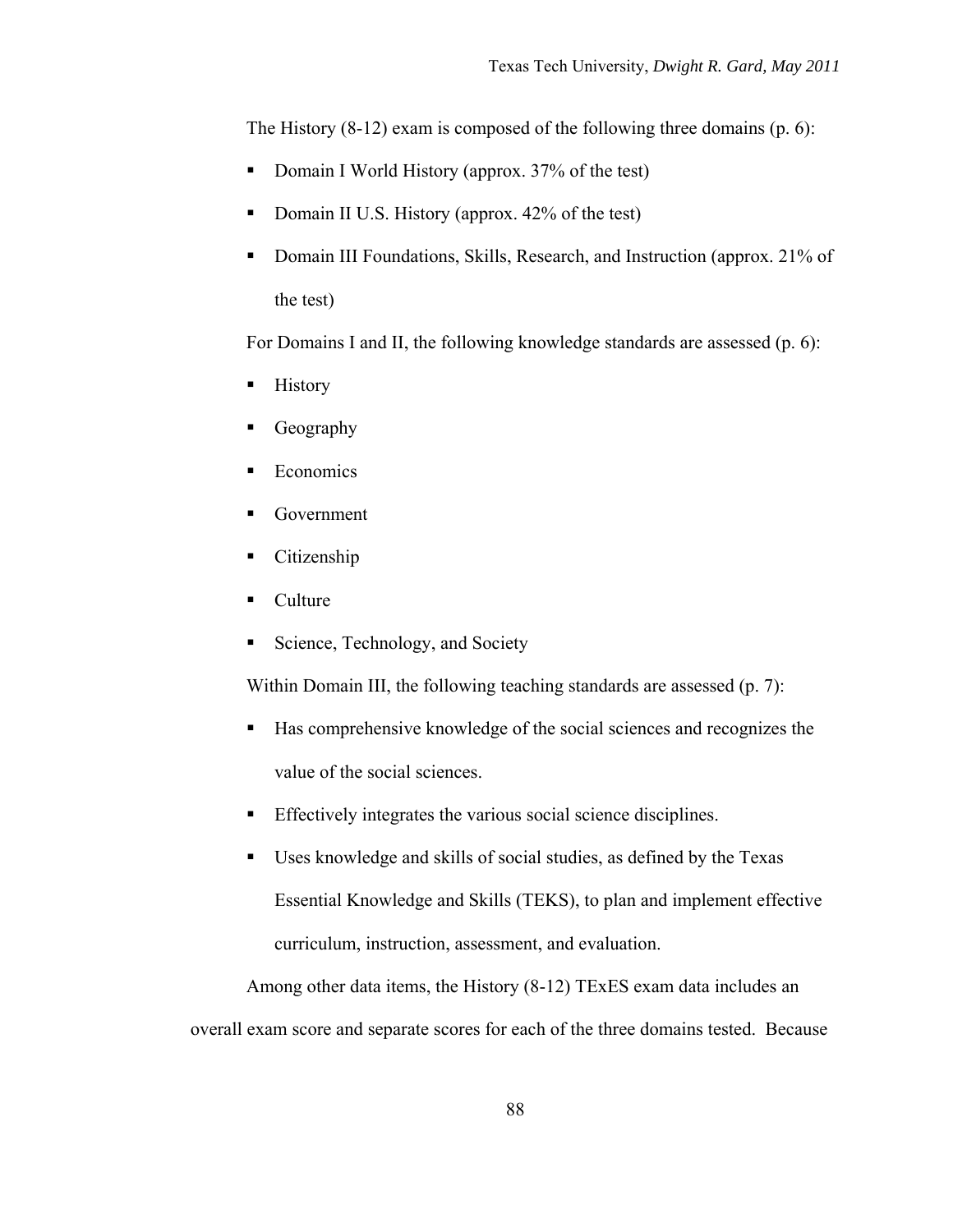The History (8-12) exam is composed of the following three domains (p. 6):

- Domain I World History (approx. 37% of the test)
- Domain II U.S. History (approx. 42% of the test)
- Domain III Foundations, Skills, Research, and Instruction (approx. 21% of the test)

For Domains I and II, the following knowledge standards are assessed (p. 6):

- History
- Geography
- Economics
- Government
- Citizenship
- Culture
- Science, Technology, and Society

Within Domain III, the following teaching standards are assessed (p. 7):

- Has comprehensive knowledge of the social sciences and recognizes the value of the social sciences.
- Effectively integrates the various social science disciplines.
- Uses knowledge and skills of social studies, as defined by the Texas Essential Knowledge and Skills (TEKS), to plan and implement effective curriculum, instruction, assessment, and evaluation.

Among other data items, the History (8-12) TExES exam data includes an overall exam score and separate scores for each of the three domains tested. Because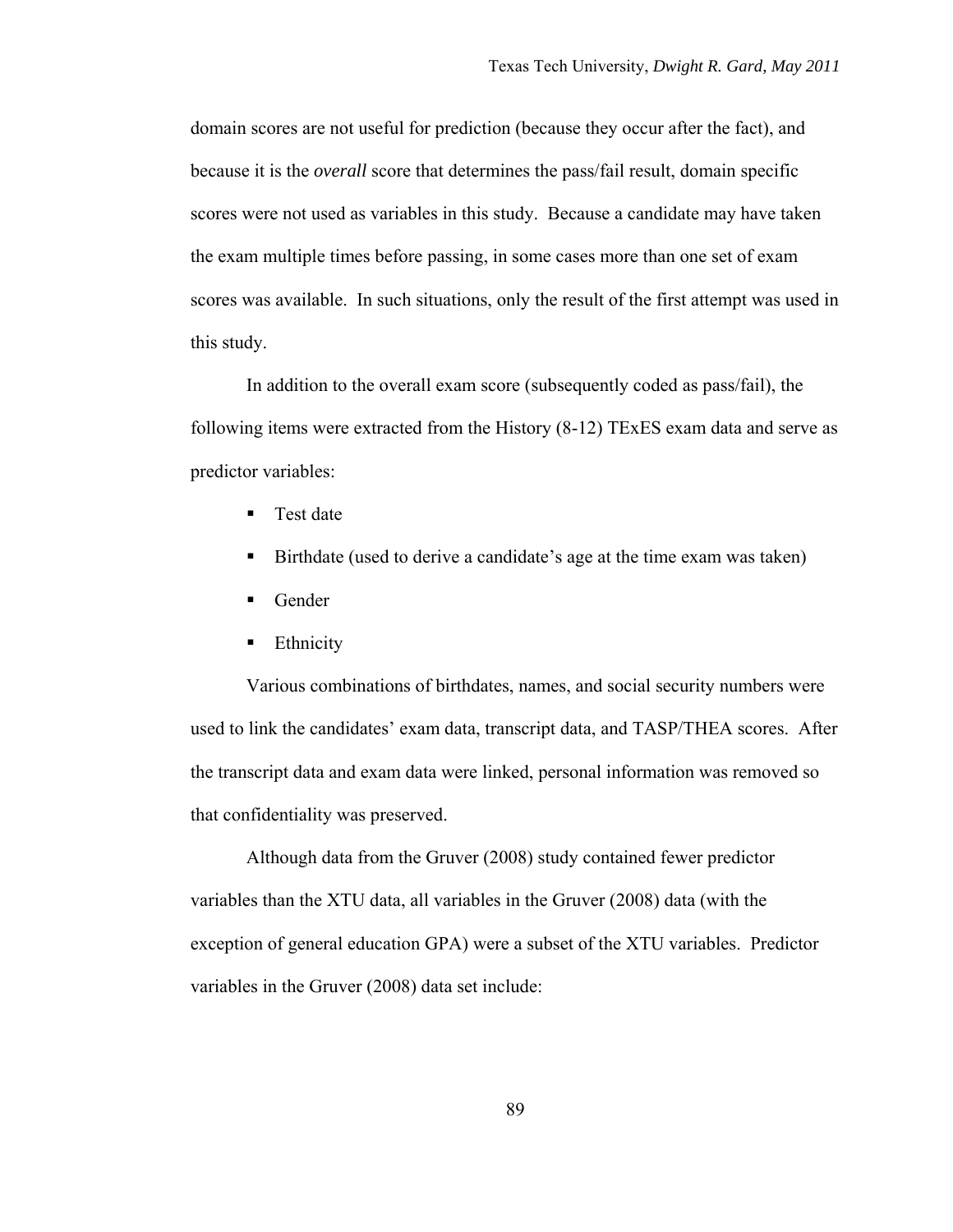domain scores are not useful for prediction (because they occur after the fact), and because it is the *overall* score that determines the pass/fail result, domain specific scores were not used as variables in this study. Because a candidate may have taken the exam multiple times before passing, in some cases more than one set of exam scores was available. In such situations, only the result of the first attempt was used in this study.

In addition to the overall exam score (subsequently coded as pass/fail), the following items were extracted from the History (8-12) TExES exam data and serve as predictor variables:

- Test date
- Birthdate (used to derive a candidate's age at the time exam was taken)
- Gender
- Ethnicity

Various combinations of birthdates, names, and social security numbers were used to link the candidates' exam data, transcript data, and TASP/THEA scores. After the transcript data and exam data were linked, personal information was removed so that confidentiality was preserved.

Although data from the Gruver (2008) study contained fewer predictor variables than the XTU data, all variables in the Gruver (2008) data (with the exception of general education GPA) were a subset of the XTU variables. Predictor variables in the Gruver (2008) data set include: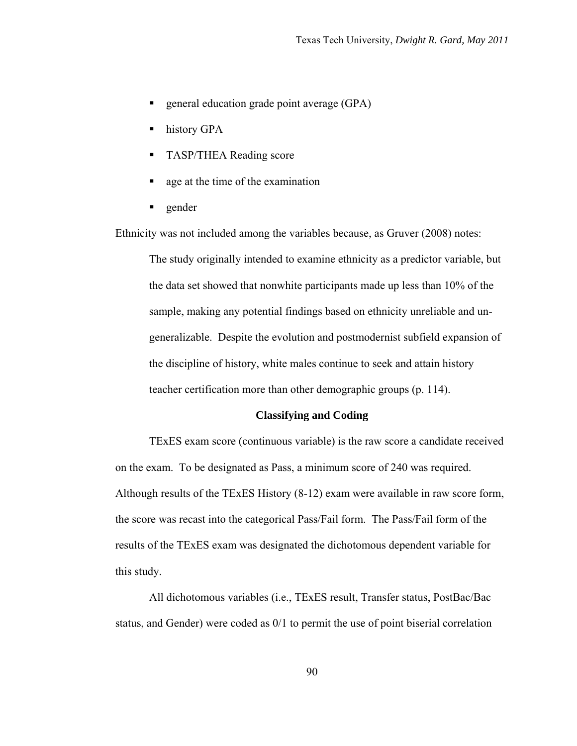- general education grade point average (GPA)
- history GPA
- TASP/THEA Reading score
- age at the time of the examination
- gender

Ethnicity was not included among the variables because, as Gruver (2008) notes:

> The study originally intended to examine ethnicity as a predictor variable, but the data set showed that nonwhite participants made up less than 10% of the sample, making any potential findings based on ethnicity unreliable and un-generalizable. Despite the evolution and postmodernist subfield expansion of the discipline of history, white males continue to seek and attain history teacher certification more than other demographic groups (p. 114).

## Classifying and Coding

TExES exam score (continuous variable) is the raw score a candidate received on the exam. To be designated as Pass, a minimum score of 240 was required. Although results of the TExES History (8-12) exam were available in raw score form, the score was recast into the categorical Pass/Fail form. The Pass/Fail form of the results of the TExES exam was designated the dichotomous dependent variable for this study.

All dichotomous variables (i.e., TExES result, Transfer status, PostBac/Bac status, and Gender) were coded as 0/1 to permit the use of point biserial correlation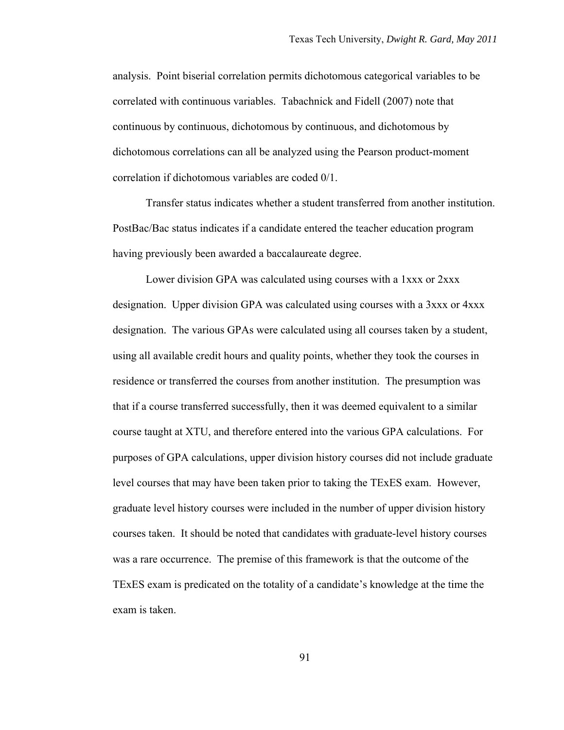analysis. Point biserial correlation permits dichotomous categorical variables to be correlated with continuous variables. Tabachnick and Fidell (2007) note that continuous by continuous, dichotomous by continuous, and dichotomous by dichotomous correlations can all be analyzed using the Pearson product-moment correlation if dichotomous variables are coded 0/1.

Transfer status indicates whether a student transferred from another institution. PostBac/Bac status indicates if a candidate entered the teacher education program having previously been awarded a baccalaureate degree.

Lower division GPA was calculated using courses with a 1xxx or 2xxx designation. Upper division GPA was calculated using courses with a 3xxx or 4xxx designation. The various GPAs were calculated using all courses taken by a student, using all available credit hours and quality points, whether they took the courses in residence or transferred the courses from another institution. The presumption was that if a course transferred successfully, then it was deemed equivalent to a similar course taught at XTU, and therefore entered into the various GPA calculations. For purposes of GPA calculations, upper division history courses did not include graduate level courses that may have been taken prior to taking the TExES exam. However, graduate level history courses were included in the number of upper division history courses taken. It should be noted that candidates with graduate-level history courses was a rare occurrence. The premise of this framework is that the outcome of the TExES exam is predicated on the totality of a candidate's knowledge at the time the exam is taken.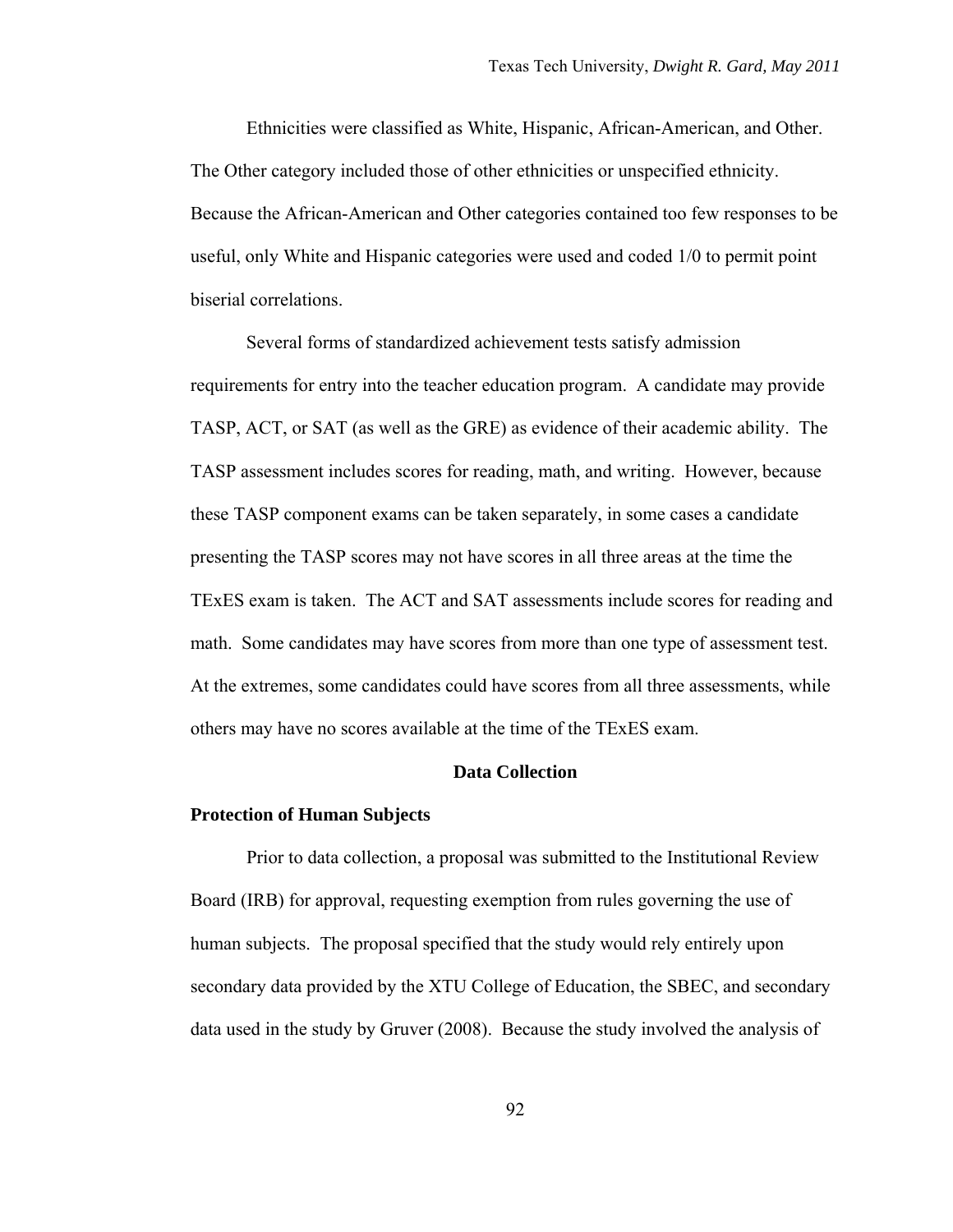Ethnicities were classified as White, Hispanic, African-American, and Other. The Other category included those of other ethnicities or unspecified ethnicity. Because the African-American and Other categories contained too few responses to be useful, only White and Hispanic categories were used and coded 1/0 to permit point biserial correlations.

Several forms of standardized achievement tests satisfy admission requirements for entry into the teacher education program. A candidate may provide TASP, ACT, or SAT (as well as the GRE) as evidence of their academic ability. The TASP assessment includes scores for reading, math, and writing. However, because these TASP component exams can be taken separately, in some cases a candidate presenting the TASP scores may not have scores in all three areas at the time the TExES exam is taken. The ACT and SAT assessments include scores for reading and math. Some candidates may have scores from more than one type of assessment test. At the extremes, some candidates could have scores from all three assessments, while others may have no scores available at the time of the TExES exam.

## Data Collection

### Protection of Human Subjects

Prior to data collection, a proposal was submitted to the Institutional Review Board (IRB) for approval, requesting exemption from rules governing the use of human subjects. The proposal specified that the study would rely entirely upon secondary data provided by the XTU College of Education, the SBEC, and secondary data used in the study by Gruver (2008). Because the study involved the analysis of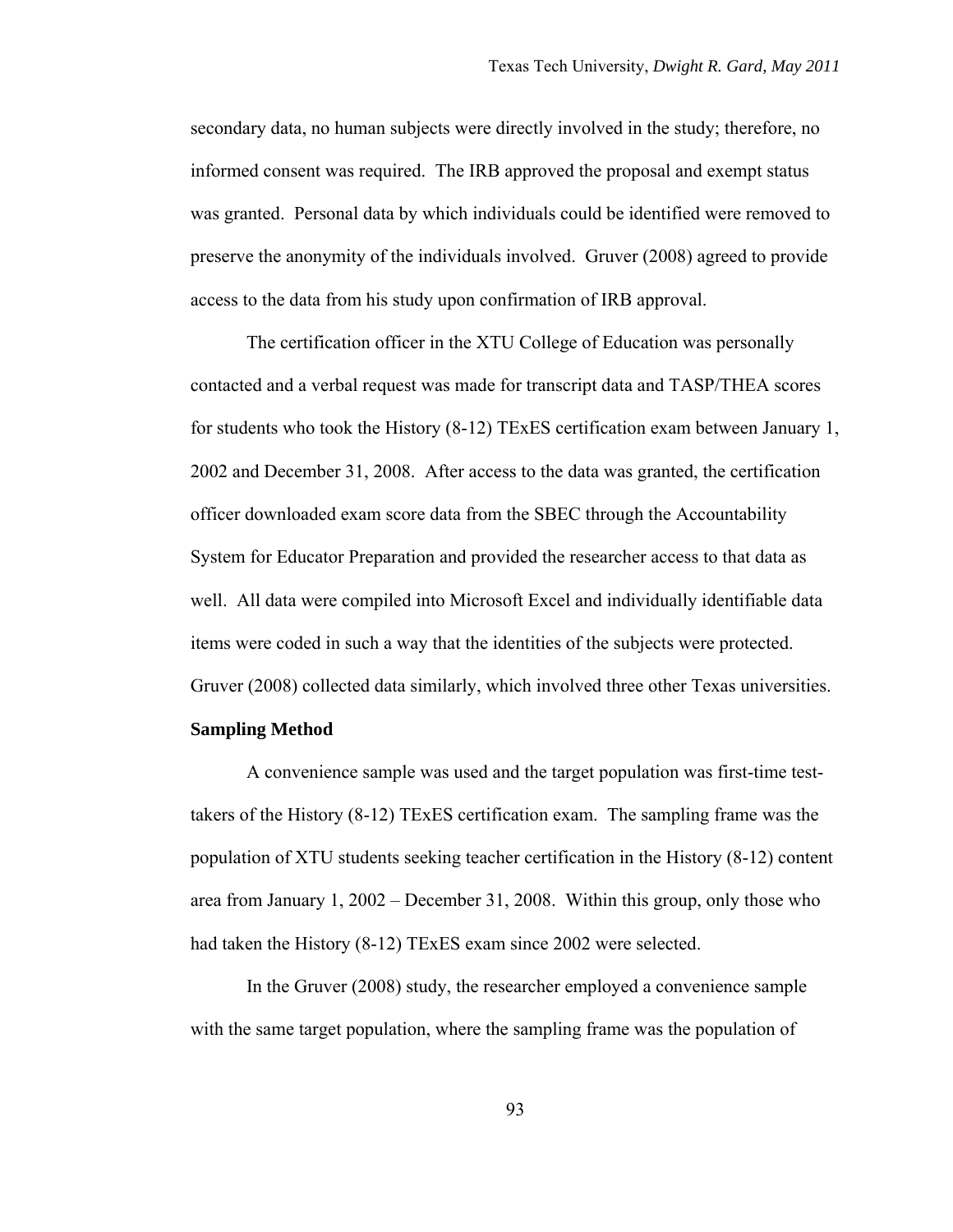secondary data, no human subjects were directly involved in the study; therefore, no informed consent was required. The IRB approved the proposal and exempt status was granted. Personal data by which individuals could be identified were removed to preserve the anonymity of the individuals involved. Gruver (2008) agreed to provide access to the data from his study upon confirmation of IRB approval.

The certification officer in the XTU College of Education was personally contacted and a verbal request was made for transcript data and TASP/THEA scores for students who took the History (8-12) TExES certification exam between January 1, 2002 and December 31, 2008. After access to the data was granted, the certification officer downloaded exam score data from the SBEC through the Accountability System for Educator Preparation and provided the researcher access to that data as well. All data were compiled into Microsoft Excel and individually identifiable data items were coded in such a way that the identities of the subjects were protected. Gruver (2008) collected data similarly, which involved three other Texas universities.

**Sampling Method**

A convenience sample was used and the target population was first-time test-takers of the History (8-12) TExES certification exam. The sampling frame was the population of XTU students seeking teacher certification in the History (8-12) content area from January 1, 2002 – December 31, 2008. Within this group, only those who had taken the History (8-12) TExES exam since 2002 were selected.

In the Gruver (2008) study, the researcher employed a convenience sample with the same target population, where the sampling frame was the population of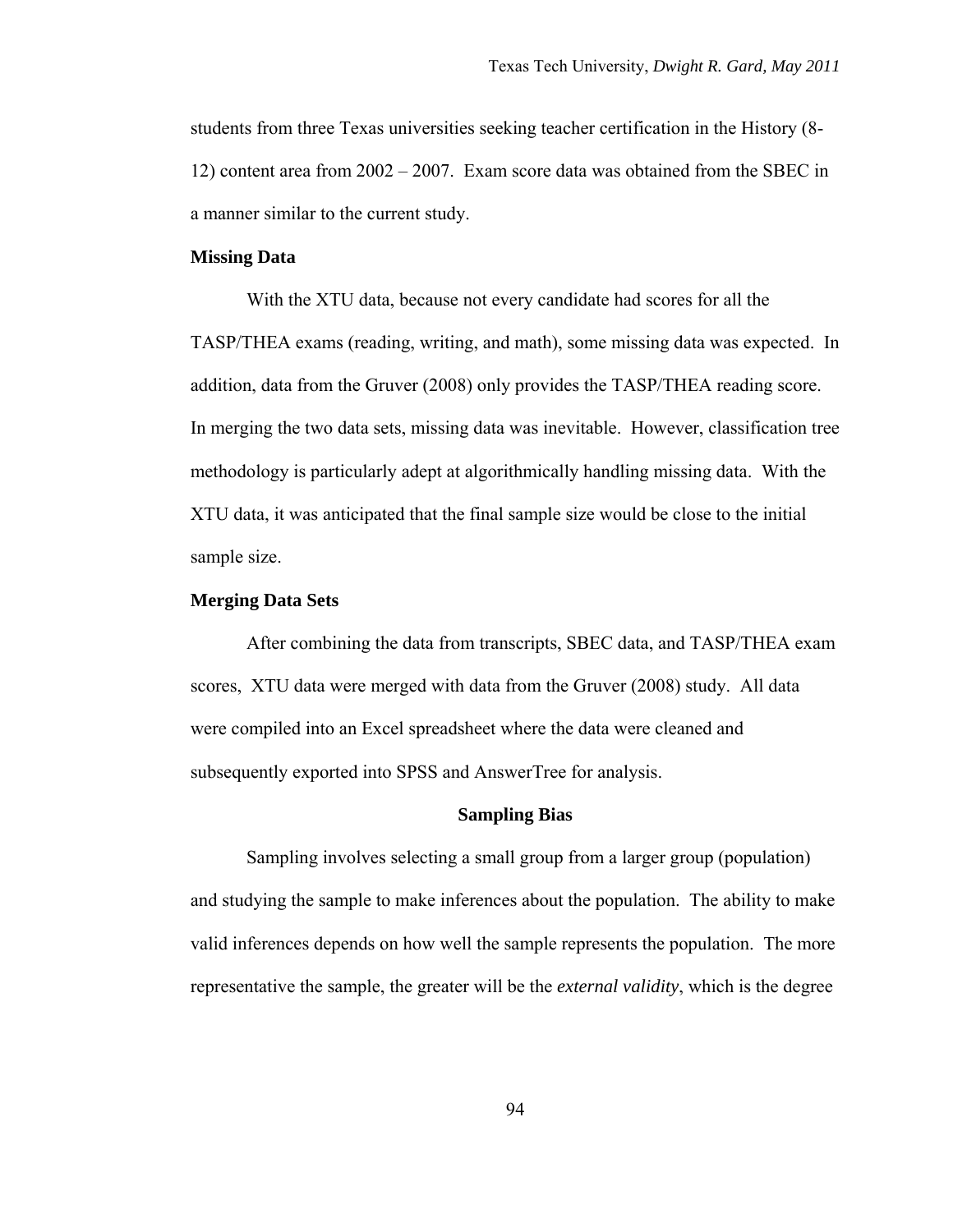students from three Texas universities seeking teacher certification in the History (8-12) content area from 2002 – 2007. Exam score data was obtained from the SBEC in a manner similar to the current study.

**Missing Data**

With the XTU data, because not every candidate had scores for all the TASP/THEA exams (reading, writing, and math), some missing data was expected. In addition, data from the Gruver (2008) only provides the TASP/THEA reading score. In merging the two data sets, missing data was inevitable. However, classification tree methodology is particularly adept at algorithmically handling missing data. With the XTU data, it was anticipated that the final sample size would be close to the initial sample size.

**Merging Data Sets**

After combining the data from transcripts, SBEC data, and TASP/THEA exam scores, XTU data were merged with data from the Gruver (2008) study. All data were compiled into an Excel spreadsheet where the data were cleaned and subsequently exported into SPSS and AnswerTree for analysis.

## Sampling Bias

Sampling involves selecting a small group from a larger group (population) and studying the sample to make inferences about the population. The ability to make valid inferences depends on how well the sample represents the population. The more representative the sample, the greater will be the *external validity*, which is the degree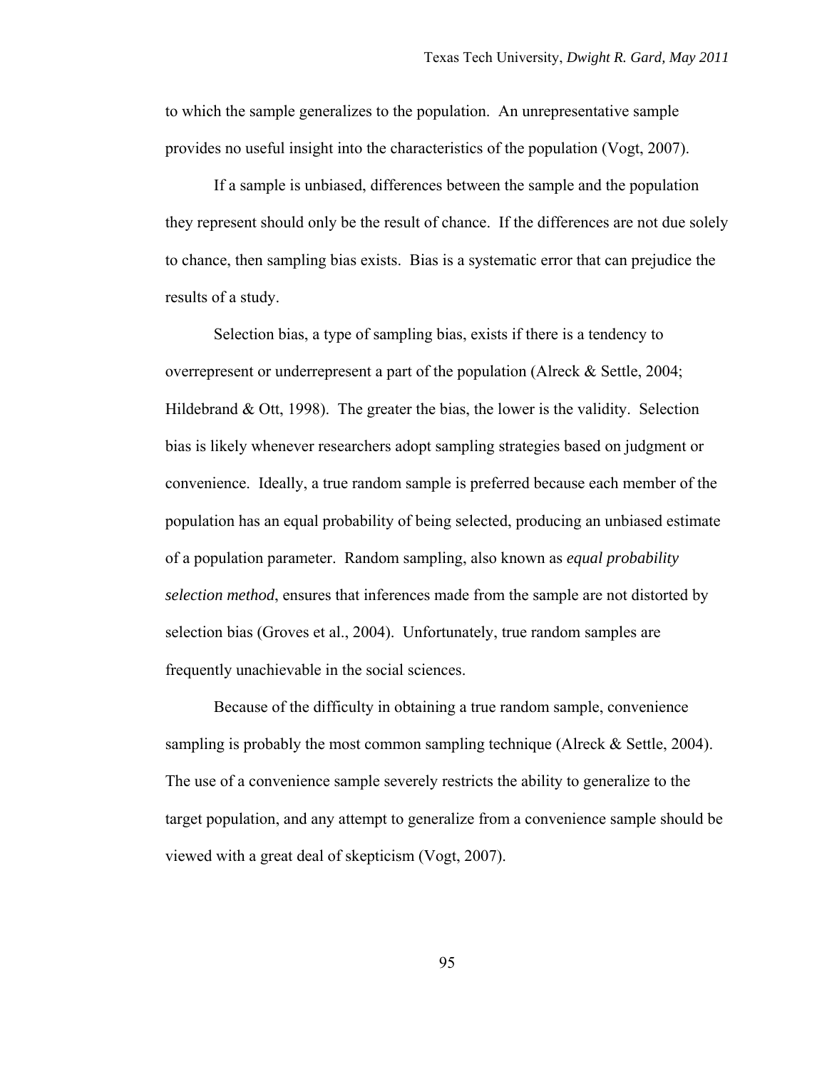to which the sample generalizes to the population. An unrepresentative sample provides no useful insight into the characteristics of the population (Vogt, 2007).

If a sample is unbiased, differences between the sample and the population they represent should only be the result of chance. If the differences are not due solely to chance, then sampling bias exists. Bias is a systematic error that can prejudice the results of a study.

Selection bias, a type of sampling bias, exists if there is a tendency to overrepresent or underrepresent a part of the population (Alreck & Settle, 2004; Hildebrand & Ott, 1998). The greater the bias, the lower is the validity. Selection bias is likely whenever researchers adopt sampling strategies based on judgment or convenience. Ideally, a true random sample is preferred because each member of the population has an equal probability of being selected, producing an unbiased estimate of a population parameter. Random sampling, also known as ***equal probability selection method***, ensures that inferences made from the sample are not distorted by selection bias (Groves et al., 2004). Unfortunately, true random samples are frequently unachievable in the social sciences.

Because of the difficulty in obtaining a true random sample, convenience sampling is probably the most common sampling technique (Alreck & Settle, 2004). The use of a convenience sample severely restricts the ability to generalize to the target population, and any attempt to generalize from a convenience sample should be viewed with a great deal of skepticism (Vogt, 2007).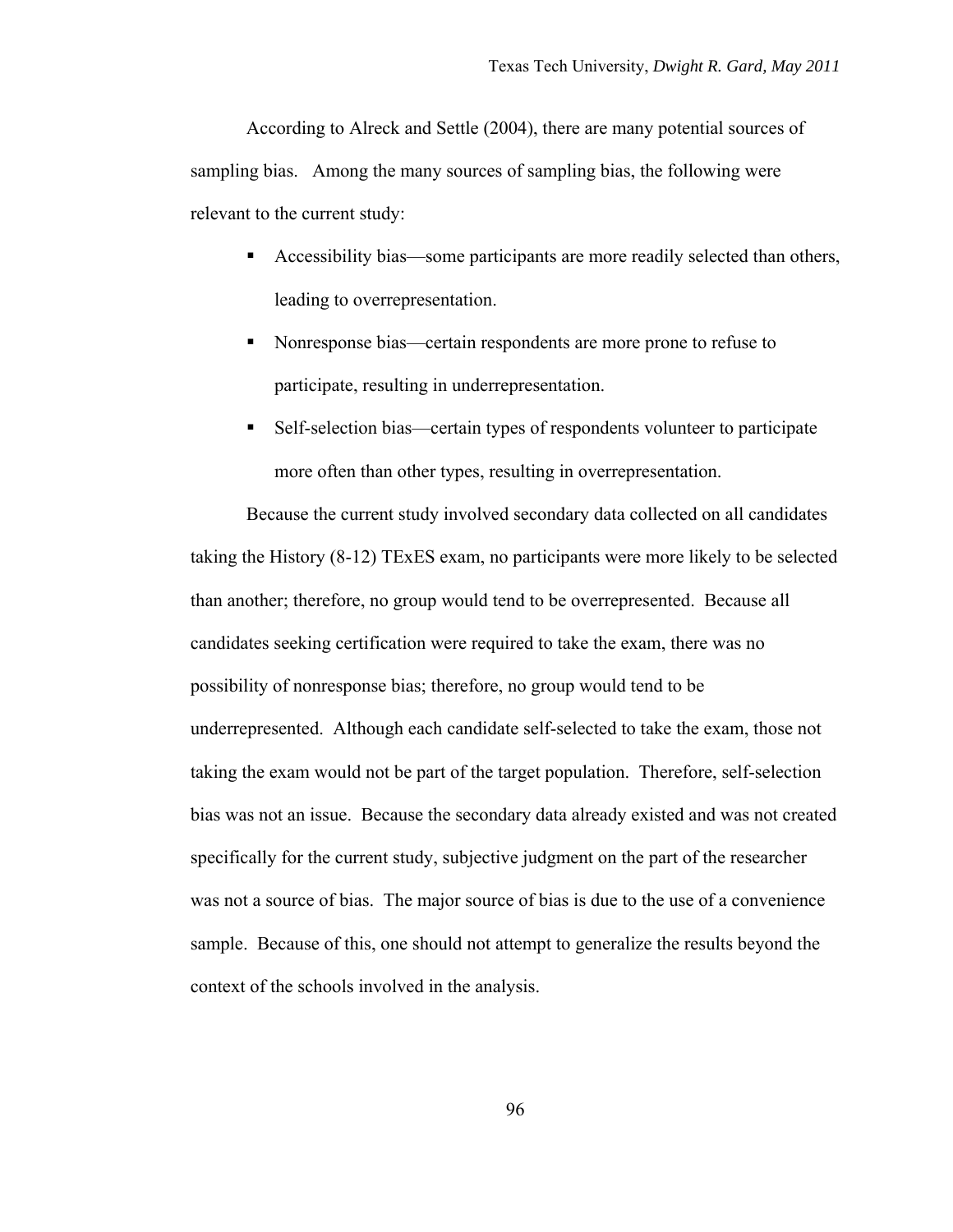According to Alreck and Settle (2004), there are many potential sources of sampling bias. Among the many sources of sampling bias, the following were relevant to the current study:

- Accessibility bias—some participants are more readily selected than others, leading to overrepresentation.
- Nonresponse bias—certain respondents are more prone to refuse to participate, resulting in underrepresentation.
- Self-selection bias—certain types of respondents volunteer to participate more often than other types, resulting in overrepresentation.

Because the current study involved secondary data collected on all candidates taking the History (8-12) TExES exam, no participants were more likely to be selected than another; therefore, no group would tend to be overrepresented. Because all candidates seeking certification were required to take the exam, there was no possibility of nonresponse bias; therefore, no group would tend to be underrepresented. Although each candidate self-selected to take the exam, those not taking the exam would not be part of the target population. Therefore, self-selection bias was not an issue. Because the secondary data already existed and was not created specifically for the current study, subjective judgment on the part of the researcher was not a source of bias. The major source of bias is due to the use of a convenience sample. Because of this, one should not attempt to generalize the results beyond the context of the schools involved in the analysis.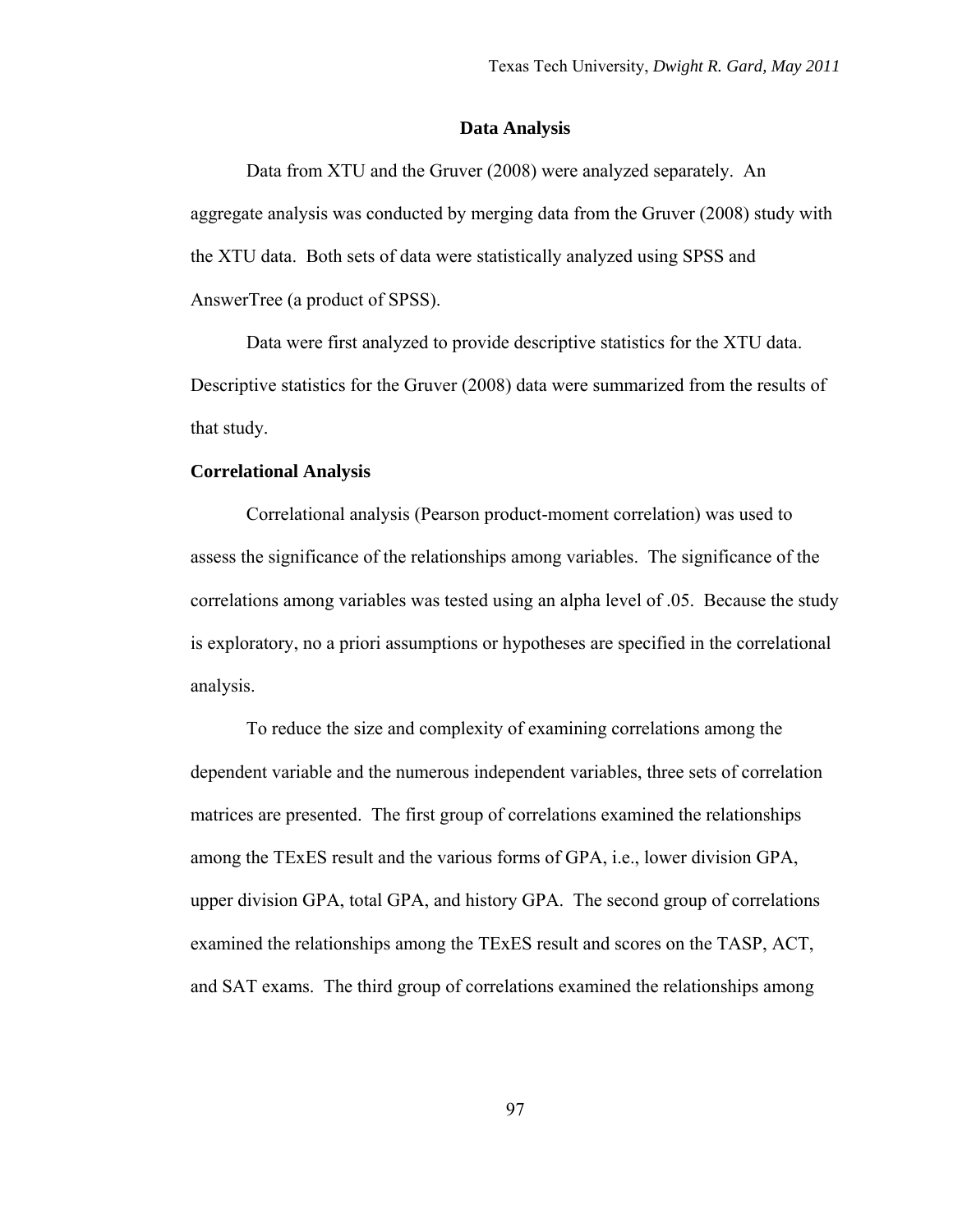## Data Analysis

Data from XTU and the Gruver (2008) were analyzed separately. An aggregate analysis was conducted by merging data from the Gruver (2008) study with the XTU data. Both sets of data were statistically analyzed using SPSS and AnswerTree (a product of SPSS).

Data were first analyzed to provide descriptive statistics for the XTU data. Descriptive statistics for the Gruver (2008) data were summarized from the results of that study.

### Correlational Analysis

Correlational analysis (Pearson product-moment correlation) was used to assess the significance of the relationships among variables. The significance of the correlations among variables was tested using an alpha level of .05. Because the study is exploratory, no a priori assumptions or hypotheses are specified in the correlational analysis.

To reduce the size and complexity of examining correlations among the dependent variable and the numerous independent variables, three sets of correlation matrices are presented. The first group of correlations examined the relationships among the TExES result and the various forms of GPA, i.e., lower division GPA, upper division GPA, total GPA, and history GPA. The second group of correlations examined the relationships among the TExES result and scores on the TASP, ACT, and SAT exams. The third group of correlations examined the relationships among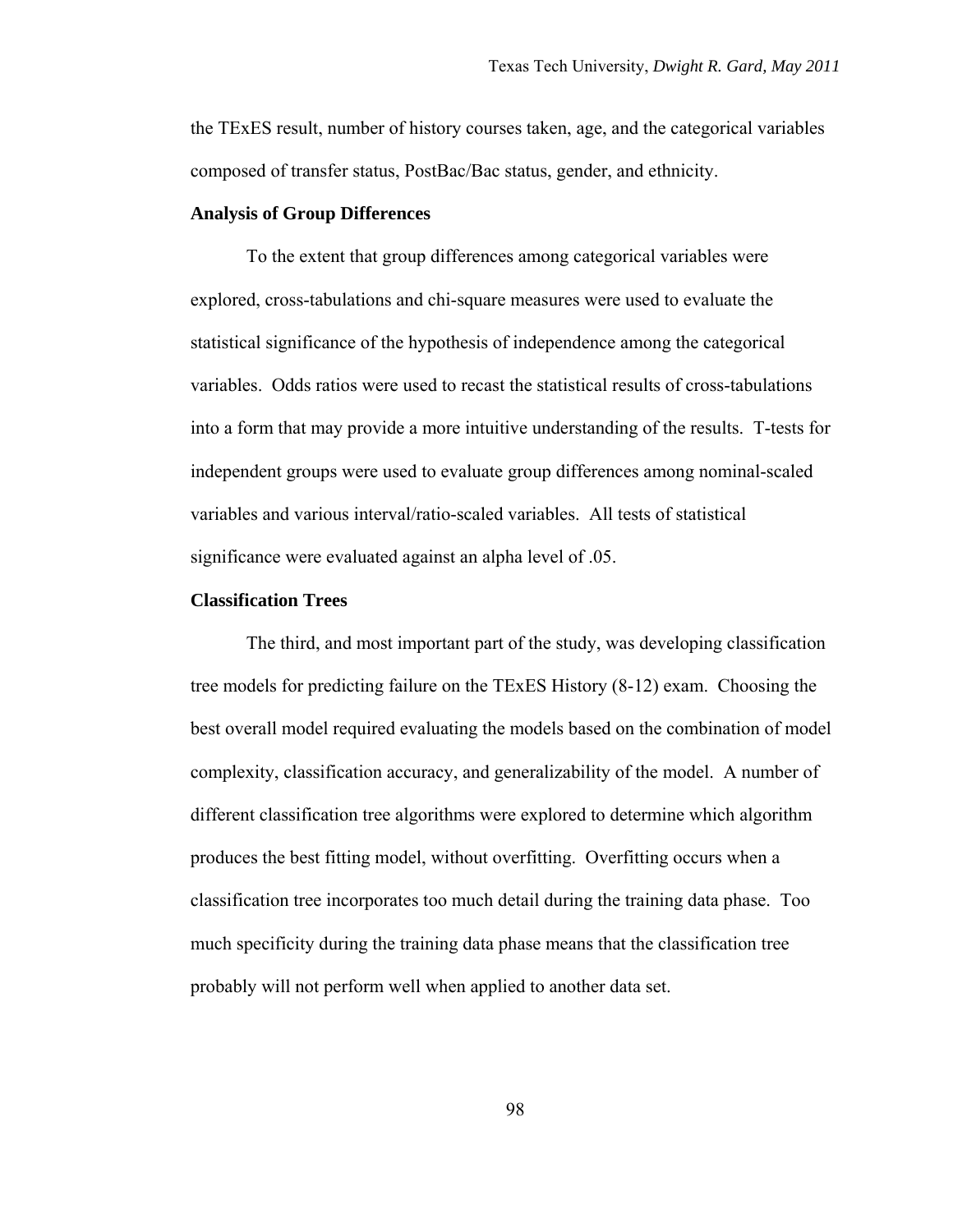the TExES result, number of history courses taken, age, and the categorical variables composed of transfer status, PostBac/Bac status, gender, and ethnicity.

**Analysis of Group Differences**

To the extent that group differences among categorical variables were explored, cross-tabulations and chi-square measures were used to evaluate the statistical significance of the hypothesis of independence among the categorical variables. Odds ratios were used to recast the statistical results of cross-tabulations into a form that may provide a more intuitive understanding of the results. T-tests for independent groups were used to evaluate group differences among nominal-scaled variables and various interval/ratio-scaled variables. All tests of statistical significance were evaluated against an alpha level of .05.

**Classification Trees**

The third, and most important part of the study, was developing classification tree models for predicting failure on the TExES History (8-12) exam. Choosing the best overall model required evaluating the models based on the combination of model complexity, classification accuracy, and generalizability of the model. A number of different classification tree algorithms were explored to determine which algorithm produces the best fitting model, without overfitting. Overfitting occurs when a classification tree incorporates too much detail during the training data phase. Too much specificity during the training data phase means that the classification tree probably will not perform well when applied to another data set.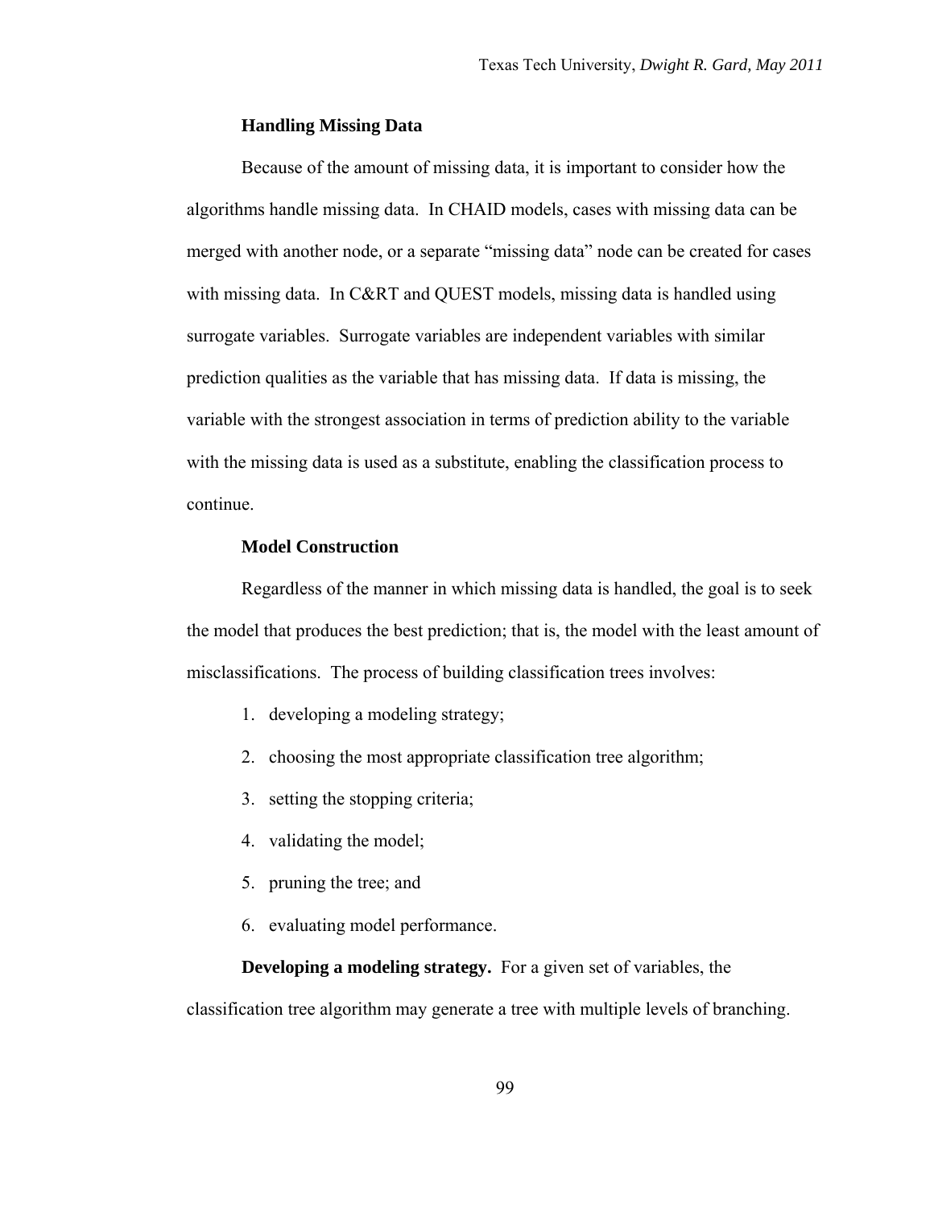### Handling Missing Data

Because of the amount of missing data, it is important to consider how the algorithms handle missing data. In CHAID models, cases with missing data can be merged with another node, or a separate "missing data" node can be created for cases with missing data. In C&RT and QUEST models, missing data is handled using surrogate variables. Surrogate variables are independent variables with similar prediction qualities as the variable that has missing data. If data is missing, the variable with the strongest association in terms of prediction ability to the variable with the missing data is used as a substitute, enabling the classification process to continue.

### Model Construction

Regardless of the manner in which missing data is handled, the goal is to seek the model that produces the best prediction; that is, the model with the least amount of misclassifications. The process of building classification trees involves:

1. developing a modeling strategy;
2. choosing the most appropriate classification tree algorithm;
3. setting the stopping criteria;
4. validating the model;
5. pruning the tree; and
6. evaluating model performance.

**Developing a modeling strategy.** For a given set of variables, the classification tree algorithm may generate a tree with multiple levels of branching.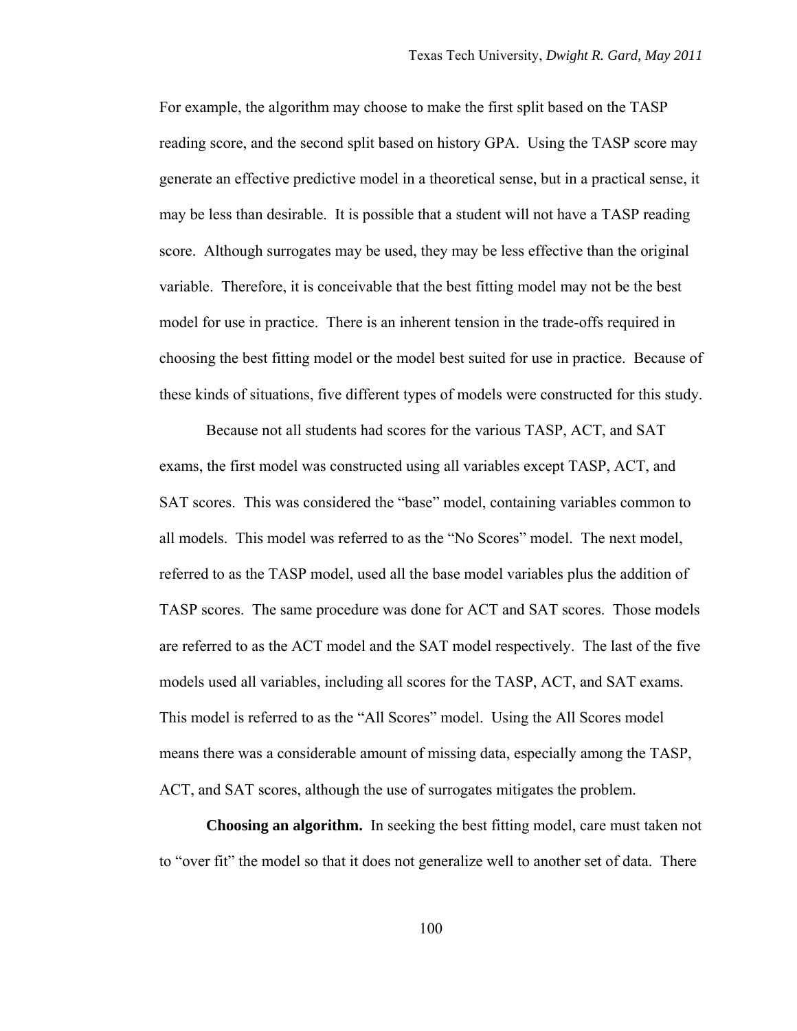For example, the algorithm may choose to make the first split based on the TASP reading score, and the second split based on history GPA. Using the TASP score may generate an effective predictive model in a theoretical sense, but in a practical sense, it may be less than desirable. It is possible that a student will not have a TASP reading score. Although surrogates may be used, they may be less effective than the original variable. Therefore, it is conceivable that the best fitting model may not be the best model for use in practice. There is an inherent tension in the trade-offs required in choosing the best fitting model or the model best suited for use in practice. Because of these kinds of situations, five different types of models were constructed for this study.

Because not all students had scores for the various TASP, ACT, and SAT exams, the first model was constructed using all variables except TASP, ACT, and SAT scores. This was considered the "base" model, containing variables common to all models. This model was referred to as the "No Scores" model. The next model, referred to as the TASP model, used all the base model variables plus the addition of TASP scores. The same procedure was done for ACT and SAT scores. Those models are referred to as the ACT model and the SAT model respectively. The last of the five models used all variables, including all scores for the TASP, ACT, and SAT exams. This model is referred to as the "All Scores" model. Using the All Scores model means there was a considerable amount of missing data, especially among the TASP, ACT, and SAT scores, although the use of surrogates mitigates the problem.

**Choosing an algorithm.** In seeking the best fitting model, care must taken not to "over fit" the model so that it does not generalize well to another set of data. There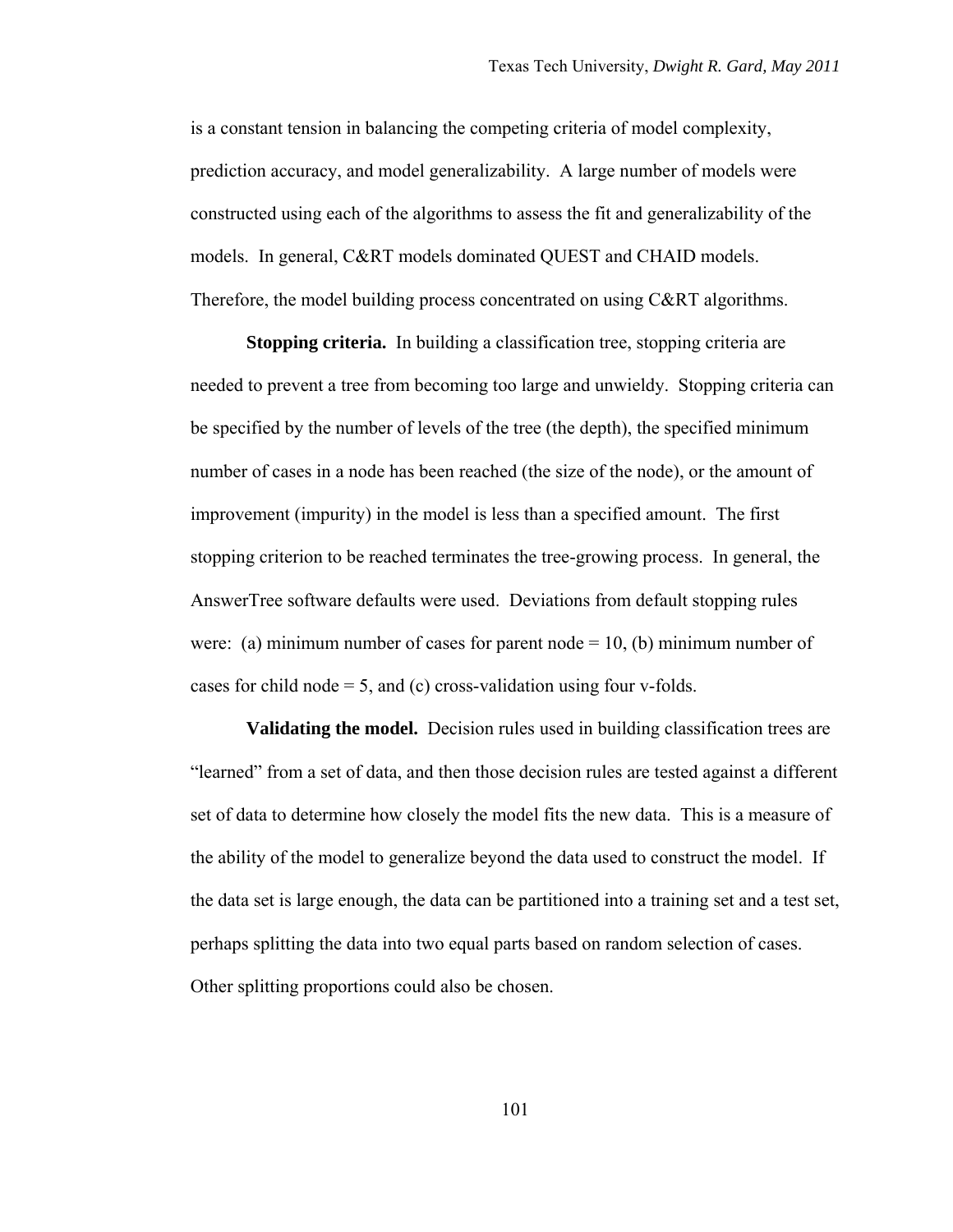is a constant tension in balancing the competing criteria of model complexity, prediction accuracy, and model generalizability. A large number of models were constructed using each of the algorithms to assess the fit and generalizability of the models. In general, C&RT models dominated QUEST and CHAID models. Therefore, the model building process concentrated on using C&RT algorithms.

**Stopping criteria.** In building a classification tree, stopping criteria are needed to prevent a tree from becoming too large and unwieldy. Stopping criteria can be specified by the number of levels of the tree (the depth), the specified minimum number of cases in a node has been reached (the size of the node), or the amount of improvement (impurity) in the model is less than a specified amount. The first stopping criterion to be reached terminates the tree-growing process. In general, the AnswerTree software defaults were used. Deviations from default stopping rules were: (a) minimum number of cases for parent node = 10, (b) minimum number of cases for child node = 5, and (c) cross-validation using four v-folds.

**Validating the model.** Decision rules used in building classification trees are "learned" from a set of data, and then those decision rules are tested against a different set of data to determine how closely the model fits the new data. This is a measure of the ability of the model to generalize beyond the data used to construct the model. If the data set is large enough, the data can be partitioned into a training set and a test set, perhaps splitting the data into two equal parts based on random selection of cases. Other splitting proportions could also be chosen.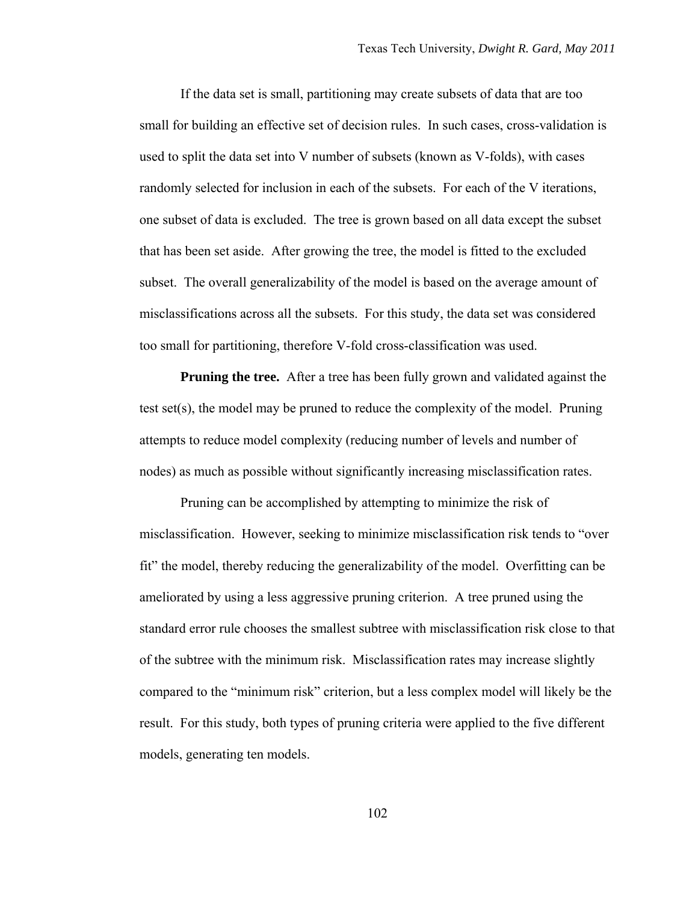If the data set is small, partitioning may create subsets of data that are too small for building an effective set of decision rules. In such cases, cross-validation is used to split the data set into V number of subsets (known as V-folds), with cases randomly selected for inclusion in each of the subsets. For each of the V iterations, one subset of data is excluded. The tree is grown based on all data except the subset that has been set aside. After growing the tree, the model is fitted to the excluded subset. The overall generalizability of the model is based on the average amount of misclassifications across all the subsets. For this study, the data set was considered too small for partitioning, therefore V-fold cross-classification was used.

**Pruning the tree.** After a tree has been fully grown and validated against the test set(s), the model may be pruned to reduce the complexity of the model. Pruning attempts to reduce model complexity (reducing number of levels and number of nodes) as much as possible without significantly increasing misclassification rates.

Pruning can be accomplished by attempting to minimize the risk of misclassification. However, seeking to minimize misclassification risk tends to "over fit" the model, thereby reducing the generalizability of the model. Overfitting can be ameliorated by using a less aggressive pruning criterion. A tree pruned using the standard error rule chooses the smallest subtree with misclassification risk close to that of the subtree with the minimum risk. Misclassification rates may increase slightly compared to the "minimum risk" criterion, but a less complex model will likely be the result. For this study, both types of pruning criteria were applied to the five different models, generating ten models.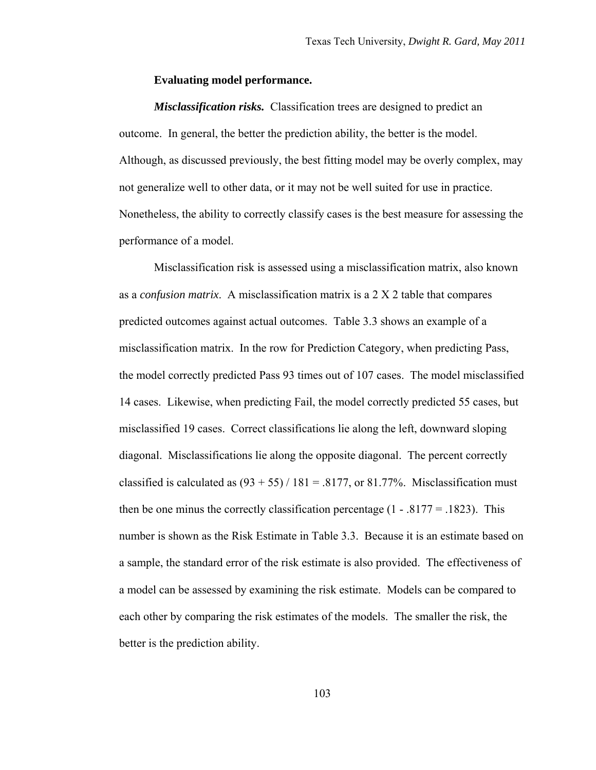**Evaluating model performance.**

***Misclassification risks.*** Classification trees are designed to predict an outcome. In general, the better the prediction ability, the better is the model. Although, as discussed previously, the best fitting model may be overly complex, may not generalize well to other data, or it may not be well suited for use in practice. Nonetheless, the ability to correctly classify cases is the best measure for assessing the performance of a model.

Misclassification risk is assessed using a misclassification matrix, also known as a *confusion matrix*. A misclassification matrix is a 2 X 2 table that compares predicted outcomes against actual outcomes. Table 3.3 shows an example of a misclassification matrix. In the row for Prediction Category, when predicting Pass, the model correctly predicted Pass 93 times out of 107 cases. The model misclassified 14 cases. Likewise, when predicting Fail, the model correctly predicted 55 cases, but misclassified 19 cases. Correct classifications lie along the left, downward sloping diagonal. Misclassifications lie along the opposite diagonal. The percent correctly classified is calculated as $(93 + 55) / 181 = .8177$, or 81.77%. Misclassification must then be one minus the correctly classification percentage $(1 - .8177 = .1823)$. This number is shown as the Risk Estimate in Table 3.3. Because it is an estimate based on a sample, the standard error of the risk estimate is also provided. The effectiveness of a model can be assessed by examining the risk estimate. Models can be compared to each other by comparing the risk estimates of the models. The smaller the risk, the better is the prediction ability.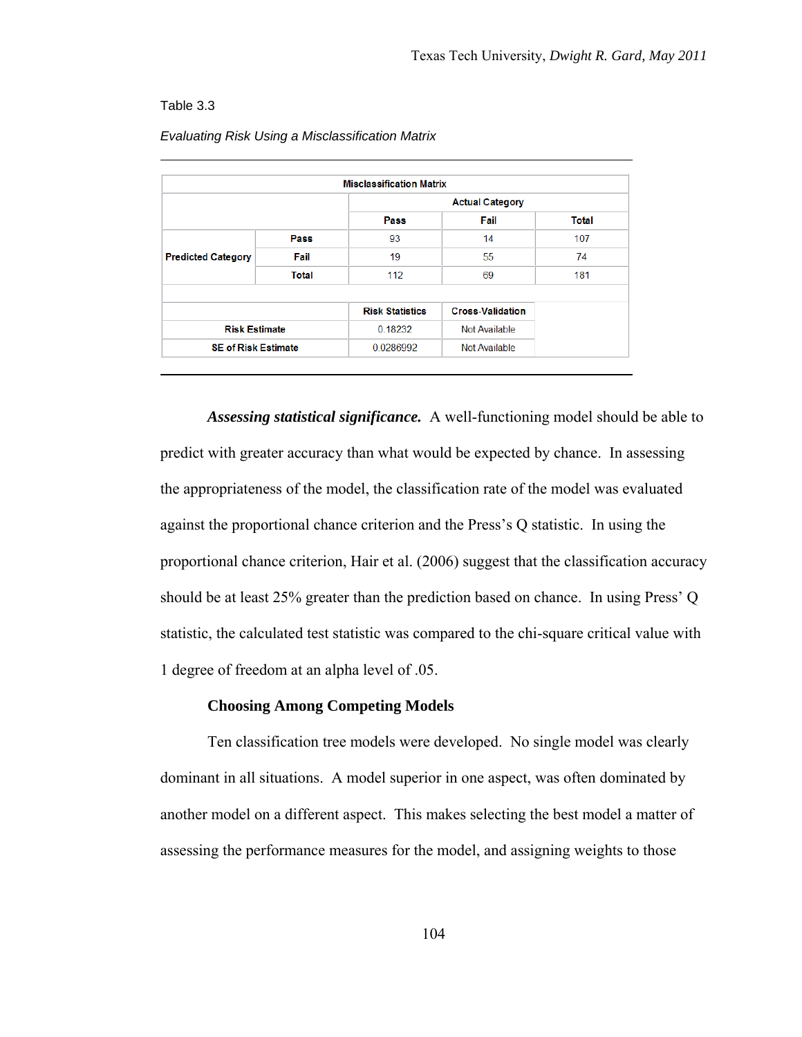Table 3.3

*Evaluating Risk Using a Misclassification Matrix*

| Misclassification Matrix | | | | |
|---|---|---|---|---|
| | | Actual Category | | |
| | | Pass | Fail | Total |
| Predicted Category | Pass | 93 | 14 | 107 |
| | Fail | 19 | 55 | 74 |
| | Total | 112 | 69 | 181 |
| | | Risk Statistics | Cross-Validation | |
| Risk Estimate | | 0.18232 | Not Available | |
| SE of Risk Estimate | | 0.0286992 | Not Available | |

***Assessing statistical significance.*** A well-functioning model should be able to predict with greater accuracy than what would be expected by chance. In assessing the appropriateness of the model, the classification rate of the model was evaluated against the proportional chance criterion and the Press's Q statistic. In using the proportional chance criterion, Hair et al. (2006) suggest that the classification accuracy should be at least 25% greater than the prediction based on chance. In using Press' Q statistic, the calculated test statistic was compared to the chi-square critical value with 1 degree of freedom at an alpha level of .05.

**Choosing Among Competing Models**

Ten classification tree models were developed. No single model was clearly dominant in all situations. A model superior in one aspect, was often dominated by another model on a different aspect. This makes selecting the best model a matter of assessing the performance measures for the model, and assigning weights to those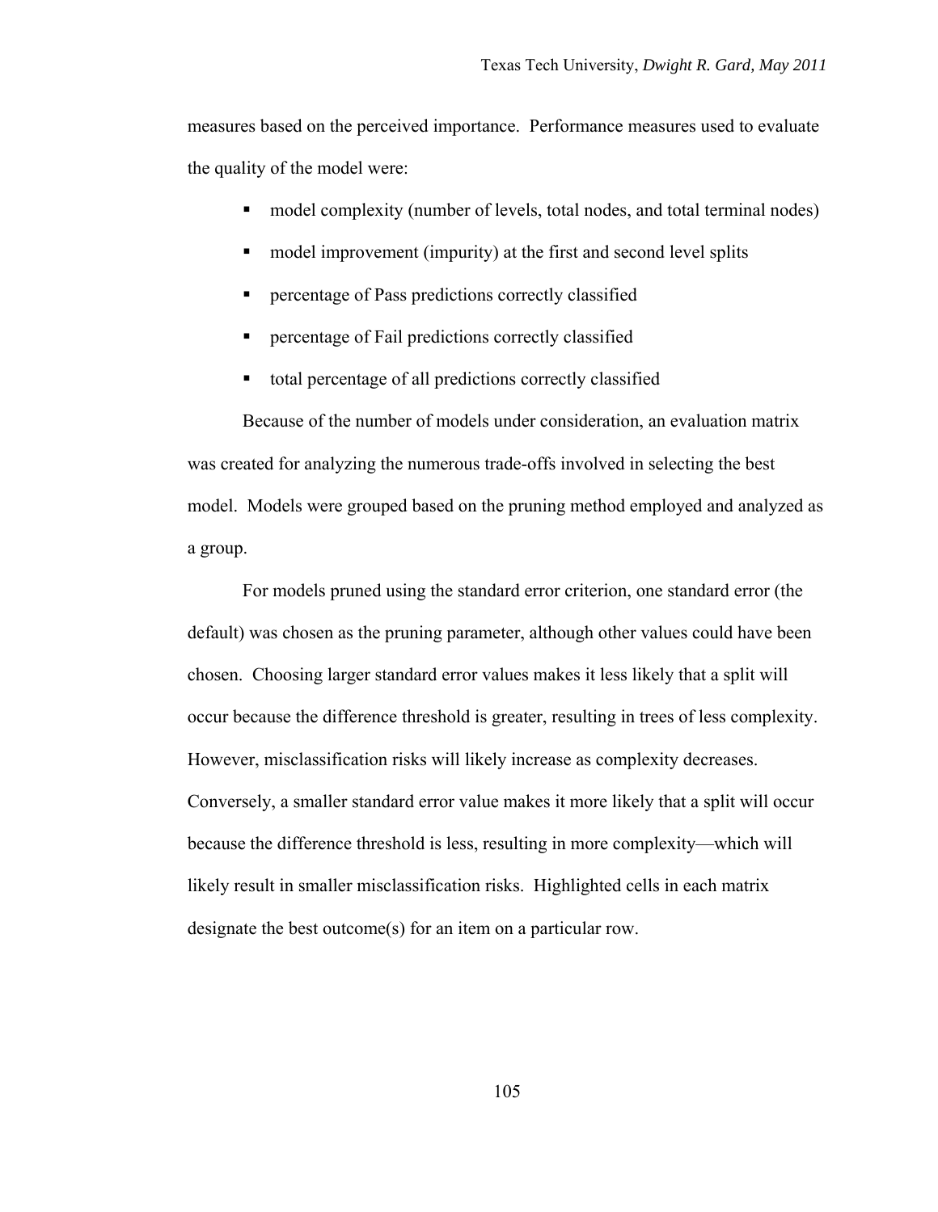measures based on the perceived importance. Performance measures used to evaluate the quality of the model were:

- model complexity (number of levels, total nodes, and total terminal nodes)
- model improvement (impurity) at the first and second level splits
- percentage of Pass predictions correctly classified
- percentage of Fail predictions correctly classified
- total percentage of all predictions correctly classified

Because of the number of models under consideration, an evaluation matrix was created for analyzing the numerous trade-offs involved in selecting the best model. Models were grouped based on the pruning method employed and analyzed as a group.

For models pruned using the standard error criterion, one standard error (the default) was chosen as the pruning parameter, although other values could have been chosen. Choosing larger standard error values makes it less likely that a split will occur because the difference threshold is greater, resulting in trees of less complexity. However, misclassification risks will likely increase as complexity decreases. Conversely, a smaller standard error value makes it more likely that a split will occur because the difference threshold is less, resulting in more complexity—which will likely result in smaller misclassification risks. Highlighted cells in each matrix designate the best outcome(s) for an item on a particular row.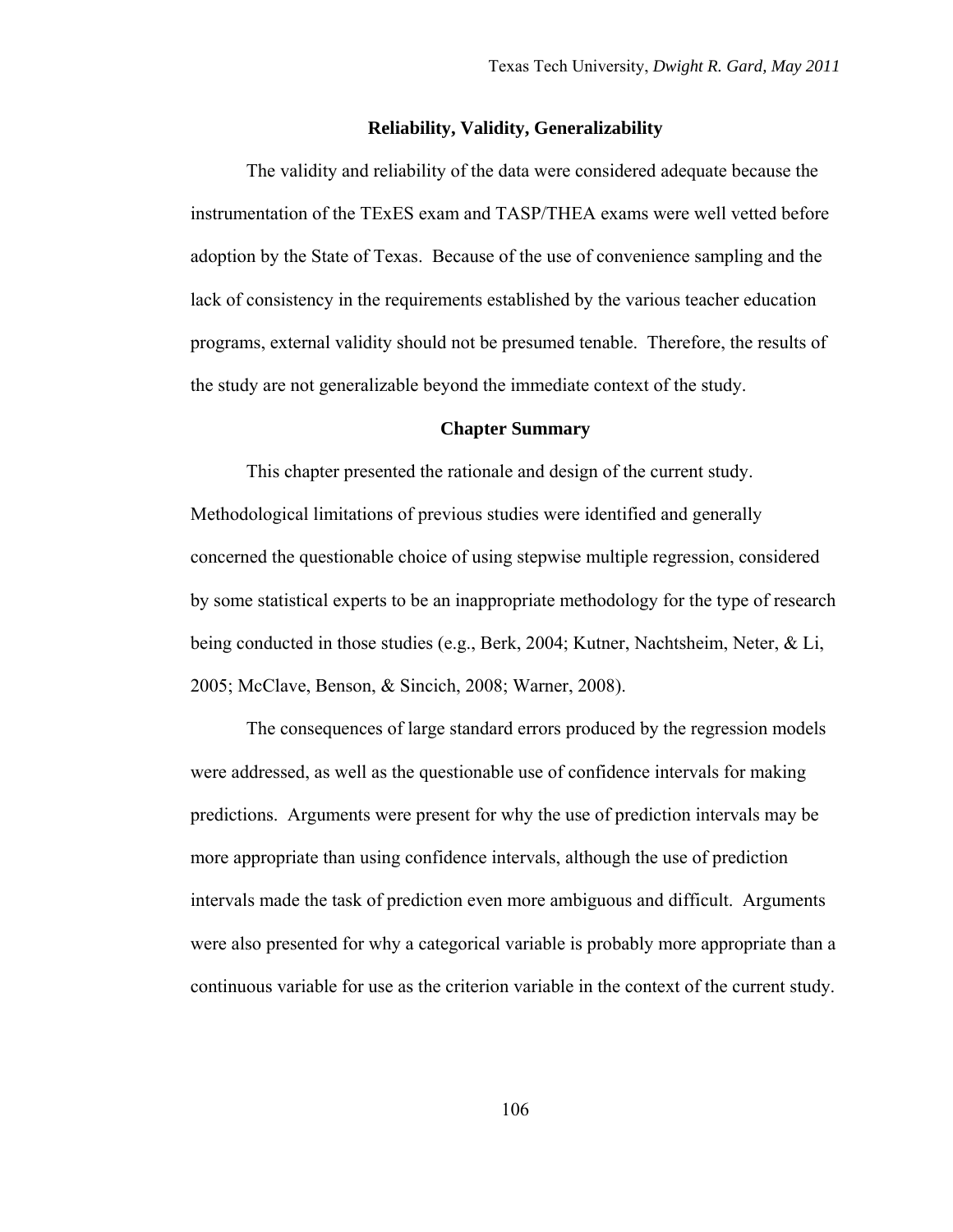### Reliability, Validity, Generalizability

The validity and reliability of the data were considered adequate because the instrumentation of the TExES exam and TASP/THEA exams were well vetted before adoption by the State of Texas. Because of the use of convenience sampling and the lack of consistency in the requirements established by the various teacher education programs, external validity should not be presumed tenable. Therefore, the results of the study are not generalizable beyond the immediate context of the study.

### Chapter Summary

This chapter presented the rationale and design of the current study. Methodological limitations of previous studies were identified and generally concerned the questionable choice of using stepwise multiple regression, considered by some statistical experts to be an inappropriate methodology for the type of research being conducted in those studies (e.g., Berk, 2004; Kutner, Nachtsheim, Neter, & Li, 2005; McClave, Benson, & Sincich, 2008; Warner, 2008).

The consequences of large standard errors produced by the regression models were addressed, as well as the questionable use of confidence intervals for making predictions. Arguments were present for why the use of prediction intervals may be more appropriate than using confidence intervals, although the use of prediction intervals made the task of prediction even more ambiguous and difficult. Arguments were also presented for why a categorical variable is probably more appropriate than a continuous variable for use as the criterion variable in the context of the current study.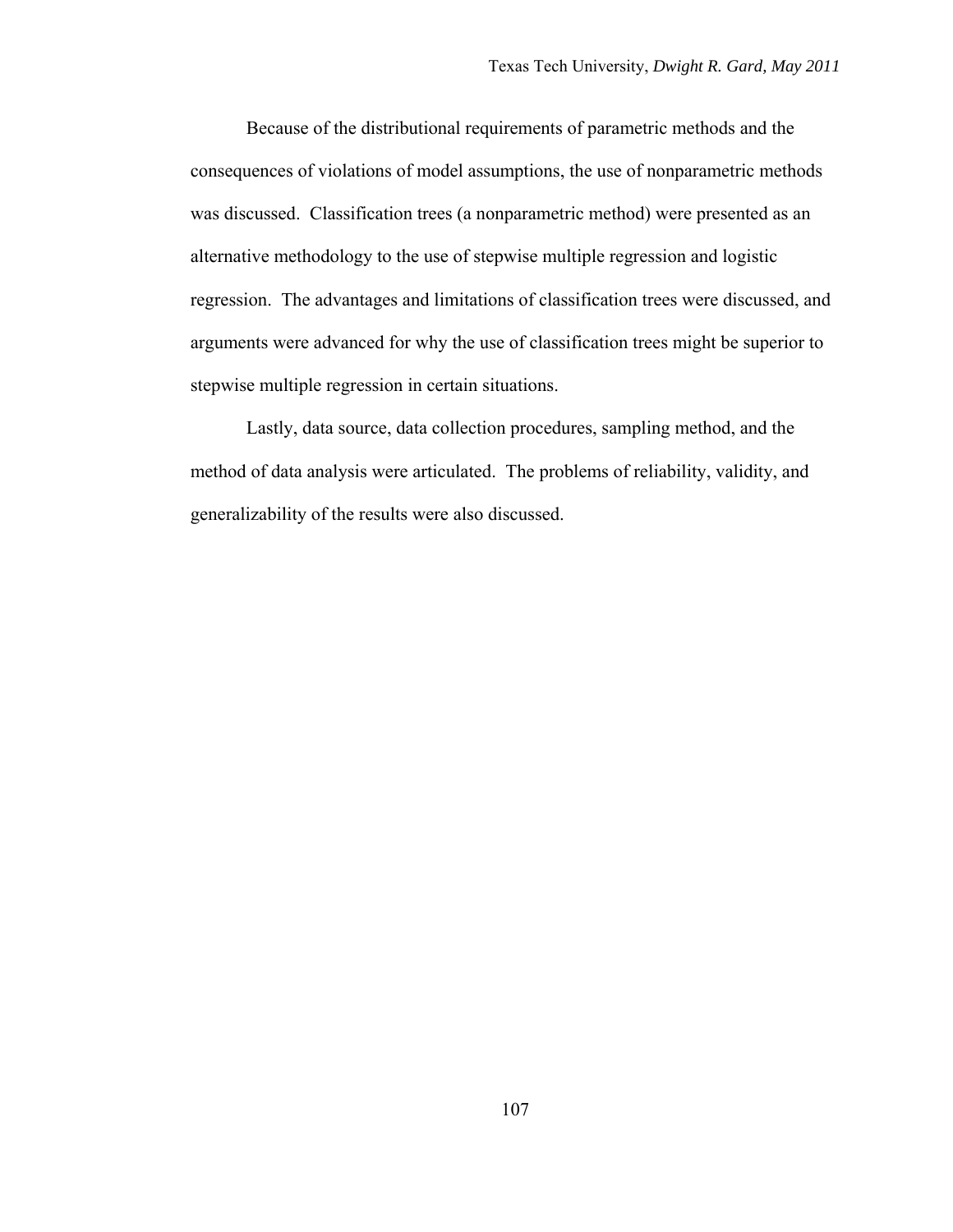Because of the distributional requirements of parametric methods and the consequences of violations of model assumptions, the use of nonparametric methods was discussed. Classification trees (a nonparametric method) were presented as an alternative methodology to the use of stepwise multiple regression and logistic regression. The advantages and limitations of classification trees were discussed, and arguments were advanced for why the use of classification trees might be superior to stepwise multiple regression in certain situations.

Lastly, data source, data collection procedures, sampling method, and the method of data analysis were articulated. The problems of reliability, validity, and generalizability of the results were also discussed.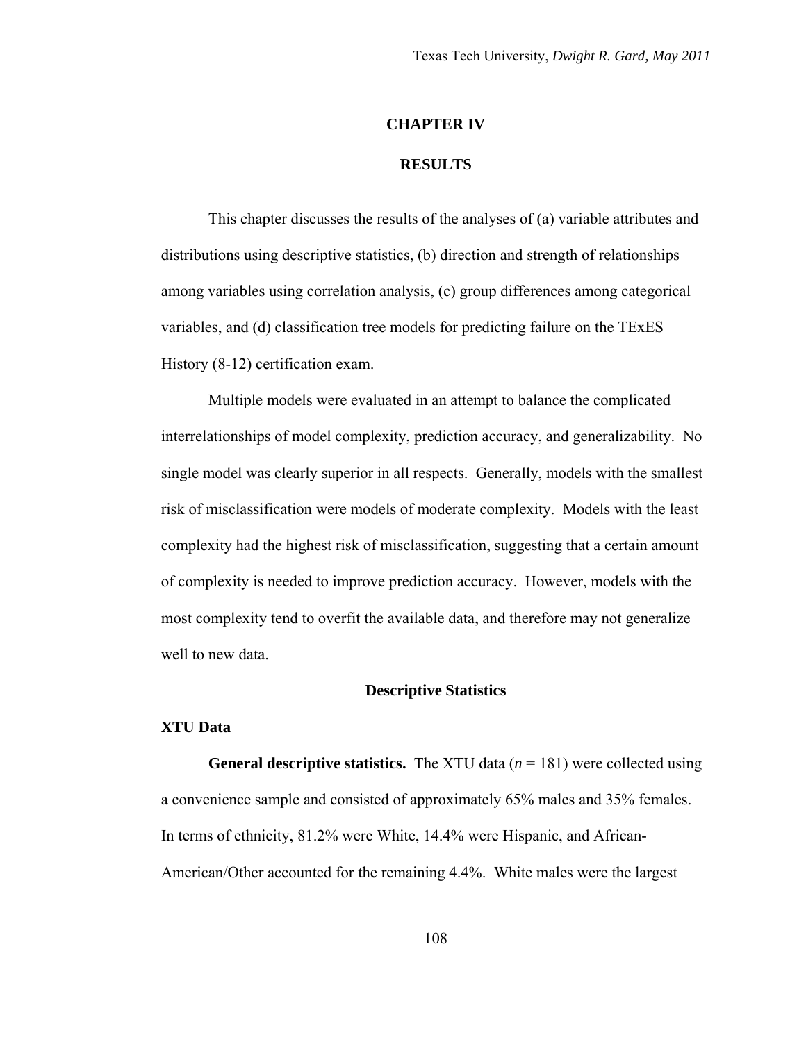# CHAPTER IV

# RESULTS

This chapter discusses the results of the analyses of (a) variable attributes and distributions using descriptive statistics, (b) direction and strength of relationships among variables using correlation analysis, (c) group differences among categorical variables, and (d) classification tree models for predicting failure on the TExES History (8-12) certification exam.

Multiple models were evaluated in an attempt to balance the complicated interrelationships of model complexity, prediction accuracy, and generalizability. No single model was clearly superior in all respects. Generally, models with the smallest risk of misclassification were models of moderate complexity. Models with the least complexity had the highest risk of misclassification, suggesting that a certain amount of complexity is needed to improve prediction accuracy. However, models with the most complexity tend to overfit the available data, and therefore may not generalize well to new data.

## Descriptive Statistics

### XTU Data

**General descriptive statistics.** The XTU data ($n$ = 181) were collected using a convenience sample and consisted of approximately 65% males and 35% females. In terms of ethnicity, 81.2% were White, 14.4% were Hispanic, and African-American/Other accounted for the remaining 4.4%. White males were the largest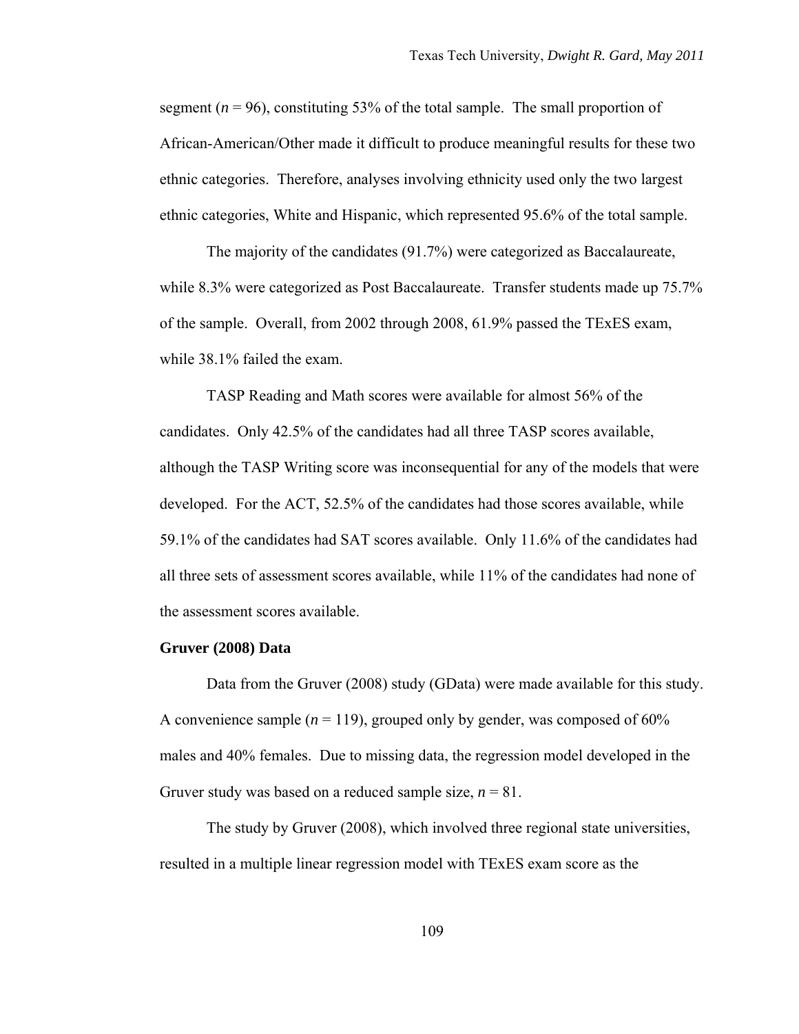segment ($n$ = 96), constituting 53% of the total sample. The small proportion of African-American/Other made it difficult to produce meaningful results for these two ethnic categories. Therefore, analyses involving ethnicity used only the two largest ethnic categories, White and Hispanic, which represented 95.6% of the total sample.

The majority of the candidates (91.7%) were categorized as Baccalaureate, while 8.3% were categorized as Post Baccalaureate. Transfer students made up 75.7% of the sample. Overall, from 2002 through 2008, 61.9% passed the TExES exam, while 38.1% failed the exam.

TASP Reading and Math scores were available for almost 56% of the candidates. Only 42.5% of the candidates had all three TASP scores available, although the TASP Writing score was inconsequential for any of the models that were developed. For the ACT, 52.5% of the candidates had those scores available, while 59.1% of the candidates had SAT scores available. Only 11.6% of the candidates had all three sets of assessment scores available, while 11% of the candidates had none of the assessment scores available.

**Gruver (2008) Data**

Data from the Gruver (2008) study (GData) were made available for this study. A convenience sample ($n$ = 119), grouped only by gender, was composed of 60% males and 40% females. Due to missing data, the regression model developed in the Gruver study was based on a reduced sample size, $n$ = 81.

The study by Gruver (2008), which involved three regional state universities, resulted in a multiple linear regression model with TExES exam score as the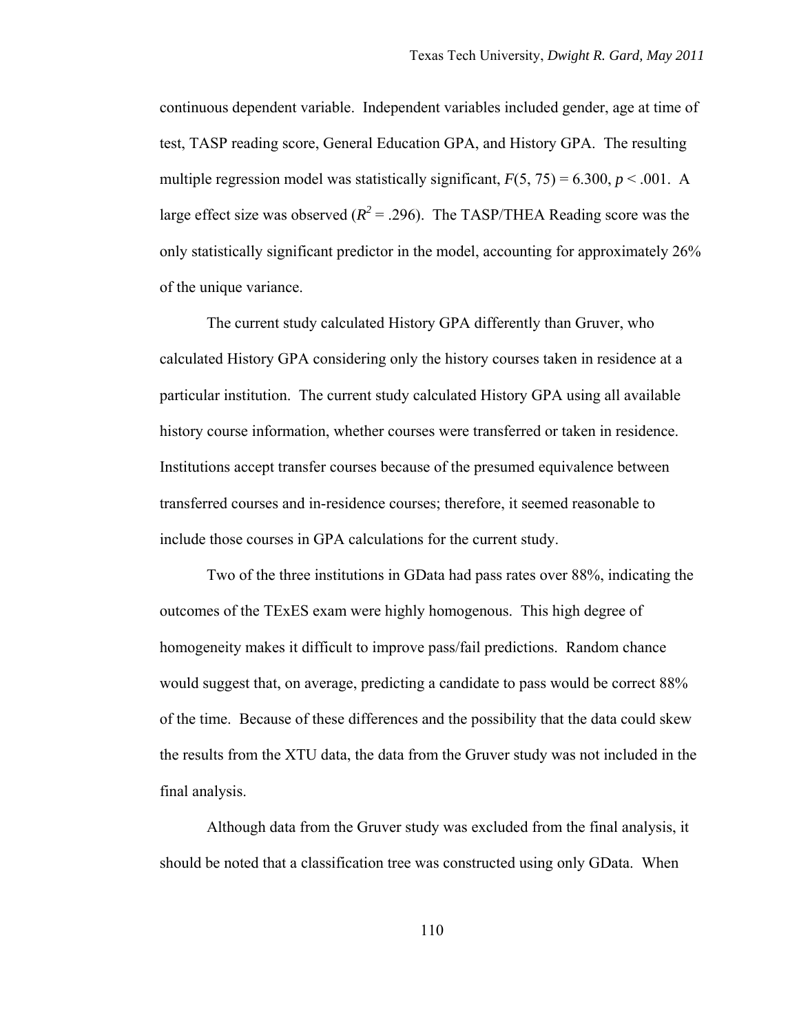continuous dependent variable. Independent variables included gender, age at time of test, TASP reading score, General Education GPA, and History GPA. The resulting multiple regression model was statistically significant, $F(5, 75) = 6.300$, $p < .001$. A large effect size was observed ($R^2 = .296$). The TASP/THEA Reading score was the only statistically significant predictor in the model, accounting for approximately 26% of the unique variance.

The current study calculated History GPA differently than Gruver, who calculated History GPA considering only the history courses taken in residence at a particular institution. The current study calculated History GPA using all available history course information, whether courses were transferred or taken in residence. Institutions accept transfer courses because of the presumed equivalence between transferred courses and in-residence courses; therefore, it seemed reasonable to include those courses in GPA calculations for the current study.

Two of the three institutions in GData had pass rates over 88%, indicating the outcomes of the TExES exam were highly homogenous. This high degree of homogeneity makes it difficult to improve pass/fail predictions. Random chance would suggest that, on average, predicting a candidate to pass would be correct 88% of the time. Because of these differences and the possibility that the data could skew the results from the XTU data, the data from the Gruver study was not included in the final analysis.

Although data from the Gruver study was excluded from the final analysis, it should be noted that a classification tree was constructed using only GData. When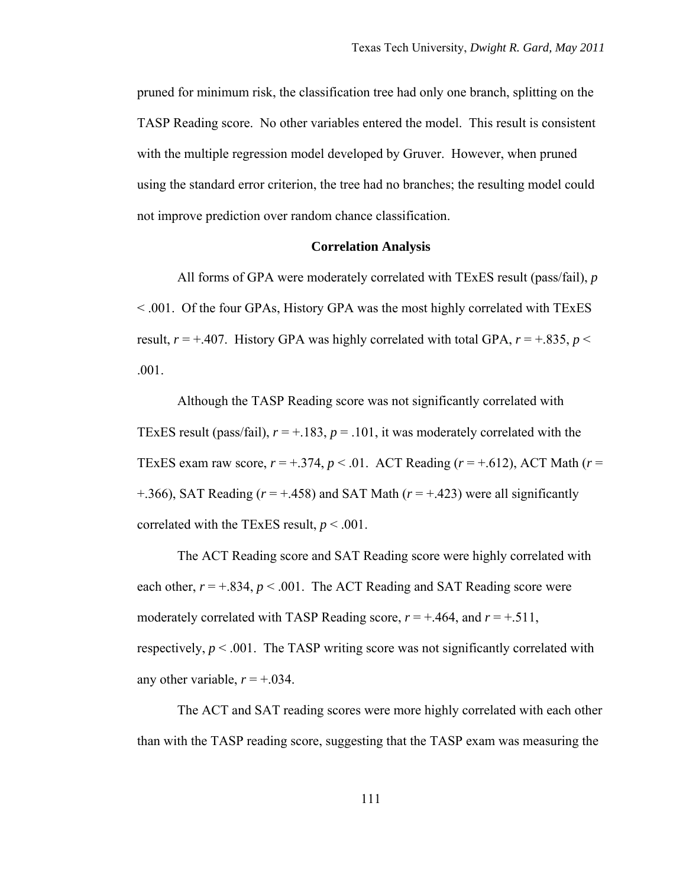pruned for minimum risk, the classification tree had only one branch, splitting on the TASP Reading score. No other variables entered the model. This result is consistent with the multiple regression model developed by Gruver. However, when pruned using the standard error criterion, the tree had no branches; the resulting model could not improve prediction over random chance classification.

### Correlation Analysis

All forms of GPA were moderately correlated with TExES result (pass/fail), $p < .001$. Of the four GPAs, History GPA was the most highly correlated with TExES result, $r = +.407$. History GPA was highly correlated with total GPA, $r = +.835$, $p < .001$.

Although the TASP Reading score was not significantly correlated with TExES result (pass/fail), $r = +.183$, $p = .101$, it was moderately correlated with the TExES exam raw score, $r = +.374$, $p < .01$. ACT Reading ($r = +.612$), ACT Math ($r = +.366$), SAT Reading ($r = +.458$) and SAT Math ($r = +.423$) were all significantly correlated with the TExES result, $p < .001$.

The ACT Reading score and SAT Reading score were highly correlated with each other, $r = +.834$, $p < .001$. The ACT Reading and SAT Reading score were moderately correlated with TASP Reading score, $r = +.464$, and $r = +.511$, respectively, $p < .001$. The TASP writing score was not significantly correlated with any other variable, $r = +.034$.

The ACT and SAT reading scores were more highly correlated with each other than with the TASP reading score, suggesting that the TASP exam was measuring the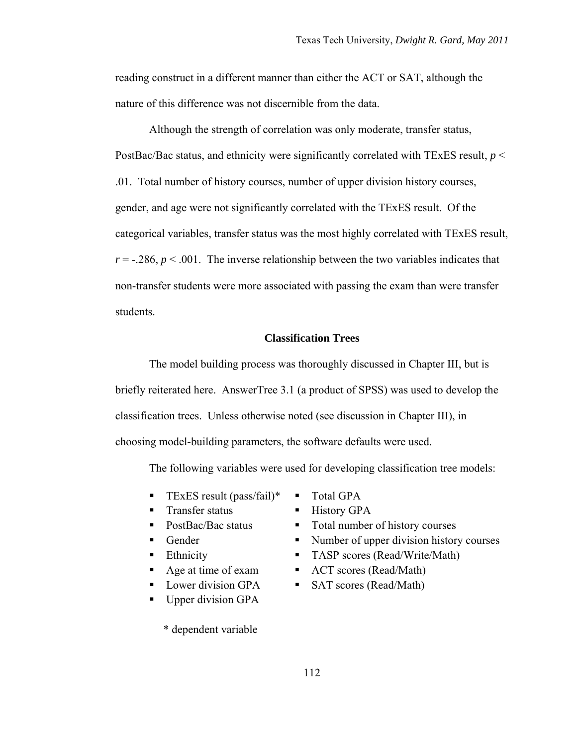reading construct in a different manner than either the ACT or SAT, although the nature of this difference was not discernible from the data.

Although the strength of correlation was only moderate, transfer status, PostBac/Bac status, and ethnicity were significantly correlated with TExES result, $p < .01$. Total number of history courses, number of upper division history courses, gender, and age were not significantly correlated with the TExES result. Of the categorical variables, transfer status was the most highly correlated with TExES result, $r = -.286$, $p < .001$. The inverse relationship between the two variables indicates that non-transfer students were more associated with passing the exam than were transfer students.

## Classification Trees

The model building process was thoroughly discussed in Chapter III, but is briefly reiterated here. AnswerTree 3.1 (a product of SPSS) was used to develop the classification trees. Unless otherwise noted (see discussion in Chapter III), in choosing model-building parameters, the software defaults were used.

The following variables were used for developing classification tree models:

- TExES result (pass/fail)*
- Transfer status
- PostBac/Bac status
- Gender
- Ethnicity
- Age at time of exam
- Lower division GPA
- Upper division GPA
- Total GPA
- History GPA
- Total number of history courses
- Number of upper division history courses
- TASP scores (Read/Write/Math)
- ACT scores (Read/Math)
- SAT scores (Read/Math)

\* dependent variable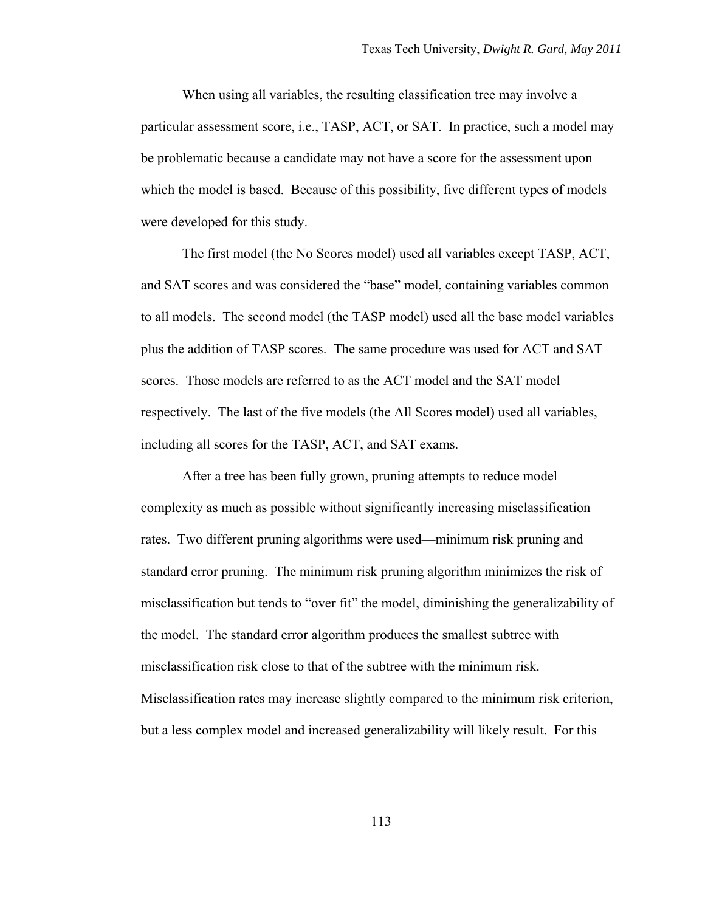When using all variables, the resulting classification tree may involve a particular assessment score, i.e., TASP, ACT, or SAT. In practice, such a model may be problematic because a candidate may not have a score for the assessment upon which the model is based. Because of this possibility, five different types of models were developed for this study.

The first model (the No Scores model) used all variables except TASP, ACT, and SAT scores and was considered the "base" model, containing variables common to all models. The second model (the TASP model) used all the base model variables plus the addition of TASP scores. The same procedure was used for ACT and SAT scores. Those models are referred to as the ACT model and the SAT model respectively. The last of the five models (the All Scores model) used all variables, including all scores for the TASP, ACT, and SAT exams.

After a tree has been fully grown, pruning attempts to reduce model complexity as much as possible without significantly increasing misclassification rates. Two different pruning algorithms were used—minimum risk pruning and standard error pruning. The minimum risk pruning algorithm minimizes the risk of misclassification but tends to "over fit" the model, diminishing the generalizability of the model. The standard error algorithm produces the smallest subtree with misclassification risk close to that of the subtree with the minimum risk. Misclassification rates may increase slightly compared to the minimum risk criterion, but a less complex model and increased generalizability will likely result. For this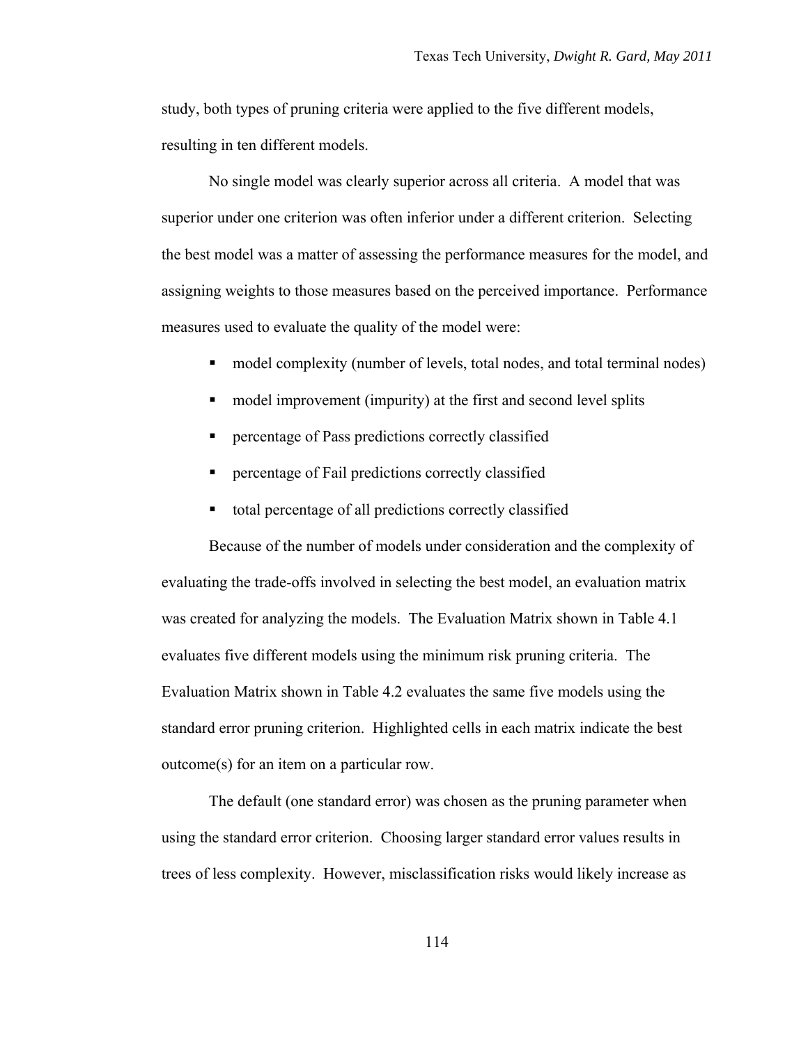study, both types of pruning criteria were applied to the five different models, resulting in ten different models.

No single model was clearly superior across all criteria. A model that was superior under one criterion was often inferior under a different criterion. Selecting the best model was a matter of assessing the performance measures for the model, and assigning weights to those measures based on the perceived importance. Performance measures used to evaluate the quality of the model were:

- model complexity (number of levels, total nodes, and total terminal nodes)
- model improvement (impurity) at the first and second level splits
- percentage of Pass predictions correctly classified
- percentage of Fail predictions correctly classified
- total percentage of all predictions correctly classified

Because of the number of models under consideration and the complexity of evaluating the trade-offs involved in selecting the best model, an evaluation matrix was created for analyzing the models. The Evaluation Matrix shown in Table 4.1 evaluates five different models using the minimum risk pruning criteria. The Evaluation Matrix shown in Table 4.2 evaluates the same five models using the standard error pruning criterion. Highlighted cells in each matrix indicate the best outcome(s) for an item on a particular row.

The default (one standard error) was chosen as the pruning parameter when using the standard error criterion. Choosing larger standard error values results in trees of less complexity. However, misclassification risks would likely increase as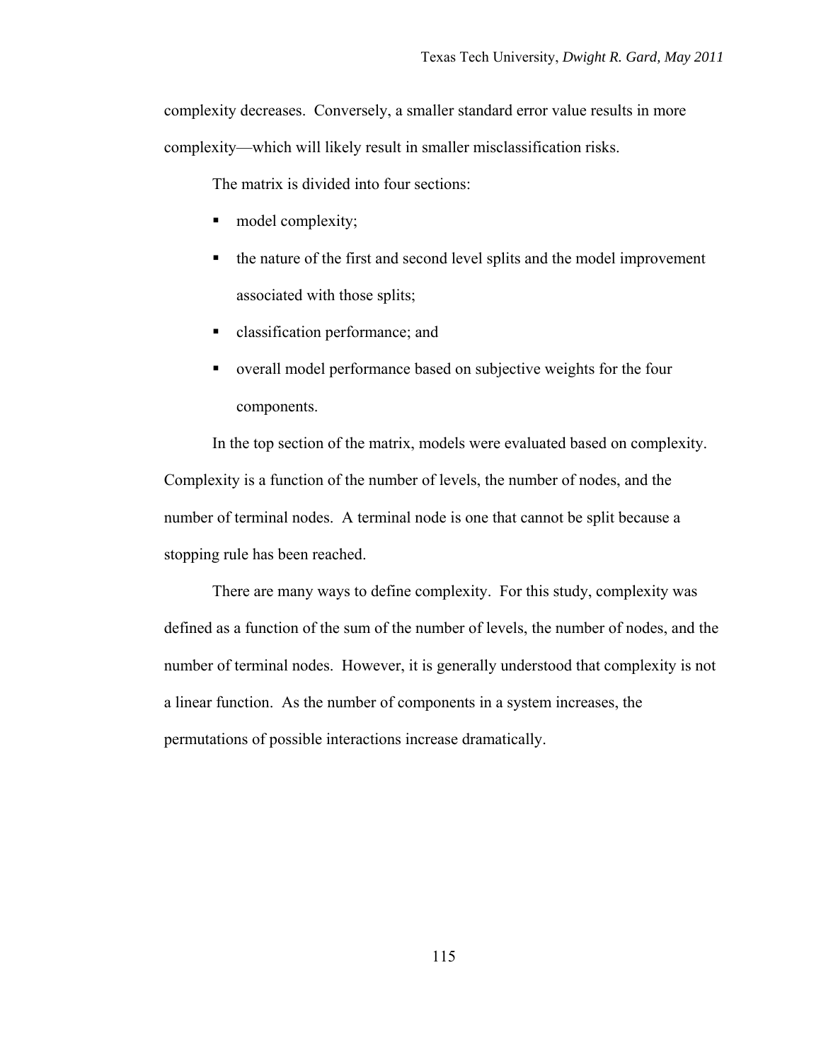complexity decreases. Conversely, a smaller standard error value results in more complexity—which will likely result in smaller misclassification risks.

The matrix is divided into four sections:

- model complexity;
- the nature of the first and second level splits and the model improvement associated with those splits;
- classification performance; and
- overall model performance based on subjective weights for the four components.

In the top section of the matrix, models were evaluated based on complexity. Complexity is a function of the number of levels, the number of nodes, and the number of terminal nodes. A terminal node is one that cannot be split because a stopping rule has been reached.

There are many ways to define complexity. For this study, complexity was defined as a function of the sum of the number of levels, the number of nodes, and the number of terminal nodes. However, it is generally understood that complexity is not a linear function. As the number of components in a system increases, the permutations of possible interactions increase dramatically.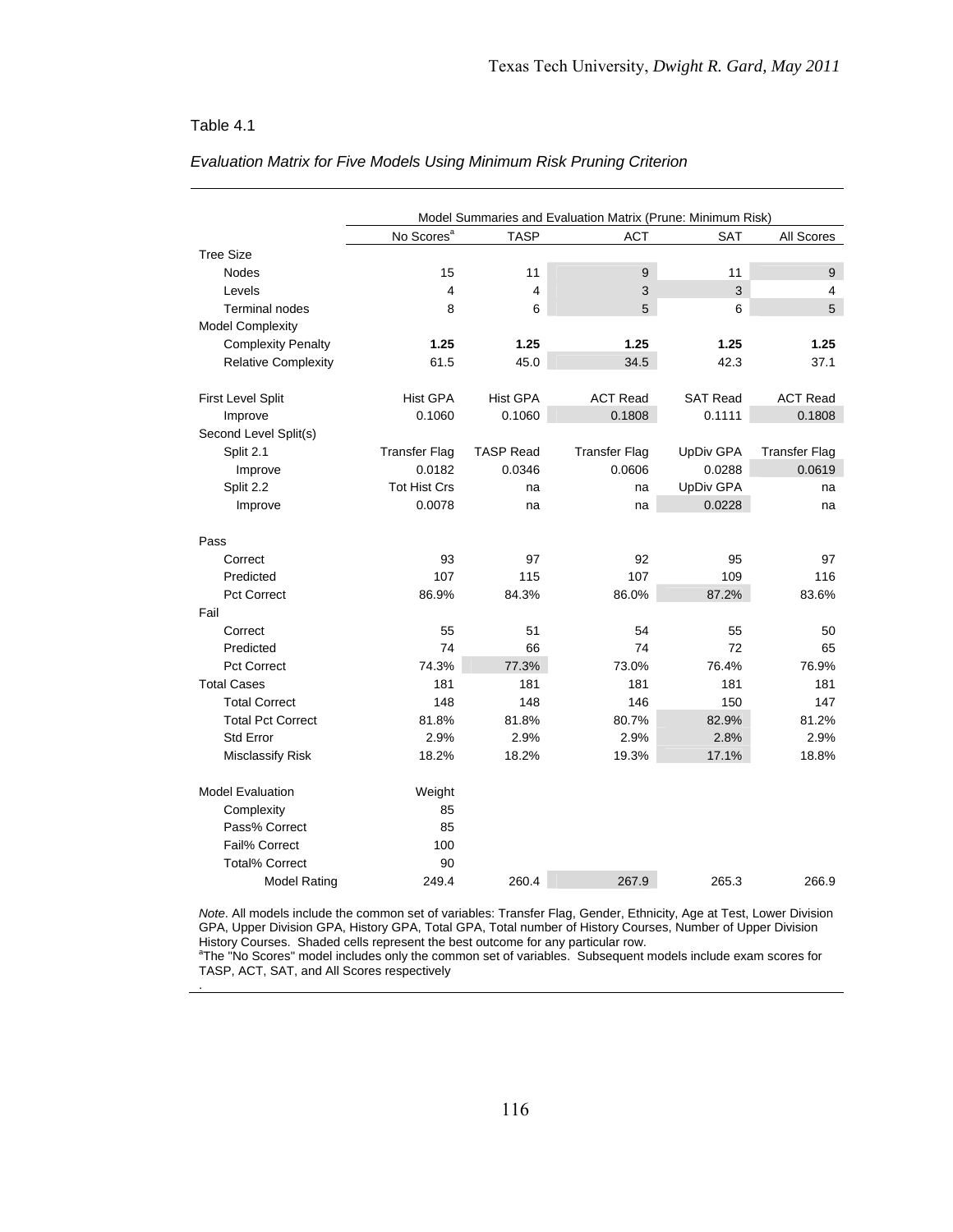Table 4.1

*Evaluation Matrix for Five Models Using Minimum Risk Pruning Criterion*

| | Model Summaries and Evaluation Matrix (Prune: Minimum Risk) | | | | |
|---|---|---|---|---|---|
| | No Scores[a] | TASP | ACT | SAT | All Scores |
| Tree Size | | | | | |
| Nodes | 15 | 11 | 9 | 11 | 9 |
| Levels | 4 | 4 | 3 | 3 | 4 |
| Terminal nodes | 8 | 6 | 5 | 6 | 5 |
| Model Complexity | | | | | |
| Complexity Penalty | **1.25** | **1.25** | **1.25** | **1.25** | **1.25** |
| Relative Complexity | 61.5 | 45.0 | 34.5 | 42.3 | 37.1 |
| First Level Split | Hist GPA | Hist GPA | ACT Read | SAT Read | ACT Read |
| Improve | 0.1060 | 0.1060 | 0.1808 | 0.1111 | 0.1808 |
| Second Level Split(s) | | | | | |
| Split 2.1 | Transfer Flag | TASP Read | Transfer Flag | UpDiv GPA | Transfer Flag |
| Improve | 0.0182 | 0.0346 | 0.0606 | 0.0288 | 0.0619 |
| Split 2.2 | Tot Hist Crs | na | na | UpDiv GPA | na |
| Improve | 0.0078 | na | na | 0.0228 | na |
| Pass | | | | | |
| Correct | 93 | 97 | 92 | 95 | 97 |
| Predicted | 107 | 115 | 107 | 109 | 116 |
| Pct Correct | 86.9% | 84.3% | 86.0% | 87.2% | 83.6% |
| Fail | | | | | |
| Correct | 55 | 51 | 54 | 55 | 50 |
| Predicted | 74 | 66 | 74 | 72 | 65 |
| Pct Correct | 74.3% | 77.3% | 73.0% | 76.4% | 76.9% |
| Total Cases | 181 | 181 | 181 | 181 | 181 |
| Total Correct | 148 | 148 | 146 | 150 | 147 |
| Total Pct Correct | 81.8% | 81.8% | 80.7% | 82.9% | 81.2% |
| Std Error | 2.9% | 2.9% | 2.9% | 2.8% | 2.9% |
| Misclassify Risk | 18.2% | 18.2% | 19.3% | 17.1% | 18.8% |
| Model Evaluation | Weight | | | | |
| Complexity | 85 | | | | |
| Pass% Correct | 85 | | | | |
| Fail% Correct | 100 | | | | |
| Total% Correct | 90 | | | | |
| Model Rating | 249.4 | 260.4 | 267.9 | 265.3 | 266.9 |

*Note*. All models include the common set of variables: Transfer Flag, Gender, Ethnicity, Age at Test, Lower Division GPA, Upper Division GPA, History GPA, Total GPA, Total number of History Courses, Number of Upper Division History Courses. Shaded cells represent the best outcome for any particular row.
[a]The "No Scores" model includes only the common set of variables. Subsequent models include exam scores for TASP, ACT, SAT, and All Scores respectively
.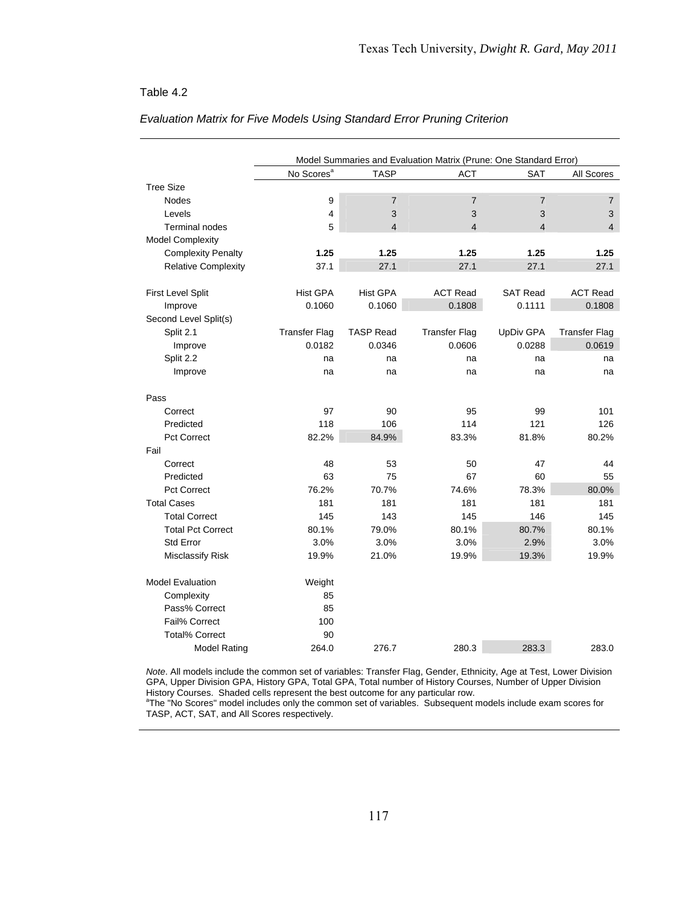Table 4.2

*Evaluation Matrix for Five Models Using Standard Error Pruning Criterion*

| | Model Summaries and Evaluation Matrix (Prune: One Standard Error) | | | | |
|---|---|---|---|---|---|
| | No Scores[a] | TASP | ACT | SAT | All Scores |
| Tree Size | | | | | |
| Nodes | 9 | 7 | 7 | 7 | 7 |
| Levels | 4 | 3 | 3 | 3 | 3 |
| Terminal nodes | 5 | 4 | 4 | 4 | 4 |
| Model Complexity | | | | | |
| Complexity Penalty | **1.25** | **1.25** | **1.25** | **1.25** | **1.25** |
| Relative Complexity | 37.1 | 27.1 | 27.1 | 27.1 | 27.1 |
| First Level Split | Hist GPA | Hist GPA | ACT Read | SAT Read | ACT Read |
| Improve | 0.1060 | 0.1060 | 0.1808 | 0.1111 | 0.1808 |
| Second Level Split(s) | | | | | |
| Split 2.1 | Transfer Flag | TASP Read | Transfer Flag | UpDiv GPA | Transfer Flag |
| Improve | 0.0182 | 0.0346 | 0.0606 | 0.0288 | 0.0619 |
| Split 2.2 | na | na | na | na | na |
| Improve | na | na | na | na | na |
| Pass | | | | | |
| Correct | 97 | 90 | 95 | 99 | 101 |
| Predicted | 118 | 106 | 114 | 121 | 126 |
| Pct Correct | 82.2% | 84.9% | 83.3% | 81.8% | 80.2% |
| Fail | | | | | |
| Correct | 48 | 53 | 50 | 47 | 44 |
| Predicted | 63 | 75 | 67 | 60 | 55 |
| Pct Correct | 76.2% | 70.7% | 74.6% | 78.3% | 80.0% |
| Total Cases | 181 | 181 | 181 | 181 | 181 |
| Total Correct | 145 | 143 | 145 | 146 | 145 |
| Total Pct Correct | 80.1% | 79.0% | 80.1% | 80.7% | 80.1% |
| Std Error | 3.0% | 3.0% | 3.0% | 2.9% | 3.0% |
| Misclassify Risk | 19.9% | 21.0% | 19.9% | 19.3% | 19.9% |
| Model Evaluation | Weight | | | | |
| Complexity | 85 | | | | |
| Pass% Correct | 85 | | | | |
| Fail% Correct | 100 | | | | |
| Total% Correct | 90 | | | | |
| Model Rating | 264.0 | 276.7 | 280.3 | 283.3 | 283.0 |

*Note*. All models include the common set of variables: Transfer Flag, Gender, Ethnicity, Age at Test, Lower Division GPA, Upper Division GPA, History GPA, Total GPA, Total number of History Courses, Number of Upper Division History Courses. Shaded cells represent the best outcome for any particular row.

[a]The "No Scores" model includes only the common set of variables. Subsequent models include exam scores for TASP, ACT, SAT, and All Scores respectively.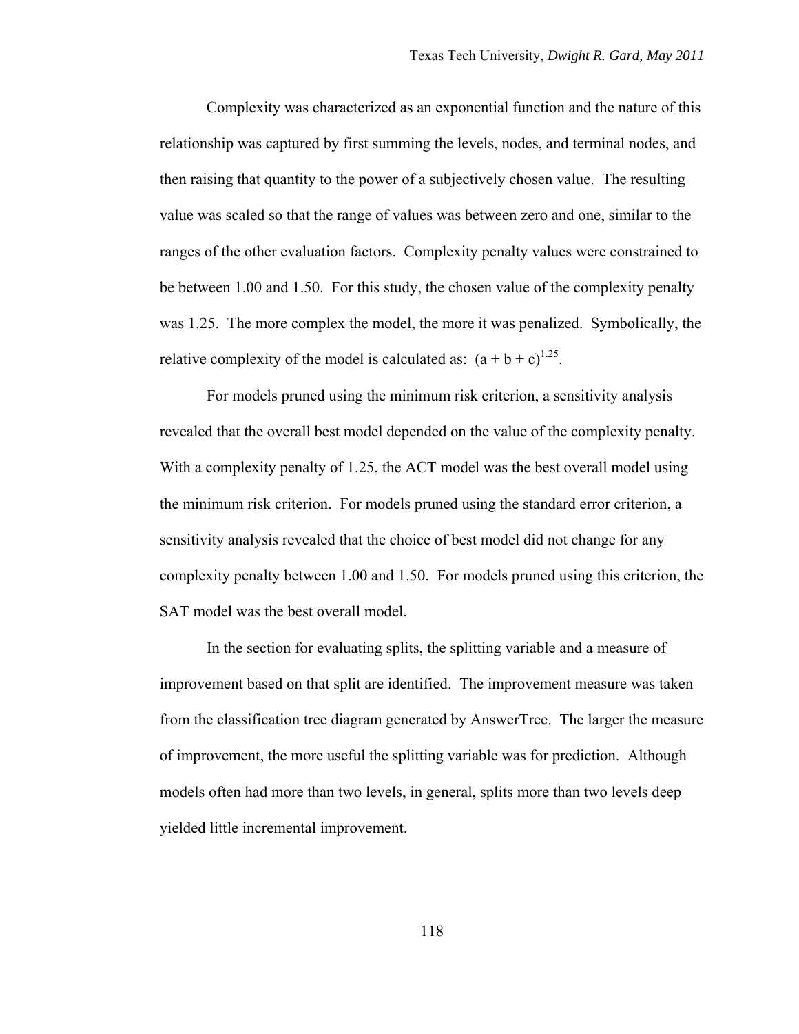Complexity was characterized as an exponential function and the nature of this relationship was captured by first summing the levels, nodes, and terminal nodes, and then raising that quantity to the power of a subjectively chosen value. The resulting value was scaled so that the range of values was between zero and one, similar to the ranges of the other evaluation factors. Complexity penalty values were constrained to be between 1.00 and 1.50. For this study, the chosen value of the complexity penalty was 1.25. The more complex the model, the more it was penalized. Symbolically, the relative complexity of the model is calculated as: $(a + b + c)^{1.25}$.

For models pruned using the minimum risk criterion, a sensitivity analysis revealed that the overall best model depended on the value of the complexity penalty. With a complexity penalty of 1.25, the ACT model was the best overall model using the minimum risk criterion. For models pruned using the standard error criterion, a sensitivity analysis revealed that the choice of best model did not change for any complexity penalty between 1.00 and 1.50. For models pruned using this criterion, the SAT model was the best overall model.

In the section for evaluating splits, the splitting variable and a measure of improvement based on that split are identified. The improvement measure was taken from the classification tree diagram generated by AnswerTree. The larger the measure of improvement, the more useful the splitting variable was for prediction. Although models often had more than two levels, in general, splits more than two levels deep yielded little incremental improvement.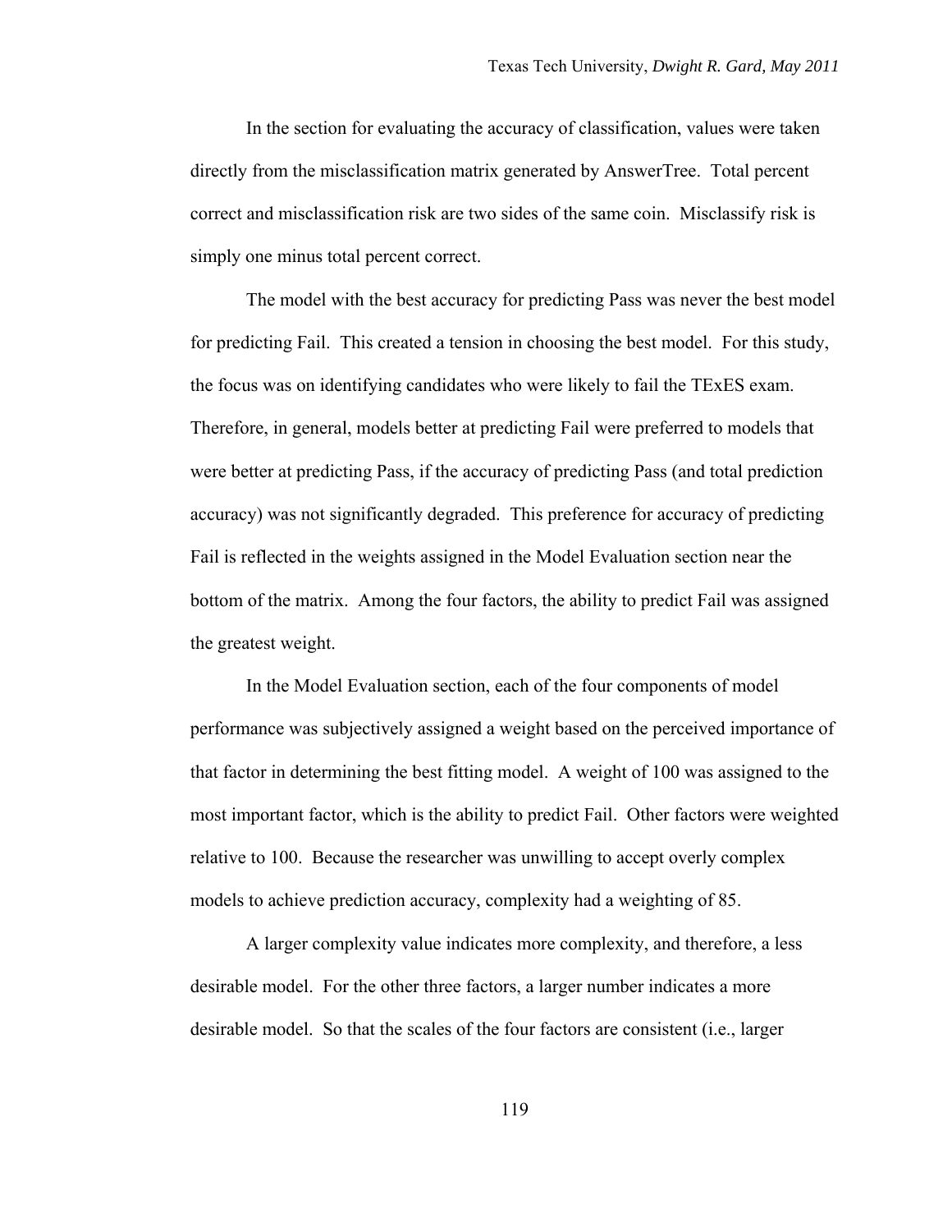In the section for evaluating the accuracy of classification, values were taken directly from the misclassification matrix generated by AnswerTree. Total percent correct and misclassification risk are two sides of the same coin. Misclassify risk is simply one minus total percent correct.

The model with the best accuracy for predicting Pass was never the best model for predicting Fail. This created a tension in choosing the best model. For this study, the focus was on identifying candidates who were likely to fail the TExES exam. Therefore, in general, models better at predicting Fail were preferred to models that were better at predicting Pass, if the accuracy of predicting Pass (and total prediction accuracy) was not significantly degraded. This preference for accuracy of predicting Fail is reflected in the weights assigned in the Model Evaluation section near the bottom of the matrix. Among the four factors, the ability to predict Fail was assigned the greatest weight.

In the Model Evaluation section, each of the four components of model performance was subjectively assigned a weight based on the perceived importance of that factor in determining the best fitting model. A weight of 100 was assigned to the most important factor, which is the ability to predict Fail. Other factors were weighted relative to 100. Because the researcher was unwilling to accept overly complex models to achieve prediction accuracy, complexity had a weighting of 85.

A larger complexity value indicates more complexity, and therefore, a less desirable model. For the other three factors, a larger number indicates a more desirable model. So that the scales of the four factors are consistent (i.e., larger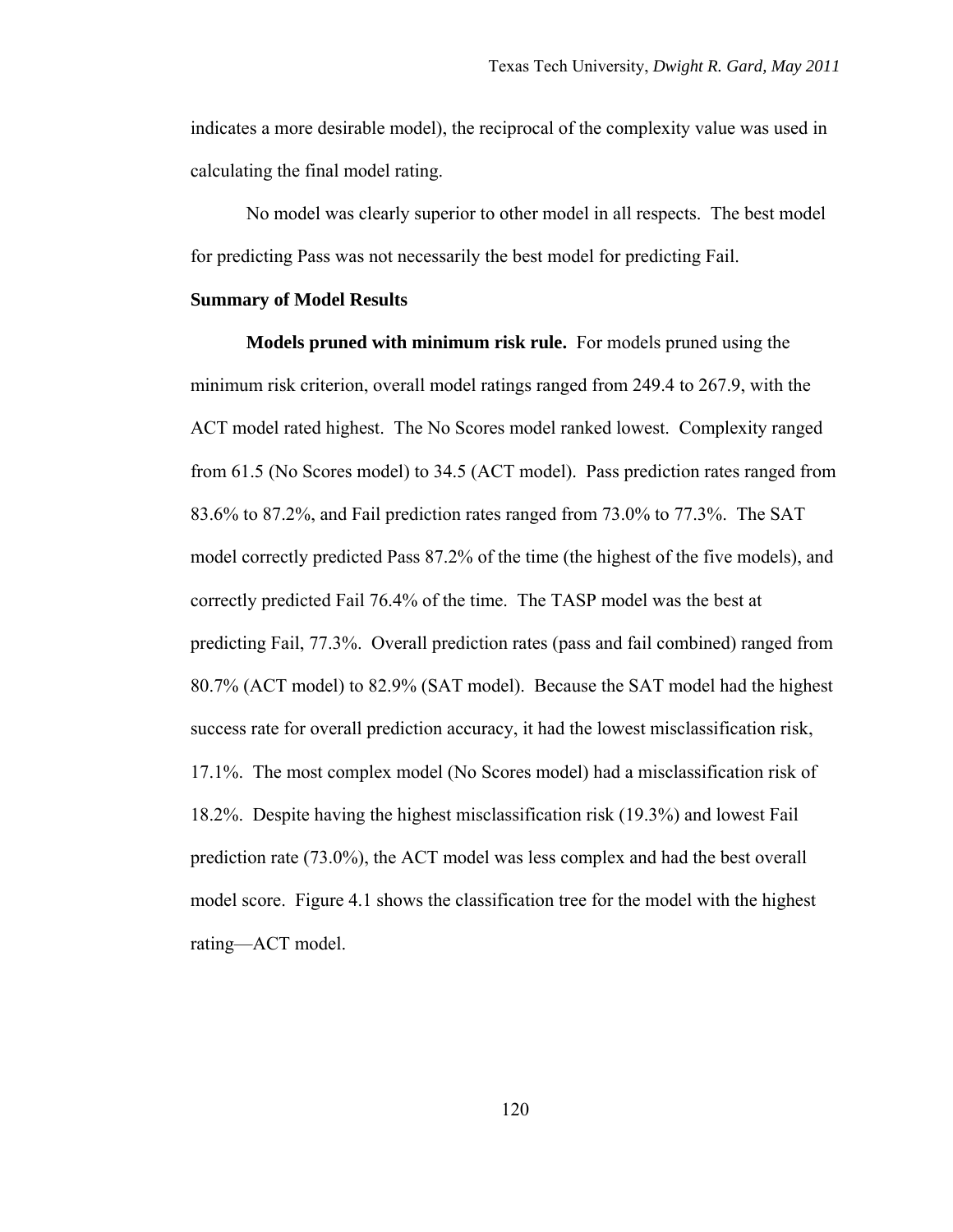indicates a more desirable model), the reciprocal of the complexity value was used in calculating the final model rating.

No model was clearly superior to other model in all respects. The best model for predicting Pass was not necessarily the best model for predicting Fail.

**Summary of Model Results**

**Models pruned with minimum risk rule.** For models pruned using the minimum risk criterion, overall model ratings ranged from 249.4 to 267.9, with the ACT model rated highest. The No Scores model ranked lowest. Complexity ranged from 61.5 (No Scores model) to 34.5 (ACT model). Pass prediction rates ranged from 83.6% to 87.2%, and Fail prediction rates ranged from 73.0% to 77.3%. The SAT model correctly predicted Pass 87.2% of the time (the highest of the five models), and correctly predicted Fail 76.4% of the time. The TASP model was the best at predicting Fail, 77.3%. Overall prediction rates (pass and fail combined) ranged from 80.7% (ACT model) to 82.9% (SAT model). Because the SAT model had the highest success rate for overall prediction accuracy, it had the lowest misclassification risk, 17.1%. The most complex model (No Scores model) had a misclassification risk of 18.2%. Despite having the highest misclassification risk (19.3%) and lowest Fail prediction rate (73.0%), the ACT model was less complex and had the best overall model score. Figure 4.1 shows the classification tree for the model with the highest rating—ACT model.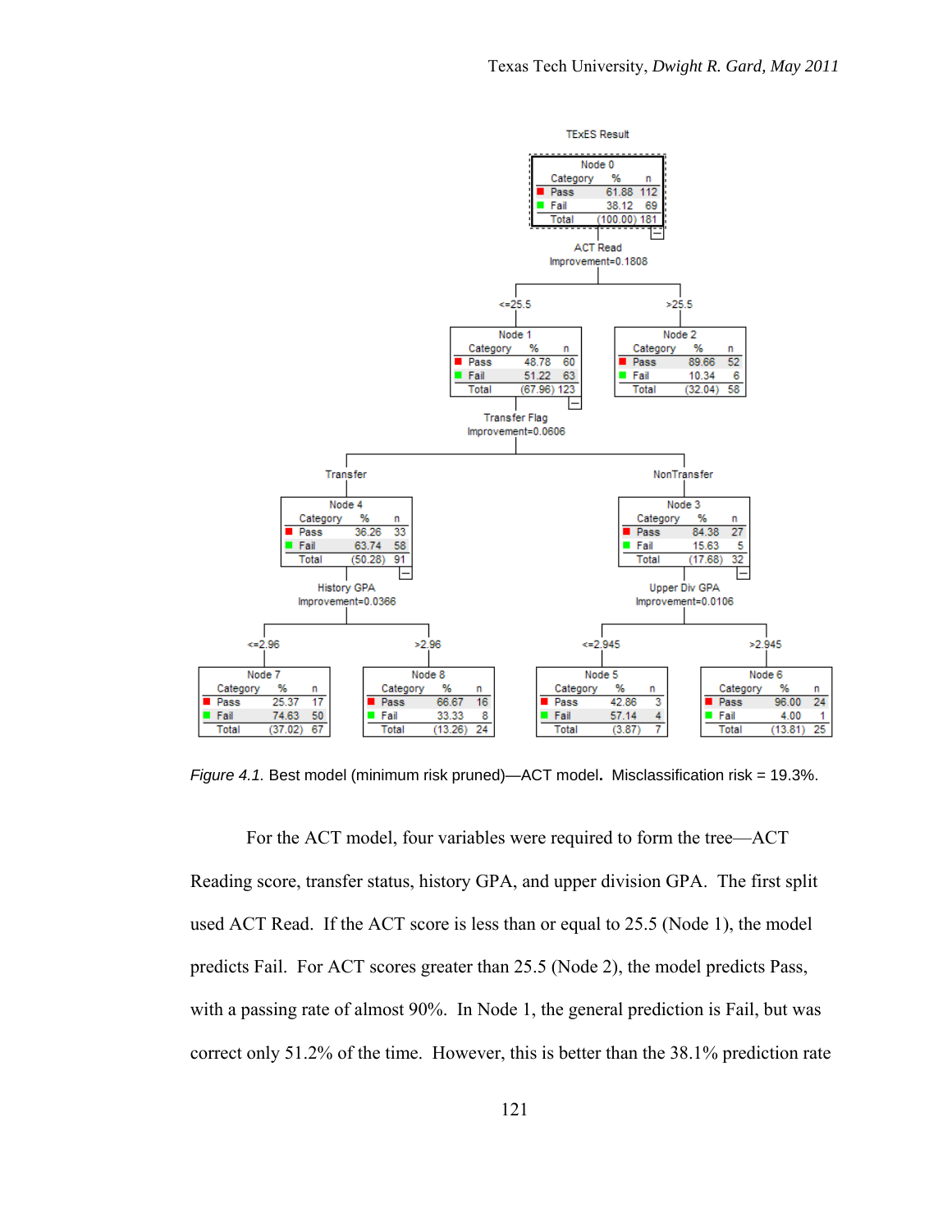TExES Result

| Node 0 | | |
|---|---|---|
| Category | % | n |
| Pass | 61.88 | 112 |
| Fail | 38.12 | 69 |
| Total | (100.00) | 181 |

ACT Read
Improvement=0.1808

<=25.5

| Node 1 | | |
|---|---|---|
| Category | % | n |
| Pass | 48.78 | 60 |
| Fail | 51.22 | 63 |
| Total | (67.96) | 123 |

>25.5

| Node 2 | | |
|---|---|---|
| Category | % | n |
| Pass | 89.66 | 52 |
| Fail | 10.34 | 6 |
| Total | (32.04) | 58 |

Transfer Flag
Improvement=0.0606

Transfer

| Node 4 | | |
|---|---|---|
| Category | % | n |
| Pass | 36.26 | 33 |
| Fail | 63.74 | 58 |
| Total | (50.28) | 91 |

NonTransfer

| Node 3 | | |
|---|---|---|
| Category | % | n |
| Pass | 84.38 | 27 |
| Fail | 15.63 | 5 |
| Total | (17.68) | 32 |

History GPA
Improvement=0.0366

<=2.96

| Node 7 | | |
|---|---|---|
| Category | % | n |
| Pass | 25.37 | 17 |
| Fail | 74.63 | 50 |
| Total | (37.02) | 67 |

>2.96

| Node 8 | | |
|---|---|---|
| Category | % | n |
| Pass | 66.67 | 16 |
| Fail | 33.33 | 8 |
| Total | (13.26) | 24 |

Upper Div GPA
Improvement=0.0106

<=2.945

| Node 5 | | |
|---|---|---|
| Category | % | n |
| Pass | 42.86 | 3 |
| Fail | 57.14 | 4 |
| Total | (3.87) | 7 |

>2.945

| Node 6 | | |
|---|---|---|
| Category | % | n |
| Pass | 96.00 | 24 |
| Fail | 4.00 | 1 |
| Total | (13.81) | 25 |

*Figure 4.1.* Best model (minimum risk pruned)—ACT model. Misclassification risk = 19.3%.

For the ACT model, four variables were required to form the tree—ACT Reading score, transfer status, history GPA, and upper division GPA. The first split used ACT Read. If the ACT score is less than or equal to 25.5 (Node 1), the model predicts Fail. For ACT scores greater than 25.5 (Node 2), the model predicts Pass, with a passing rate of almost 90%. In Node 1, the general prediction is Fail, but was correct only 51.2% of the time. However, this is better than the 38.1% prediction rate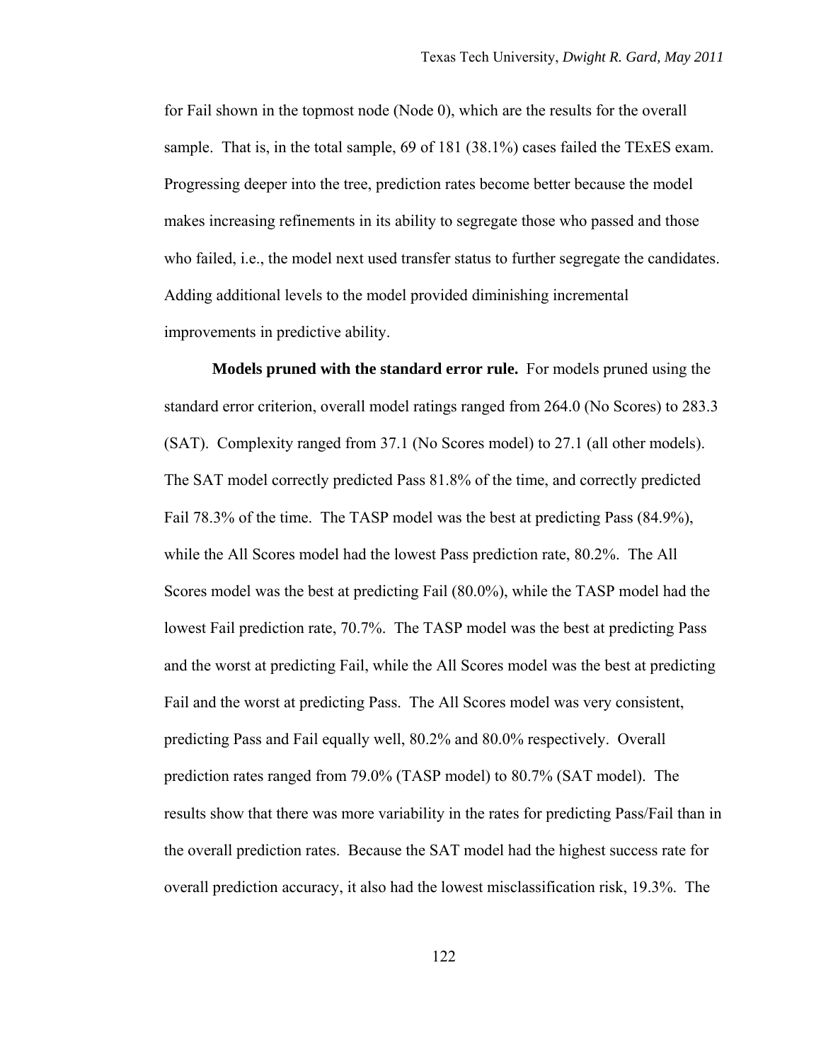for Fail shown in the topmost node (Node 0), which are the results for the overall sample. That is, in the total sample, 69 of 181 (38.1%) cases failed the TExES exam. Progressing deeper into the tree, prediction rates become better because the model makes increasing refinements in its ability to segregate those who passed and those who failed, i.e., the model next used transfer status to further segregate the candidates. Adding additional levels to the model provided diminishing incremental improvements in predictive ability.

**Models pruned with the standard error rule.** For models pruned using the standard error criterion, overall model ratings ranged from 264.0 (No Scores) to 283.3 (SAT). Complexity ranged from 37.1 (No Scores model) to 27.1 (all other models). The SAT model correctly predicted Pass 81.8% of the time, and correctly predicted Fail 78.3% of the time. The TASP model was the best at predicting Pass (84.9%), while the All Scores model had the lowest Pass prediction rate, 80.2%. The All Scores model was the best at predicting Fail (80.0%), while the TASP model had the lowest Fail prediction rate, 70.7%. The TASP model was the best at predicting Pass and the worst at predicting Fail, while the All Scores model was the best at predicting Fail and the worst at predicting Pass. The All Scores model was very consistent, predicting Pass and Fail equally well, 80.2% and 80.0% respectively. Overall prediction rates ranged from 79.0% (TASP model) to 80.7% (SAT model). The results show that there was more variability in the rates for predicting Pass/Fail than in the overall prediction rates. Because the SAT model had the highest success rate for overall prediction accuracy, it also had the lowest misclassification risk, 19.3%. The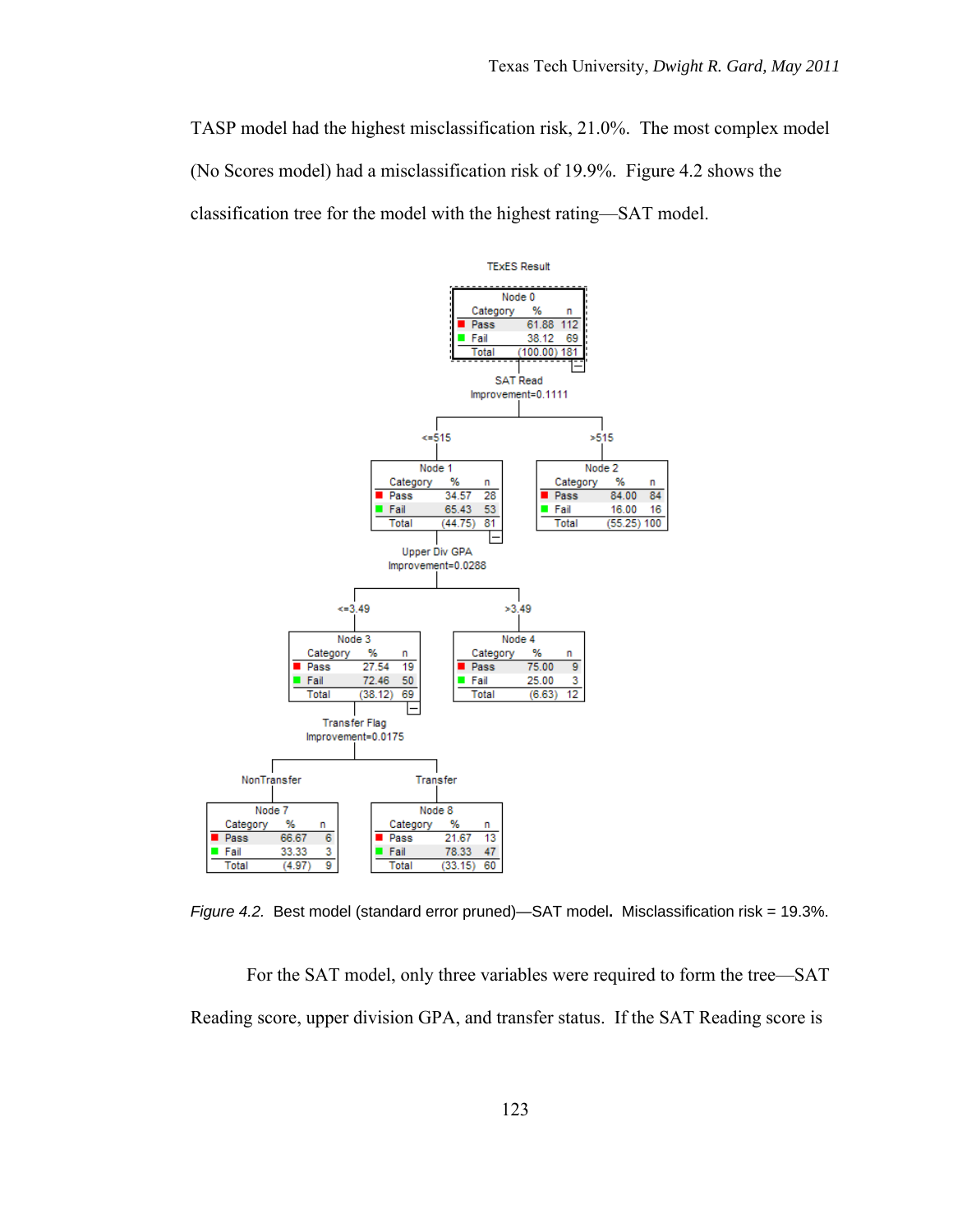TASP model had the highest misclassification risk, 21.0%. The most complex model (No Scores model) had a misclassification risk of 19.9%. Figure 4.2 shows the classification tree for the model with the highest rating—SAT model.

TExES Result

| Node 0 | | |
|---|---|---|
| Category | % | n |
| Pass | 61.88 | 112 |
| Fail | 38.12 | 69 |
| Total | (100.00) | 181 |

SAT Read
Improvement=0.1111

<=515

| Node 1 | | |
|---|---|---|
| Category | % | n |
| Pass | 34.57 | 28 |
| Fail | 65.43 | 53 |
| Total | (44.75) | 81 |

>515

| Node 2 | | |
|---|---|---|
| Category | % | n |
| Pass | 84.00 | 84 |
| Fail | 16.00 | 16 |
| Total | (55.25) | 100 |

Upper Div GPA
Improvement=0.0288

<=3.49

| Node 3 | | |
|---|---|---|
| Category | % | n |
| Pass | 27.54 | 19 |
| Fail | 72.46 | 50 |
| Total | (38.12) | 69 |

>3.49

| Node 4 | | |
|---|---|---|
| Category | % | n |
| Pass | 75.00 | 9 |
| Fail | 25.00 | 3 |
| Total | (6.63) | 12 |

Transfer Flag
Improvement=0.0175

NonTransfer

| Node 7 | | |
|---|---|---|
| Category | % | n |
| Pass | 66.67 | 6 |
| Fail | 33.33 | 3 |
| Total | (4.97) | 9 |

Transfer

| Node 8 | | |
|---|---|---|
| Category | % | n |
| Pass | 21.67 | 13 |
| Fail | 78.33 | 47 |
| Total | (33.15) | 60 |

*Figure 4.2.* Best model (standard error pruned)—SAT model**.** Misclassification risk = 19.3%.

For the SAT model, only three variables were required to form the tree—SAT Reading score, upper division GPA, and transfer status. If the SAT Reading score is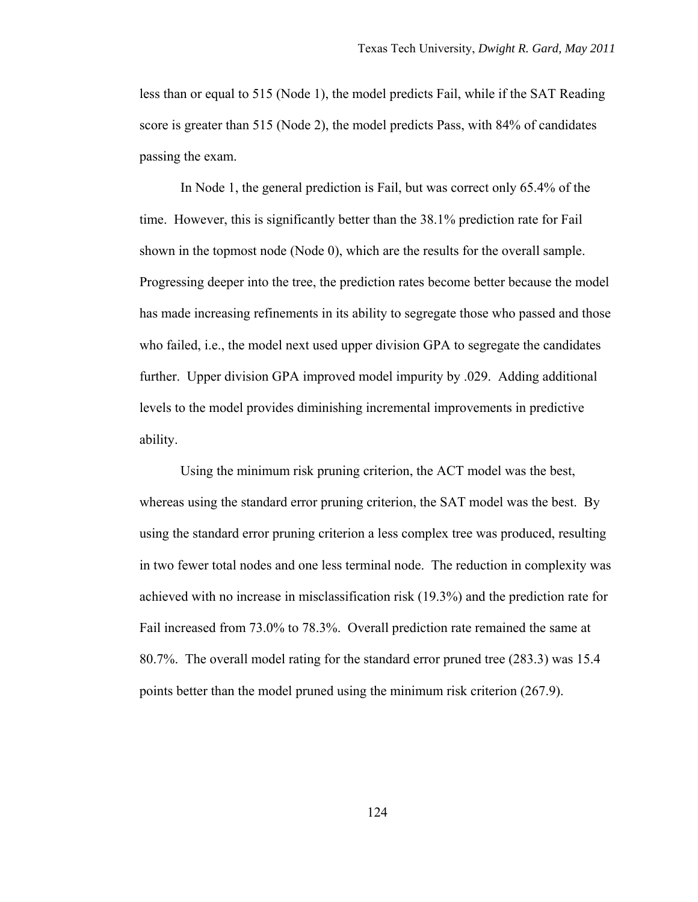less than or equal to 515 (Node 1), the model predicts Fail, while if the SAT Reading score is greater than 515 (Node 2), the model predicts Pass, with 84% of candidates passing the exam.

In Node 1, the general prediction is Fail, but was correct only 65.4% of the time. However, this is significantly better than the 38.1% prediction rate for Fail shown in the topmost node (Node 0), which are the results for the overall sample. Progressing deeper into the tree, the prediction rates become better because the model has made increasing refinements in its ability to segregate those who passed and those who failed, i.e., the model next used upper division GPA to segregate the candidates further. Upper division GPA improved model impurity by .029. Adding additional levels to the model provides diminishing incremental improvements in predictive ability.

Using the minimum risk pruning criterion, the ACT model was the best, whereas using the standard error pruning criterion, the SAT model was the best. By using the standard error pruning criterion a less complex tree was produced, resulting in two fewer total nodes and one less terminal node. The reduction in complexity was achieved with no increase in misclassification risk (19.3%) and the prediction rate for Fail increased from 73.0% to 78.3%. Overall prediction rate remained the same at 80.7%. The overall model rating for the standard error pruned tree (283.3) was 15.4 points better than the model pruned using the minimum risk criterion (267.9).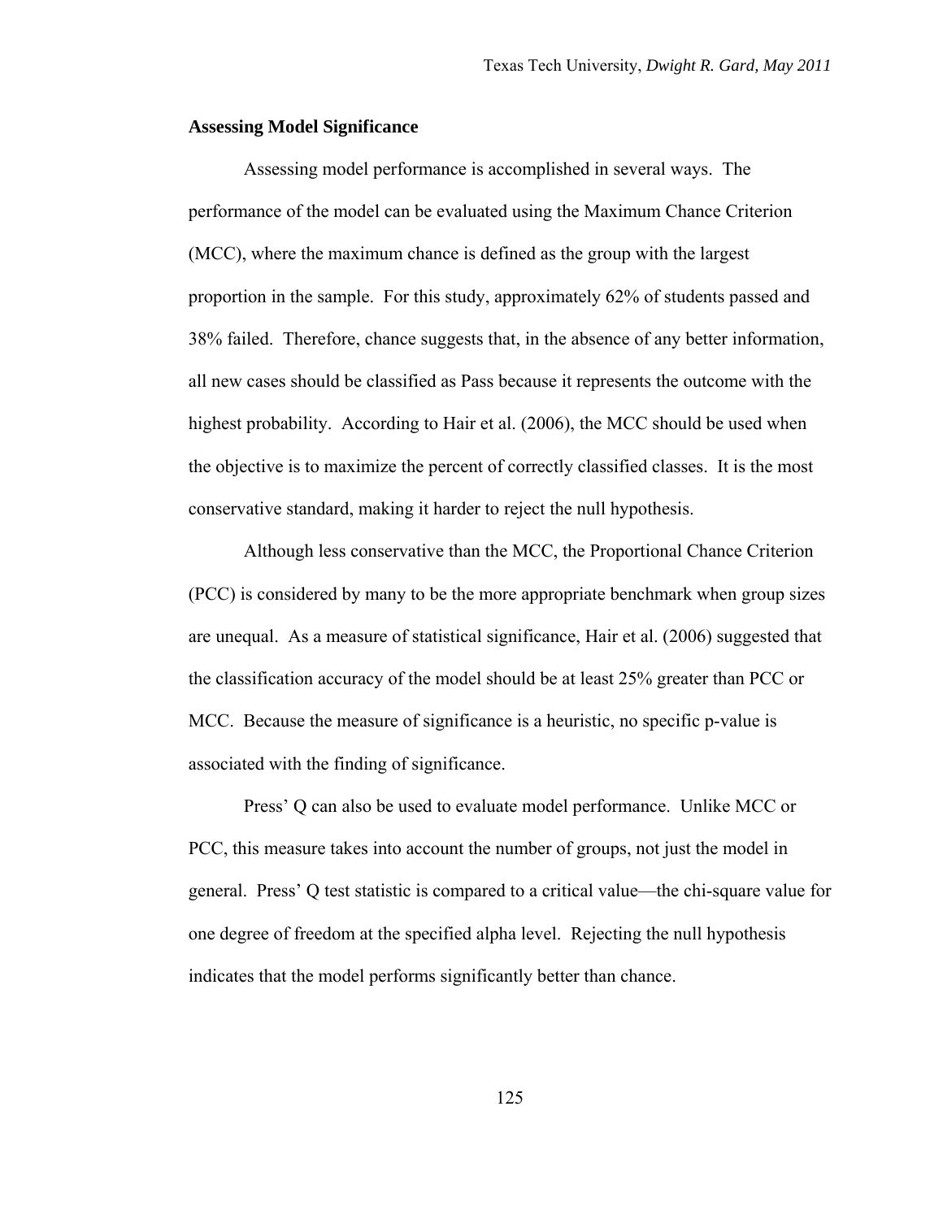## Assessing Model Significance

Assessing model performance is accomplished in several ways. The performance of the model can be evaluated using the Maximum Chance Criterion (MCC), where the maximum chance is defined as the group with the largest proportion in the sample. For this study, approximately 62% of students passed and 38% failed. Therefore, chance suggests that, in the absence of any better information, all new cases should be classified as Pass because it represents the outcome with the highest probability. According to Hair et al. (2006), the MCC should be used when the objective is to maximize the percent of correctly classified classes. It is the most conservative standard, making it harder to reject the null hypothesis.

Although less conservative than the MCC, the Proportional Chance Criterion (PCC) is considered by many to be the more appropriate benchmark when group sizes are unequal. As a measure of statistical significance, Hair et al. (2006) suggested that the classification accuracy of the model should be at least 25% greater than PCC or MCC. Because the measure of significance is a heuristic, no specific p-value is associated with the finding of significance.

Press' Q can also be used to evaluate model performance. Unlike MCC or PCC, this measure takes into account the number of groups, not just the model in general. Press' Q test statistic is compared to a critical value—the chi-square value for one degree of freedom at the specified alpha level. Rejecting the null hypothesis indicates that the model performs significantly better than chance.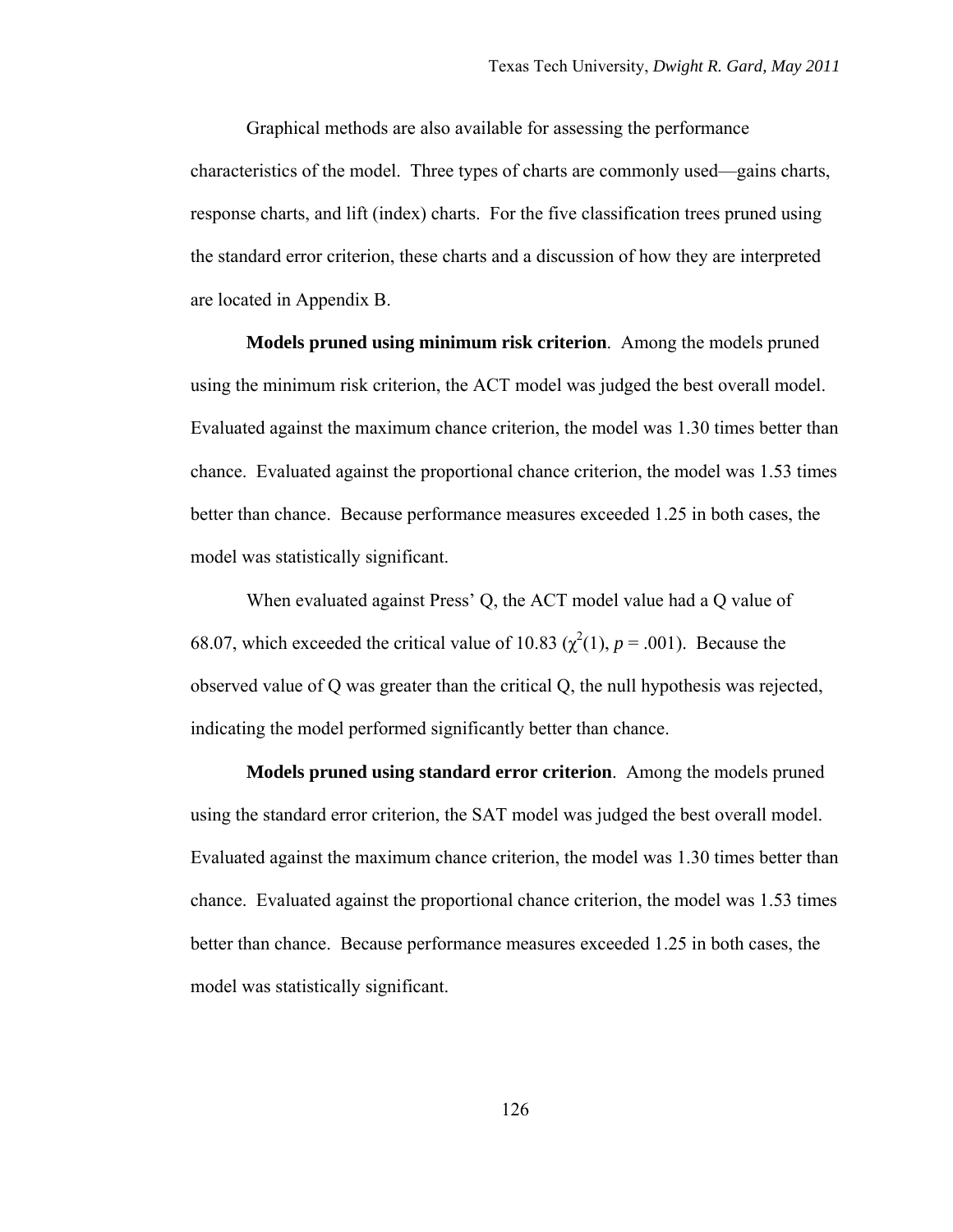Graphical methods are also available for assessing the performance characteristics of the model. Three types of charts are commonly used—gains charts, response charts, and lift (index) charts. For the five classification trees pruned using the standard error criterion, these charts and a discussion of how they are interpreted are located in Appendix B.

**Models pruned using minimum risk criterion**. Among the models pruned using the minimum risk criterion, the ACT model was judged the best overall model. Evaluated against the maximum chance criterion, the model was 1.30 times better than chance. Evaluated against the proportional chance criterion, the model was 1.53 times better than chance. Because performance measures exceeded 1.25 in both cases, the model was statistically significant.

When evaluated against Press' Q, the ACT model value had a Q value of 68.07, which exceeded the critical value of 10.83 ($\chi^2(1)$, $p = .001$). Because the observed value of Q was greater than the critical Q, the null hypothesis was rejected, indicating the model performed significantly better than chance.

**Models pruned using standard error criterion**. Among the models pruned using the standard error criterion, the SAT model was judged the best overall model. Evaluated against the maximum chance criterion, the model was 1.30 times better than chance. Evaluated against the proportional chance criterion, the model was 1.53 times better than chance. Because performance measures exceeded 1.25 in both cases, the model was statistically significant.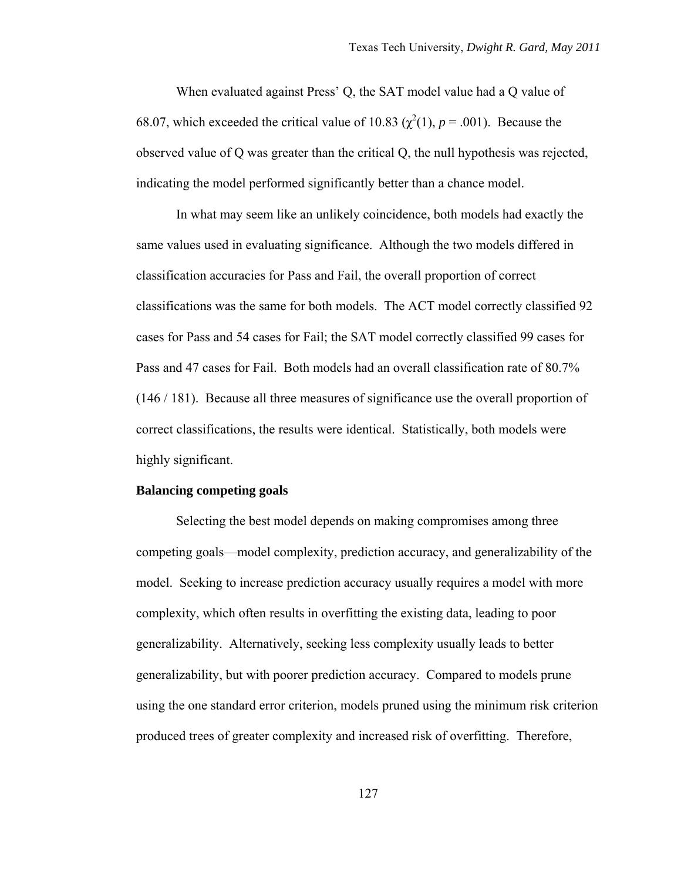When evaluated against Press' Q, the SAT model value had a Q value of 68.07, which exceeded the critical value of 10.83 ($\chi^2(1)$, $p = .001$). Because the observed value of Q was greater than the critical Q, the null hypothesis was rejected, indicating the model performed significantly better than a chance model.

In what may seem like an unlikely coincidence, both models had exactly the same values used in evaluating significance. Although the two models differed in classification accuracies for Pass and Fail, the overall proportion of correct classifications was the same for both models. The ACT model correctly classified 92 cases for Pass and 54 cases for Fail; the SAT model correctly classified 99 cases for Pass and 47 cases for Fail. Both models had an overall classification rate of 80.7% (146 / 181). Because all three measures of significance use the overall proportion of correct classifications, the results were identical. Statistically, both models were highly significant.

**Balancing competing goals**

Selecting the best model depends on making compromises among three competing goals—model complexity, prediction accuracy, and generalizability of the model. Seeking to increase prediction accuracy usually requires a model with more complexity, which often results in overfitting the existing data, leading to poor generalizability. Alternatively, seeking less complexity usually leads to better generalizability, but with poorer prediction accuracy. Compared to models prune using the one standard error criterion, models pruned using the minimum risk criterion produced trees of greater complexity and increased risk of overfitting. Therefore,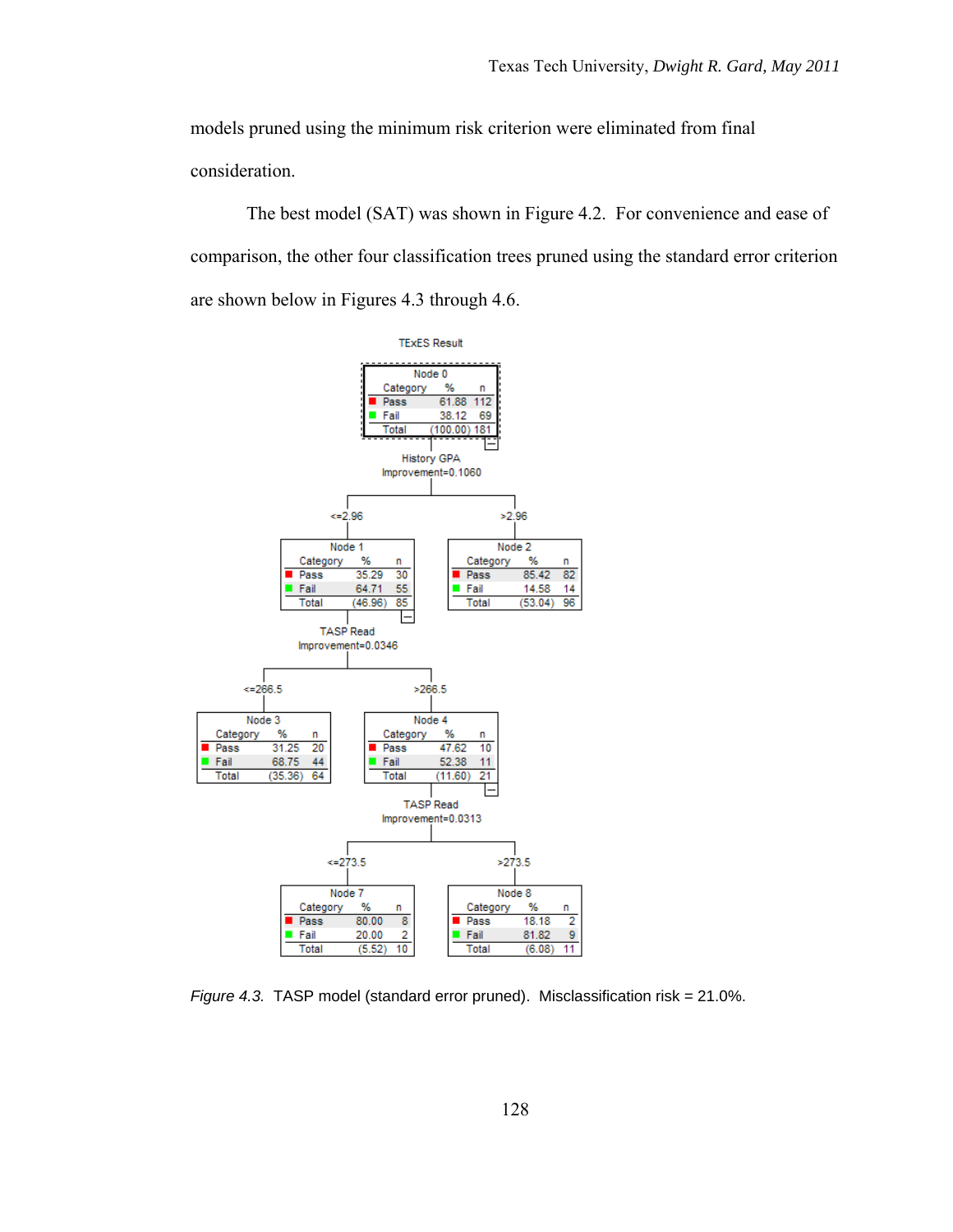models pruned using the minimum risk criterion were eliminated from final consideration.

The best model (SAT) was shown in Figure 4.2. For convenience and ease of comparison, the other four classification trees pruned using the standard error criterion are shown below in Figures 4.3 through 4.6.

TExES Result

**Node 0**

| Category | % | n |
|---|---|---|
| Pass | 61.88 | 112 |
| Fail | 38.12 | 69 |
| Total | (100.00) | 181 |

History GPA
Improvement=0.1060

<=2.96 → **Node 1**

| Category | % | n |
|---|---|---|
| Pass | 35.29 | 30 |
| Fail | 64.71 | 55 |
| Total | (46.96) | 85 |

>2.96 → **Node 2**

| Category | % | n |
|---|---|---|
| Pass | 85.42 | 82 |
| Fail | 14.58 | 14 |
| Total | (53.04) | 96 |

Node 1 split: TASP Read
Improvement=0.0346

<=266.5 → **Node 3**

| Category | % | n |
|---|---|---|
| Pass | 31.25 | 20 |
| Fail | 68.75 | 44 |
| Total | (35.36) | 64 |

>266.5 → **Node 4**

| Category | % | n |
|---|---|---|
| Pass | 47.62 | 10 |
| Fail | 52.38 | 11 |
| Total | (11.60) | 21 |

Node 4 split: TASP Read
Improvement=0.0313

<=273.5 → **Node 7**

| Category | % | n |
|---|---|---|
| Pass | 80.00 | 8 |
| Fail | 20.00 | 2 |
| Total | (5.52) | 10 |

>273.5 → **Node 8**

| Category | % | n |
|---|---|---|
| Pass | 18.18 | 2 |
| Fail | 81.82 | 9 |
| Total | (6.08) | 11 |

*Figure 4.3.* TASP model (standard error pruned). Misclassification risk = 21.0%.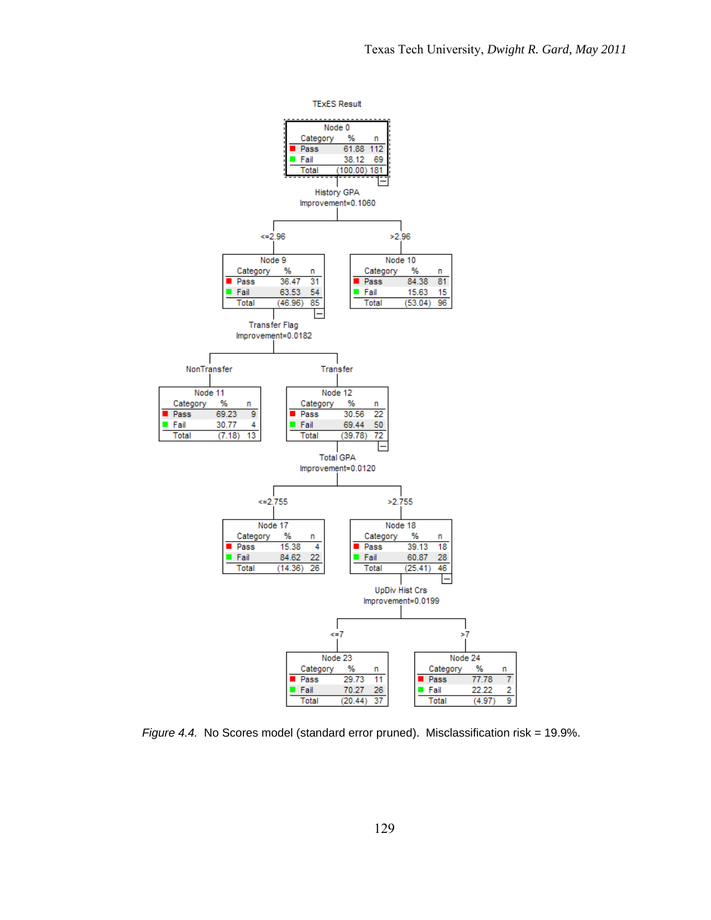TExES Result

**Node 0**

| Category | % | n |
|---|---|---|
| Pass | 61.88 | 112 |
| Fail | 38.12 | 69 |
| Total | (100.00) | 181 |

History GPA
Improvement=0.1060

<=2.96

**Node 9**

| Category | % | n |
|---|---|---|
| Pass | 36.47 | 31 |
| Fail | 63.53 | 54 |
| Total | (46.96) | 85 |

>2.96

**Node 10**

| Category | % | n |
|---|---|---|
| Pass | 84.38 | 81 |
| Fail | 15.63 | 15 |
| Total | (53.04) | 96 |

Transfer Flag
Improvement=0.0182

NonTransfer

**Node 11**

| Category | % | n |
|---|---|---|
| Pass | 69.23 | 9 |
| Fail | 30.77 | 4 |
| Total | (7.18) | 13 |

Transfer

**Node 12**

| Category | % | n |
|---|---|---|
| Pass | 30.56 | 22 |
| Fail | 69.44 | 50 |
| Total | (39.78) | 72 |

Total GPA
Improvement=0.0120

<=2.755

**Node 17**

| Category | % | n |
|---|---|---|
| Pass | 15.38 | 4 |
| Fail | 84.62 | 22 |
| Total | (14.36) | 26 |

>2.755

**Node 18**

| Category | % | n |
|---|---|---|
| Pass | 39.13 | 18 |
| Fail | 60.87 | 28 |
| Total | (25.41) | 46 |

UpDiv Hist Crs
Improvement=0.0199

<=7

**Node 23**

| Category | % | n |
|---|---|---|
| Pass | 29.73 | 11 |
| Fail | 70.27 | 26 |
| Total | (20.44) | 37 |

>7

**Node 24**

| Category | % | n |
|---|---|---|
| Pass | 77.78 | 7 |
| Fail | 22.22 | 2 |
| Total | (4.97) | 9 |

*Figure 4.4.* No Scores model (standard error pruned). Misclassification risk = 19.9%.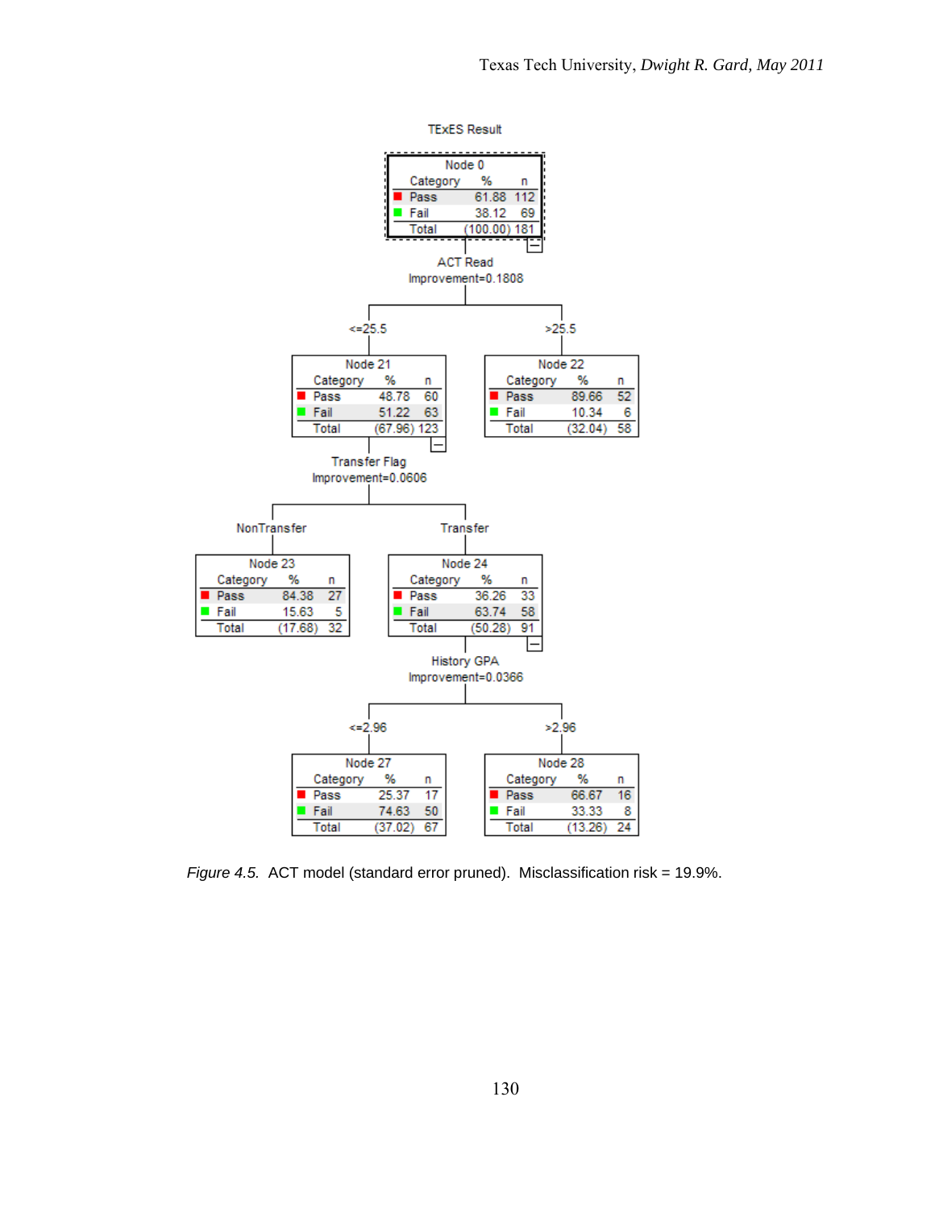TExES Result

**Node 0**

| Category | % | n |
|---|---|---|
| Pass | 61.88 | 112 |
| Fail | 38.12 | 69 |
| Total | (100.00) | 181 |

ACT Read
Improvement=0.1808

<=25.5

**Node 21**

| Category | % | n |
|---|---|---|
| Pass | 48.78 | 60 |
| Fail | 51.22 | 63 |
| Total | (67.96) | 123 |

>25.5

**Node 22**

| Category | % | n |
|---|---|---|
| Pass | 89.66 | 52 |
| Fail | 10.34 | 6 |
| Total | (32.04) | 58 |

Transfer Flag
Improvement=0.0606

NonTransfer

**Node 23**

| Category | % | n |
|---|---|---|
| Pass | 84.38 | 27 |
| Fail | 15.63 | 5 |
| Total | (17.68) | 32 |

Transfer

**Node 24**

| Category | % | n |
|---|---|---|
| Pass | 36.26 | 33 |
| Fail | 63.74 | 58 |
| Total | (50.28) | 91 |

History GPA
Improvement=0.0366

<=2.96

**Node 27**

| Category | % | n |
|---|---|---|
| Pass | 25.37 | 17 |
| Fail | 74.63 | 50 |
| Total | (37.02) | 67 |

>2.96

**Node 28**

| Category | % | n |
|---|---|---|
| Pass | 66.67 | 16 |
| Fail | 33.33 | 8 |
| Total | (13.26) | 24 |

*Figure 4.5.* ACT model (standard error pruned). Misclassification risk = 19.9%.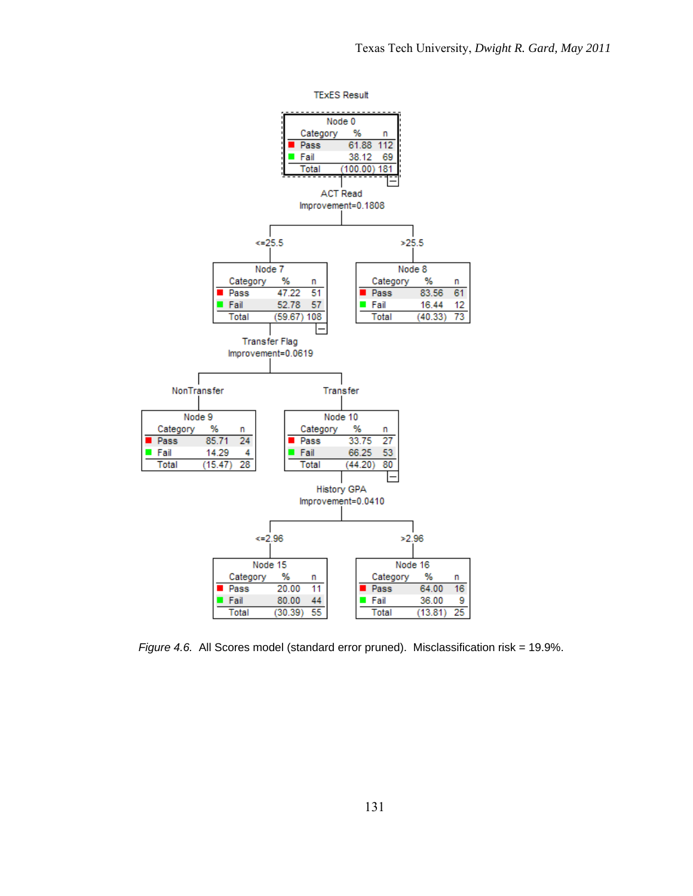TExES Result

**Node 0**

| Category | % | n |
|---|---|---|
| Pass | 61.88 | 112 |
| Fail | 38.12 | 69 |
| Total | (100.00) | 181 |

ACT Read
Improvement=0.1808

<=25.5

**Node 7**

| Category | % | n |
|---|---|---|
| Pass | 47.22 | 51 |
| Fail | 52.78 | 57 |
| Total | (59.67) | 108 |

>25.5

**Node 8**

| Category | % | n |
|---|---|---|
| Pass | 83.56 | 61 |
| Fail | 16.44 | 12 |
| Total | (40.33) | 73 |

Transfer Flag
Improvement=0.0619

NonTransfer

**Node 9**

| Category | % | n |
|---|---|---|
| Pass | 85.71 | 24 |
| Fail | 14.29 | 4 |
| Total | (15.47) | 28 |

Transfer

**Node 10**

| Category | % | n |
|---|---|---|
| Pass | 33.75 | 27 |
| Fail | 66.25 | 53 |
| Total | (44.20) | 80 |

History GPA
Improvement=0.0410

<=2.96

**Node 15**

| Category | % | n |
|---|---|---|
| Pass | 20.00 | 11 |
| Fail | 80.00 | 44 |
| Total | (30.39) | 55 |

>2.96

**Node 16**

| Category | % | n |
|---|---|---|
| Pass | 64.00 | 16 |
| Fail | 36.00 | 9 |
| Total | (13.81) | 25 |

*Figure 4.6.* All Scores model (standard error pruned). Misclassification risk = 19.9%.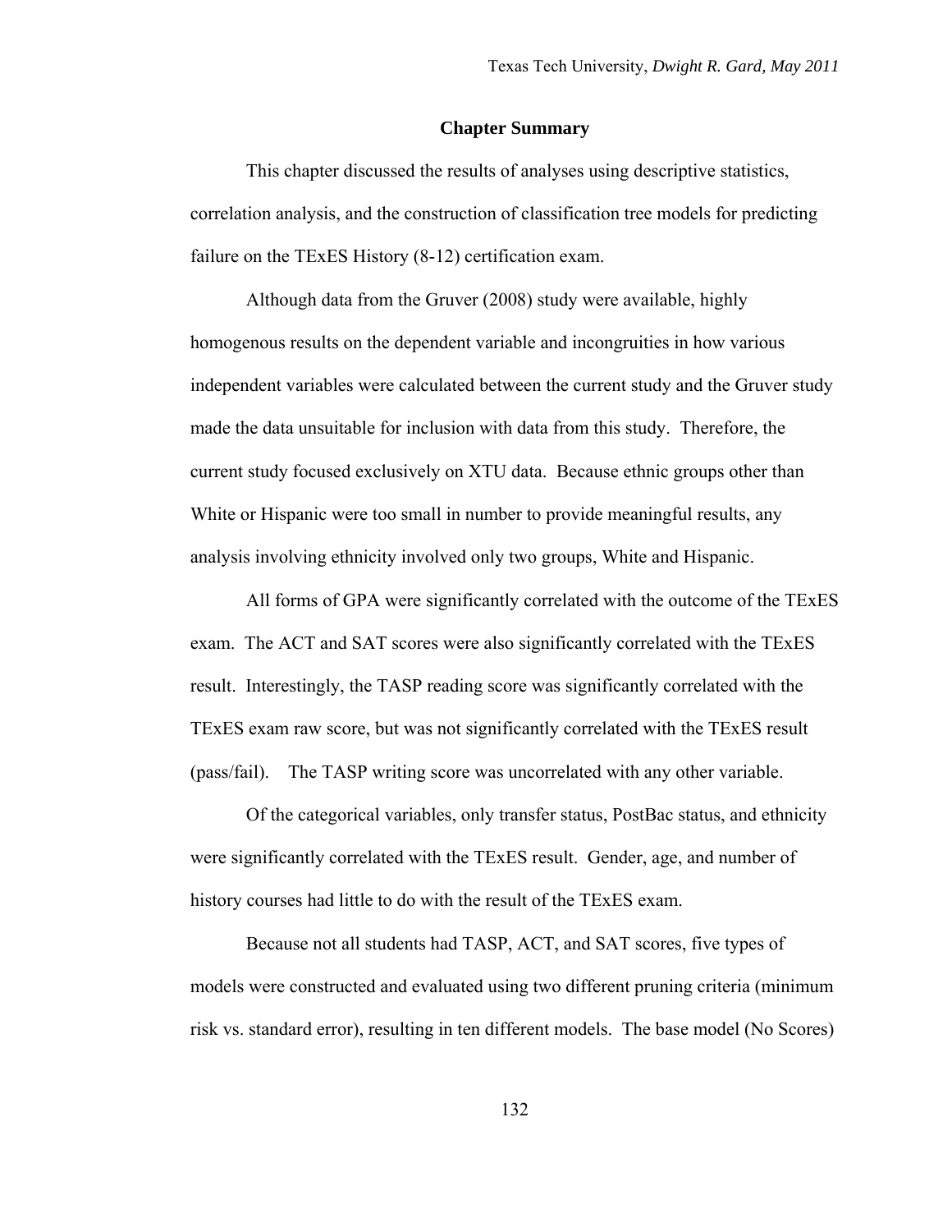## Chapter Summary

This chapter discussed the results of analyses using descriptive statistics, correlation analysis, and the construction of classification tree models for predicting failure on the TExES History (8-12) certification exam.

Although data from the Gruver (2008) study were available, highly homogenous results on the dependent variable and incongruities in how various independent variables were calculated between the current study and the Gruver study made the data unsuitable for inclusion with data from this study. Therefore, the current study focused exclusively on XTU data. Because ethnic groups other than White or Hispanic were too small in number to provide meaningful results, any analysis involving ethnicity involved only two groups, White and Hispanic.

All forms of GPA were significantly correlated with the outcome of the TExES exam. The ACT and SAT scores were also significantly correlated with the TExES result. Interestingly, the TASP reading score was significantly correlated with the TExES exam raw score, but was not significantly correlated with the TExES result (pass/fail). The TASP writing score was uncorrelated with any other variable.

Of the categorical variables, only transfer status, PostBac status, and ethnicity were significantly correlated with the TExES result. Gender, age, and number of history courses had little to do with the result of the TExES exam.

Because not all students had TASP, ACT, and SAT scores, five types of models were constructed and evaluated using two different pruning criteria (minimum risk vs. standard error), resulting in ten different models. The base model (No Scores)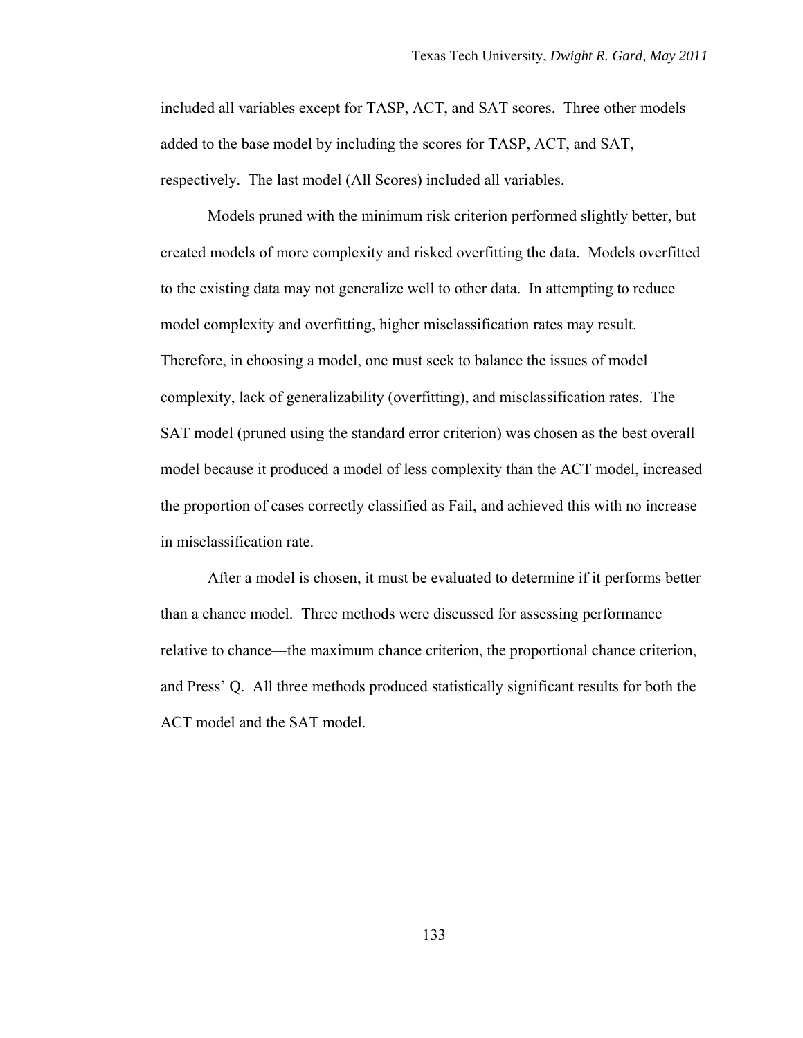included all variables except for TASP, ACT, and SAT scores. Three other models added to the base model by including the scores for TASP, ACT, and SAT, respectively. The last model (All Scores) included all variables.

Models pruned with the minimum risk criterion performed slightly better, but created models of more complexity and risked overfitting the data. Models overfitted to the existing data may not generalize well to other data. In attempting to reduce model complexity and overfitting, higher misclassification rates may result. Therefore, in choosing a model, one must seek to balance the issues of model complexity, lack of generalizability (overfitting), and misclassification rates. The SAT model (pruned using the standard error criterion) was chosen as the best overall model because it produced a model of less complexity than the ACT model, increased the proportion of cases correctly classified as Fail, and achieved this with no increase in misclassification rate.

After a model is chosen, it must be evaluated to determine if it performs better than a chance model. Three methods were discussed for assessing performance relative to chance—the maximum chance criterion, the proportional chance criterion, and Press' Q. All three methods produced statistically significant results for both the ACT model and the SAT model.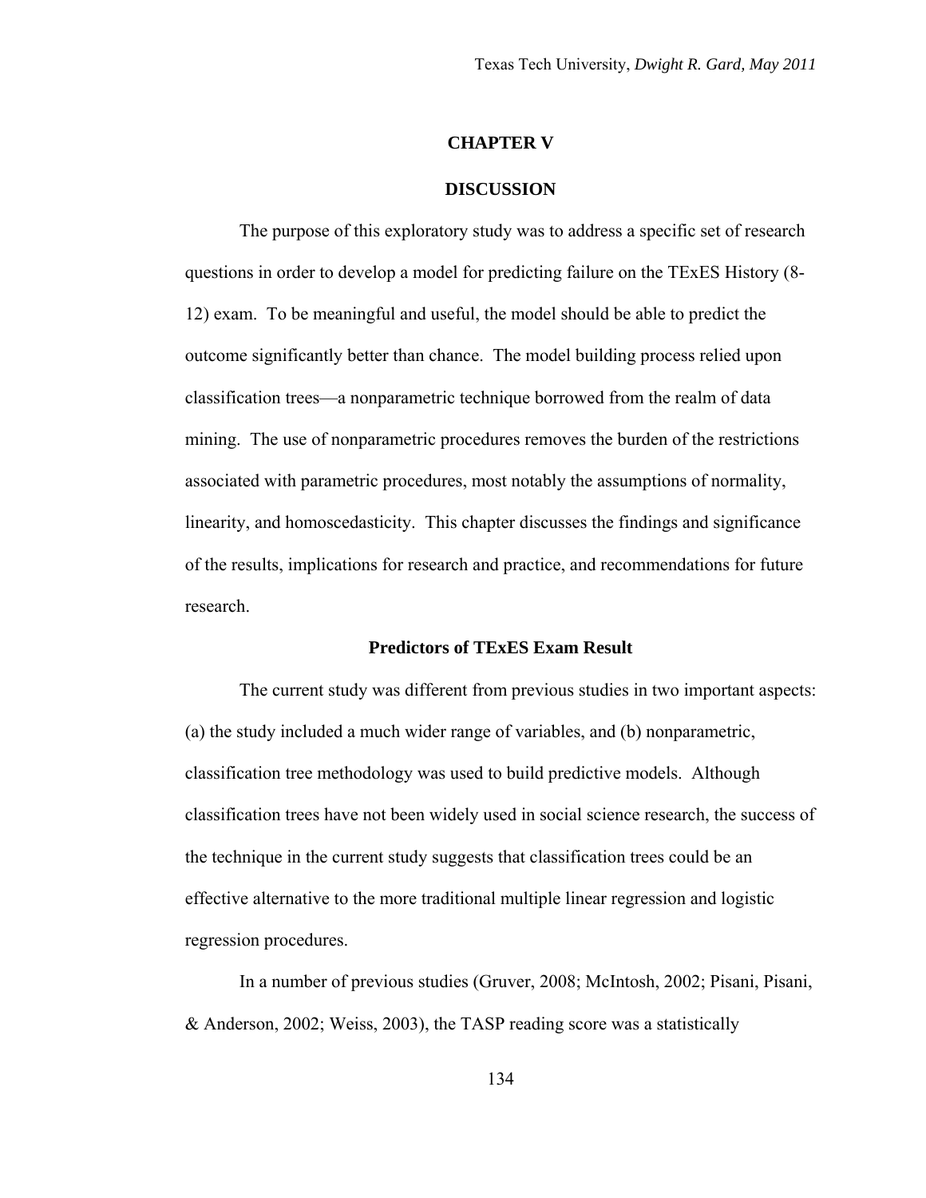## CHAPTER V

## DISCUSSION

The purpose of this exploratory study was to address a specific set of research questions in order to develop a model for predicting failure on the TExES History (8-12) exam. To be meaningful and useful, the model should be able to predict the outcome significantly better than chance. The model building process relied upon classification trees—a nonparametric technique borrowed from the realm of data mining. The use of nonparametric procedures removes the burden of the restrictions associated with parametric procedures, most notably the assumptions of normality, linearity, and homoscedasticity. This chapter discusses the findings and significance of the results, implications for research and practice, and recommendations for future research.

### Predictors of TExES Exam Result

The current study was different from previous studies in two important aspects: (a) the study included a much wider range of variables, and (b) nonparametric, classification tree methodology was used to build predictive models. Although classification trees have not been widely used in social science research, the success of the technique in the current study suggests that classification trees could be an effective alternative to the more traditional multiple linear regression and logistic regression procedures.

In a number of previous studies (Gruver, 2008; McIntosh, 2002; Pisani, Pisani, & Anderson, 2002; Weiss, 2003), the TASP reading score was a statistically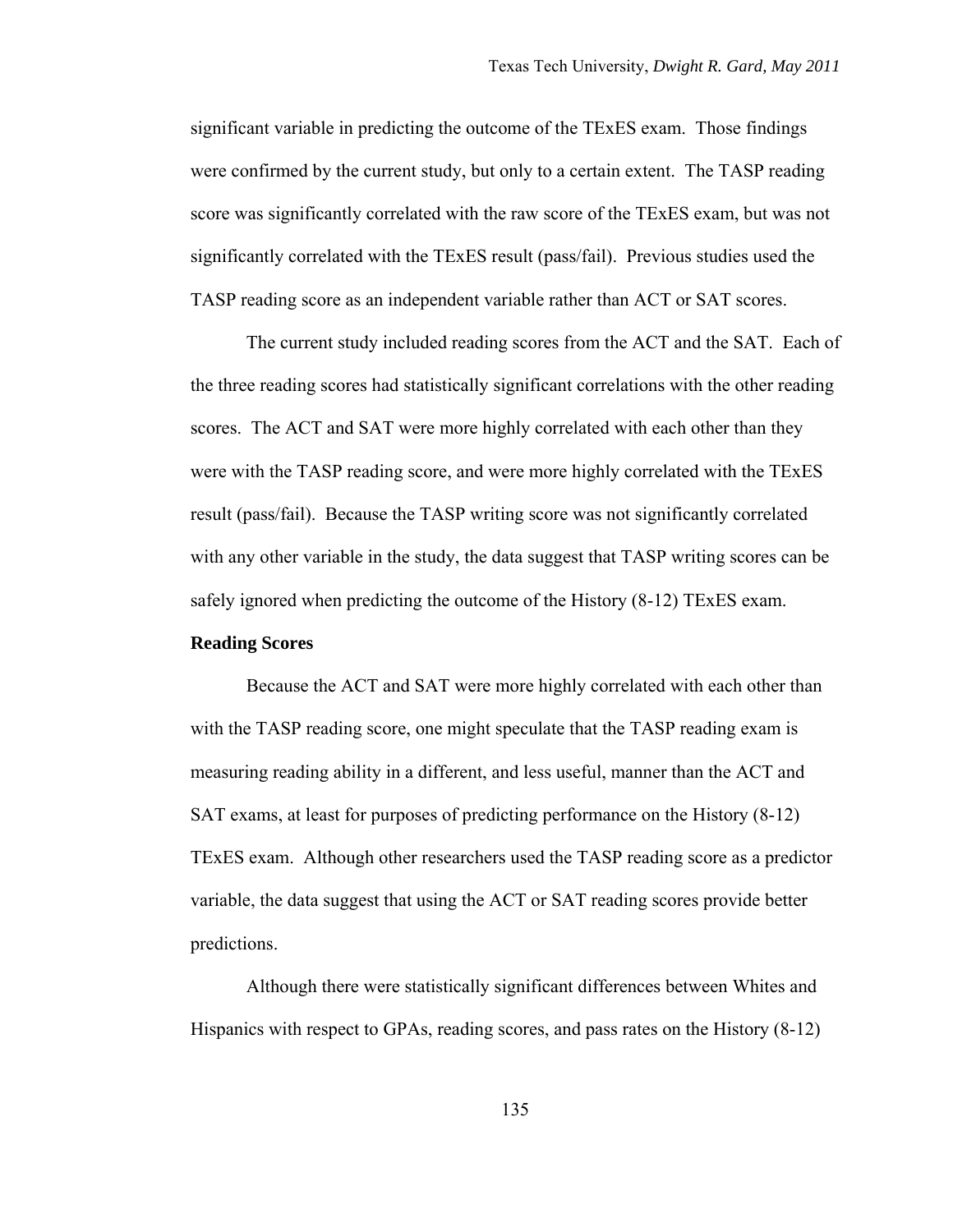significant variable in predicting the outcome of the TExES exam. Those findings were confirmed by the current study, but only to a certain extent. The TASP reading score was significantly correlated with the raw score of the TExES exam, but was not significantly correlated with the TExES result (pass/fail). Previous studies used the TASP reading score as an independent variable rather than ACT or SAT scores.

The current study included reading scores from the ACT and the SAT. Each of the three reading scores had statistically significant correlations with the other reading scores. The ACT and SAT were more highly correlated with each other than they were with the TASP reading score, and were more highly correlated with the TExES result (pass/fail). Because the TASP writing score was not significantly correlated with any other variable in the study, the data suggest that TASP writing scores can be safely ignored when predicting the outcome of the History (8-12) TExES exam.

**Reading Scores**

Because the ACT and SAT were more highly correlated with each other than with the TASP reading score, one might speculate that the TASP reading exam is measuring reading ability in a different, and less useful, manner than the ACT and SAT exams, at least for purposes of predicting performance on the History (8-12) TExES exam. Although other researchers used the TASP reading score as a predictor variable, the data suggest that using the ACT or SAT reading scores provide better predictions.

Although there were statistically significant differences between Whites and Hispanics with respect to GPAs, reading scores, and pass rates on the History (8-12)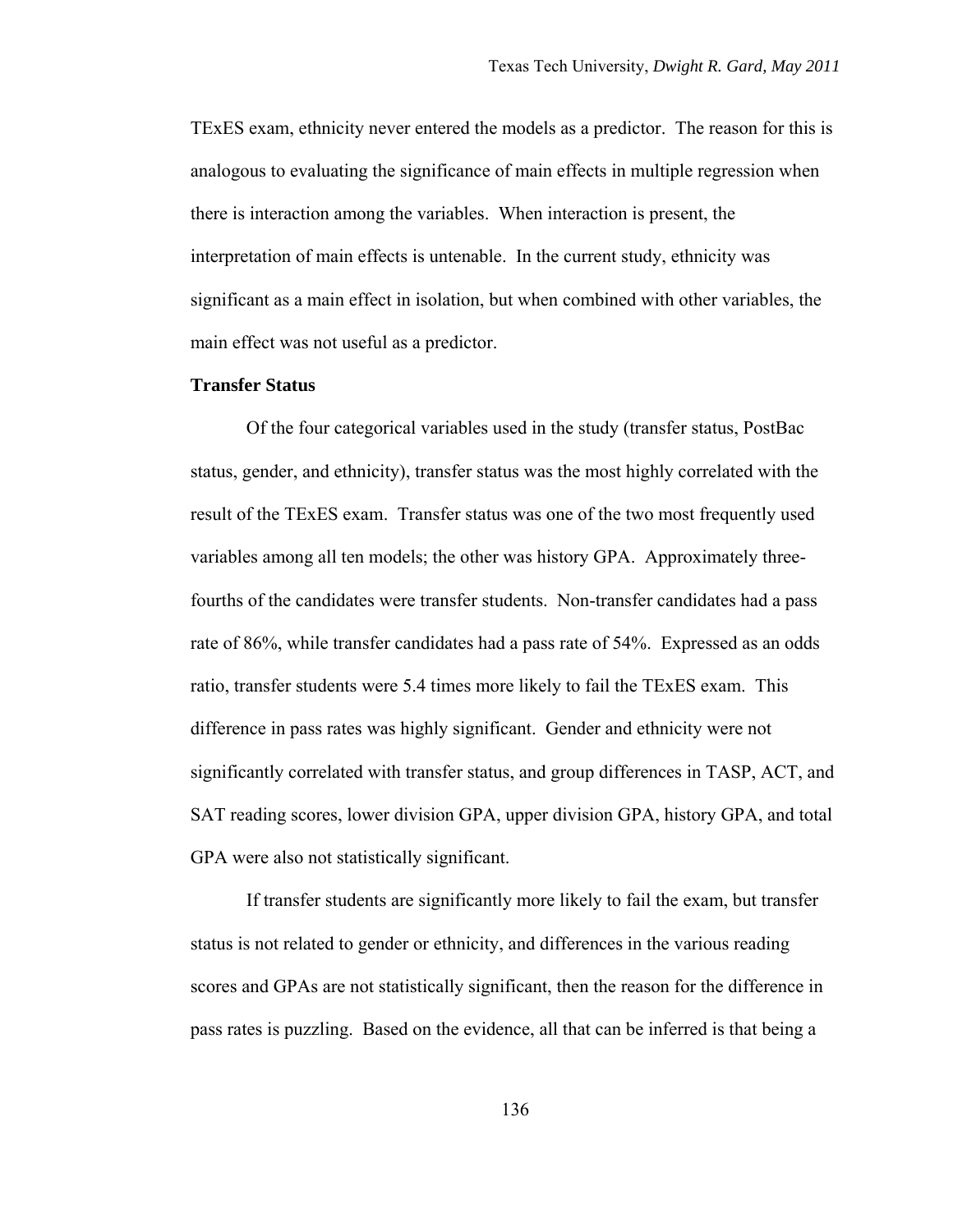TExES exam, ethnicity never entered the models as a predictor. The reason for this is analogous to evaluating the significance of main effects in multiple regression when there is interaction among the variables. When interaction is present, the interpretation of main effects is untenable. In the current study, ethnicity was significant as a main effect in isolation, but when combined with other variables, the main effect was not useful as a predictor.

**Transfer Status**

Of the four categorical variables used in the study (transfer status, PostBac status, gender, and ethnicity), transfer status was the most highly correlated with the result of the TExES exam. Transfer status was one of the two most frequently used variables among all ten models; the other was history GPA. Approximately three-fourths of the candidates were transfer students. Non-transfer candidates had a pass rate of 86%, while transfer candidates had a pass rate of 54%. Expressed as an odds ratio, transfer students were 5.4 times more likely to fail the TExES exam. This difference in pass rates was highly significant. Gender and ethnicity were not significantly correlated with transfer status, and group differences in TASP, ACT, and SAT reading scores, lower division GPA, upper division GPA, history GPA, and total GPA were also not statistically significant.

If transfer students are significantly more likely to fail the exam, but transfer status is not related to gender or ethnicity, and differences in the various reading scores and GPAs are not statistically significant, then the reason for the difference in pass rates is puzzling. Based on the evidence, all that can be inferred is that being a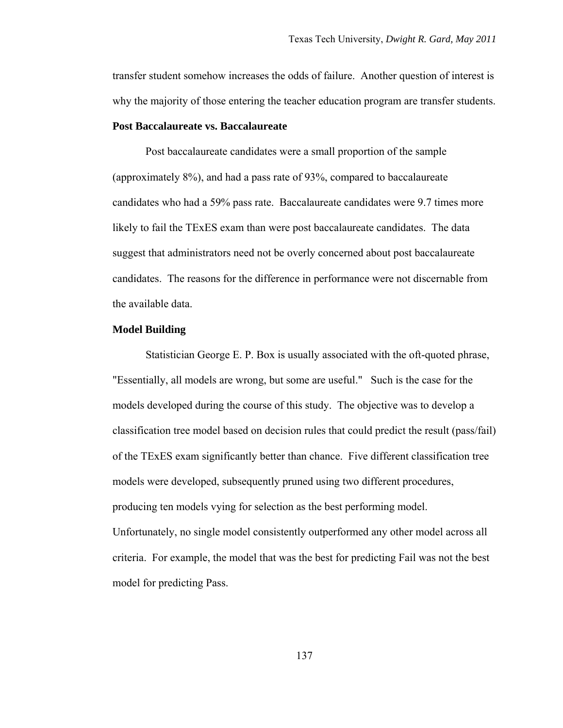transfer student somehow increases the odds of failure. Another question of interest is why the majority of those entering the teacher education program are transfer students.

**Post Baccalaureate vs. Baccalaureate**

Post baccalaureate candidates were a small proportion of the sample (approximately 8%), and had a pass rate of 93%, compared to baccalaureate candidates who had a 59% pass rate. Baccalaureate candidates were 9.7 times more likely to fail the TExES exam than were post baccalaureate candidates. The data suggest that administrators need not be overly concerned about post baccalaureate candidates. The reasons for the difference in performance were not discernable from the available data.

**Model Building**

Statistician George E. P. Box is usually associated with the oft-quoted phrase, "Essentially, all models are wrong, but some are useful." Such is the case for the models developed during the course of this study. The objective was to develop a classification tree model based on decision rules that could predict the result (pass/fail) of the TExES exam significantly better than chance. Five different classification tree models were developed, subsequently pruned using two different procedures, producing ten models vying for selection as the best performing model. Unfortunately, no single model consistently outperformed any other model across all criteria. For example, the model that was the best for predicting Fail was not the best model for predicting Pass.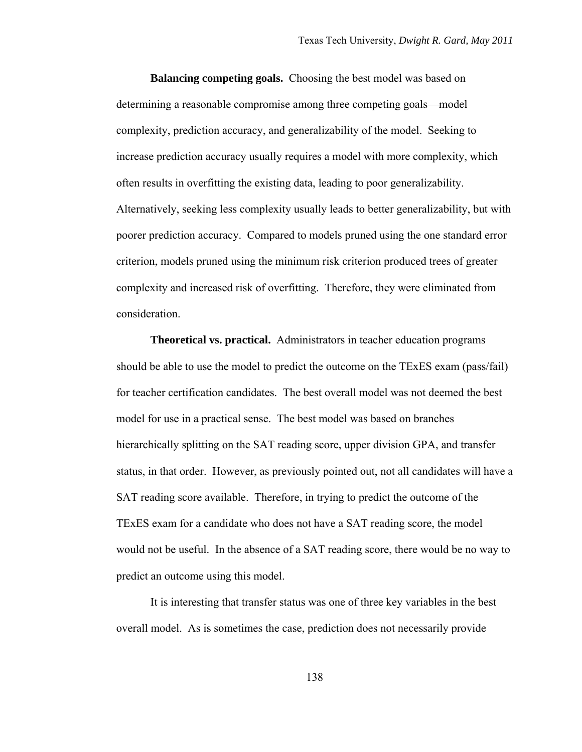**Balancing competing goals.** Choosing the best model was based on determining a reasonable compromise among three competing goals—model complexity, prediction accuracy, and generalizability of the model. Seeking to increase prediction accuracy usually requires a model with more complexity, which often results in overfitting the existing data, leading to poor generalizability. Alternatively, seeking less complexity usually leads to better generalizability, but with poorer prediction accuracy. Compared to models pruned using the one standard error criterion, models pruned using the minimum risk criterion produced trees of greater complexity and increased risk of overfitting. Therefore, they were eliminated from consideration.

**Theoretical vs. practical.** Administrators in teacher education programs should be able to use the model to predict the outcome on the TExES exam (pass/fail) for teacher certification candidates. The best overall model was not deemed the best model for use in a practical sense. The best model was based on branches hierarchically splitting on the SAT reading score, upper division GPA, and transfer status, in that order. However, as previously pointed out, not all candidates will have a SAT reading score available. Therefore, in trying to predict the outcome of the TExES exam for a candidate who does not have a SAT reading score, the model would not be useful. In the absence of a SAT reading score, there would be no way to predict an outcome using this model.

It is interesting that transfer status was one of three key variables in the best overall model. As is sometimes the case, prediction does not necessarily provide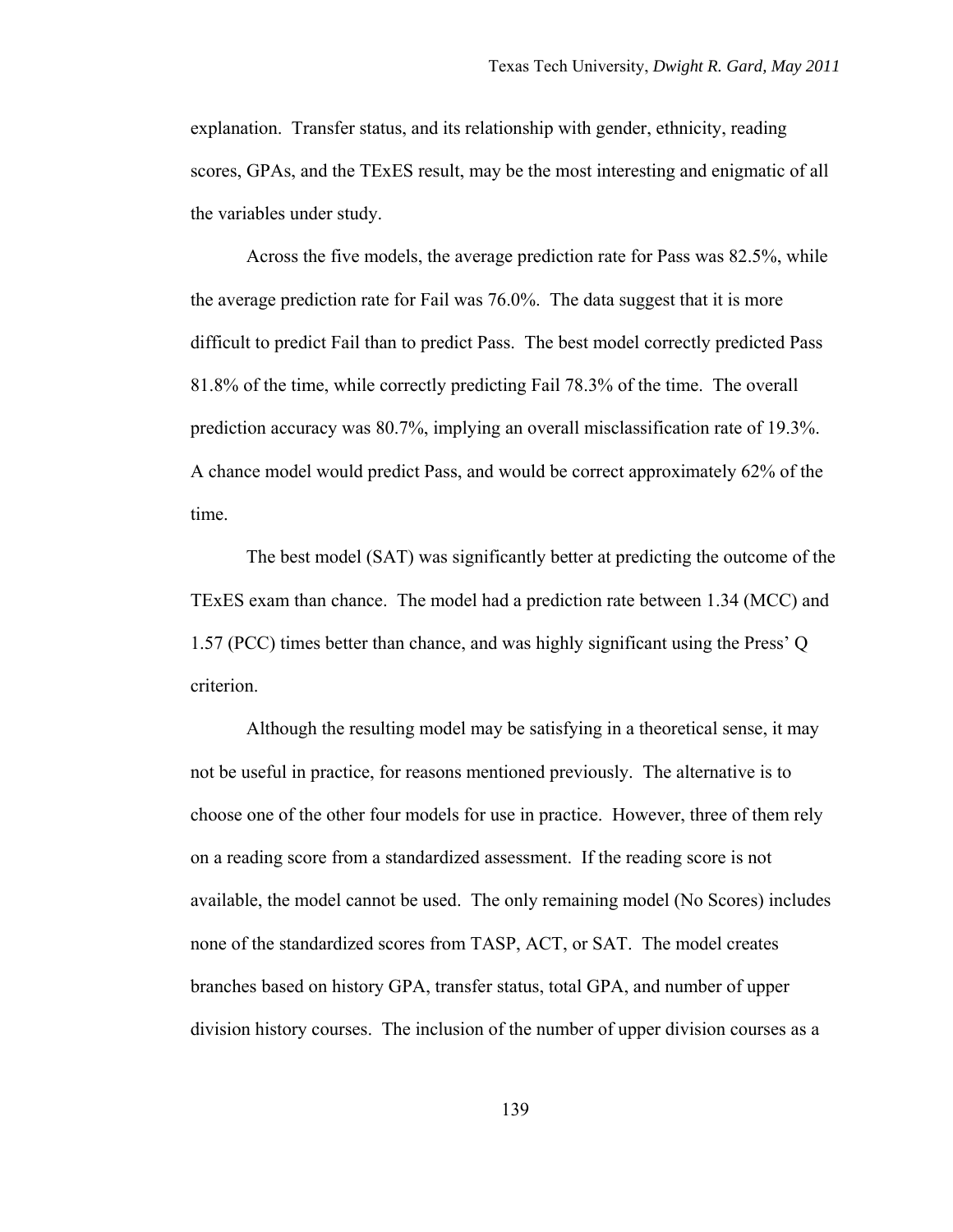explanation. Transfer status, and its relationship with gender, ethnicity, reading scores, GPAs, and the TExES result, may be the most interesting and enigmatic of all the variables under study.

Across the five models, the average prediction rate for Pass was 82.5%, while the average prediction rate for Fail was 76.0%. The data suggest that it is more difficult to predict Fail than to predict Pass. The best model correctly predicted Pass 81.8% of the time, while correctly predicting Fail 78.3% of the time. The overall prediction accuracy was 80.7%, implying an overall misclassification rate of 19.3%. A chance model would predict Pass, and would be correct approximately 62% of the time.

The best model (SAT) was significantly better at predicting the outcome of the TExES exam than chance. The model had a prediction rate between 1.34 (MCC) and 1.57 (PCC) times better than chance, and was highly significant using the Press' Q criterion.

Although the resulting model may be satisfying in a theoretical sense, it may not be useful in practice, for reasons mentioned previously. The alternative is to choose one of the other four models for use in practice. However, three of them rely on a reading score from a standardized assessment. If the reading score is not available, the model cannot be used. The only remaining model (No Scores) includes none of the standardized scores from TASP, ACT, or SAT. The model creates branches based on history GPA, transfer status, total GPA, and number of upper division history courses. The inclusion of the number of upper division courses as a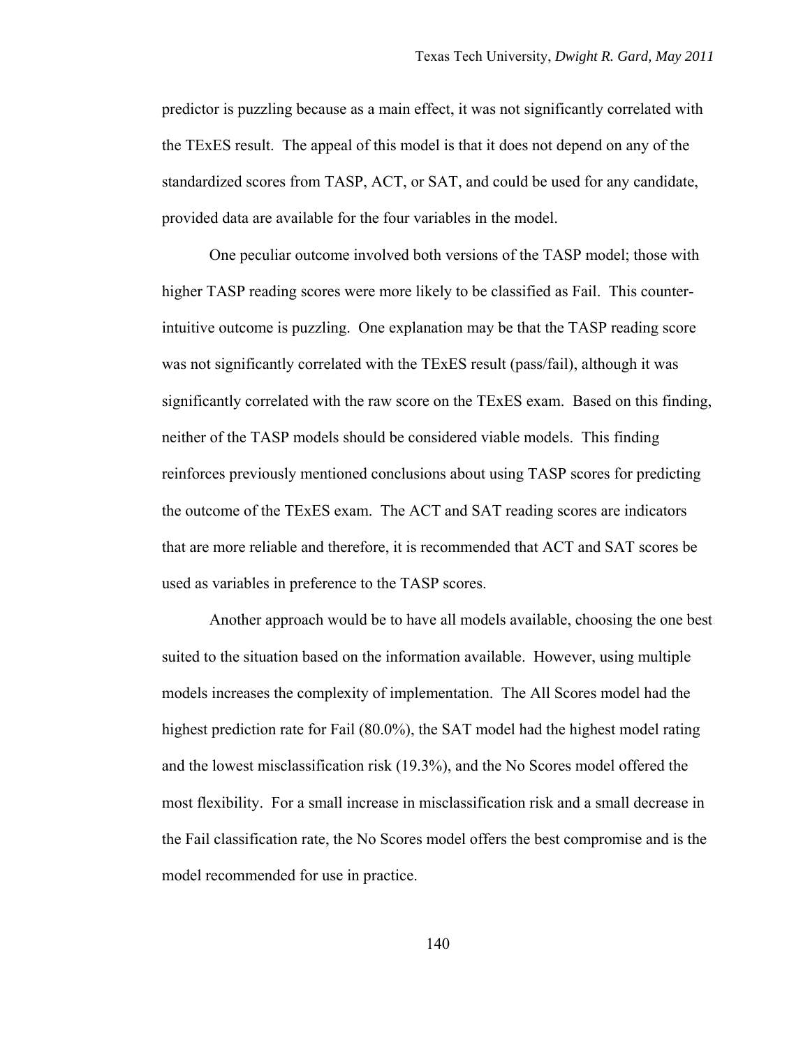predictor is puzzling because as a main effect, it was not significantly correlated with the TExES result. The appeal of this model is that it does not depend on any of the standardized scores from TASP, ACT, or SAT, and could be used for any candidate, provided data are available for the four variables in the model.

One peculiar outcome involved both versions of the TASP model; those with higher TASP reading scores were more likely to be classified as Fail. This counter-intuitive outcome is puzzling. One explanation may be that the TASP reading score was not significantly correlated with the TExES result (pass/fail), although it was significantly correlated with the raw score on the TExES exam. Based on this finding, neither of the TASP models should be considered viable models. This finding reinforces previously mentioned conclusions about using TASP scores for predicting the outcome of the TExES exam. The ACT and SAT reading scores are indicators that are more reliable and therefore, it is recommended that ACT and SAT scores be used as variables in preference to the TASP scores.

Another approach would be to have all models available, choosing the one best suited to the situation based on the information available. However, using multiple models increases the complexity of implementation. The All Scores model had the highest prediction rate for Fail (80.0%), the SAT model had the highest model rating and the lowest misclassification risk (19.3%), and the No Scores model offered the most flexibility. For a small increase in misclassification risk and a small decrease in the Fail classification rate, the No Scores model offers the best compromise and is the model recommended for use in practice.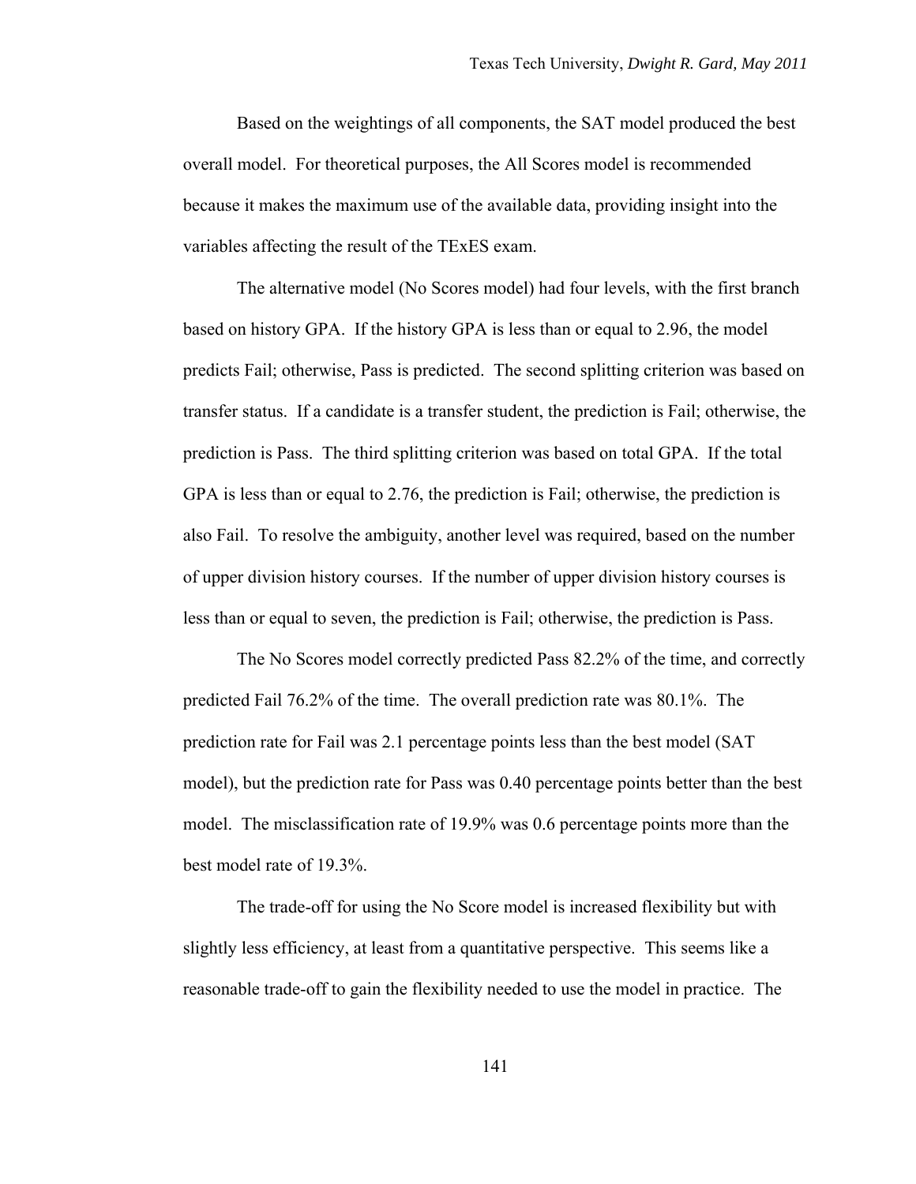Based on the weightings of all components, the SAT model produced the best overall model. For theoretical purposes, the All Scores model is recommended because it makes the maximum use of the available data, providing insight into the variables affecting the result of the TExES exam.

The alternative model (No Scores model) had four levels, with the first branch based on history GPA. If the history GPA is less than or equal to 2.96, the model predicts Fail; otherwise, Pass is predicted. The second splitting criterion was based on transfer status. If a candidate is a transfer student, the prediction is Fail; otherwise, the prediction is Pass. The third splitting criterion was based on total GPA. If the total GPA is less than or equal to 2.76, the prediction is Fail; otherwise, the prediction is also Fail. To resolve the ambiguity, another level was required, based on the number of upper division history courses. If the number of upper division history courses is less than or equal to seven, the prediction is Fail; otherwise, the prediction is Pass.

The No Scores model correctly predicted Pass 82.2% of the time, and correctly predicted Fail 76.2% of the time. The overall prediction rate was 80.1%. The prediction rate for Fail was 2.1 percentage points less than the best model (SAT model), but the prediction rate for Pass was 0.40 percentage points better than the best model. The misclassification rate of 19.9% was 0.6 percentage points more than the best model rate of 19.3%.

The trade-off for using the No Score model is increased flexibility but with slightly less efficiency, at least from a quantitative perspective. This seems like a reasonable trade-off to gain the flexibility needed to use the model in practice. The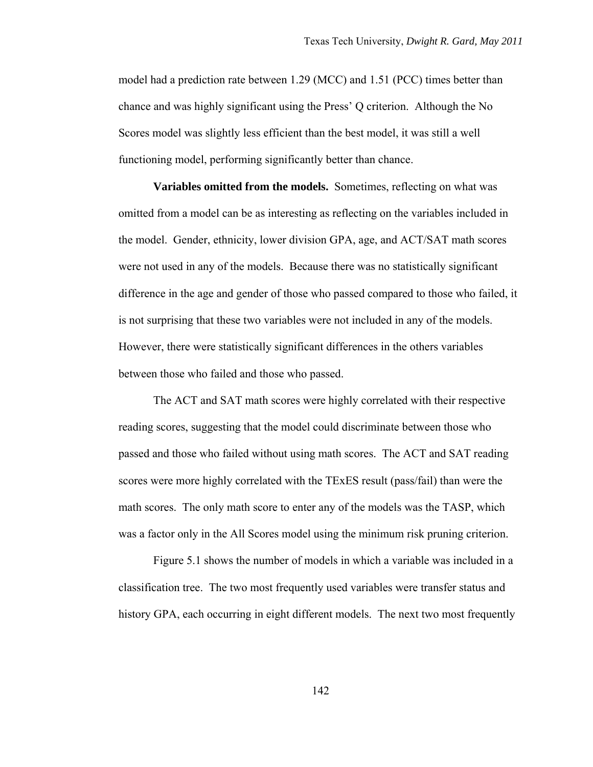model had a prediction rate between 1.29 (MCC) and 1.51 (PCC) times better than chance and was highly significant using the Press' Q criterion. Although the No Scores model was slightly less efficient than the best model, it was still a well functioning model, performing significantly better than chance.

**Variables omitted from the models.** Sometimes, reflecting on what was omitted from a model can be as interesting as reflecting on the variables included in the model. Gender, ethnicity, lower division GPA, age, and ACT/SAT math scores were not used in any of the models. Because there was no statistically significant difference in the age and gender of those who passed compared to those who failed, it is not surprising that these two variables were not included in any of the models. However, there were statistically significant differences in the others variables between those who failed and those who passed.

The ACT and SAT math scores were highly correlated with their respective reading scores, suggesting that the model could discriminate between those who passed and those who failed without using math scores. The ACT and SAT reading scores were more highly correlated with the TExES result (pass/fail) than were the math scores. The only math score to enter any of the models was the TASP, which was a factor only in the All Scores model using the minimum risk pruning criterion.

Figure 5.1 shows the number of models in which a variable was included in a classification tree. The two most frequently used variables were transfer status and history GPA, each occurring in eight different models. The next two most frequently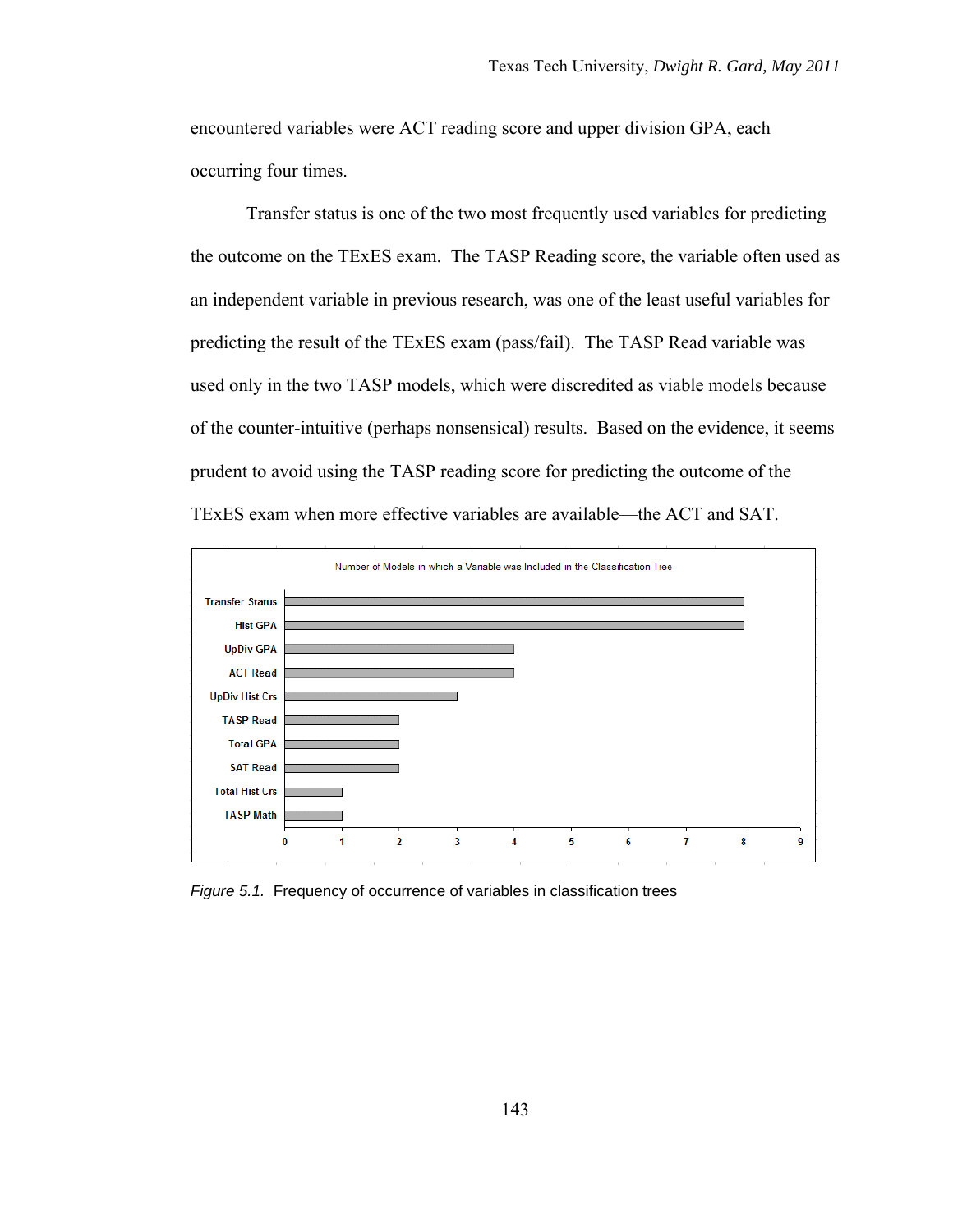encountered variables were ACT reading score and upper division GPA, each occurring four times.

Transfer status is one of the two most frequently used variables for predicting the outcome on the TExES exam. The TASP Reading score, the variable often used as an independent variable in previous research, was one of the least useful variables for predicting the result of the TExES exam (pass/fail). The TASP Read variable was used only in the two TASP models, which were discredited as viable models because of the counter-intuitive (perhaps nonsensical) results. Based on the evidence, it seems prudent to avoid using the TASP reading score for predicting the outcome of the TExES exam when more effective variables are available—the ACT and SAT.

Number of Models in which a Variable was Included in the Classification Tree

| Variable | Number of Models |
|---|---|
| Transfer Status | 8 |
| Hist GPA | 8 |
| UpDiv GPA | 4 |
| ACT Read | 4 |
| UpDiv Hist Crs | 3 |
| TASP Read | 2 |
| Total GPA | 2 |
| SAT Read | 2 |
| Total Hist Crs | 1 |
| TASP Math | 1 |

*Figure 5.1.* Frequency of occurrence of variables in classification trees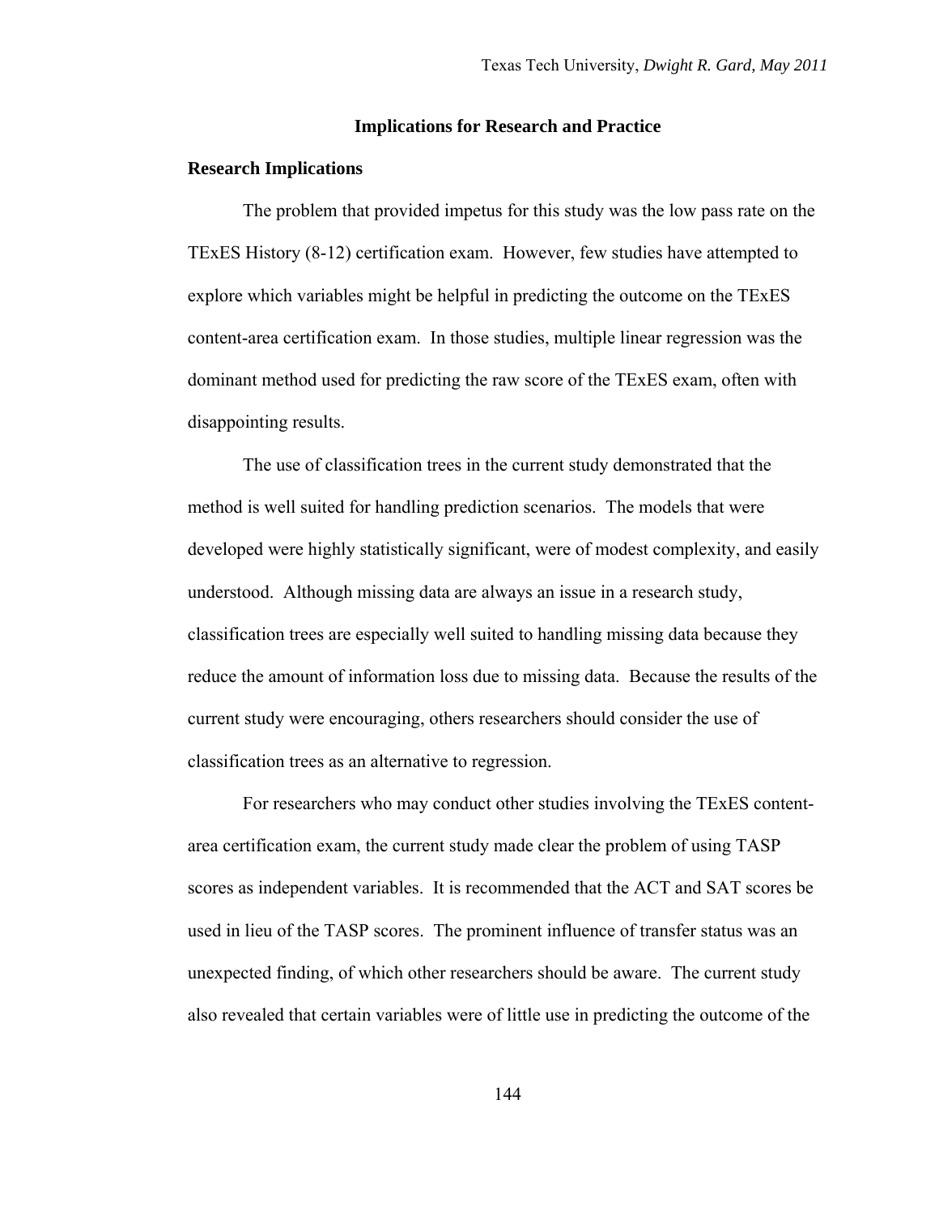## Implications for Research and Practice

### Research Implications

The problem that provided impetus for this study was the low pass rate on the TExES History (8-12) certification exam. However, few studies have attempted to explore which variables might be helpful in predicting the outcome on the TExES content-area certification exam. In those studies, multiple linear regression was the dominant method used for predicting the raw score of the TExES exam, often with disappointing results.

The use of classification trees in the current study demonstrated that the method is well suited for handling prediction scenarios. The models that were developed were highly statistically significant, were of modest complexity, and easily understood. Although missing data are always an issue in a research study, classification trees are especially well suited to handling missing data because they reduce the amount of information loss due to missing data. Because the results of the current study were encouraging, others researchers should consider the use of classification trees as an alternative to regression.

For researchers who may conduct other studies involving the TExES content-area certification exam, the current study made clear the problem of using TASP scores as independent variables. It is recommended that the ACT and SAT scores be used in lieu of the TASP scores. The prominent influence of transfer status was an unexpected finding, of which other researchers should be aware. The current study also revealed that certain variables were of little use in predicting the outcome of the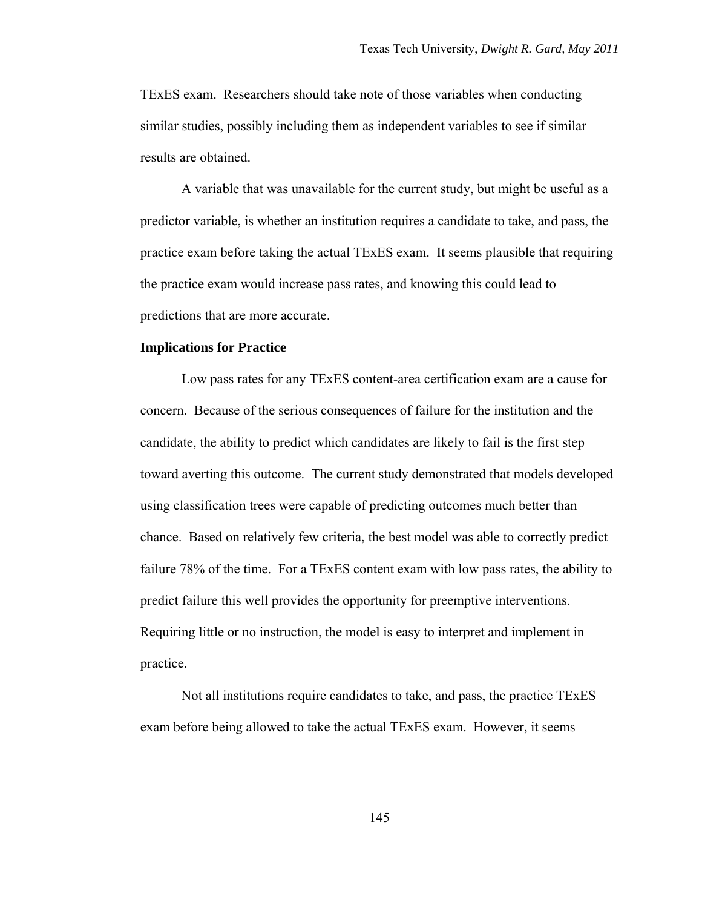TExES exam. Researchers should take note of those variables when conducting similar studies, possibly including them as independent variables to see if similar results are obtained.

A variable that was unavailable for the current study, but might be useful as a predictor variable, is whether an institution requires a candidate to take, and pass, the practice exam before taking the actual TExES exam. It seems plausible that requiring the practice exam would increase pass rates, and knowing this could lead to predictions that are more accurate.

**Implications for Practice**

Low pass rates for any TExES content-area certification exam are a cause for concern. Because of the serious consequences of failure for the institution and the candidate, the ability to predict which candidates are likely to fail is the first step toward averting this outcome. The current study demonstrated that models developed using classification trees were capable of predicting outcomes much better than chance. Based on relatively few criteria, the best model was able to correctly predict failure 78% of the time. For a TExES content exam with low pass rates, the ability to predict failure this well provides the opportunity for preemptive interventions. Requiring little or no instruction, the model is easy to interpret and implement in practice.

Not all institutions require candidates to take, and pass, the practice TExES exam before being allowed to take the actual TExES exam. However, it seems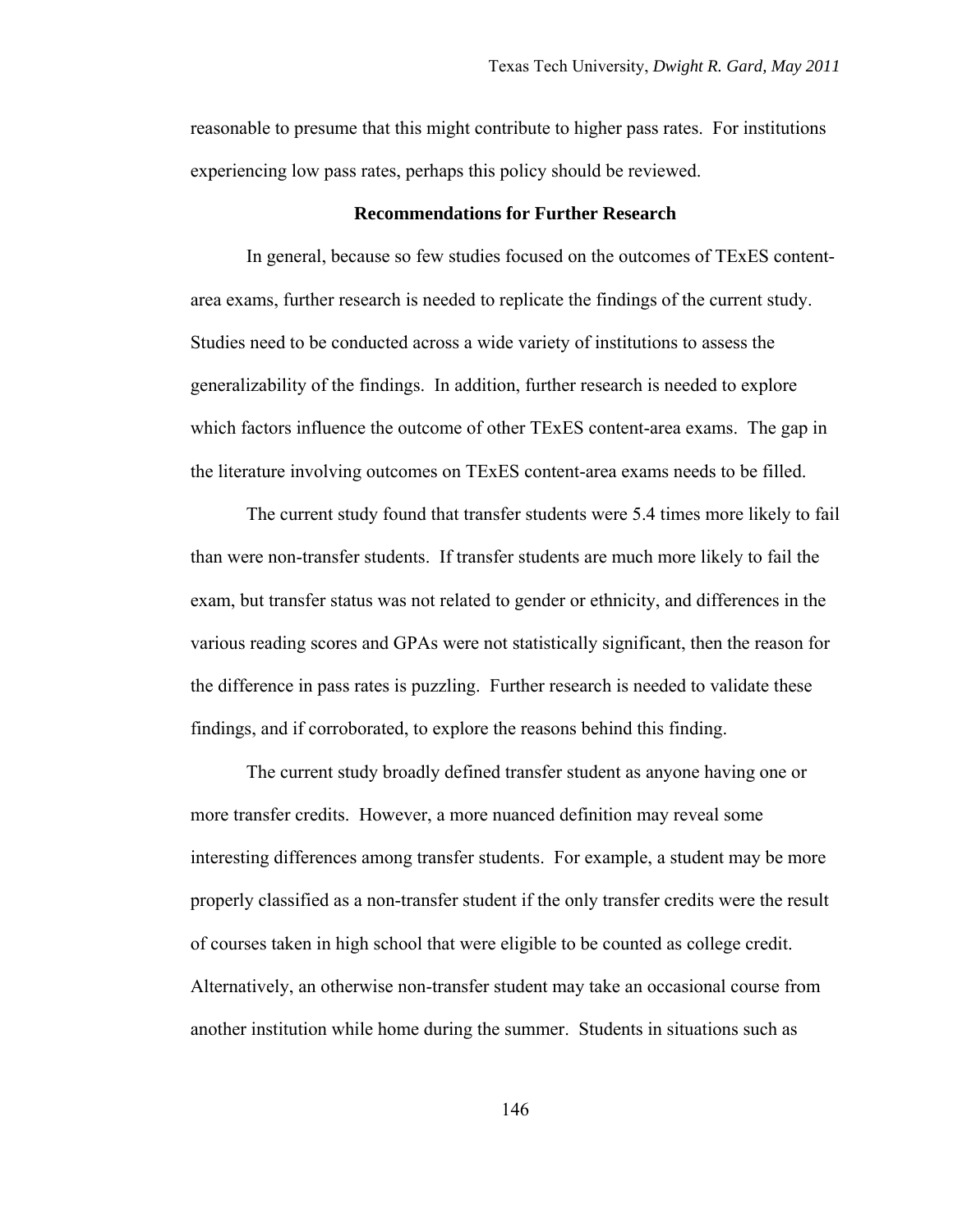reasonable to presume that this might contribute to higher pass rates. For institutions experiencing low pass rates, perhaps this policy should be reviewed.

## Recommendations for Further Research

In general, because so few studies focused on the outcomes of TExES content-area exams, further research is needed to replicate the findings of the current study. Studies need to be conducted across a wide variety of institutions to assess the generalizability of the findings. In addition, further research is needed to explore which factors influence the outcome of other TExES content-area exams. The gap in the literature involving outcomes on TExES content-area exams needs to be filled.

The current study found that transfer students were 5.4 times more likely to fail than were non-transfer students. If transfer students are much more likely to fail the exam, but transfer status was not related to gender or ethnicity, and differences in the various reading scores and GPAs were not statistically significant, then the reason for the difference in pass rates is puzzling. Further research is needed to validate these findings, and if corroborated, to explore the reasons behind this finding.

The current study broadly defined transfer student as anyone having one or more transfer credits. However, a more nuanced definition may reveal some interesting differences among transfer students. For example, a student may be more properly classified as a non-transfer student if the only transfer credits were the result of courses taken in high school that were eligible to be counted as college credit. Alternatively, an otherwise non-transfer student may take an occasional course from another institution while home during the summer. Students in situations such as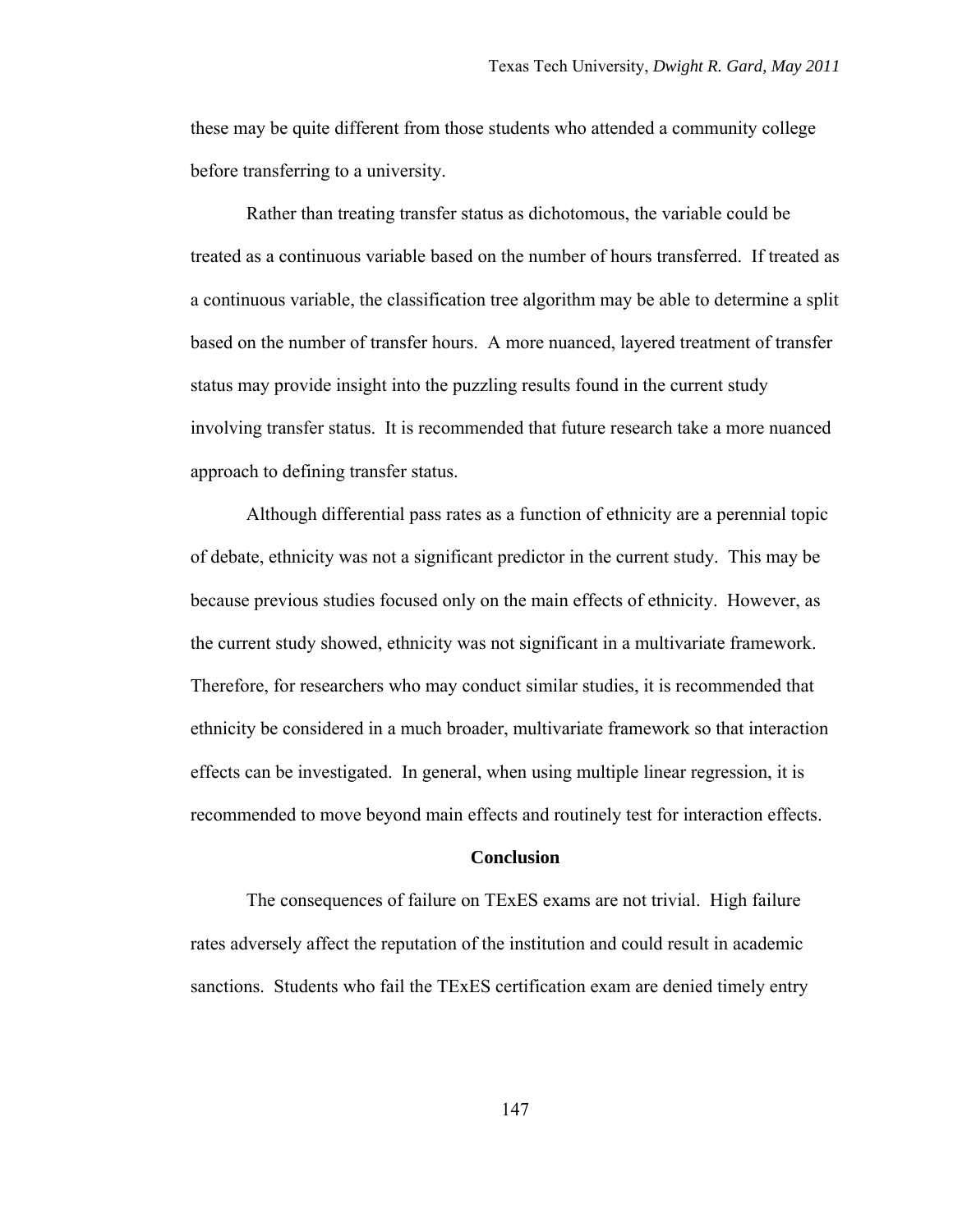these may be quite different from those students who attended a community college before transferring to a university.

Rather than treating transfer status as dichotomous, the variable could be treated as a continuous variable based on the number of hours transferred. If treated as a continuous variable, the classification tree algorithm may be able to determine a split based on the number of transfer hours. A more nuanced, layered treatment of transfer status may provide insight into the puzzling results found in the current study involving transfer status. It is recommended that future research take a more nuanced approach to defining transfer status.

Although differential pass rates as a function of ethnicity are a perennial topic of debate, ethnicity was not a significant predictor in the current study. This may be because previous studies focused only on the main effects of ethnicity. However, as the current study showed, ethnicity was not significant in a multivariate framework. Therefore, for researchers who may conduct similar studies, it is recommended that ethnicity be considered in a much broader, multivariate framework so that interaction effects can be investigated. In general, when using multiple linear regression, it is recommended to move beyond main effects and routinely test for interaction effects.

## Conclusion

The consequences of failure on TExES exams are not trivial. High failure rates adversely affect the reputation of the institution and could result in academic sanctions. Students who fail the TExES certification exam are denied timely entry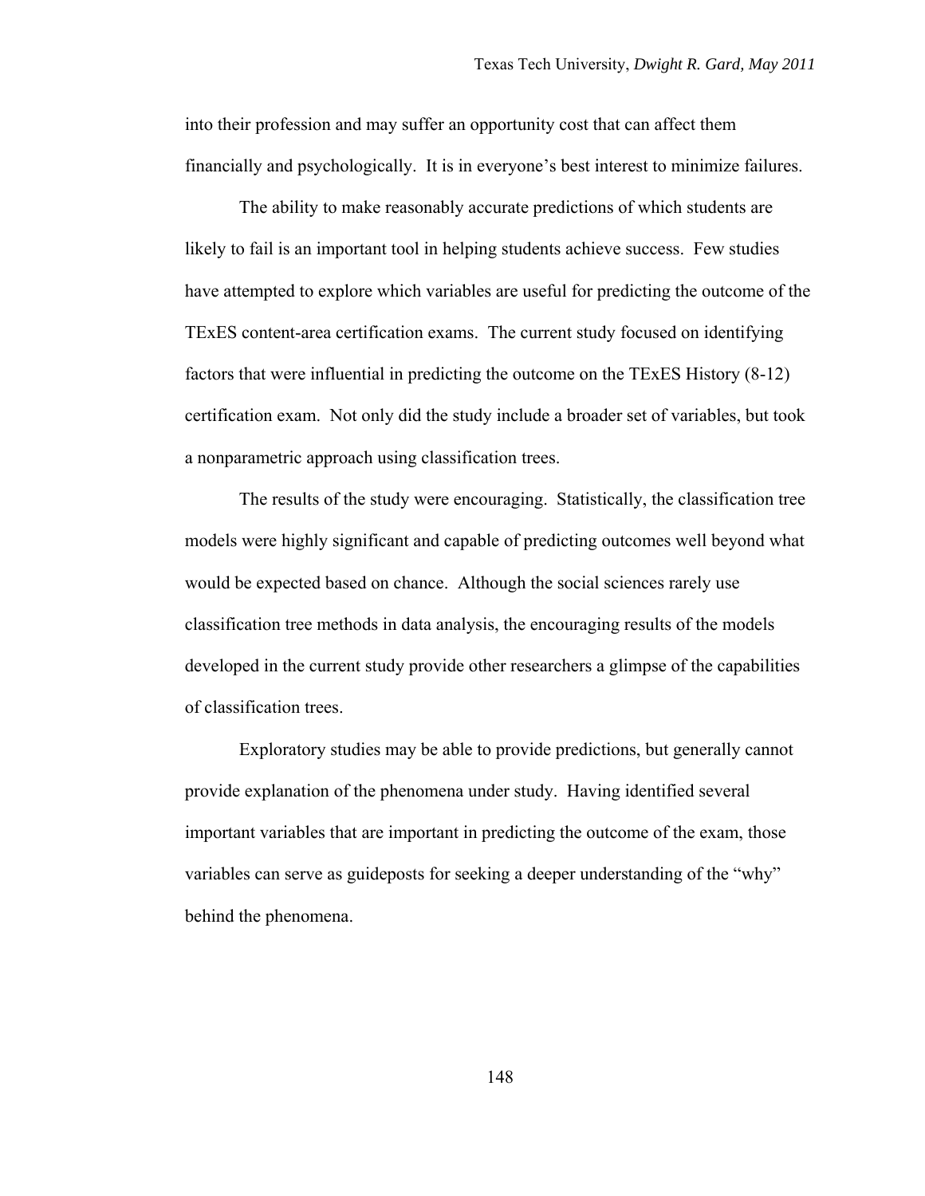into their profession and may suffer an opportunity cost that can affect them financially and psychologically. It is in everyone's best interest to minimize failures.

The ability to make reasonably accurate predictions of which students are likely to fail is an important tool in helping students achieve success. Few studies have attempted to explore which variables are useful for predicting the outcome of the TExES content-area certification exams. The current study focused on identifying factors that were influential in predicting the outcome on the TExES History (8-12) certification exam. Not only did the study include a broader set of variables, but took a nonparametric approach using classification trees.

The results of the study were encouraging. Statistically, the classification tree models were highly significant and capable of predicting outcomes well beyond what would be expected based on chance. Although the social sciences rarely use classification tree methods in data analysis, the encouraging results of the models developed in the current study provide other researchers a glimpse of the capabilities of classification trees.

Exploratory studies may be able to provide predictions, but generally cannot provide explanation of the phenomena under study. Having identified several important variables that are important in predicting the outcome of the exam, those variables can serve as guideposts for seeking a deeper understanding of the "why" behind the phenomena.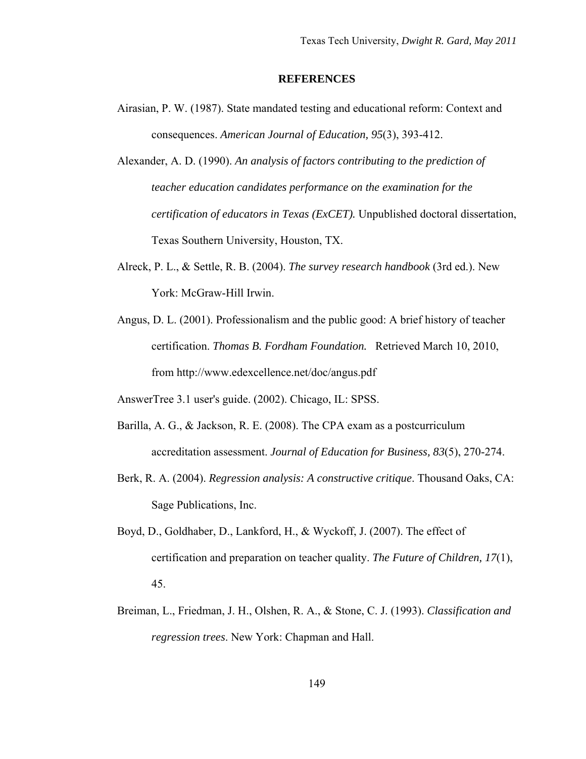# REFERENCES

Airasian, P. W. (1987). State mandated testing and educational reform: Context and consequences. *American Journal of Education, 95*(3), 393-412.

Alexander, A. D. (1990). *An analysis of factors contributing to the prediction of teacher education candidates performance on the examination for the certification of educators in Texas (ExCET).* Unpublished doctoral dissertation, Texas Southern University, Houston, TX.

Alreck, P. L., & Settle, R. B. (2004). *The survey research handbook* (3rd ed.). New York: McGraw-Hill Irwin.

Angus, D. L. (2001). Professionalism and the public good: A brief history of teacher certification. *Thomas B. Fordham Foundation.* Retrieved March 10, 2010, from http://www.edexcellence.net/doc/angus.pdf

AnswerTree 3.1 user's guide. (2002). Chicago, IL: SPSS.

Barilla, A. G., & Jackson, R. E. (2008). The CPA exam as a postcurriculum accreditation assessment. *Journal of Education for Business, 83*(5), 270-274.

Berk, R. A. (2004). *Regression analysis: A constructive critique*. Thousand Oaks, CA: Sage Publications, Inc.

Boyd, D., Goldhaber, D., Lankford, H., & Wyckoff, J. (2007). The effect of certification and preparation on teacher quality. *The Future of Children, 17*(1), 45.

Breiman, L., Friedman, J. H., Olshen, R. A., & Stone, C. J. (1993). *Classification and regression trees*. New York: Chapman and Hall.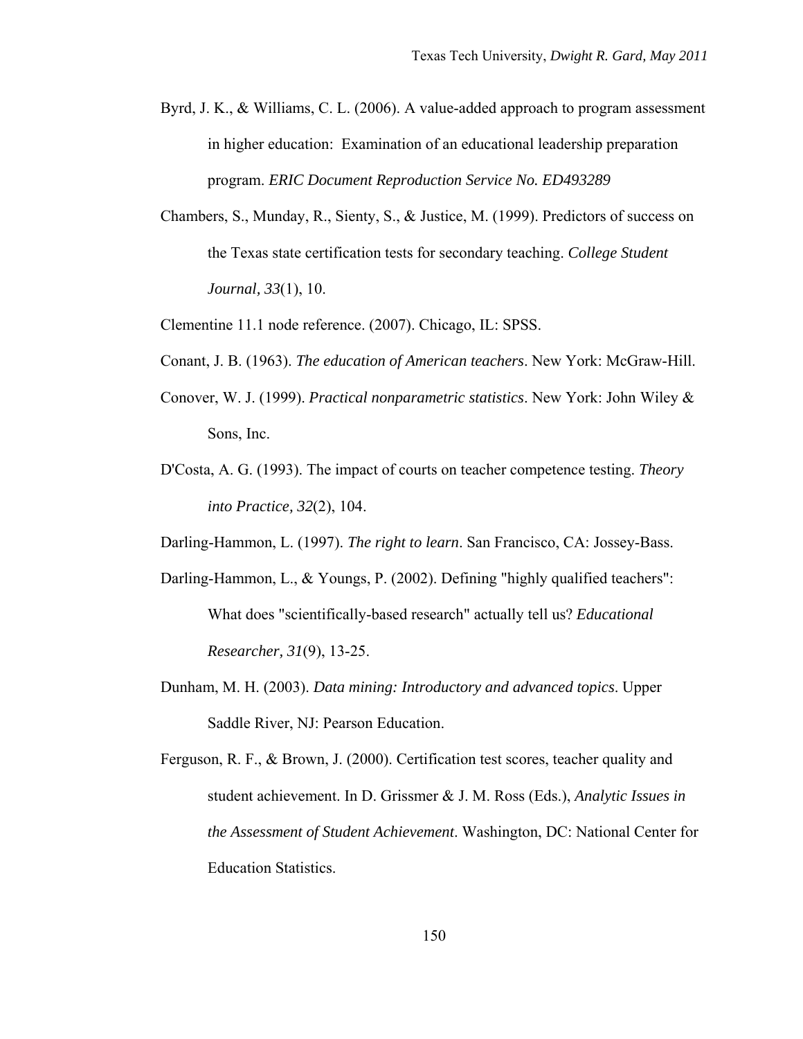Byrd, J. K., & Williams, C. L. (2006). A value-added approach to program assessment in higher education: Examination of an educational leadership preparation program. *ERIC Document Reproduction Service No. ED493289*

Chambers, S., Munday, R., Sienty, S., & Justice, M. (1999). Predictors of success on the Texas state certification tests for secondary teaching. *College Student Journal, 33*(1), 10.

Clementine 11.1 node reference. (2007). Chicago, IL: SPSS.

Conant, J. B. (1963). *The education of American teachers*. New York: McGraw-Hill.

Conover, W. J. (1999). *Practical nonparametric statistics*. New York: John Wiley & Sons, Inc.

D'Costa, A. G. (1993). The impact of courts on teacher competence testing. *Theory into Practice, 32*(2), 104.

Darling-Hammon, L. (1997). *The right to learn*. San Francisco, CA: Jossey-Bass.

Darling-Hammon, L., & Youngs, P. (2002). Defining "highly qualified teachers": What does "scientifically-based research" actually tell us? *Educational Researcher, 31*(9), 13-25.

Dunham, M. H. (2003). *Data mining: Introductory and advanced topics*. Upper Saddle River, NJ: Pearson Education.

Ferguson, R. F., & Brown, J. (2000). Certification test scores, teacher quality and student achievement. In D. Grissmer & J. M. Ross (Eds.), *Analytic Issues in the Assessment of Student Achievement*. Washington, DC: National Center for Education Statistics.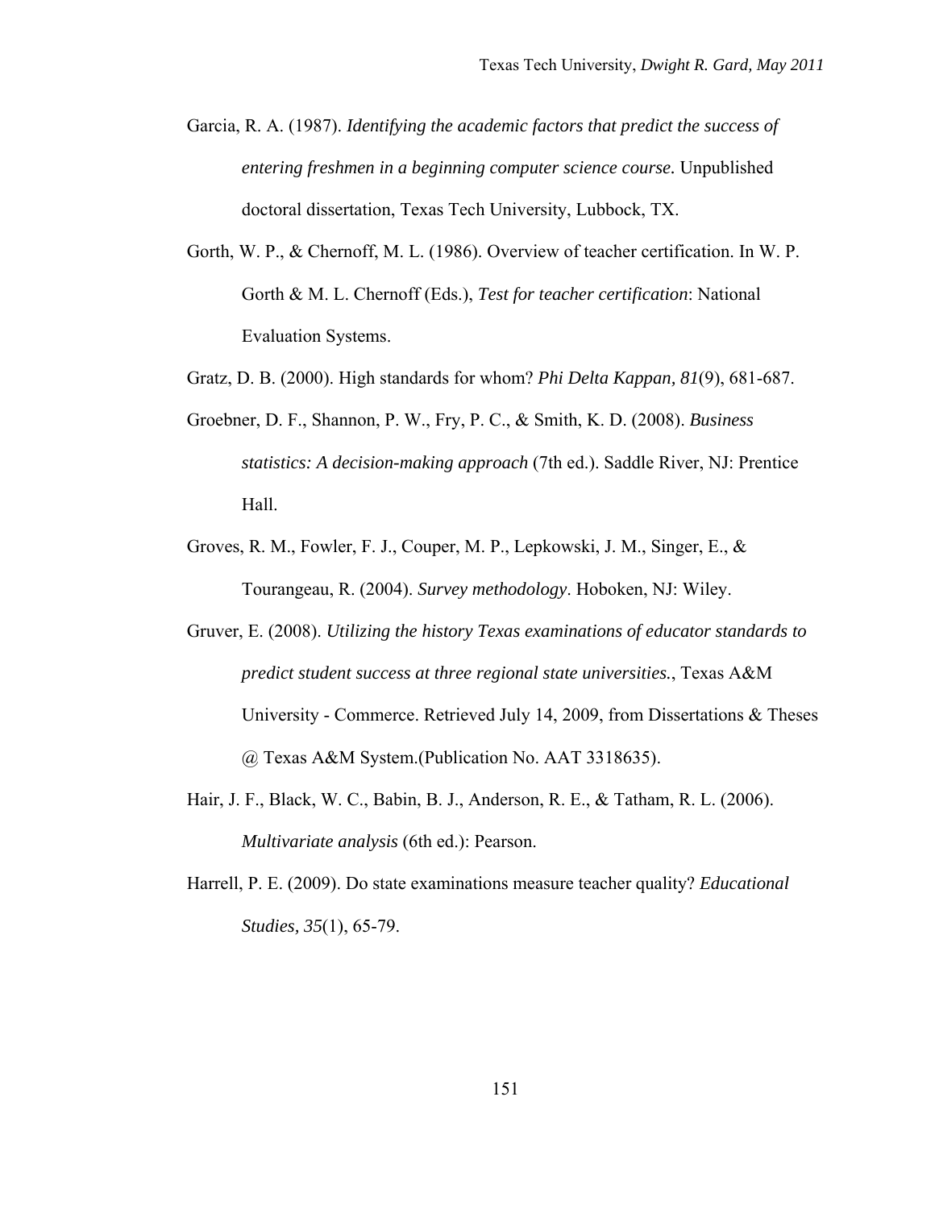Garcia, R. A. (1987). *Identifying the academic factors that predict the success of entering freshmen in a beginning computer science course.* Unpublished doctoral dissertation, Texas Tech University, Lubbock, TX.

Gorth, W. P., & Chernoff, M. L. (1986). Overview of teacher certification. In W. P. Gorth & M. L. Chernoff (Eds.), *Test for teacher certification*: National Evaluation Systems.

Gratz, D. B. (2000). High standards for whom? *Phi Delta Kappan, 81*(9), 681-687.

Groebner, D. F., Shannon, P. W., Fry, P. C., & Smith, K. D. (2008). *Business statistics: A decision-making approach* (7th ed.). Saddle River, NJ: Prentice Hall.

Groves, R. M., Fowler, F. J., Couper, M. P., Lepkowski, J. M., Singer, E., & Tourangeau, R. (2004). *Survey methodology*. Hoboken, NJ: Wiley.

Gruver, E. (2008). *Utilizing the history Texas examinations of educator standards to predict student success at three regional state universities.*, Texas A&M University - Commerce. Retrieved July 14, 2009, from Dissertations & Theses @ Texas A&M System.(Publication No. AAT 3318635).

Hair, J. F., Black, W. C., Babin, B. J., Anderson, R. E., & Tatham, R. L. (2006). *Multivariate analysis* (6th ed.): Pearson.

Harrell, P. E. (2009). Do state examinations measure teacher quality? *Educational Studies, 35*(1), 65-79.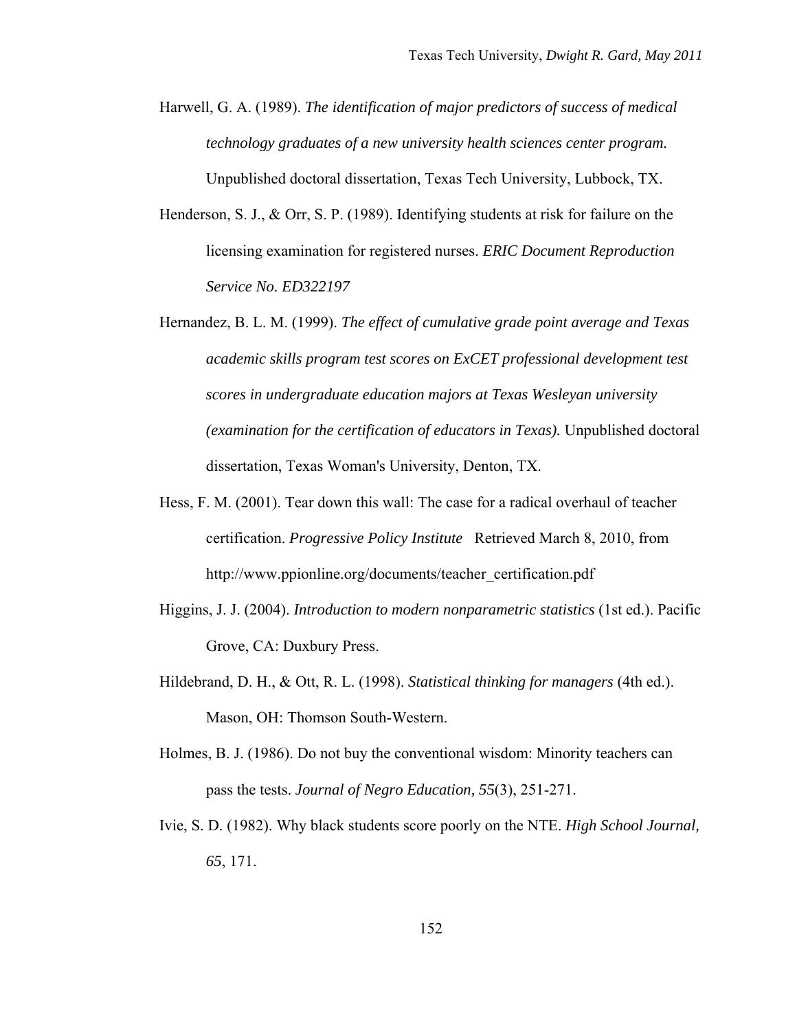Harwell, G. A. (1989). *The identification of major predictors of success of medical technology graduates of a new university health sciences center program.* Unpublished doctoral dissertation, Texas Tech University, Lubbock, TX.

Henderson, S. J., & Orr, S. P. (1989). Identifying students at risk for failure on the licensing examination for registered nurses. *ERIC Document Reproduction Service No. ED322197*

Hernandez, B. L. M. (1999). *The effect of cumulative grade point average and Texas academic skills program test scores on ExCET professional development test scores in undergraduate education majors at Texas Wesleyan university (examination for the certification of educators in Texas).* Unpublished doctoral dissertation, Texas Woman's University, Denton, TX.

Hess, F. M. (2001). Tear down this wall: The case for a radical overhaul of teacher certification. *Progressive Policy Institute* Retrieved March 8, 2010, from http://www.ppionline.org/documents/teacher_certification.pdf

Higgins, J. J. (2004). *Introduction to modern nonparametric statistics* (1st ed.). Pacific Grove, CA: Duxbury Press.

Hildebrand, D. H., & Ott, R. L. (1998). *Statistical thinking for managers* (4th ed.). Mason, OH: Thomson South-Western.

Holmes, B. J. (1986). Do not buy the conventional wisdom: Minority teachers can pass the tests. *Journal of Negro Education, 55*(3), 251-271.

Ivie, S. D. (1982). Why black students score poorly on the NTE. *High School Journal, 65*, 171.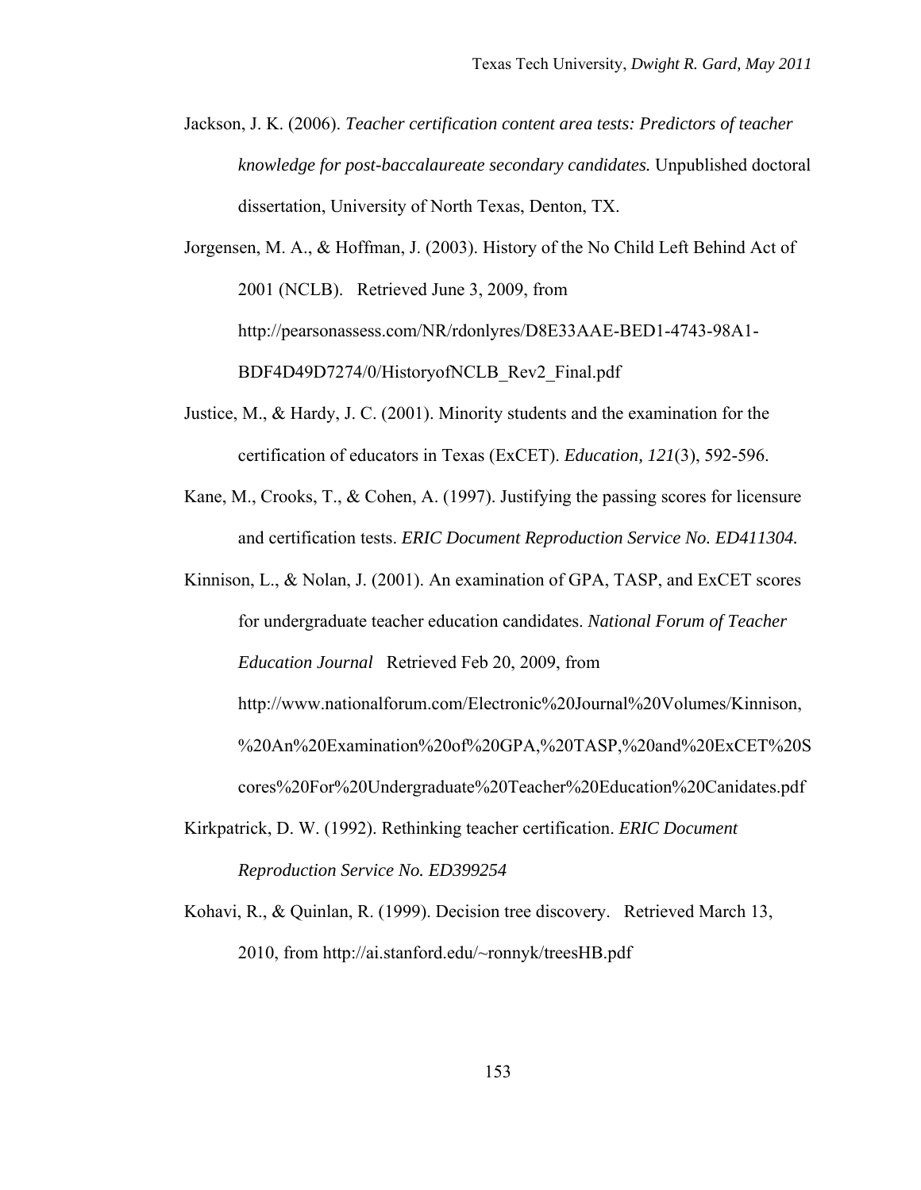Jackson, J. K. (2006). *Teacher certification content area tests: Predictors of teacher knowledge for post-baccalaureate secondary candidates.* Unpublished doctoral dissertation, University of North Texas, Denton, TX.

Jorgensen, M. A., & Hoffman, J. (2003). History of the No Child Left Behind Act of 2001 (NCLB). Retrieved June 3, 2009, from http://pearsonassess.com/NR/rdonlyres/D8E33AAE-BED1-4743-98A1-BDF4D49D7274/0/HistoryofNCLB_Rev2_Final.pdf

Justice, M., & Hardy, J. C. (2001). Minority students and the examination for the certification of educators in Texas (ExCET). *Education, 121*(3), 592-596.

Kane, M., Crooks, T., & Cohen, A. (1997). Justifying the passing scores for licensure and certification tests. *ERIC Document Reproduction Service No. ED411304.*

Kinnison, L., & Nolan, J. (2001). An examination of GPA, TASP, and ExCET scores for undergraduate teacher education candidates. *National Forum of Teacher Education Journal* Retrieved Feb 20, 2009, from http://www.nationalforum.com/Electronic%20Journal%20Volumes/Kinnison,%20An%20Examination%20of%20GPA,%20TASP,%20and%20ExCET%20Scores%20For%20Undergraduate%20Teacher%20Education%20Canidates.pdf

Kirkpatrick, D. W. (1992). Rethinking teacher certification. *ERIC Document Reproduction Service No. ED399254*

Kohavi, R., & Quinlan, R. (1999). Decision tree discovery. Retrieved March 13, 2010, from http://ai.stanford.edu/~ronnyk/treesHB.pdf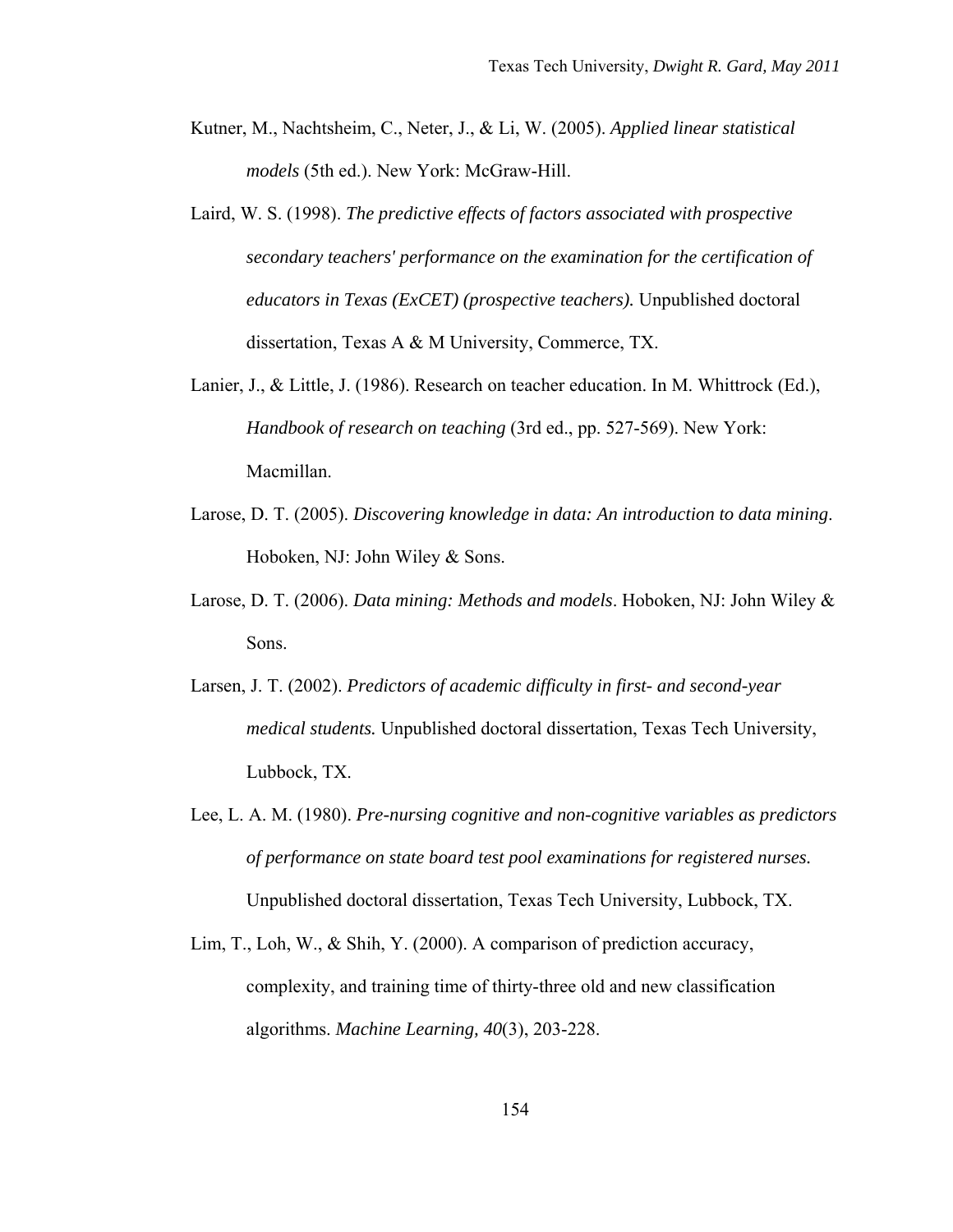Kutner, M., Nachtsheim, C., Neter, J., & Li, W. (2005). *Applied linear statistical models* (5th ed.). New York: McGraw-Hill.

Laird, W. S. (1998). *The predictive effects of factors associated with prospective secondary teachers' performance on the examination for the certification of educators in Texas (ExCET) (prospective teachers).* Unpublished doctoral dissertation, Texas A & M University, Commerce, TX.

Lanier, J., & Little, J. (1986). Research on teacher education. In M. Whittrock (Ed.), *Handbook of research on teaching* (3rd ed., pp. 527-569). New York: Macmillan.

Larose, D. T. (2005). *Discovering knowledge in data: An introduction to data mining*. Hoboken, NJ: John Wiley & Sons.

Larose, D. T. (2006). *Data mining: Methods and models*. Hoboken, NJ: John Wiley & Sons.

Larsen, J. T. (2002). *Predictors of academic difficulty in first- and second-year medical students.* Unpublished doctoral dissertation, Texas Tech University, Lubbock, TX.

Lee, L. A. M. (1980). *Pre-nursing cognitive and non-cognitive variables as predictors of performance on state board test pool examinations for registered nurses.* Unpublished doctoral dissertation, Texas Tech University, Lubbock, TX.

Lim, T., Loh, W., & Shih, Y. (2000). A comparison of prediction accuracy, complexity, and training time of thirty-three old and new classification algorithms. *Machine Learning, 40*(3), 203-228.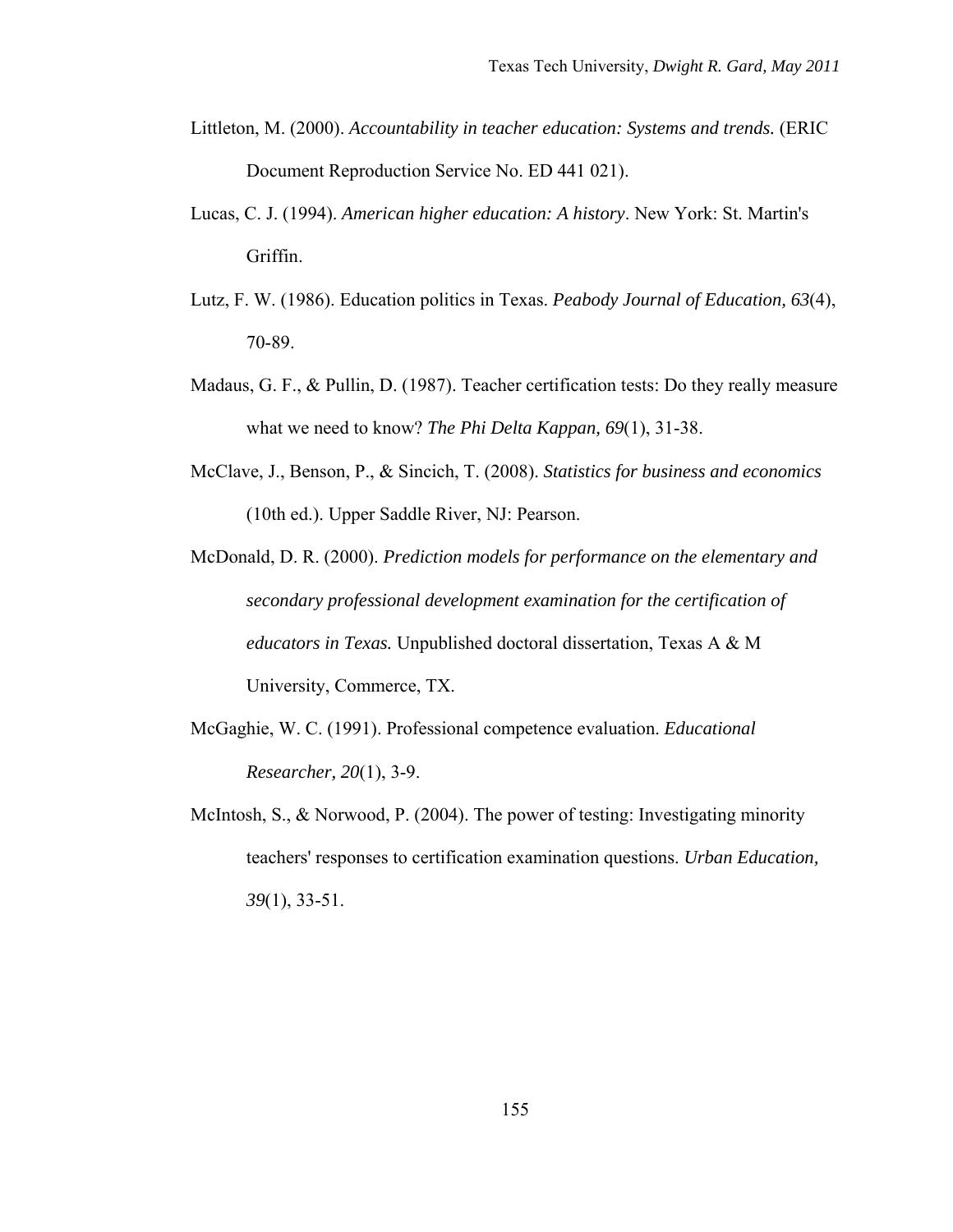Littleton, M. (2000). *Accountability in teacher education: Systems and trends.* (ERIC Document Reproduction Service No. ED 441 021).

Lucas, C. J. (1994). *American higher education: A history*. New York: St. Martin's Griffin.

Lutz, F. W. (1986). Education politics in Texas. *Peabody Journal of Education, 63*(4), 70-89.

Madaus, G. F., & Pullin, D. (1987). Teacher certification tests: Do they really measure what we need to know? *The Phi Delta Kappan, 69*(1), 31-38.

McClave, J., Benson, P., & Sincich, T. (2008). *Statistics for business and economics* (10th ed.). Upper Saddle River, NJ: Pearson.

McDonald, D. R. (2000). *Prediction models for performance on the elementary and secondary professional development examination for the certification of educators in Texas.* Unpublished doctoral dissertation, Texas A & M University, Commerce, TX.

McGaghie, W. C. (1991). Professional competence evaluation. *Educational Researcher, 20*(1), 3-9.

McIntosh, S., & Norwood, P. (2004). The power of testing: Investigating minority teachers' responses to certification examination questions. *Urban Education, 39*(1), 33-51.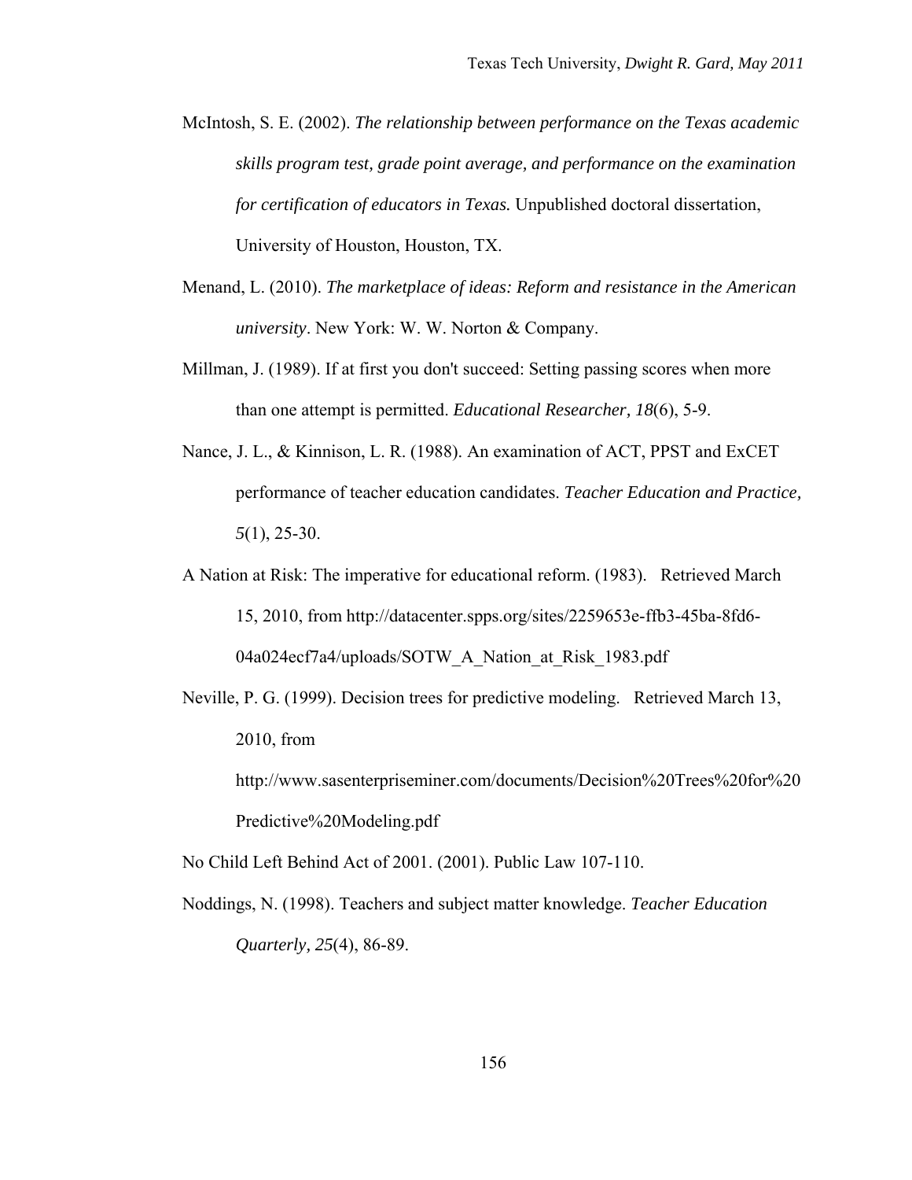McIntosh, S. E. (2002). *The relationship between performance on the Texas academic skills program test, grade point average, and performance on the examination for certification of educators in Texas.* Unpublished doctoral dissertation, University of Houston, Houston, TX.

Menand, L. (2010). *The marketplace of ideas: Reform and resistance in the American university*. New York: W. W. Norton & Company.

Millman, J. (1989). If at first you don't succeed: Setting passing scores when more than one attempt is permitted. *Educational Researcher, 18*(6), 5-9.

Nance, J. L., & Kinnison, L. R. (1988). An examination of ACT, PPST and ExCET performance of teacher education candidates. *Teacher Education and Practice, 5*(1), 25-30.

A Nation at Risk: The imperative for educational reform. (1983). Retrieved March 15, 2010, from http://datacenter.spps.org/sites/2259653e-ffb3-45ba-8fd6-04a024ecf7a4/uploads/SOTW_A_Nation_at_Risk_1983.pdf

Neville, P. G. (1999). Decision trees for predictive modeling. Retrieved March 13, 2010, from http://www.sasenterpriseminer.com/documents/Decision%20Trees%20for%20Predictive%20Modeling.pdf

No Child Left Behind Act of 2001. (2001). Public Law 107-110.

Noddings, N. (1998). Teachers and subject matter knowledge. *Teacher Education Quarterly, 25*(4), 86-89.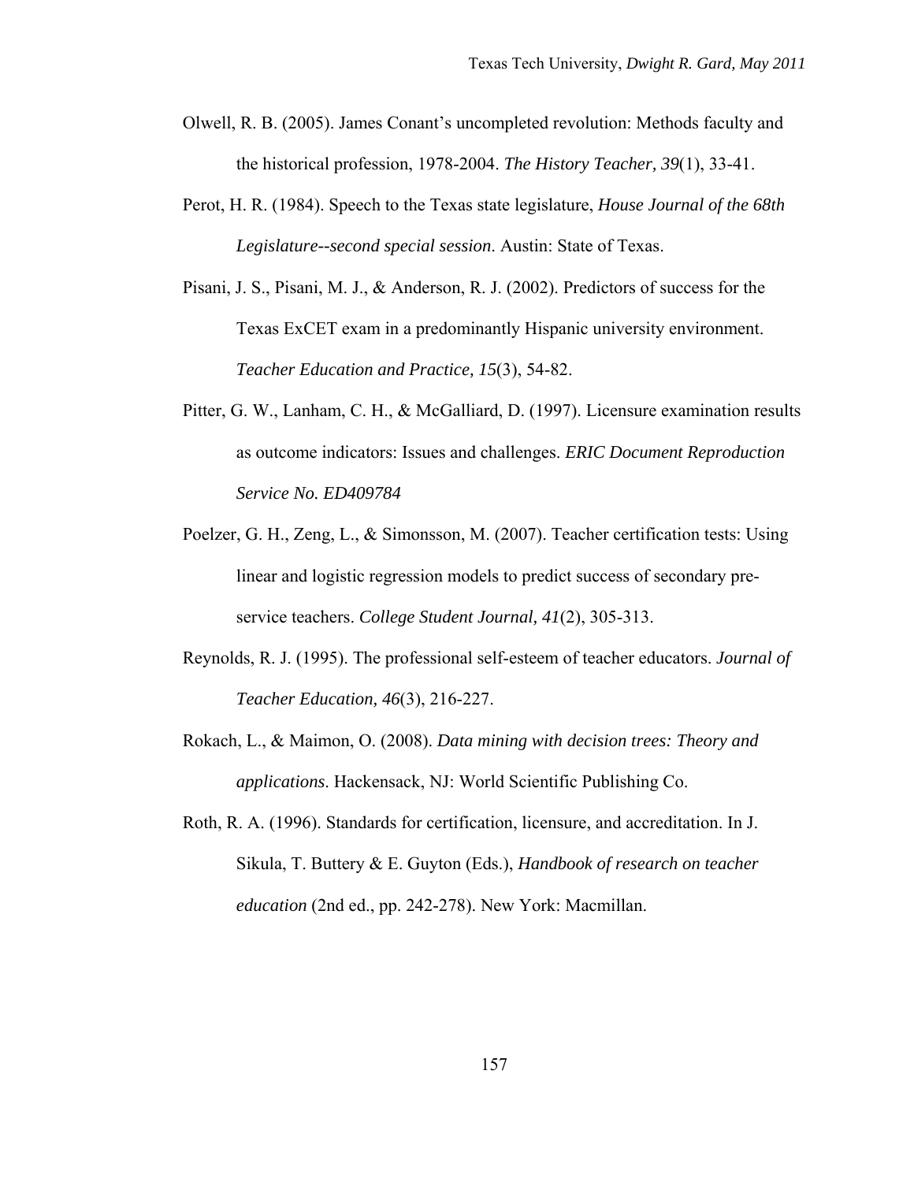Olwell, R. B. (2005). James Conant's uncompleted revolution: Methods faculty and the historical profession, 1978-2004. *The History Teacher, 39*(1), 33-41.

Perot, H. R. (1984). Speech to the Texas state legislature, *House Journal of the 68th Legislature--second special session*. Austin: State of Texas.

Pisani, J. S., Pisani, M. J., & Anderson, R. J. (2002). Predictors of success for the Texas ExCET exam in a predominantly Hispanic university environment. *Teacher Education and Practice, 15*(3), 54-82.

Pitter, G. W., Lanham, C. H., & McGalliard, D. (1997). Licensure examination results as outcome indicators: Issues and challenges. *ERIC Document Reproduction Service No. ED409784*

Poelzer, G. H., Zeng, L., & Simonsson, M. (2007). Teacher certification tests: Using linear and logistic regression models to predict success of secondary pre-service teachers. *College Student Journal, 41*(2), 305-313.

Reynolds, R. J. (1995). The professional self-esteem of teacher educators. *Journal of Teacher Education, 46*(3), 216-227.

Rokach, L., & Maimon, O. (2008). *Data mining with decision trees: Theory and applications*. Hackensack, NJ: World Scientific Publishing Co.

Roth, R. A. (1996). Standards for certification, licensure, and accreditation. In J. Sikula, T. Buttery & E. Guyton (Eds.), *Handbook of research on teacher education* (2nd ed., pp. 242-278). New York: Macmillan.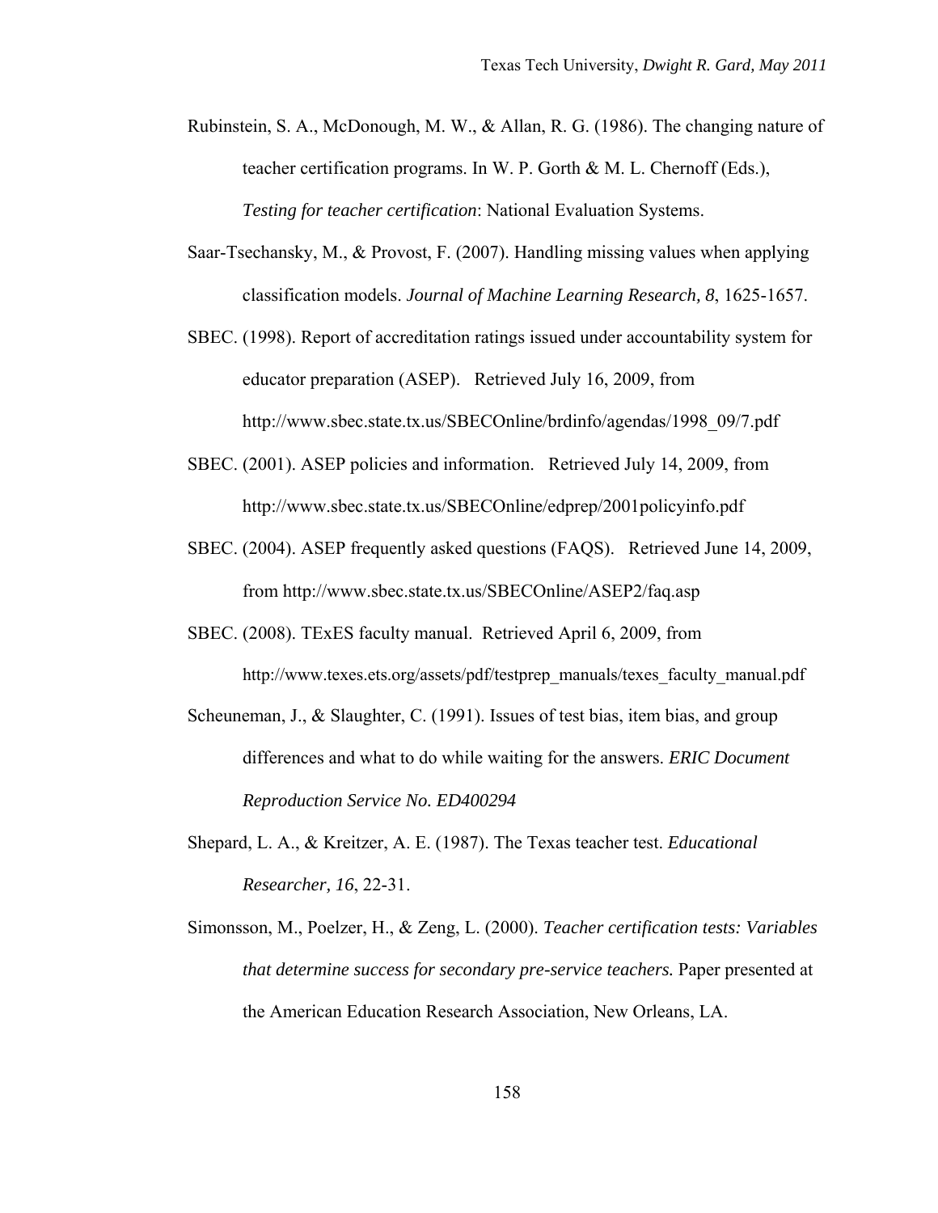Rubinstein, S. A., McDonough, M. W., & Allan, R. G. (1986). The changing nature of teacher certification programs. In W. P. Gorth & M. L. Chernoff (Eds.), *Testing for teacher certification*: National Evaluation Systems.

Saar-Tsechansky, M., & Provost, F. (2007). Handling missing values when applying classification models. *Journal of Machine Learning Research, 8*, 1625-1657.

SBEC. (1998). Report of accreditation ratings issued under accountability system for educator preparation (ASEP). Retrieved July 16, 2009, from http://www.sbec.state.tx.us/SBECOnline/brdinfo/agendas/1998_09/7.pdf

SBEC. (2001). ASEP policies and information. Retrieved July 14, 2009, from http://www.sbec.state.tx.us/SBECOnline/edprep/2001policyinfo.pdf

SBEC. (2004). ASEP frequently asked questions (FAQS). Retrieved June 14, 2009, from http://www.sbec.state.tx.us/SBECOnline/ASEP2/faq.asp

SBEC. (2008). TExES faculty manual. Retrieved April 6, 2009, from http://www.texes.ets.org/assets/pdf/testprep_manuals/texes_faculty_manual.pdf

Scheuneman, J., & Slaughter, C. (1991). Issues of test bias, item bias, and group differences and what to do while waiting for the answers. *ERIC Document Reproduction Service No. ED400294*

Shepard, L. A., & Kreitzer, A. E. (1987). The Texas teacher test. *Educational Researcher, 16*, 22-31.

Simonsson, M., Poelzer, H., & Zeng, L. (2000). *Teacher certification tests: Variables that determine success for secondary pre-service teachers.* Paper presented at the American Education Research Association, New Orleans, LA.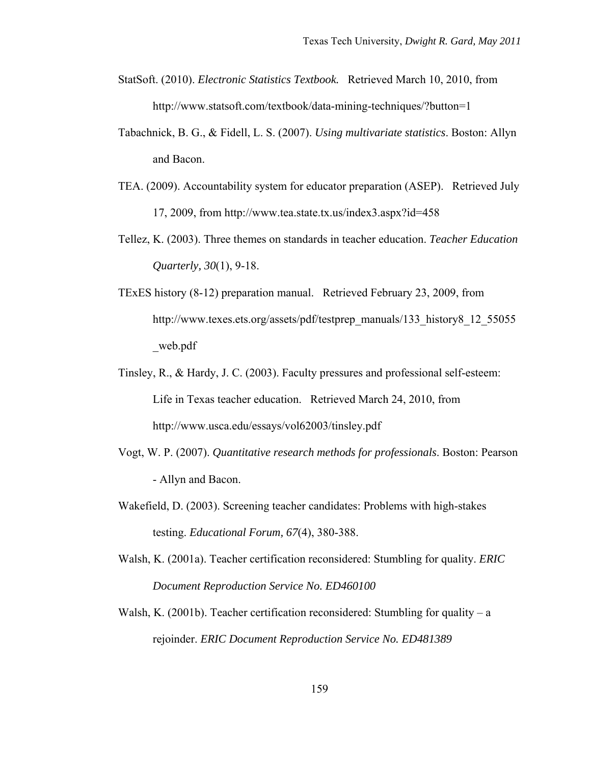StatSoft. (2010). ***Electronic Statistics Textbook.*** Retrieved March 10, 2010, from http://www.statsoft.com/textbook/data-mining-techniques/?button=1

Tabachnick, B. G., & Fidell, L. S. (2007). *Using multivariate statistics*. Boston: Allyn and Bacon.

TEA. (2009). Accountability system for educator preparation (ASEP). Retrieved July 17, 2009, from http://www.tea.state.tx.us/index3.aspx?id=458

Tellez, K. (2003). Three themes on standards in teacher education. *Teacher Education Quarterly, 30*(1), 9-18.

TExES history (8-12) preparation manual. Retrieved February 23, 2009, from http://www.texes.ets.org/assets/pdf/testprep_manuals/133_history8_12_55055_web.pdf

Tinsley, R., & Hardy, J. C. (2003). Faculty pressures and professional self-esteem: Life in Texas teacher education. Retrieved March 24, 2010, from http://www.usca.edu/essays/vol62003/tinsley.pdf

Vogt, W. P. (2007). *Quantitative research methods for professionals*. Boston: Pearson - Allyn and Bacon.

Wakefield, D. (2003). Screening teacher candidates: Problems with high-stakes testing. *Educational Forum, 67*(4), 380-388.

Walsh, K. (2001a). Teacher certification reconsidered: Stumbling for quality. *ERIC Document Reproduction Service No. ED460100*

Walsh, K. (2001b). Teacher certification reconsidered: Stumbling for quality – a rejoinder. *ERIC Document Reproduction Service No. ED481389*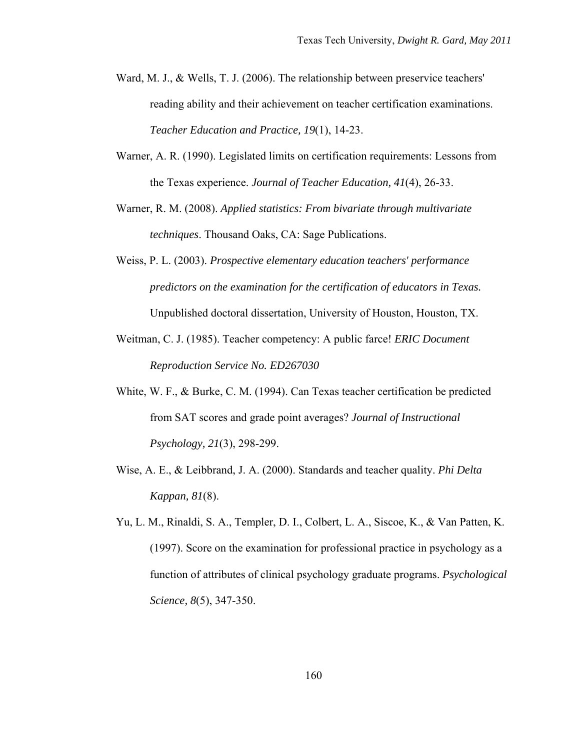Ward, M. J., & Wells, T. J. (2006). The relationship between preservice teachers' reading ability and their achievement on teacher certification examinations. *Teacher Education and Practice, 19*(1), 14-23.

Warner, A. R. (1990). Legislated limits on certification requirements: Lessons from the Texas experience. *Journal of Teacher Education, 41*(4), 26-33.

Warner, R. M. (2008). *Applied statistics: From bivariate through multivariate techniques*. Thousand Oaks, CA: Sage Publications.

Weiss, P. L. (2003). *Prospective elementary education teachers' performance predictors on the examination for the certification of educators in Texas.* Unpublished doctoral dissertation, University of Houston, Houston, TX.

Weitman, C. J. (1985). Teacher competency: A public farce! *ERIC Document Reproduction Service No. ED267030*

White, W. F., & Burke, C. M. (1994). Can Texas teacher certification be predicted from SAT scores and grade point averages? *Journal of Instructional Psychology, 21*(3), 298-299.

Wise, A. E., & Leibbrand, J. A. (2000). Standards and teacher quality. *Phi Delta Kappan, 81*(8).

Yu, L. M., Rinaldi, S. A., Templer, D. I., Colbert, L. A., Siscoe, K., & Van Patten, K. (1997). Score on the examination for professional practice in psychology as a function of attributes of clinical psychology graduate programs. *Psychological Science, 8*(5), 347-350.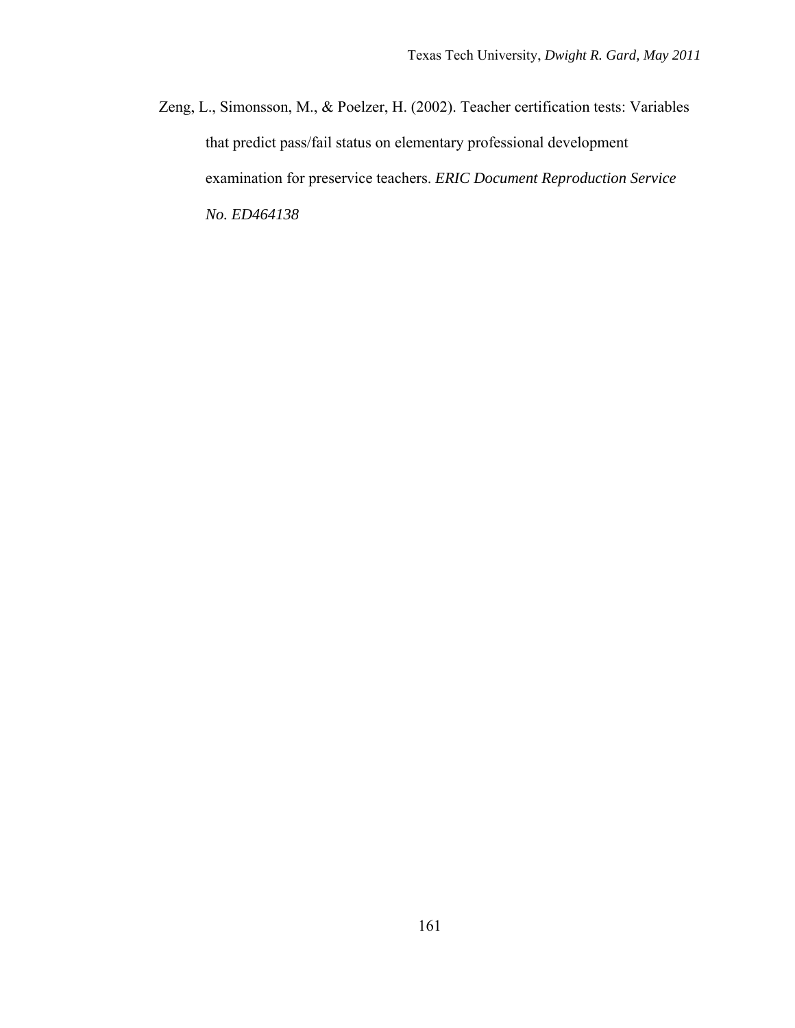Zeng, L., Simonsson, M., & Poelzer, H. (2002). Teacher certification tests: Variables that predict pass/fail status on elementary professional development examination for preservice teachers. *ERIC Document Reproduction Service No. ED464138*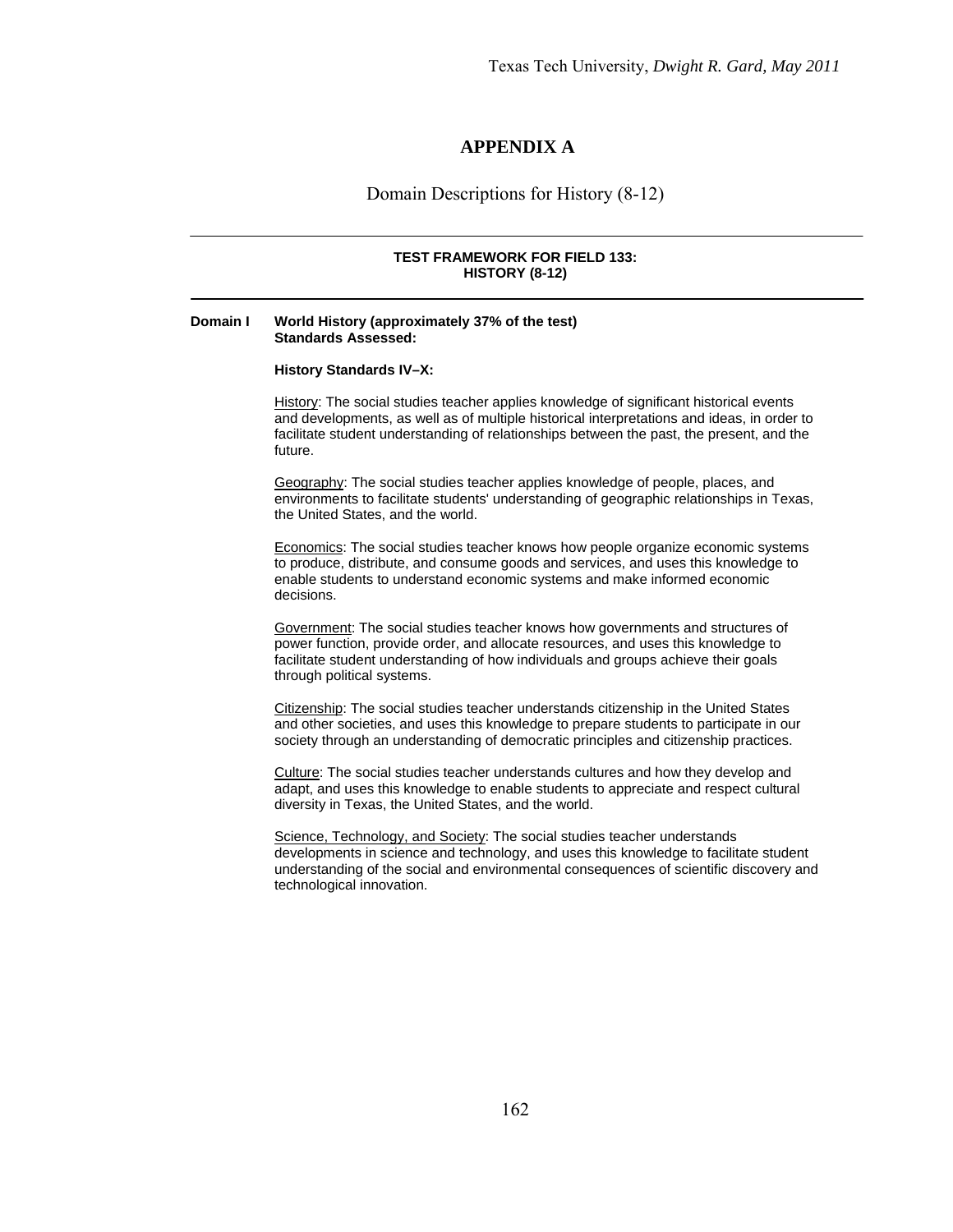# APPENDIX A

## Domain Descriptions for History (8-12)

---

**TEST FRAMEWORK FOR FIELD 133:**
**HISTORY (8-12)**

---

**Domain I World History (approximately 37% of the test)**
**Standards Assessed:**

**History Standards IV–X:**

History: The social studies teacher applies knowledge of significant historical events and developments, as well as of multiple historical interpretations and ideas, in order to facilitate student understanding of relationships between the past, the present, and the future.

Geography: The social studies teacher applies knowledge of people, places, and environments to facilitate students' understanding of geographic relationships in Texas, the United States, and the world.

Economics: The social studies teacher knows how people organize economic systems to produce, distribute, and consume goods and services, and uses this knowledge to enable students to understand economic systems and make informed economic decisions.

Government: The social studies teacher knows how governments and structures of power function, provide order, and allocate resources, and uses this knowledge to facilitate student understanding of how individuals and groups achieve their goals through political systems.

Citizenship: The social studies teacher understands citizenship in the United States and other societies, and uses this knowledge to prepare students to participate in our society through an understanding of democratic principles and citizenship practices.

Culture: The social studies teacher understands cultures and how they develop and adapt, and uses this knowledge to enable students to appreciate and respect cultural diversity in Texas, the United States, and the world.

Science, Technology, and Society: The social studies teacher understands developments in science and technology, and uses this knowledge to facilitate student understanding of the social and environmental consequences of scientific discovery and technological innovation.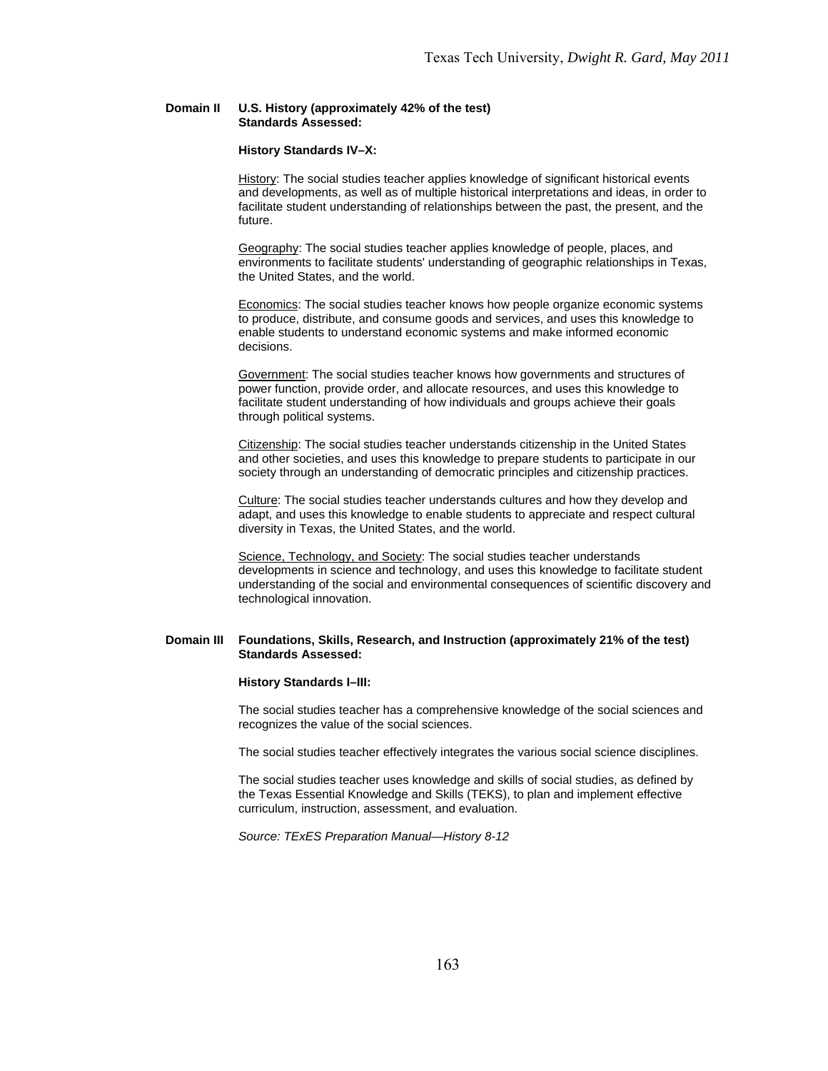**Domain II U.S. History (approximately 42% of the test)**
**Standards Assessed:**

**History Standards IV–X:**

History: The social studies teacher applies knowledge of significant historical events and developments, as well as of multiple historical interpretations and ideas, in order to facilitate student understanding of relationships between the past, the present, and the future.

Geography: The social studies teacher applies knowledge of people, places, and environments to facilitate students' understanding of geographic relationships in Texas, the United States, and the world.

Economics: The social studies teacher knows how people organize economic systems to produce, distribute, and consume goods and services, and uses this knowledge to enable students to understand economic systems and make informed economic decisions.

Government: The social studies teacher knows how governments and structures of power function, provide order, and allocate resources, and uses this knowledge to facilitate student understanding of how individuals and groups achieve their goals through political systems.

Citizenship: The social studies teacher understands citizenship in the United States and other societies, and uses this knowledge to prepare students to participate in our society through an understanding of democratic principles and citizenship practices.

Culture: The social studies teacher understands cultures and how they develop and adapt, and uses this knowledge to enable students to appreciate and respect cultural diversity in Texas, the United States, and the world.

Science, Technology, and Society: The social studies teacher understands developments in science and technology, and uses this knowledge to facilitate student understanding of the social and environmental consequences of scientific discovery and technological innovation.

**Domain III Foundations, Skills, Research, and Instruction (approximately 21% of the test)**
**Standards Assessed:**

**History Standards I–III:**

The social studies teacher has a comprehensive knowledge of the social sciences and recognizes the value of the social sciences.

The social studies teacher effectively integrates the various social science disciplines.

The social studies teacher uses knowledge and skills of social studies, as defined by the Texas Essential Knowledge and Skills (TEKS), to plan and implement effective curriculum, instruction, assessment, and evaluation.

*Source: TExES Preparation Manual—History 8-12*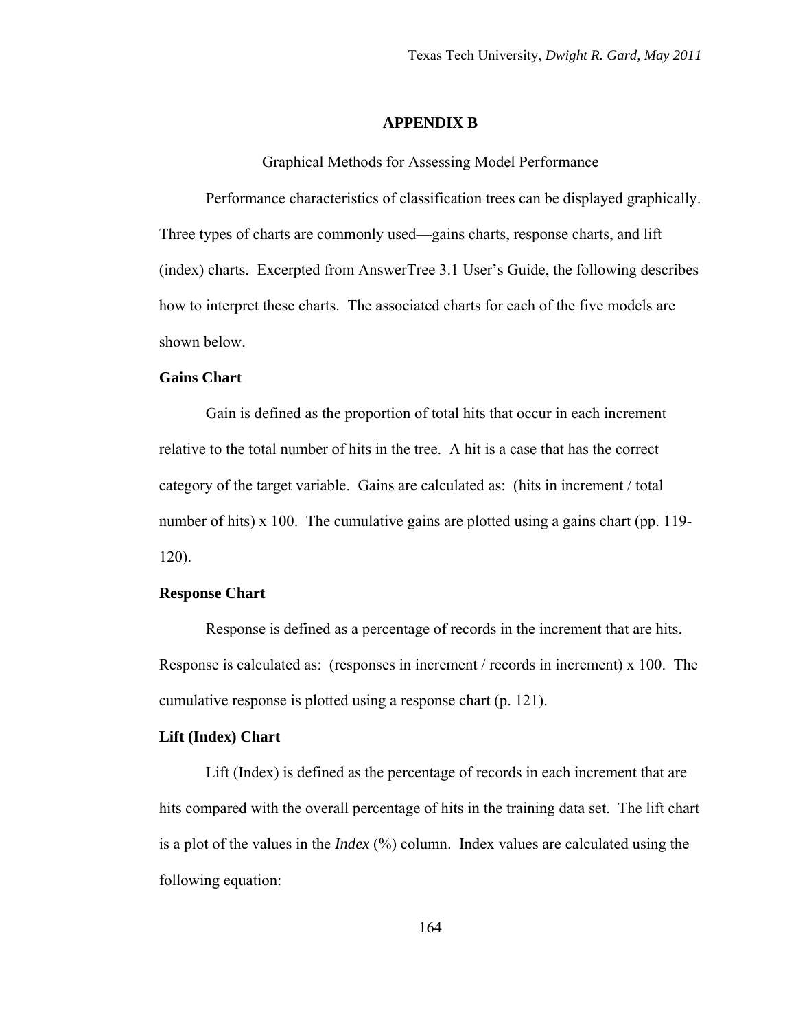## APPENDIX B

Graphical Methods for Assessing Model Performance

Performance characteristics of classification trees can be displayed graphically. Three types of charts are commonly used—gains charts, response charts, and lift (index) charts. Excerpted from AnswerTree 3.1 User's Guide, the following describes how to interpret these charts. The associated charts for each of the five models are shown below.

### Gains Chart

Gain is defined as the proportion of total hits that occur in each increment relative to the total number of hits in the tree. A hit is a case that has the correct category of the target variable. Gains are calculated as: (hits in increment / total number of hits) x 100. The cumulative gains are plotted using a gains chart (pp. 119-120).

### Response Chart

Response is defined as a percentage of records in the increment that are hits. Response is calculated as: (responses in increment / records in increment) x 100. The cumulative response is plotted using a response chart (p. 121).

### Lift (Index) Chart

Lift (Index) is defined as the percentage of records in each increment that are hits compared with the overall percentage of hits in the training data set. The lift chart is a plot of the values in the *Index* (%) column. Index values are calculated using the following equation: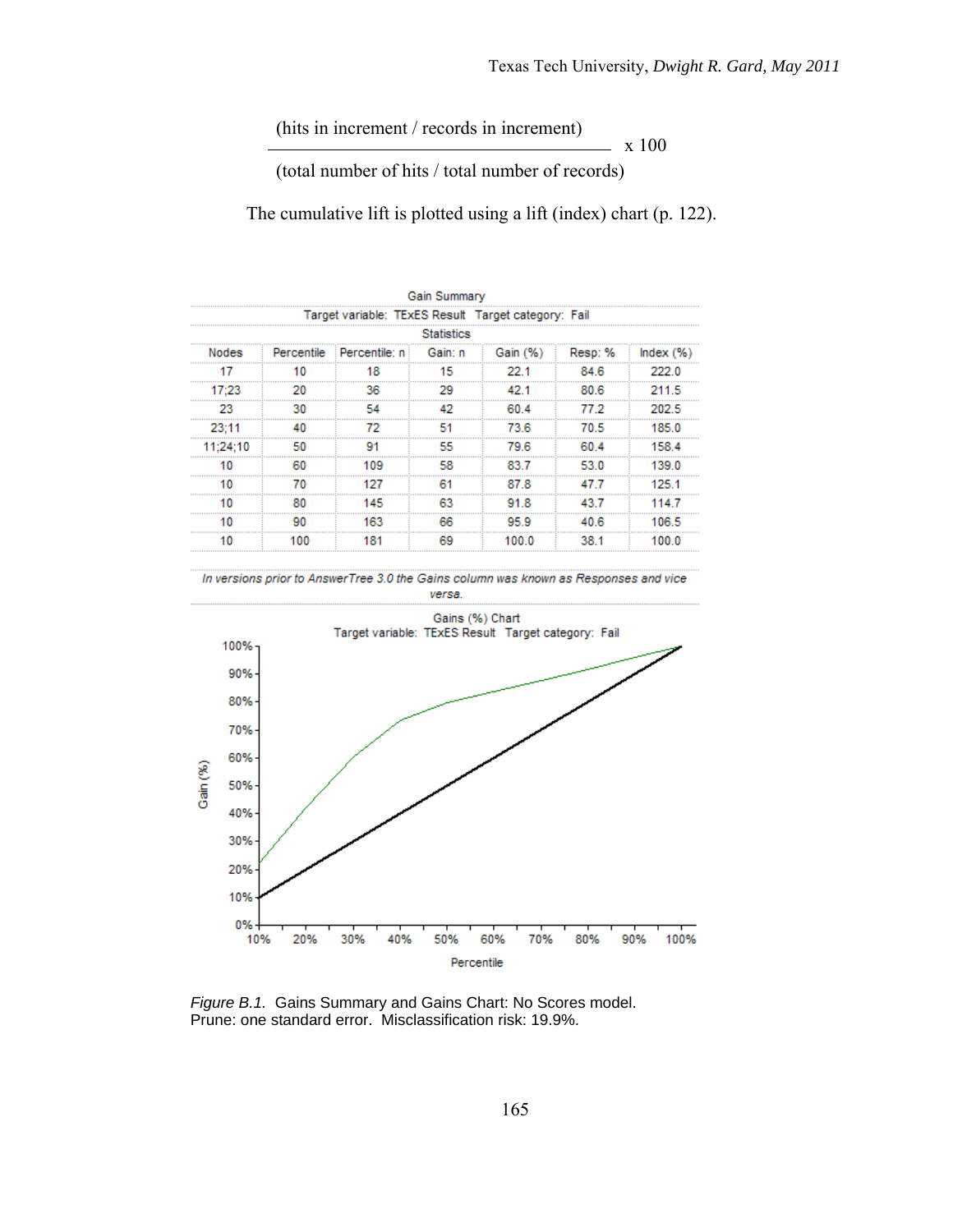$$\frac{\text{(hits in increment / records in increment)}}{\text{(total number of hits / total number of records)}} \times 100$$

The cumulative lift is plotted using a lift (index) chart (p. 122).

Gain Summary

Target variable: TExES Result Target category: Fail

Statistics

| Nodes | Percentile | Percentile: n | Gain: n | Gain (%) | Resp: % | Index (%) |
|---|---|---|---|---|---|---|
| 17 | 10 | 18 | 15 | 22.1 | 84.6 | 222.0 |
| 17;23 | 20 | 36 | 29 | 42.1 | 80.6 | 211.5 |
| 23 | 30 | 54 | 42 | 60.4 | 77.2 | 202.5 |
| 23;11 | 40 | 72 | 51 | 73.6 | 70.5 | 185.0 |
| 11;24;10 | 50 | 91 | 55 | 79.6 | 60.4 | 158.4 |
| 10 | 60 | 109 | 58 | 83.7 | 53.0 | 139.0 |
| 10 | 70 | 127 | 61 | 87.8 | 47.7 | 125.1 |
| 10 | 80 | 145 | 63 | 91.8 | 43.7 | 114.7 |
| 10 | 90 | 163 | 66 | 95.9 | 40.6 | 106.5 |
| 10 | 100 | 181 | 69 | 100.0 | 38.1 | 100.0 |

*In versions prior to AnswerTree 3.0 the Gains column was known as Responses and vice versa.*

*Figure B.1.* Gains Summary and Gains Chart: No Scores model. Prune: one standard error. Misclassification risk: 19.9%.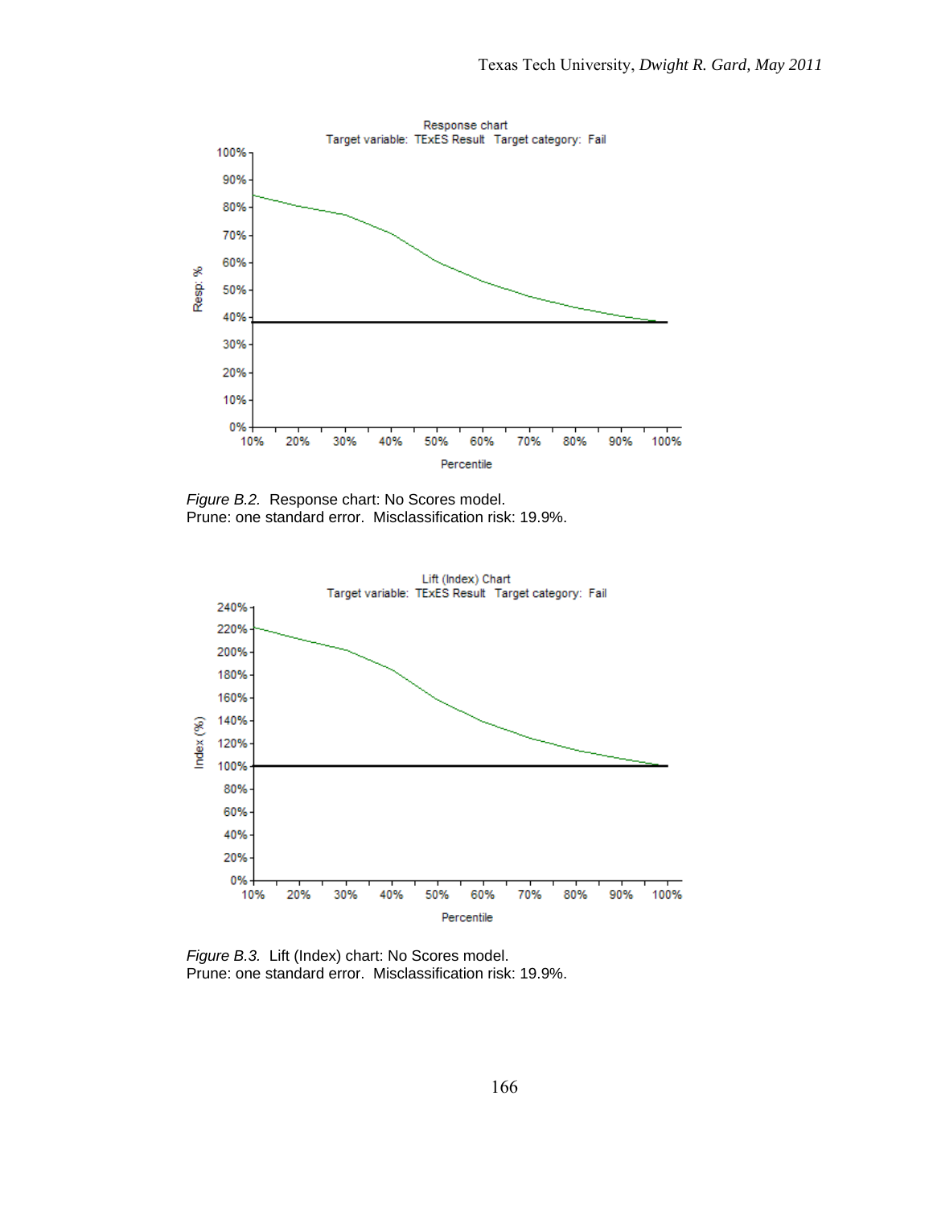Response chart
Target variable: TExES Result Target category: Fail

*Figure B.2.* Response chart: No Scores model.
Prune: one standard error. Misclassification risk: 19.9%.

Lift (Index) Chart
Target variable: TExES Result Target category: Fail

*Figure B.3.* Lift (Index) chart: No Scores model.
Prune: one standard error. Misclassification risk: 19.9%.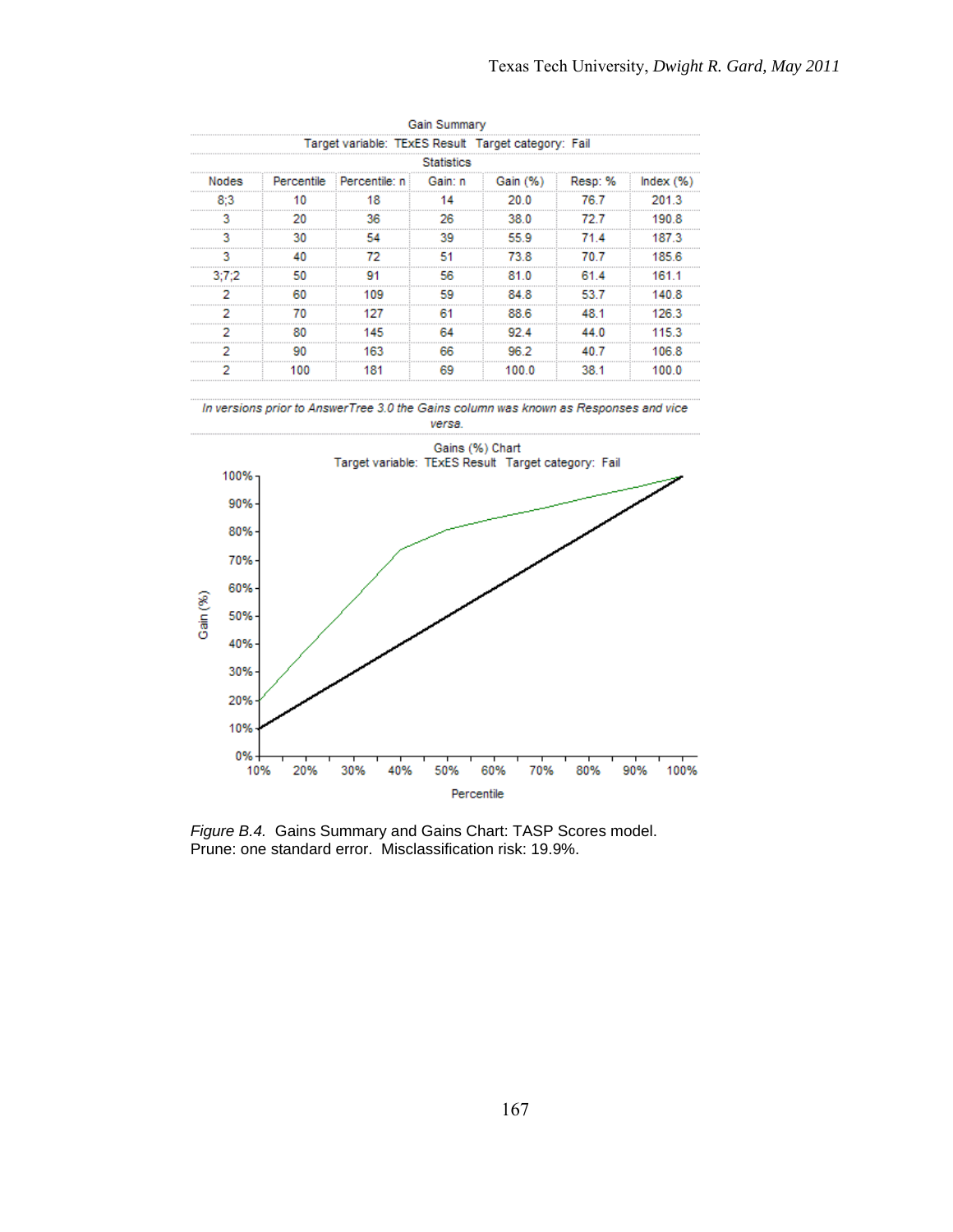| Gain Summary | | | | | | |
|---|---|---|---|---|---|---|
| Target variable: TExES Result Target category: Fail | | | | | | |
| Statistics | | | | | | |
| Nodes | Percentile | Percentile: n | Gain: n | Gain (%) | Resp: % | Index (%) |
| 8;3 | 10 | 18 | 14 | 20.0 | 76.7 | 201.3 |
| 3 | 20 | 36 | 26 | 38.0 | 72.7 | 190.8 |
| 3 | 30 | 54 | 39 | 55.9 | 71.4 | 187.3 |
| 3 | 40 | 72 | 51 | 73.8 | 70.7 | 185.6 |
| 3;7;2 | 50 | 91 | 56 | 81.0 | 61.4 | 161.1 |
| 2 | 60 | 109 | 59 | 84.8 | 53.7 | 140.8 |
| 2 | 70 | 127 | 61 | 88.6 | 48.1 | 126.3 |
| 2 | 80 | 145 | 64 | 92.4 | 44.0 | 115.3 |
| 2 | 90 | 163 | 66 | 96.2 | 40.7 | 106.8 |
| 2 | 100 | 181 | 69 | 100.0 | 38.1 | 100.0 |

*In versions prior to AnswerTree 3.0 the Gains column was known as Responses and vice versa.*

Gains (%) Chart
Target variable: TExES Result Target category: Fail

*Figure B.4.* Gains Summary and Gains Chart: TASP Scores model. Prune: one standard error. Misclassification risk: 19.9%.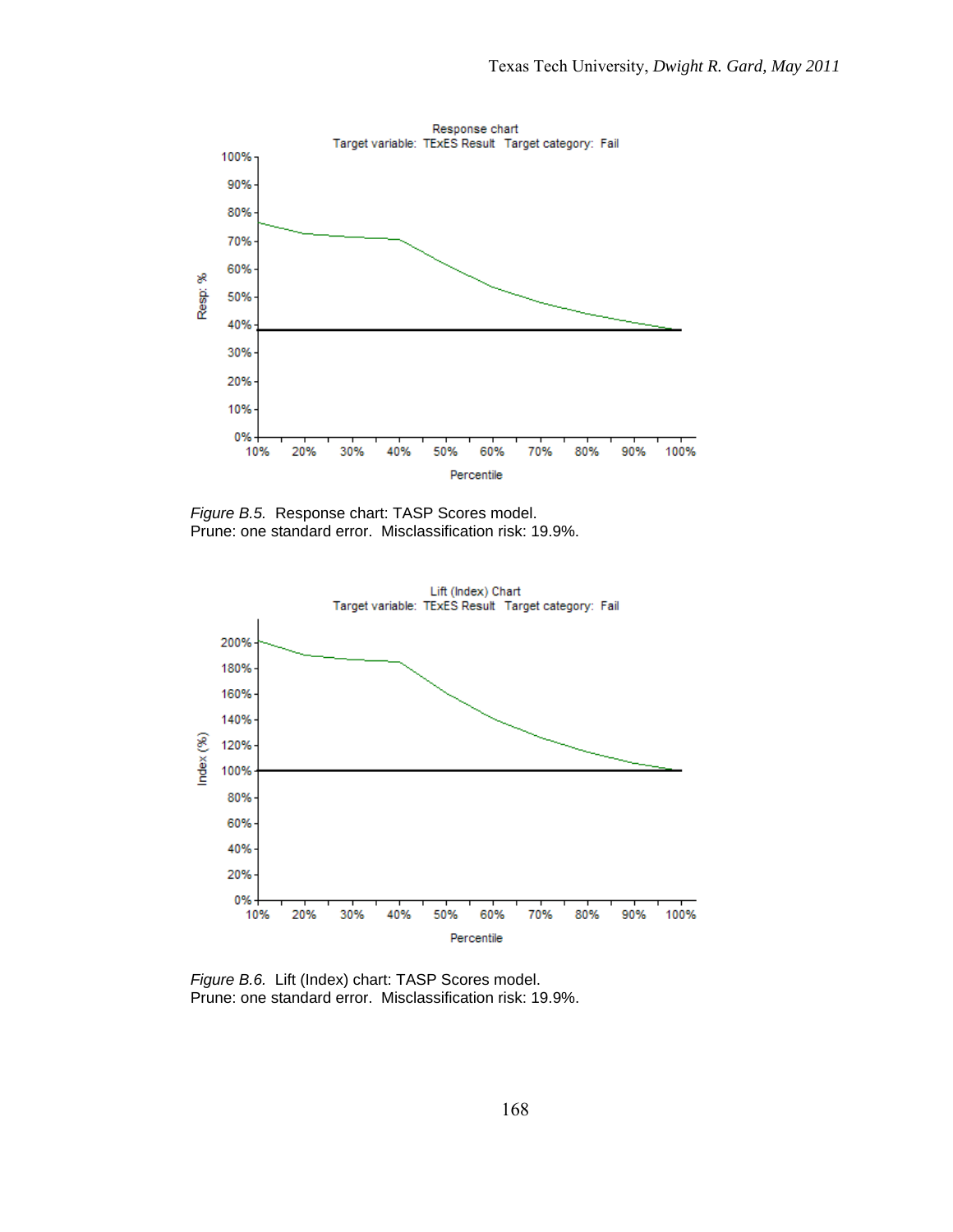*Figure B.5.* Response chart: TASP Scores model.
Prune: one standard error. Misclassification risk: 19.9%.

*Figure B.6.* Lift (Index) chart: TASP Scores model.
Prune: one standard error. Misclassification risk: 19.9%.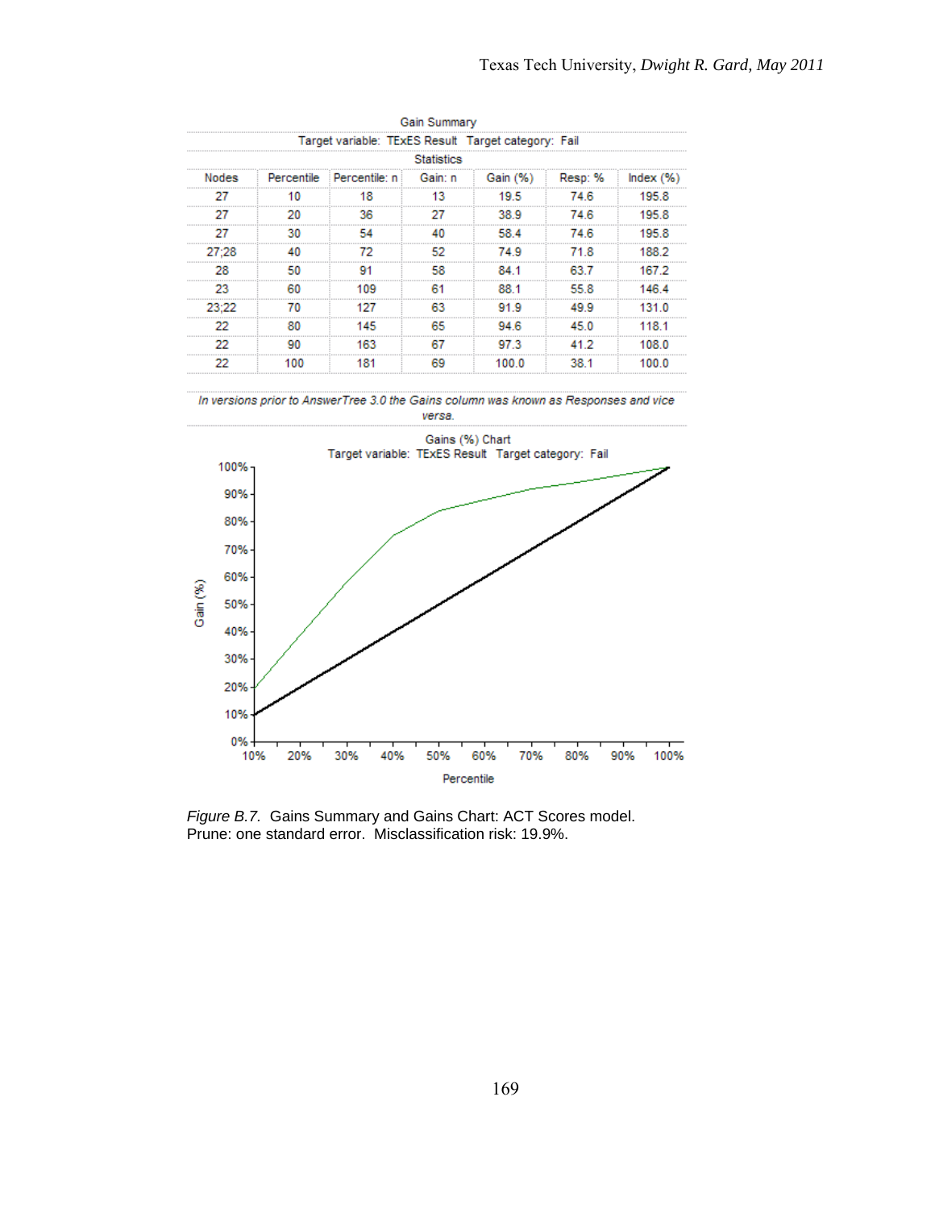Gain Summary

Target variable: TExES Result Target category: Fail

Statistics

| Nodes | Percentile | Percentile: n | Gain: n | Gain (%) | Resp: % | Index (%) |
|---|---|---|---|---|---|---|
| 27 | 10 | 18 | 13 | 19.5 | 74.6 | 195.8 |
| 27 | 20 | 36 | 27 | 38.9 | 74.6 | 195.8 |
| 27 | 30 | 54 | 40 | 58.4 | 74.6 | 195.8 |
| 27;28 | 40 | 72 | 52 | 74.9 | 71.8 | 188.2 |
| 28 | 50 | 91 | 58 | 84.1 | 63.7 | 167.2 |
| 23 | 60 | 109 | 61 | 88.1 | 55.8 | 146.4 |
| 23;22 | 70 | 127 | 63 | 91.9 | 49.9 | 131.0 |
| 22 | 80 | 145 | 65 | 94.6 | 45.0 | 118.1 |
| 22 | 90 | 163 | 67 | 97.3 | 41.2 | 108.0 |
| 22 | 100 | 181 | 69 | 100.0 | 38.1 | 100.0 |

*In versions prior to AnswerTree 3.0 the Gains column was known as Responses and vice versa.*

Gains (%) Chart

Target variable: TExES Result Target category: Fail

*Figure B.7.* Gains Summary and Gains Chart: ACT Scores model. Prune: one standard error. Misclassification risk: 19.9%.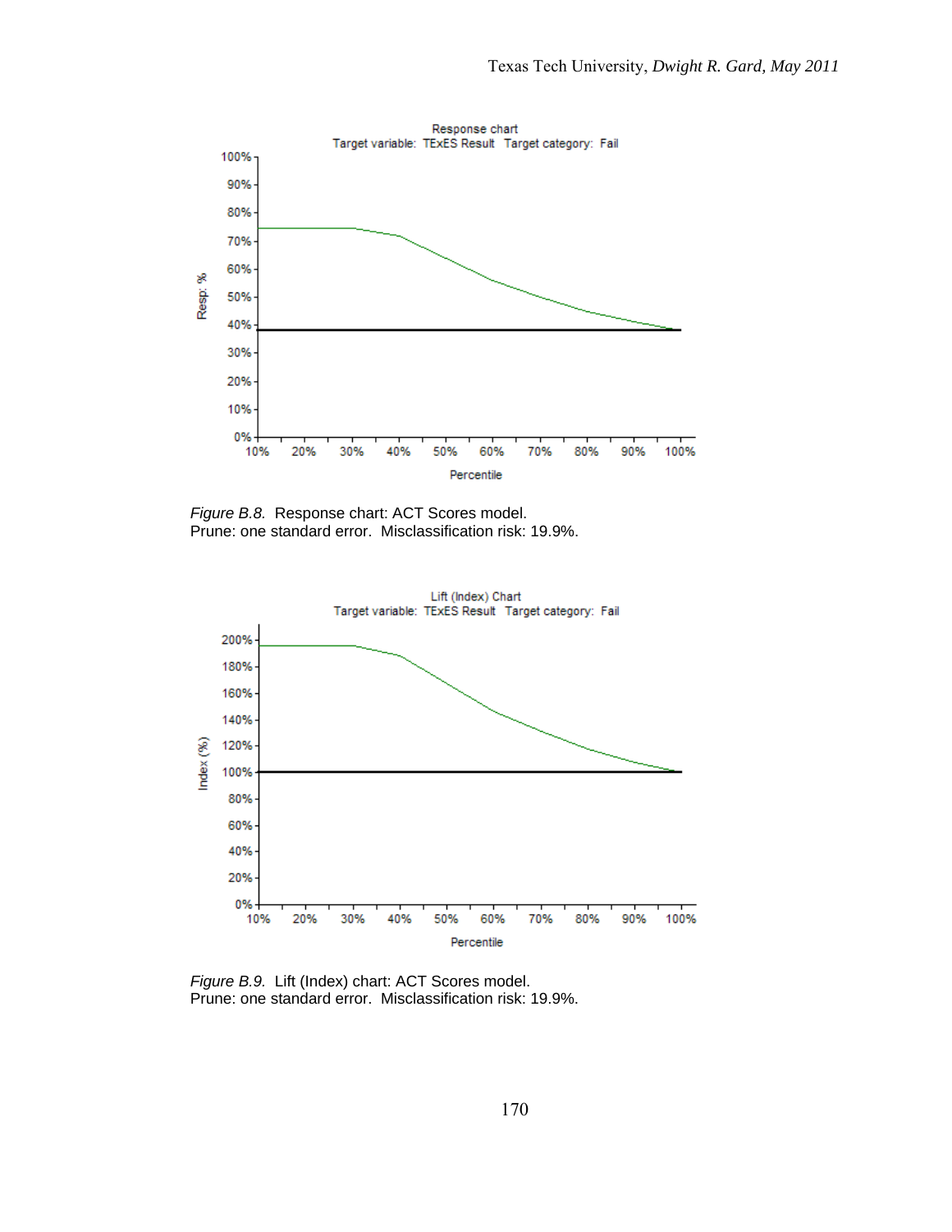*Figure B.8.* Response chart: ACT Scores model.
Prune: one standard error. Misclassification risk: 19.9%.

*Figure B.9.* Lift (Index) chart: ACT Scores model.
Prune: one standard error. Misclassification risk: 19.9%.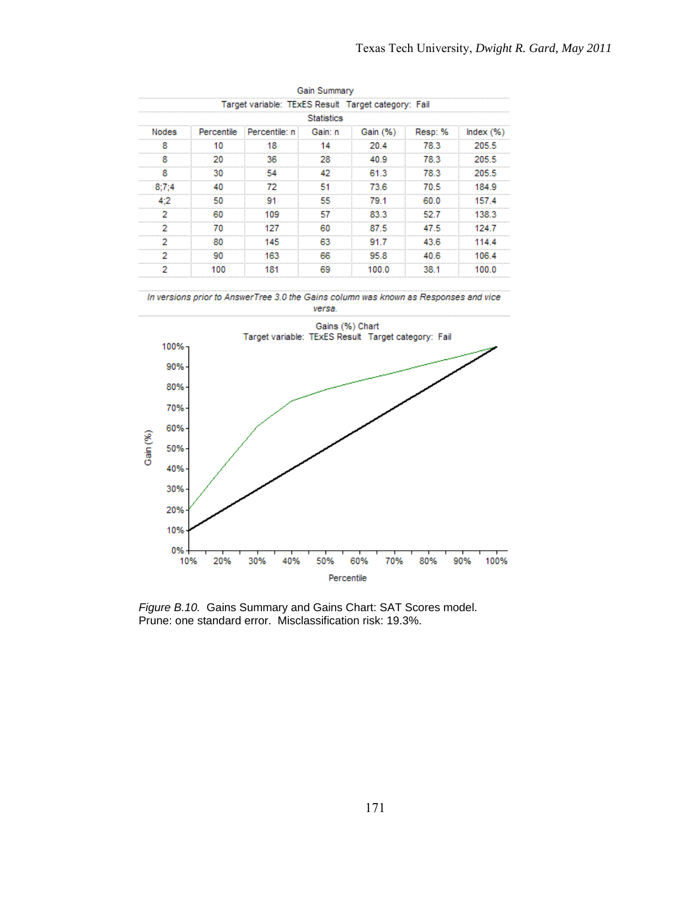Gain Summary

Target variable: TExES Result  Target category: Fail

| Statistics | | | | | | |
|---|---|---|---|---|---|---|
| Nodes | Percentile | Percentile: n | Gain: n | Gain (%) | Resp: % | Index (%) |
| 8 | 10 | 18 | 14 | 20.4 | 78.3 | 205.5 |
| 8 | 20 | 36 | 28 | 40.9 | 78.3 | 205.5 |
| 8 | 30 | 54 | 42 | 61.3 | 78.3 | 205.5 |
| 8;7;4 | 40 | 72 | 51 | 73.6 | 70.5 | 184.9 |
| 4;2 | 50 | 91 | 55 | 79.1 | 60.0 | 157.4 |
| 2 | 60 | 109 | 57 | 83.3 | 52.7 | 138.3 |
| 2 | 70 | 127 | 60 | 87.5 | 47.5 | 124.7 |
| 2 | 80 | 145 | 63 | 91.7 | 43.6 | 114.4 |
| 2 | 90 | 163 | 66 | 95.8 | 40.6 | 106.4 |
| 2 | 100 | 181 | 69 | 100.0 | 38.1 | 100.0 |

*In versions prior to AnswerTree 3.0 the Gains column was known as Responses and vice versa.*

Gains (%) Chart

Target variable: TExES Result  Target category: Fail

*Figure B.10.* Gains Summary and Gains Chart: SAT Scores model. Prune: one standard error. Misclassification risk: 19.3%.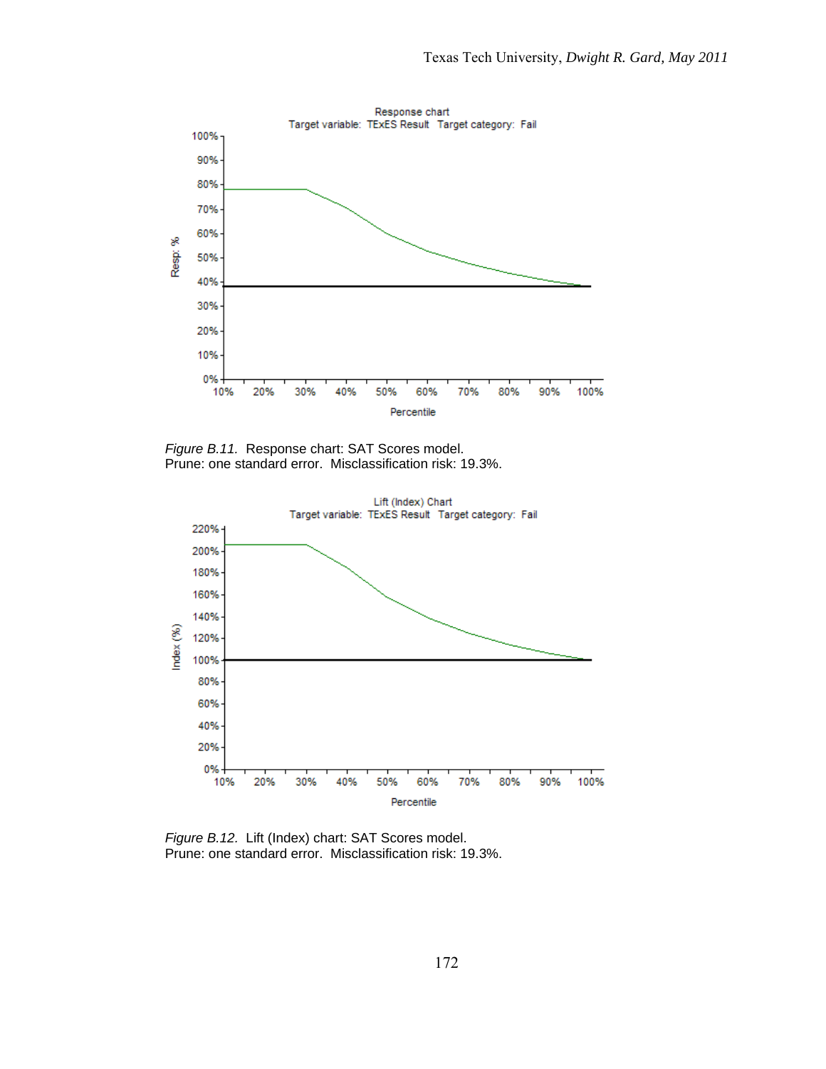*Figure B.11.* Response chart: SAT Scores model. Prune: one standard error. Misclassification risk: 19.3%.

*Figure B.12.* Lift (Index) chart: SAT Scores model. Prune: one standard error. Misclassification risk: 19.3%.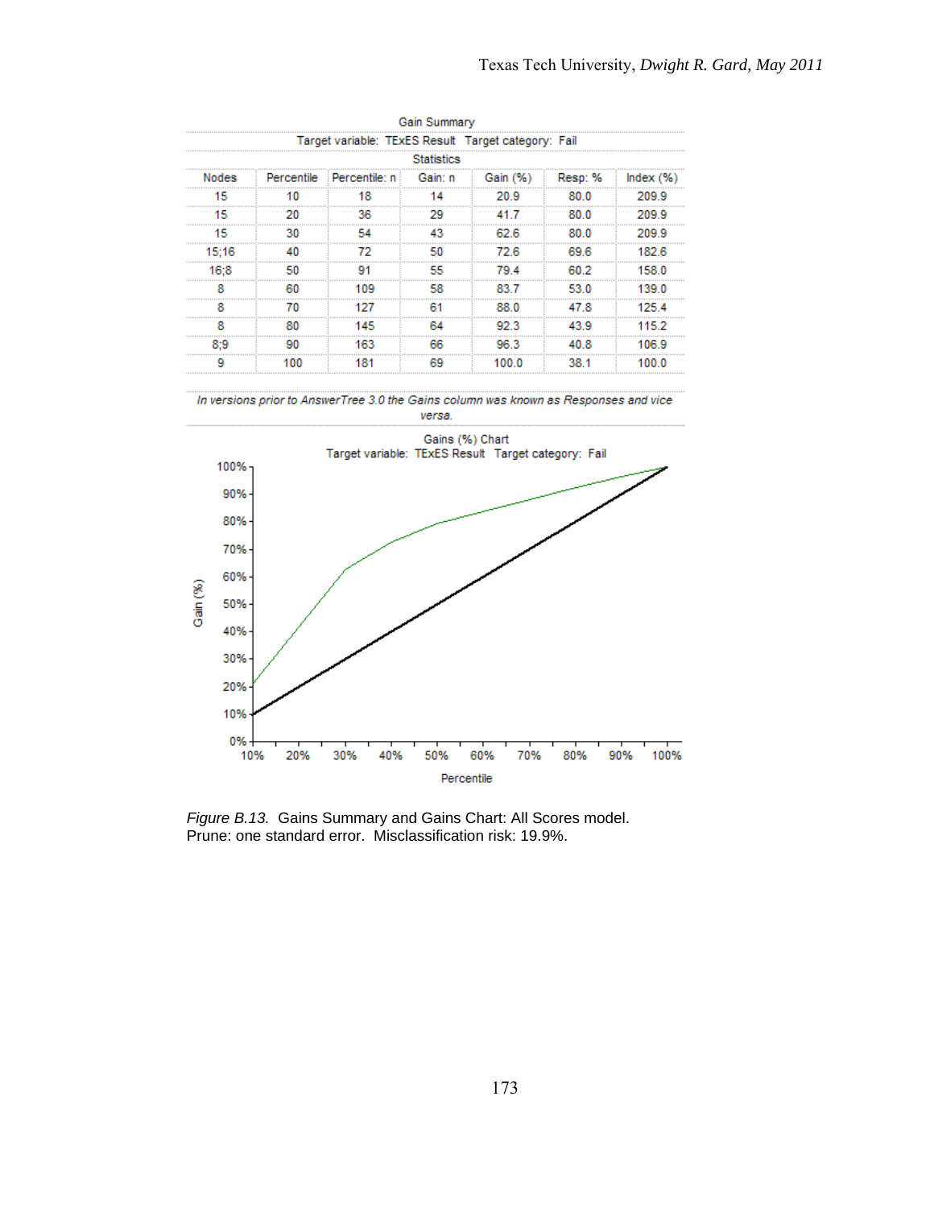Gain Summary

Target variable: TExES Result Target category: Fail

Statistics

| Nodes | Percentile | Percentile: n | Gain: n | Gain (%) | Resp: % | Index (%) |
|---|---|---|---|---|---|---|
| 15 | 10 | 18 | 14 | 20.9 | 80.0 | 209.9 |
| 15 | 20 | 36 | 29 | 41.7 | 80.0 | 209.9 |
| 15 | 30 | 54 | 43 | 62.6 | 80.0 | 209.9 |
| 15;16 | 40 | 72 | 50 | 72.6 | 69.6 | 182.6 |
| 16;8 | 50 | 91 | 55 | 79.4 | 60.2 | 158.0 |
| 8 | 60 | 109 | 58 | 83.7 | 53.0 | 139.0 |
| 8 | 70 | 127 | 61 | 88.0 | 47.8 | 125.4 |
| 8 | 80 | 145 | 64 | 92.3 | 43.9 | 115.2 |
| 8;9 | 90 | 163 | 66 | 96.3 | 40.8 | 106.9 |
| 9 | 100 | 181 | 69 | 100.0 | 38.1 | 100.0 |

*In versions prior to AnswerTree 3.0 the Gains column was known as Responses and vice versa.*

Gains (%) Chart
Target variable: TExES Result Target category: Fail

*Figure B.13.* Gains Summary and Gains Chart: All Scores model. Prune: one standard error. Misclassification risk: 19.9%.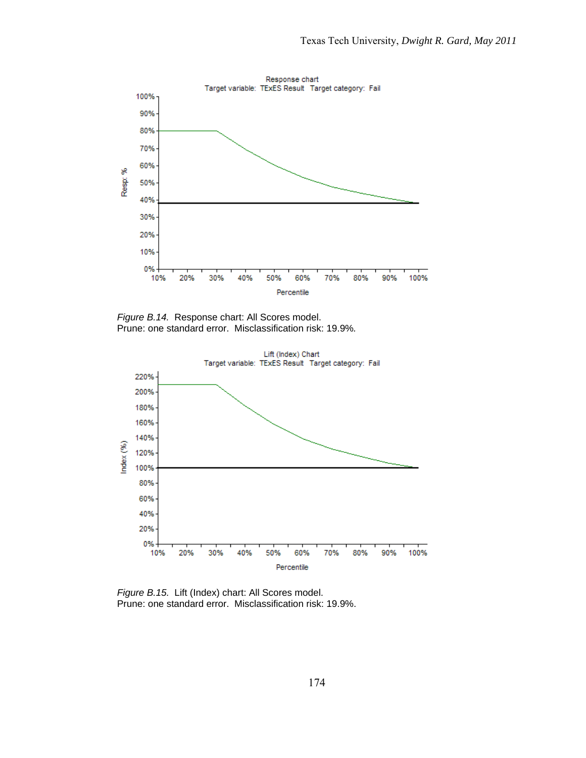Response chart
Target variable: TExES Result Target category: Fail

Resp: %

100%
90%
80%
70%
60%
50%
40%
30%
20%
10%
0%

10% 20% 30% 40% 50% 60% 70% 80% 90% 100%

Percentile

*Figure B.14.* Response chart: All Scores model.
Prune: one standard error. Misclassification risk: 19.9%*.*

Lift (Index) Chart
Target variable: TExES Result Target category: Fail

Index (%)

220%
200%
180%
160%
140%
120%
100%
80%
60%
40%
20%
0%

10% 20% 30% 40% 50% 60% 70% 80% 90% 100%

Percentile

*Figure B.15.* Lift (Index) chart: All Scores model.
Prune: one standard error. Misclassification risk: 19.9%.